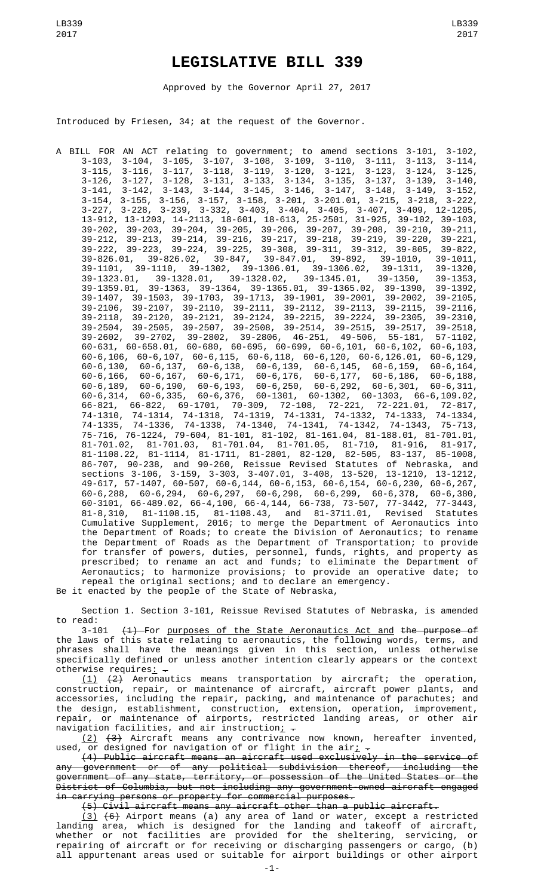# LEGISLATIVE BILL 339

Approved by the Governor April 27, 2017

Introduced by Friesen, 34; at the request of the Governor.

A BILL FOR AN ACT relating to government; to amend sections 3-101, 3-102, 3-103, 3-104, 3-105, 3-107, 3-108, 3-109, 3-110, 3-111, 3-113, 3-114, 3-115, 3-116, 3-117, 3-118, 3-119, 3-120, 3-121, 3-123, 3-124, 3-125, 3-126, 3-127, 3-128, 3-131, 3-133, 3-134, 3-135, 3-137, 3-139, 3-140, 3-141, 3-142, 3-143, 3-144, 3-145, 3-146, 3-147, 3-148, 3-149, 3-152, 3-154, 3-155, 3-156, 3-157, 3-158, 3-201, 3-201.01, 3-215, 3-218, 3-222, 3-227, 3-228, 3-239, 3-332, 3-403, 3-404, 3-405, 3-407, 3-409, 12-1205, 13-912, 13-1203, 14-2113, 18-601, 18-613, 25-2501, 31-925, 39-102, 39-103, 39-202, 39-203, 39-204, 39-205, 39-206, 39-207, 39-208, 39-210, 39-211, 39-212, 39-213, 39-214, 39-216, 39-217, 39-218, 39-219, 39-220, 39-221, 39-222, 39-223, 39-224, 39-225, 39-308, 39-311, 39-312, 39-805, 39-822, 39-826.01, 39-826.02, 39-847, 39-847.01, 39-892, 39-1010, 39-1011, 39-1101, 39-1110, 39-1302, 39-1306.01, 39-1306.02, 39-1311, 39-1320, 39-1323.01, 39-1328.01, 39-1328.02, 39-1345.01, 39-1350, 39-1353, 39-1359.01, 39-1363, 39-1364, 39-1365.01, 39-1365.02, 39-1390, 39-1392, 39-1407, 39-1503, 39-1703, 39-1713, 39-1901, 39-2001, 39-2002, 39-2105, 39-2106, 39-2107, 39-2110, 39-2111, 39-2112, 39-2113, 39-2115, 39-2116, 39-2118, 39-2120, 39-2121, 39-2124, 39-2215, 39-2224, 39-2305, 39-2310, 39-2504, 39-2505, 39-2507, 39-2508, 39-2514, 39-2515, 39-2517, 39-2518, 39-2602, 39-2702, 39-2802, 39-2806, 46-251, 49-506, 55-181, 57-1102, 60-631, 60-658.01, 60-680, 60-695, 60-699, 60-6,101, 60-6,102, 60-6,103, 60-6,106, 60-6,107, 60-6,115, 60-6,118, 60-6,120, 60-6,126.01, 60-6,129, 60-6,130, 60-6,137, 60-6,138, 60-6,139, 60-6,145, 60-6,159, 60-6,164, 60-6,166, 60-6,167, 60-6,171, 60-6,176, 60-6,177, 60-6,186, 60-6,188, 60-6,189, 60-6,190, 60-6,193, 60-6,250, 60-6,292, 60-6,301, 60-6,311, 60-6,314, 60-6,335, 60-6,376, 60-1301, 60-1302, 60-1303, 66-6,109.02, 66-821, 66-822, 69-1701, 70-309, 72-108, 72-221, 72-221.01, 72-817, 74-1310, 74-1314, 74-1318, 74-1319, 74-1331, 74-1332, 74-1333, 74-1334, 74-1335, 74-1336, 74-1338, 74-1340, 74-1341, 74-1342, 74-1343, 75-713, 75-716, 76-1224, 79-604, 81-101, 81-102, 81-161.04, 81-188.01, 81-701.01, 81-701.02, 81-701.03, 81-701.04, 81-701.05, 81-710, 81-916, 81-917, 81-1108.22, 81-1114, 81-1711, 81-2801, 82-120, 82-505, 83-137, 85-1008, 86-707, 90-238, and 90-260, Reissue Revised Statutes of Nebraska, and sections 3-106, 3-159, 3-303, 3-407.01, 3-408, 13-520, 13-1210, 13-1212, 49-617, 57-1407, 60-507, 60-6,144, 60-6,153, 60-6,154, 60-6,230, 60-6,267, 60-6,288, 60-6,294, 60-6,297, 60-6,298, 60-6,299, 60-6,378, 60-6,380, 60-3101, 66-489.02, 66-4,100, 66-4,144, 66-738, 73-507, 77-3442, 77-3443, 81-8,310, 81-1108.15, 81-1108.43, and 81-3711.01, Revised Statutes Cumulative Supplement, 2016; to merge the Department of Aeronautics into the Department of Roads; to create the Division of Aeronautics; to rename the Department of Roads as the Department of Transportation; to provide for transfer of powers, duties, personnel, funds, rights, and property as prescribed; to rename an act and funds; to eliminate the Department of Aeronautics; to harmonize provisions; to provide an operative date; to repeal the original sections; and to declare an emergency.

Be it enacted by the people of the State of Nebraska,

Section 1. Section 3-101, Reissue Revised Statutes of Nebraska, is amended to read:

3-101 ~~(1)~~ For purposes of the State Aeronautics Act and ~~the purpose of~~ the laws of this state relating to aeronautics, the following words, terms, and phrases shall have the meanings given in this section, unless otherwise specifically defined or unless another intention clearly appears or the context otherwise requires: ~~.~~

(1) ~~(2)~~ Aeronautics means transportation by aircraft; the operation, construction, repair, or maintenance of aircraft, aircraft power plants, and accessories, including the repair, packing, and maintenance of parachutes; and the design, establishment, construction, extension, operation, improvement, repair, or maintenance of airports, restricted landing areas, or other air navigation facilities, and air instruction; ~~.~~

(2) ~~(3)~~ Aircraft means any contrivance now known, hereafter invented, used, or designed for navigation of or flight in the air; ~~.~~

~~(4) Public aircraft means an aircraft used exclusively in the service of any government or of any political subdivision thereof, including the government of any state, territory, or possession of the United States or the District of Columbia, but not including any government-owned aircraft engaged in carrying persons or property for commercial purposes.~~

~~(5) Civil aircraft means any aircraft other than a public aircraft.~~

(3) ~~(6)~~ Airport means (a) any area of land or water, except a restricted landing area, which is designed for the landing and takeoff of aircraft, whether or not facilities are provided for the sheltering, servicing, or repairing of aircraft or for receiving or discharging passengers or cargo, (b) all appurtenant areas used or suitable for airport buildings or other airport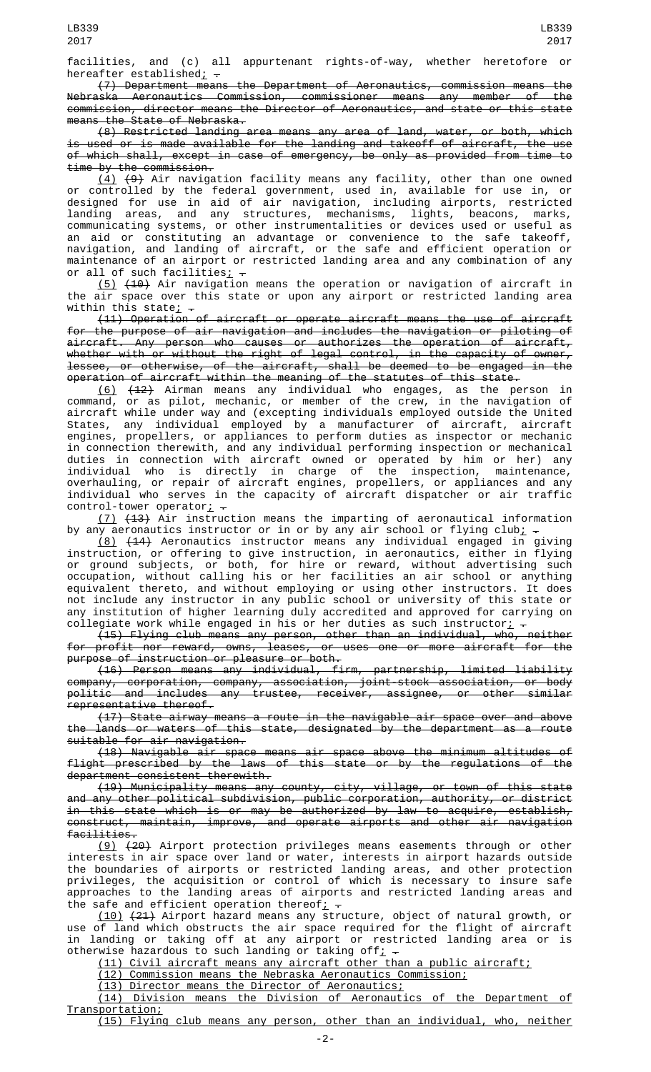facilities, and (c) all appurtenant rights-of-way, whether heretofore or hereafter established; .

~~(7) Department means the Department of Aeronautics, commission means the Nebraska Aeronautics Commission, commissioner means any member of the commission, director means the Director of Aeronautics, and state or this state means the State of Nebraska.~~

~~(8) Restricted landing area means any area of land, water, or both, which is used or is made available for the landing and takeoff of aircraft, the use of which shall, except in case of emergency, be only as provided from time to time by the commission.~~

(4) ~~(9)~~ Air navigation facility means any facility, other than one owned or controlled by the federal government, used in, available for use in, or designed for use in aid of air navigation, including airports, restricted landing areas, and any structures, mechanisms, lights, beacons, marks, communicating systems, or other instrumentalities or devices used or useful as an aid or constituting an advantage or convenience to the safe takeoff, navigation, and landing of aircraft, or the safe and efficient operation or maintenance of an airport or restricted landing area and any combination of any or all of such facilities; .

(5) ~~(10)~~ Air navigation means the operation or navigation of aircraft in the air space over this state or upon any airport or restricted landing area within this state; .

~~(11) Operation of aircraft or operate aircraft means the use of aircraft for the purpose of air navigation and includes the navigation or piloting of aircraft. Any person who causes or authorizes the operation of aircraft, whether with or without the right of legal control, in the capacity of owner, lessee, or otherwise, of the aircraft, shall be deemed to be engaged in the operation of aircraft within the meaning of the statutes of this state.~~

(6) ~~(12)~~ Airman means any individual who engages, as the person in command, or as pilot, mechanic, or member of the crew, in the navigation of aircraft while under way and (excepting individuals employed outside the United States, any individual employed by a manufacturer of aircraft, aircraft engines, propellers, or appliances to perform duties as inspector or mechanic in connection therewith, and any individual performing inspection or mechanical duties in connection with aircraft owned or operated by him or her) any individual who is directly in charge of the inspection, maintenance, overhauling, or repair of aircraft engines, propellers, or appliances and any individual who serves in the capacity of aircraft dispatcher or air traffic control-tower operator; .

(7) ~~(13)~~ Air instruction means the imparting of aeronautical information by any aeronautics instructor or in or by any air school or flying club; .

(8) ~~(14)~~ Aeronautics instructor means any individual engaged in giving instruction, or offering to give instruction, in aeronautics, either in flying or ground subjects, or both, for hire or reward, without advertising such occupation, without calling his or her facilities an air school or anything equivalent thereto, and without employing or using other instructors. It does not include any instructor in any public school or university of this state or any institution of higher learning duly accredited and approved for carrying on collegiate work while engaged in his or her duties as such instructor; .

~~(15) Flying club means any person, other than an individual, who, neither for profit nor reward, owns, leases, or uses one or more aircraft for the purpose of instruction or pleasure or both.~~

~~(16) Person means any individual, firm, partnership, limited liability company, corporation, company, association, joint-stock association, or body politic and includes any trustee, receiver, assignee, or other similar representative thereof.~~

~~(17) State airway means a route in the navigable air space over and above the lands or waters of this state, designated by the department as a route suitable for air navigation.~~

~~(18) Navigable air space means air space above the minimum altitudes of flight prescribed by the laws of this state or by the regulations of the department consistent therewith.~~

~~(19) Municipality means any county, city, village, or town of this state and any other political subdivision, public corporation, authority, or district in this state which is or may be authorized by law to acquire, establish, construct, maintain, improve, and operate airports and other air navigation facilities.~~

(9) ~~(20)~~ Airport protection privileges means easements through or other interests in air space over land or water, interests in airport hazards outside the boundaries of airports or restricted landing areas, and other protection privileges, the acquisition or control of which is necessary to insure safe approaches to the landing areas of airports and restricted landing areas and the safe and efficient operation thereof; .

(10) ~~(21)~~ Airport hazard means any structure, object of natural growth, or use of land which obstructs the air space required for the flight of aircraft in landing or taking off at any airport or restricted landing area or is otherwise hazardous to such landing or taking off; .

(11) Civil aircraft means any aircraft other than a public aircraft;

(12) Commission means the Nebraska Aeronautics Commission;

(13) Director means the Director of Aeronautics;

(14) Division means the Division of Aeronautics of the Department of Transportation;

(15) Flying club means any person, other than an individual, who, neither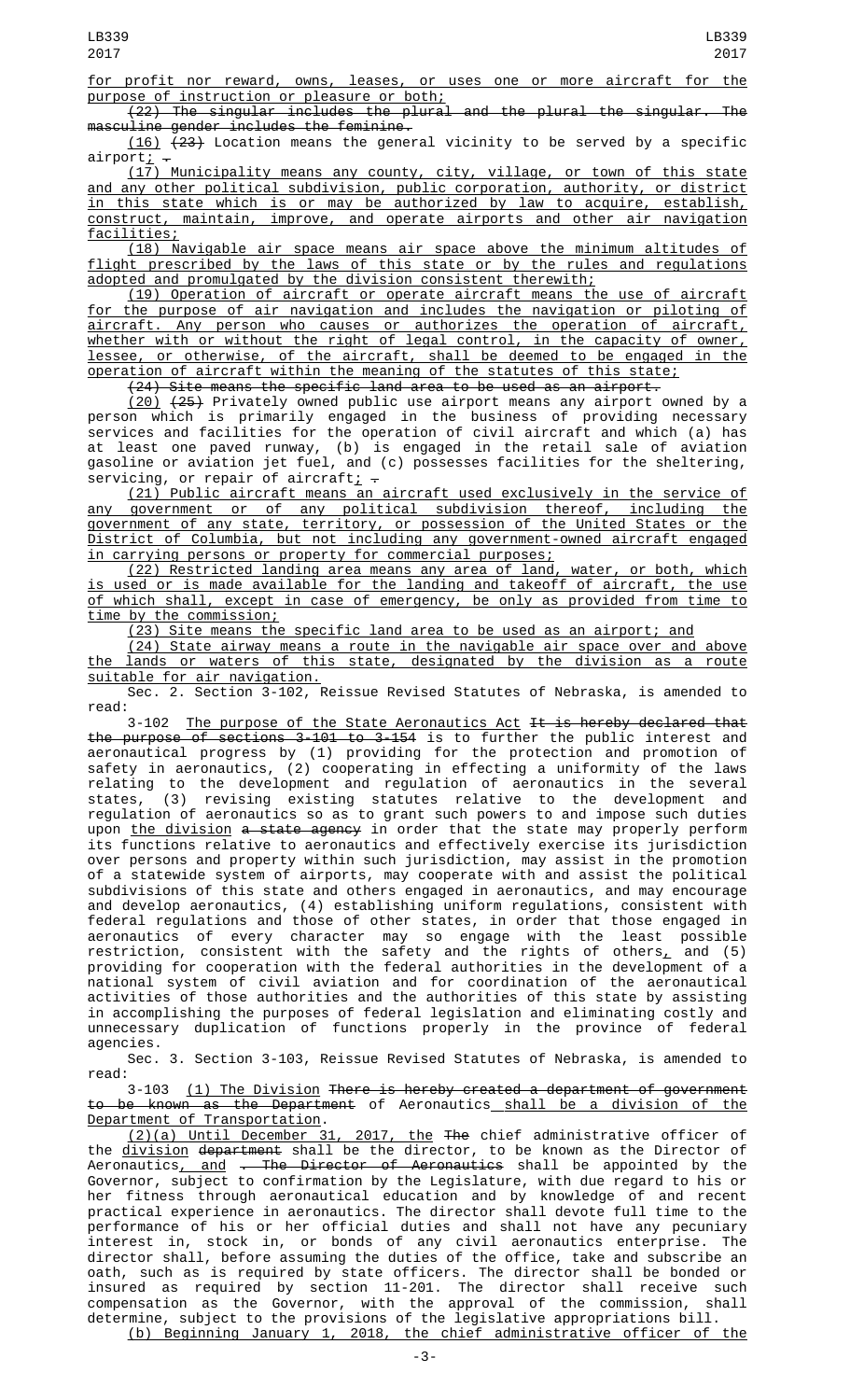for profit nor reward, owns, leases, or uses one or more aircraft for the purpose of instruction or pleasure or both;

(22) The singular includes the plural and the plural the singular. The masculine gender includes the feminine.

(16) (23) Location means the general vicinity to be served by a specific airport; .

(17) Municipality means any county, city, village, or town of this state and any other political subdivision, public corporation, authority, or district in this state which is or may be authorized by law to acquire, establish, construct, maintain, improve, and operate airports and other air navigation facilities;

(18) Navigable air space means air space above the minimum altitudes of flight prescribed by the laws of this state or by the rules and regulations adopted and promulgated by the division consistent therewith;

(19) Operation of aircraft or operate aircraft means the use of aircraft for the purpose of air navigation and includes the navigation or piloting of aircraft. Any person who causes or authorizes the operation of aircraft, whether with or without the right of legal control, in the capacity of owner, lessee, or otherwise, of the aircraft, shall be deemed to be engaged in the operation of aircraft within the meaning of the statutes of this state;

(24) Site means the specific land area to be used as an airport.

(20) (25) Privately owned public use airport means any airport owned by a person which is primarily engaged in the business of providing necessary services and facilities for the operation of civil aircraft and which (a) has at least one paved runway, (b) is engaged in the retail sale of aviation gasoline or aviation jet fuel, and (c) possesses facilities for the sheltering, servicing, or repair of aircraft; .

(21) Public aircraft means an aircraft used exclusively in the service of any government or of any political subdivision thereof, including the government of any state, territory, or possession of the United States or the District of Columbia, but not including any government-owned aircraft engaged in carrying persons or property for commercial purposes;

(22) Restricted landing area means any area of land, water, or both, which is used or is made available for the landing and takeoff of aircraft, the use of which shall, except in case of emergency, be only as provided from time to time by the commission;

(23) Site means the specific land area to be used as an airport; and

(24) State airway means a route in the navigable air space over and above the lands or waters of this state, designated by the division as a route suitable for air navigation.

Sec. 2. Section 3-102, Reissue Revised Statutes of Nebraska, is amended to read:

3-102 The purpose of the State Aeronautics Act It is hereby declared that the purpose of sections 3-101 to 3-154 is to further the public interest and aeronautical progress by (1) providing for the protection and promotion of safety in aeronautics, (2) cooperating in effecting a uniformity of the laws relating to the development and regulation of aeronautics in the several states, (3) revising existing statutes relative to the development and regulation of aeronautics so as to grant such powers to and impose such duties upon the division a state agency in order that the state may properly perform its functions relative to aeronautics and effectively exercise its jurisdiction over persons and property within such jurisdiction, may assist in the promotion of a statewide system of airports, may cooperate with and assist the political subdivisions of this state and others engaged in aeronautics, and may encourage and develop aeronautics, (4) establishing uniform regulations, consistent with federal regulations and those of other states, in order that those engaged in aeronautics of every character may so engage with the least possible restriction, consistent with the safety and the rights of others, and (5) providing for cooperation with the federal authorities in the development of a national system of civil aviation and for coordination of the aeronautical activities of those authorities and the authorities of this state by assisting in accomplishing the purposes of federal legislation and eliminating costly and unnecessary duplication of functions properly in the province of federal agencies.

Sec. 3. Section 3-103, Reissue Revised Statutes of Nebraska, is amended to read:

3-103 (1) The Division There is hereby created a department of government to be known as the Department of Aeronautics shall be a division of the Department of Transportation.

(2)(a) Until December 31, 2017, the The chief administrative officer of the division department shall be the director, to be known as the Director of Aeronautics, and . The Director of Aeronautics shall be appointed by the Governor, subject to confirmation by the Legislature, with due regard to his or her fitness through aeronautical education and by knowledge of and recent practical experience in aeronautics. The director shall devote full time to the performance of his or her official duties and shall not have any pecuniary interest in, stock in, or bonds of any civil aeronautics enterprise. The director shall, before assuming the duties of the office, take and subscribe an oath, such as is required by state officers. The director shall be bonded or insured as required by section 11-201. The director shall receive such compensation as the Governor, with the approval of the commission, shall determine, subject to the provisions of the legislative appropriations bill.

(b) Beginning January 1, 2018, the chief administrative officer of the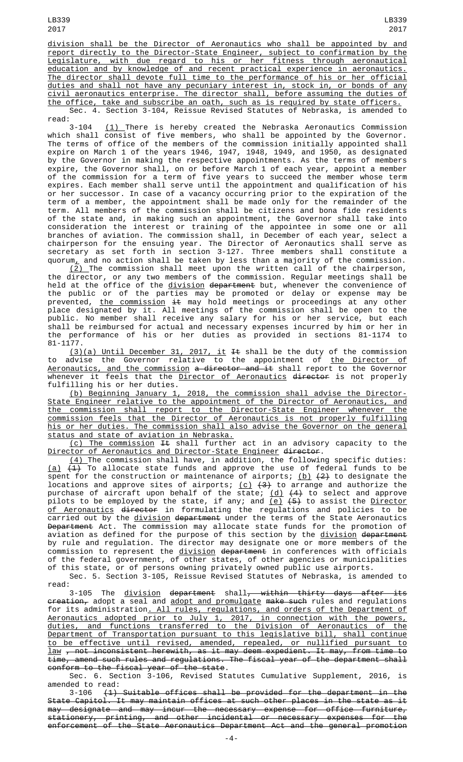division shall be the Director of Aeronautics who shall be appointed by and report directly to the Director-State Engineer, subject to confirmation by the Legislature, with due regard to his or her fitness through aeronautical education and by knowledge of and recent practical experience in aeronautics. The director shall devote full time to the performance of his or her official duties and shall not have any pecuniary interest in, stock in, or bonds of any civil aeronautics enterprise. The director shall, before assuming the duties of the office, take and subscribe an oath, such as is required by state officers.

Sec. 4. Section 3-104, Reissue Revised Statutes of Nebraska, is amended to read:

3-104 (1) There is hereby created the Nebraska Aeronautics Commission which shall consist of five members, who shall be appointed by the Governor. The terms of office of the members of the commission initially appointed shall expire on March 1 of the years 1946, 1947, 1948, 1949, and 1950, as designated by the Governor in making the respective appointments. As the terms of members expire, the Governor shall, on or before March 1 of each year, appoint a member of the commission for a term of five years to succeed the member whose term expires. Each member shall serve until the appointment and qualification of his or her successor. In case of a vacancy occurring prior to the expiration of the term of a member, the appointment shall be made only for the remainder of the term. All members of the commission shall be citizens and bona fide residents of the state and, in making such an appointment, the Governor shall take into consideration the interest or training of the appointee in some one or all branches of aviation. The commission shall, in December of each year, select a chairperson for the ensuing year. The Director of Aeronautics shall serve as secretary as set forth in section 3-127. Three members shall constitute a quorum, and no action shall be taken by less than a majority of the commission.

(2) The commission shall meet upon the written call of the chairperson, the director, or any two members of the commission. Regular meetings shall be held at the office of the division ~~department~~ but, whenever the convenience of the public or of the parties may be promoted or delay or expense may be prevented, the commission ~~it~~ may hold meetings or proceedings at any other place designated by it. All meetings of the commission shall be open to the public. No member shall receive any salary for his or her service, but each shall be reimbursed for actual and necessary expenses incurred by him or her in the performance of his or her duties as provided in sections 81-1174 to 81-1177.

(3)(a) Until December 31, 2017, it ~~It~~ shall be the duty of the commission to advise the Governor relative to the appointment of the Director of Aeronautics, and the commission ~~a director and it~~ shall report to the Governor whenever it feels that the Director of Aeronautics ~~director~~ is not properly fulfilling his or her duties.

(b) Beginning January 1, 2018, the commission shall advise the Director-State Engineer relative to the appointment of the Director of Aeronautics, and the commission shall report to the Director-State Engineer whenever the commission feels that the Director of Aeronautics is not properly fulfilling his or her duties. The commission shall also advise the Governor on the general status and state of aviation in Nebraska.

(c) The commission ~~It~~ shall further act in an advisory capacity to the Director of Aeronautics and Director-State Engineer ~~director~~.

(4) The commission shall have, in addition, the following specific duties: (a) ~~(1)~~ To allocate state funds and approve the use of federal funds to be spent for the construction or maintenance of airports; (b) ~~(2)~~ to designate the locations and approve sites of airports; (c) ~~(3)~~ to arrange and authorize the purchase of aircraft upon behalf of the state; (d) ~~(4)~~ to select and approve pilots to be employed by the state, if any; and (e) ~~(5)~~ to assist the Director of Aeronautics ~~director~~ in formulating the regulations and policies to be carried out by the division ~~department~~ under the terms of the State Aeronautics ~~Department~~ Act. The commission may allocate state funds for the promotion of aviation as defined for the purpose of this section by the division ~~department~~ by rule and regulation. The director may designate one or more members of the commission to represent the division ~~department~~ in conferences with officials of the federal government, of other states, of other agencies or municipalities of this state, or of persons owning privately owned public use airports.

Sec. 5. Section 3-105, Reissue Revised Statutes of Nebraska, is amended to read:

3-105 The division ~~department~~ shall~~, within thirty days after its creation,~~ adopt a seal and adopt and promulgate ~~make such~~ rules and regulations for its administration. All rules, regulations, and orders of the Department of Aeronautics adopted prior to July 1, 2017, in connection with the powers, duties, and functions transferred to the Division of Aeronautics of the Department of Transportation pursuant to this legislative bill, shall continue to be effective until revised, amended, repealed, or nullified pursuant to law ~~, not inconsistent herewith, as it may deem expedient. It may, from time to time, amend such rules and regulations. The fiscal year of the department shall conform to the fiscal year of the state~~.

Sec. 6. Section 3-106, Revised Statutes Cumulative Supplement, 2016, is amended to read:

3-106 ~~(1) Suitable offices shall be provided for the department in the State Capitol. It may maintain offices at such other places in the state as it may designate and may incur the necessary expense for office furniture, stationery, printing, and other incidental or necessary expenses for the enforcement of the State Aeronautics Department Act and the general promotion~~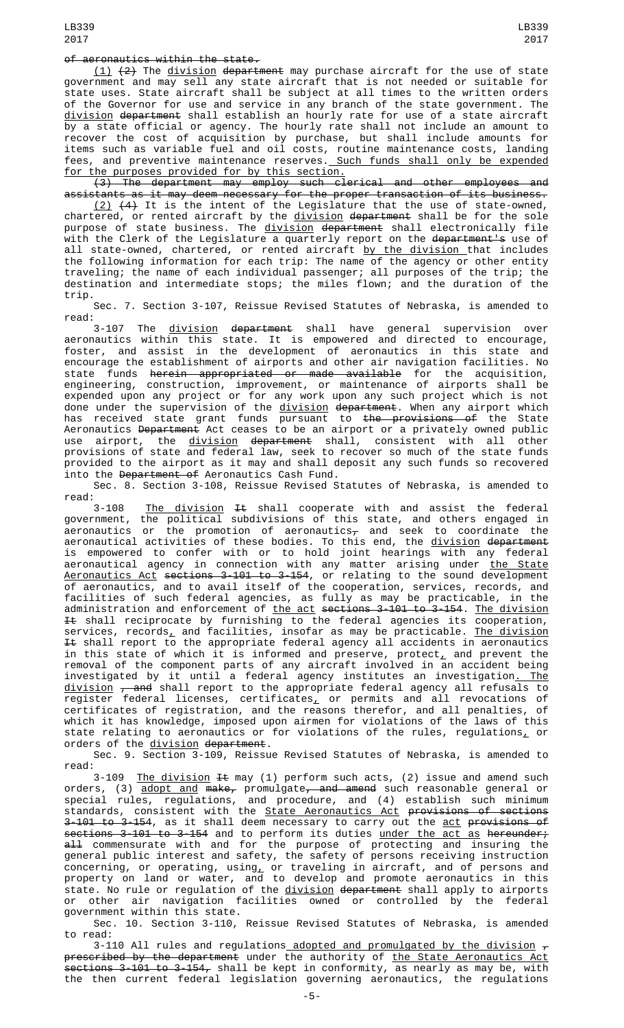of aeronautics within the state.

(1) (2) The division department may purchase aircraft for the use of state government and may sell any state aircraft that is not needed or suitable for state uses. State aircraft shall be subject at all times to the written orders of the Governor for use and service in any branch of the state government. The division department shall establish an hourly rate for use of a state aircraft by a state official or agency. The hourly rate shall not include an amount to recover the cost of acquisition by purchase, but shall include amounts for items such as variable fuel and oil costs, routine maintenance costs, landing fees, and preventive maintenance reserves. Such funds shall only be expended for the purposes provided for by this section.

(3) The department may employ such clerical and other employees and assistants as it may deem necessary for the proper transaction of its business.

(2) (4) It is the intent of the Legislature that the use of state-owned, chartered, or rented aircraft by the division department shall be for the sole purpose of state business. The division department shall electronically file with the Clerk of the Legislature a quarterly report on the department's use of all state-owned, chartered, or rented aircraft by the division that includes the following information for each trip: The name of the agency or other entity traveling; the name of each individual passenger; all purposes of the trip; the destination and intermediate stops; the miles flown; and the duration of the trip.

Sec. 7. Section 3-107, Reissue Revised Statutes of Nebraska, is amended to read:

3-107 The division department shall have general supervision over aeronautics within this state. It is empowered and directed to encourage, foster, and assist in the development of aeronautics in this state and encourage the establishment of airports and other air navigation facilities. No state funds herein appropriated or made available for the acquisition, engineering, construction, improvement, or maintenance of airports shall be expended upon any project or for any work upon any such project which is not done under the supervision of the division department. When any airport which has received state grant funds pursuant to the provisions of the State Aeronautics Department Act ceases to be an airport or a privately owned public use airport, the division department shall, consistent with all other provisions of state and federal law, seek to recover so much of the state funds provided to the airport as it may and shall deposit any such funds so recovered into the Department of Aeronautics Cash Fund.

Sec. 8. Section 3-108, Reissue Revised Statutes of Nebraska, is amended to read:

3-108 The division It shall cooperate with and assist the federal government, the political subdivisions of this state, and others engaged in aeronautics or the promotion of aeronautics, and seek to coordinate the aeronautical activities of these bodies. To this end, the division department is empowered to confer with or to hold joint hearings with any federal aeronautical agency in connection with any matter arising under the State Aeronautics Act sections 3-101 to 3-154, or relating to the sound development of aeronautics, and to avail itself of the cooperation, services, records, and facilities of such federal agencies, as fully as may be practicable, in the administration and enforcement of the act sections 3-101 to 3-154. The division It shall reciprocate by furnishing to the federal agencies its cooperation, services, records, and facilities, insofar as may be practicable. The division It shall report to the appropriate federal agency all accidents in aeronautics in this state of which it is informed and preserve, protect, and prevent the removal of the component parts of any aircraft involved in an accident being investigated by it until a federal agency institutes an investigation. The division , and shall report to the appropriate federal agency all refusals to register federal licenses, certificates, or permits and all revocations of certificates of registration, and the reasons therefor, and all penalties, of which it has knowledge, imposed upon airmen for violations of the laws of this state relating to aeronautics or for violations of the rules, regulations, or orders of the division department.

Sec. 9. Section 3-109, Reissue Revised Statutes of Nebraska, is amended to read:

3-109 The division It may (1) perform such acts, (2) issue and amend such orders, (3) adopt and make, promulgate, and amend such reasonable general or special rules, regulations, and procedure, and (4) establish such minimum standards, consistent with the State Aeronautics Act provisions of sections 3-101 to 3-154, as it shall deem necessary to carry out the act provisions of sections 3-101 to 3-154 and to perform its duties under the act as hereunder; all commensurate with and for the purpose of protecting and insuring the general public interest and safety, the safety of persons receiving instruction concerning, or operating, using, or traveling in aircraft, and of persons and property on land or water, and to develop and promote aeronautics in this state. No rule or regulation of the division department shall apply to airports or other air navigation facilities owned or controlled by the federal government within this state.

Sec. 10. Section 3-110, Reissue Revised Statutes of Nebraska, is amended to read:

3-110 All rules and regulations adopted and promulgated by the division , prescribed by the department under the authority of the State Aeronautics Act sections 3-101 to 3-154, shall be kept in conformity, as nearly as may be, with the then current federal legislation governing aeronautics, the regulations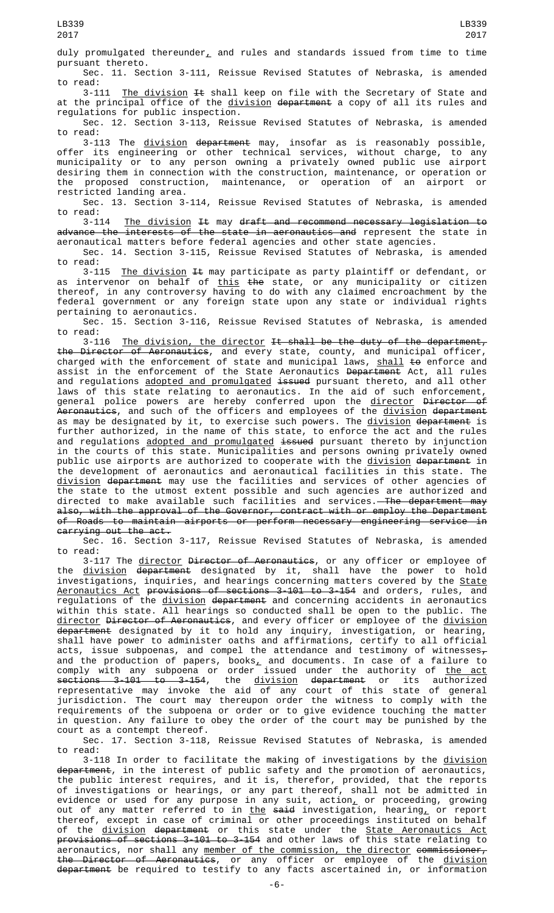duly promulgated thereunder, and rules and standards issued from time to time pursuant thereto.

Sec. 11. Section 3-111, Reissue Revised Statutes of Nebraska, is amended to read:

3-111 The division ~~It~~ shall keep on file with the Secretary of State and at the principal office of the division ~~department~~ a copy of all its rules and regulations for public inspection.

Sec. 12. Section 3-113, Reissue Revised Statutes of Nebraska, is amended to read:

3-113 The division ~~department~~ may, insofar as is reasonably possible, offer its engineering or other technical services, without charge, to any municipality or to any person owning a privately owned public use airport desiring them in connection with the construction, maintenance, or operation or the proposed construction, maintenance, or operation of an airport or restricted landing area.

Sec. 13. Section 3-114, Reissue Revised Statutes of Nebraska, is amended to read:

3-114 The division ~~It~~ may ~~draft and recommend necessary legislation to advance the interests of the state in aeronautics and~~ represent the state in aeronautical matters before federal agencies and other state agencies.

Sec. 14. Section 3-115, Reissue Revised Statutes of Nebraska, is amended to read:

3-115 The division ~~It~~ may participate as party plaintiff or defendant, or as intervenor on behalf of this ~~the~~ state, or any municipality or citizen thereof, in any controversy having to do with any claimed encroachment by the federal government or any foreign state upon any state or individual rights pertaining to aeronautics.

Sec. 15. Section 3-116, Reissue Revised Statutes of Nebraska, is amended to read:

3-116 The division, the director ~~It shall be the duty of the department, the Director of Aeronautics~~, and every state, county, and municipal officer, charged with the enforcement of state and municipal laws, shall ~~to~~ enforce and assist in the enforcement of the State Aeronautics ~~Department~~ Act, all rules and regulations adopted and promulgated ~~issued~~ pursuant thereto, and all other laws of this state relating to aeronautics. In the aid of such enforcement, general police powers are hereby conferred upon the director ~~Director of Aeronautics~~, and such of the officers and employees of the division ~~department~~ as may be designated by it, to exercise such powers. The division ~~department~~ is further authorized, in the name of this state, to enforce the act and the rules and regulations adopted and promulgated ~~issued~~ pursuant thereto by injunction in the courts of this state. Municipalities and persons owning privately owned public use airports are authorized to cooperate with the division ~~department~~ in the development of aeronautics and aeronautical facilities in this state. The division ~~department~~ may use the facilities and services of other agencies of the state to the utmost extent possible and such agencies are authorized and directed to make available such facilities and services.~~ The department may also, with the approval of the Governor, contract with or employ the Department of Roads to maintain airports or perform necessary engineering service in carrying out the act.~~

Sec. 16. Section 3-117, Reissue Revised Statutes of Nebraska, is amended to read:

3-117 The director ~~Director of Aeronautics~~, or any officer or employee of the division ~~department~~ designated by it, shall have the power to hold investigations, inquiries, and hearings concerning matters covered by the State Aeronautics Act ~~provisions of sections 3-101 to 3-154~~ and orders, rules, and regulations of the division ~~department~~ and concerning accidents in aeronautics within this state. All hearings so conducted shall be open to the public. The director ~~Director of Aeronautics~~, and every officer or employee of the division ~~department~~ designated by it to hold any inquiry, investigation, or hearing, shall have power to administer oaths and affirmations, certify to all official acts, issue subpoenas, and compel the attendance and testimony of witnesses~~,~~ and the production of papers, books, and documents. In case of a failure to comply with any subpoena or order issued under the authority of the act ~~sections 3-101 to 3-154~~, the division ~~department~~ or its authorized representative may invoke the aid of any court of this state of general jurisdiction. The court may thereupon order the witness to comply with the requirements of the subpoena or order or to give evidence touching the matter in question. Any failure to obey the order of the court may be punished by the court as a contempt thereof.

Sec. 17. Section 3-118, Reissue Revised Statutes of Nebraska, is amended to read:

3-118 In order to facilitate the making of investigations by the division ~~department~~, in the interest of public safety and the promotion of aeronautics, the public interest requires, and it is, therefor, provided, that the reports of investigations or hearings, or any part thereof, shall not be admitted in evidence or used for any purpose in any suit, action, or proceeding, growing out of any matter referred to in the ~~said~~ investigation, hearing, or report thereof, except in case of criminal or other proceedings instituted on behalf of the division ~~department~~ or this state under the State Aeronautics Act ~~provisions of sections 3-101 to 3-154~~ and other laws of this state relating to aeronautics, nor shall any member of the commission, the director ~~commissioner, the Director of Aeronautics~~, or any officer or employee of the division ~~department~~ be required to testify to any facts ascertained in, or information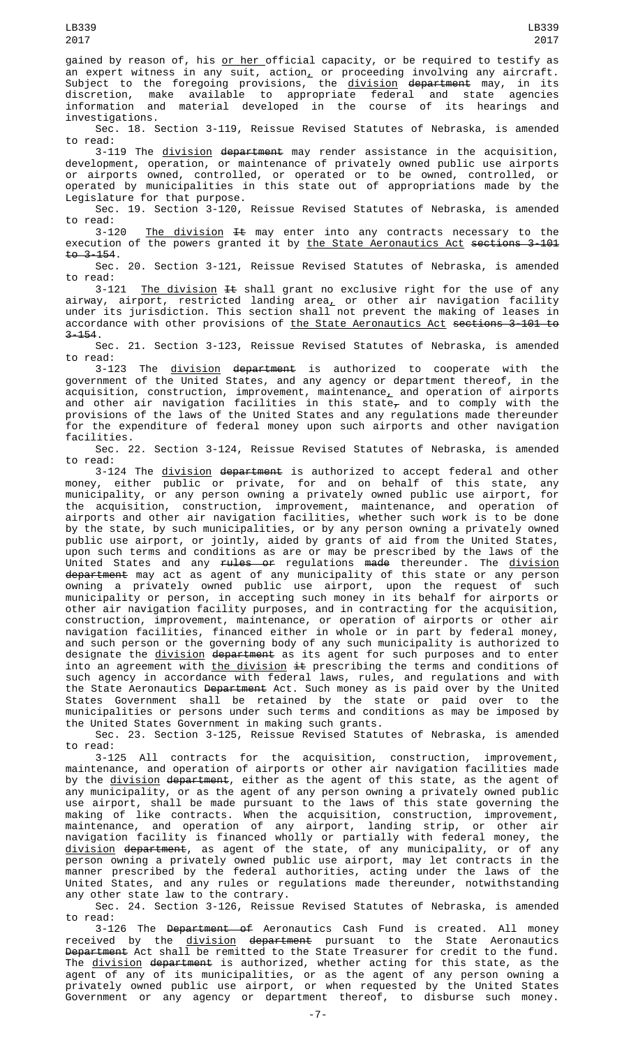gained by reason of, his <u>or her</u> official capacity, or be required to testify as an expert witness in any suit, action<u>,</u> or proceeding involving any aircraft. Subject to the foregoing provisions, the <u>division</u> ~~department~~ may, in its discretion, make available to appropriate federal and state agencies information and material developed in the course of its hearings and investigations.

Sec. 18. Section 3-119, Reissue Revised Statutes of Nebraska, is amended to read:

3-119 The <u>division</u> ~~department~~ may render assistance in the acquisition, development, operation, or maintenance of privately owned public use airports or airports owned, controlled, or operated or to be owned, controlled, or operated by municipalities in this state out of appropriations made by the Legislature for that purpose.

Sec. 19. Section 3-120, Reissue Revised Statutes of Nebraska, is amended to read:

3-120 <u>The division</u> ~~It~~ may enter into any contracts necessary to the execution of the powers granted it by <u>the State Aeronautics Act</u> ~~sections 3-101 to 3-154~~.

Sec. 20. Section 3-121, Reissue Revised Statutes of Nebraska, is amended to read:

3-121 <u>The division</u> ~~It~~ shall grant no exclusive right for the use of any airway, airport, restricted landing area<u>,</u> or other air navigation facility under its jurisdiction. This section shall not prevent the making of leases in accordance with other provisions of <u>the State Aeronautics Act</u> ~~sections 3-101 to 3-154~~.

Sec. 21. Section 3-123, Reissue Revised Statutes of Nebraska, is amended to read:

3-123 The <u>division</u> ~~department~~ is authorized to cooperate with the government of the United States, and any agency or department thereof, in the acquisition, construction, improvement, maintenance<u>,</u> and operation of airports and other air navigation facilities in this state~~,~~ and to comply with the provisions of the laws of the United States and any regulations made thereunder for the expenditure of federal money upon such airports and other navigation facilities.

Sec. 22. Section 3-124, Reissue Revised Statutes of Nebraska, is amended to read:

3-124 The <u>division</u> ~~department~~ is authorized to accept federal and other money, either public or private, for and on behalf of this state, any municipality, or any person owning a privately owned public use airport, for the acquisition, construction, improvement, maintenance, and operation of airports and other air navigation facilities, whether such work is to be done by the state, by such municipalities, or by any person owning a privately owned public use airport, or jointly, aided by grants of aid from the United States, upon such terms and conditions as are or may be prescribed by the laws of the United States and any ~~rules or~~ regulations ~~made~~ thereunder. The <u>division</u> ~~department~~ may act as agent of any municipality of this state or any person owning a privately owned public use airport, upon the request of such municipality or person, in accepting such money in its behalf for airports or other air navigation facility purposes, and in contracting for the acquisition, construction, improvement, maintenance, or operation of airports or other air navigation facilities, financed either in whole or in part by federal money, and such person or the governing body of any such municipality is authorized to designate the <u>division</u> ~~department~~ as its agent for such purposes and to enter into an agreement with <u>the division</u> ~~it~~ prescribing the terms and conditions of such agency in accordance with federal laws, rules, and regulations and with the State Aeronautics ~~Department~~ Act. Such money as is paid over by the United States Government shall be retained by the state or paid over to the municipalities or persons under such terms and conditions as may be imposed by the United States Government in making such grants.

Sec. 23. Section 3-125, Reissue Revised Statutes of Nebraska, is amended to read:

3-125 All contracts for the acquisition, construction, improvement, maintenance, and operation of airports or other air navigation facilities made by the <u>division</u> ~~department~~, either as the agent of this state, as the agent of any municipality, or as the agent of any person owning a privately owned public use airport, shall be made pursuant to the laws of this state governing the making of like contracts. When the acquisition, construction, improvement, maintenance, and operation of any airport, landing strip, or other air navigation facility is financed wholly or partially with federal money, the <u>division</u> ~~department~~, as agent of the state, of any municipality, or of any person owning a privately owned public use airport, may let contracts in the manner prescribed by the federal authorities, acting under the laws of the United States, and any rules or regulations made thereunder, notwithstanding any other state law to the contrary.

Sec. 24. Section 3-126, Reissue Revised Statutes of Nebraska, is amended to read:

3-126 The ~~Department of~~ Aeronautics Cash Fund is created. All money received by the <u>division</u> ~~department~~ pursuant to the State Aeronautics ~~Department~~ Act shall be remitted to the State Treasurer for credit to the fund. The <u>division</u> ~~department~~ is authorized, whether acting for this state, as the agent of any of its municipalities, or as the agent of any person owning a privately owned public use airport, or when requested by the United States Government or any agency or department thereof, to disburse such money.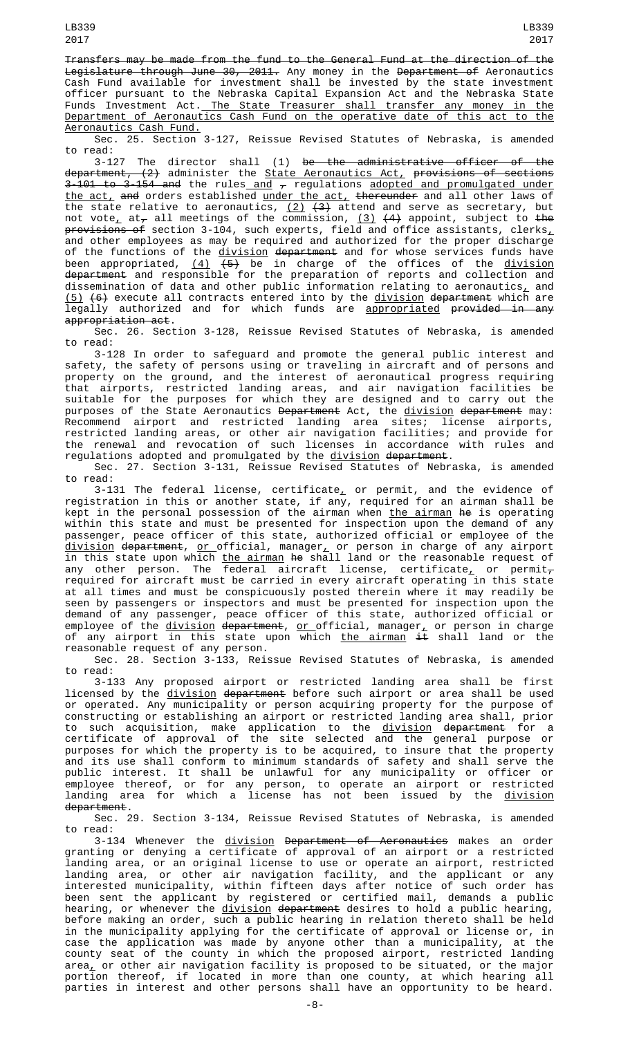Transfers may be made from the fund to the General Fund at the direction of the Legislature through June 30, 2011. Any money in the Department of Aeronautics Cash Fund available for investment shall be invested by the state investment officer pursuant to the Nebraska Capital Expansion Act and the Nebraska State Funds Investment Act. The State Treasurer shall transfer any money in the Department of Aeronautics Cash Fund on the operative date of this act to the Aeronautics Cash Fund.

Sec. 25. Section 3-127, Reissue Revised Statutes of Nebraska, is amended to read:

3-127 The director shall (1) be the administrative officer of the department, (2) administer the State Aeronautics Act, provisions of sections 3-101 to 3-154 and the rules and , regulations adopted and promulgated under the act, and orders established under the act, thereunder and all other laws of the state relative to aeronautics, (2) (3) attend and serve as secretary, but not vote, at, all meetings of the commission, (3) (4) appoint, subject to the provisions of section 3-104, such experts, field and office assistants, clerks, and other employees as may be required and authorized for the proper discharge of the functions of the division department and for whose services funds have been appropriated, (4) (5) be in charge of the offices of the division department and responsible for the preparation of reports and collection and dissemination of data and other public information relating to aeronautics, and (5) (6) execute all contracts entered into by the division department which are legally authorized and for which funds are appropriated provided in any appropriation act.

Sec. 26. Section 3-128, Reissue Revised Statutes of Nebraska, is amended to read:

3-128 In order to safeguard and promote the general public interest and safety, the safety of persons using or traveling in aircraft and of persons and property on the ground, and the interest of aeronautical progress requiring that airports, restricted landing areas, and air navigation facilities be suitable for the purposes for which they are designed and to carry out the purposes of the State Aeronautics Department Act, the division department may: Recommend airport and restricted landing area sites; license airports, restricted landing areas, or other air navigation facilities; and provide for the renewal and revocation of such licenses in accordance with rules and regulations adopted and promulgated by the division department.

Sec. 27. Section 3-131, Reissue Revised Statutes of Nebraska, is amended to read:

3-131 The federal license, certificate, or permit, and the evidence of registration in this or another state, if any, required for an airman shall be kept in the personal possession of the airman when the airman he is operating within this state and must be presented for inspection upon the demand of any passenger, peace officer of this state, authorized official or employee of the division department, or official, manager, or person in charge of any airport in this state upon which the airman he shall land or the reasonable request of any other person. The federal aircraft license, certificate, or permit, required for aircraft must be carried in every aircraft operating in this state at all times and must be conspicuously posted therein where it may readily be seen by passengers or inspectors and must be presented for inspection upon the demand of any passenger, peace officer of this state, authorized official or employee of the division department, or official, manager, or person in charge of any airport in this state upon which the airman it shall land or the reasonable request of any person.

Sec. 28. Section 3-133, Reissue Revised Statutes of Nebraska, is amended to read:

3-133 Any proposed airport or restricted landing area shall be first licensed by the division department before such airport or area shall be used or operated. Any municipality or person acquiring property for the purpose of constructing or establishing an airport or restricted landing area shall, prior to such acquisition, make application to the division department for a certificate of approval of the site selected and the general purpose or purposes for which the property is to be acquired, to insure that the property and its use shall conform to minimum standards of safety and shall serve the public interest. It shall be unlawful for any municipality or officer or employee thereof, or for any person, to operate an airport or restricted landing area for which a license has not been issued by the division department.

Sec. 29. Section 3-134, Reissue Revised Statutes of Nebraska, is amended to read:

3-134 Whenever the division Department of Aeronautics makes an order granting or denying a certificate of approval of an airport or a restricted landing area, or an original license to use or operate an airport, restricted landing area, or other air navigation facility, and the applicant or any interested municipality, within fifteen days after notice of such order has been sent the applicant by registered or certified mail, demands a public hearing, or whenever the division department desires to hold a public hearing, before making an order, such a public hearing in relation thereto shall be held in the municipality applying for the certificate of approval or license or, in case the application was made by anyone other than a municipality, at the county seat of the county in which the proposed airport, restricted landing area, or other air navigation facility is proposed to be situated, or the major portion thereof, if located in more than one county, at which hearing all parties in interest and other persons shall have an opportunity to be heard.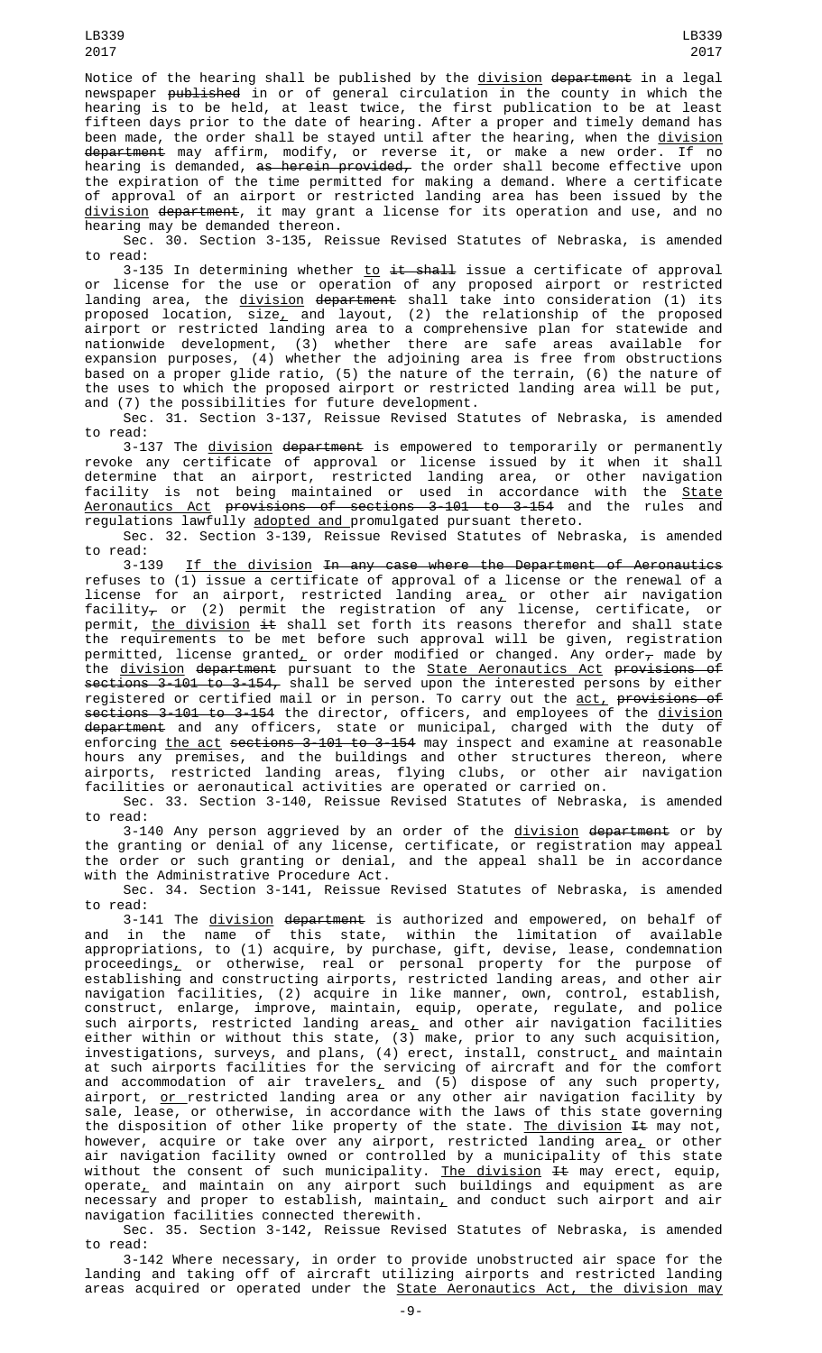Notice of the hearing shall be published by the division department in a legal newspaper published in or of general circulation in the county in which the hearing is to be held, at least twice, the first publication to be at least fifteen days prior to the date of hearing. After a proper and timely demand has been made, the order shall be stayed until after the hearing, when the division department may affirm, modify, or reverse it, or make a new order. If no hearing is demanded, as herein provided, the order shall become effective upon the expiration of the time permitted for making a demand. Where a certificate of approval of an airport or restricted landing area has been issued by the division department, it may grant a license for its operation and use, and no hearing may be demanded thereon.

Sec. 30. Section 3-135, Reissue Revised Statutes of Nebraska, is amended to read:

3-135 In determining whether to it shall issue a certificate of approval or license for the use or operation of any proposed airport or restricted landing area, the division department shall take into consideration (1) its proposed location, size, and layout, (2) the relationship of the proposed airport or restricted landing area to a comprehensive plan for statewide and nationwide development, (3) whether there are safe areas available for expansion purposes, (4) whether the adjoining area is free from obstructions based on a proper glide ratio, (5) the nature of the terrain, (6) the nature of the uses to which the proposed airport or restricted landing area will be put, and (7) the possibilities for future development.

Sec. 31. Section 3-137, Reissue Revised Statutes of Nebraska, is amended to read:

3-137 The division department is empowered to temporarily or permanently revoke any certificate of approval or license issued by it when it shall determine that an airport, restricted landing area, or other navigation facility is not being maintained or used in accordance with the State Aeronautics Act provisions of sections 3-101 to 3-154 and the rules and regulations lawfully adopted and promulgated pursuant thereto.

Sec. 32. Section 3-139, Reissue Revised Statutes of Nebraska, is amended to read:

3-139 If the division In any case where the Department of Aeronautics refuses to (1) issue a certificate of approval of a license or the renewal of a license for an airport, restricted landing area, or other air navigation facility, or (2) permit the registration of any license, certificate, or permit, the division it shall set forth its reasons therefor and shall state the requirements to be met before such approval will be given, registration permitted, license granted, or order modified or changed. Any order, made by the division department pursuant to the State Aeronautics Act provisions of sections 3-101 to 3-154, shall be served upon the interested persons by either registered or certified mail or in person. To carry out the act, provisions of sections 3-101 to 3-154 the director, officers, and employees of the division department and any officers, state or municipal, charged with the duty of enforcing the act sections 3-101 to 3-154 may inspect and examine at reasonable hours any premises, and the buildings and other structures thereon, where airports, restricted landing areas, flying clubs, or other air navigation facilities or aeronautical activities are operated or carried on.

Sec. 33. Section 3-140, Reissue Revised Statutes of Nebraska, is amended to read:

3-140 Any person aggrieved by an order of the division department or by the granting or denial of any license, certificate, or registration may appeal the order or such granting or denial, and the appeal shall be in accordance with the Administrative Procedure Act.

Sec. 34. Section 3-141, Reissue Revised Statutes of Nebraska, is amended to read:

3-141 The division department is authorized and empowered, on behalf of and in the name of this state, within the limitation of available appropriations, to (1) acquire, by purchase, gift, devise, lease, condemnation proceedings, or otherwise, real or personal property for the purpose of establishing and constructing airports, restricted landing areas, and other air navigation facilities, (2) acquire in like manner, own, control, establish, construct, enlarge, improve, maintain, equip, operate, regulate, and police such airports, restricted landing areas, and other air navigation facilities either within or without this state, (3) make, prior to any such acquisition, investigations, surveys, and plans, (4) erect, install, construct, and maintain at such airports facilities for the servicing of aircraft and for the comfort and accommodation of air travelers, and (5) dispose of any such property, airport, or restricted landing area or any other air navigation facility by sale, lease, or otherwise, in accordance with the laws of this state governing the disposition of other like property of the state. The division It may not, however, acquire or take over any airport, restricted landing area, or other air navigation facility owned or controlled by a municipality of this state without the consent of such municipality. The division It may erect, equip, operate, and maintain on any airport such buildings and equipment as are necessary and proper to establish, maintain, and conduct such airport and air navigation facilities connected therewith.

Sec. 35. Section 3-142, Reissue Revised Statutes of Nebraska, is amended to read:

3-142 Where necessary, in order to provide unobstructed air space for the landing and taking off of aircraft utilizing airports and restricted landing areas acquired or operated under the State Aeronautics Act, the division may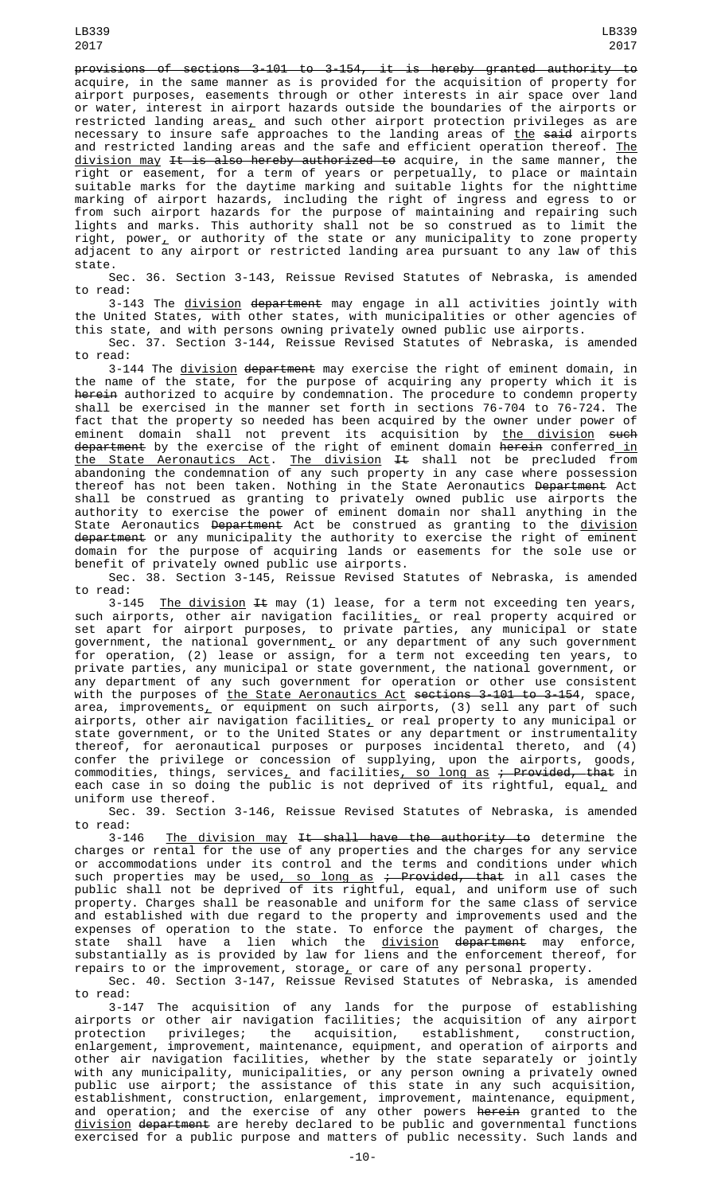provisions of sections 3-101 to 3-154, it is hereby granted authority to acquire, in the same manner as is provided for the acquisition of property for airport purposes, easements through or other interests in air space over land or water, interest in airport hazards outside the boundaries of the airports or restricted landing areas, and such other airport protection privileges as are necessary to insure safe approaches to the landing areas of the said airports and restricted landing areas and the safe and efficient operation thereof. The division may It is also hereby authorized to acquire, in the same manner, the right or easement, for a term of years or perpetually, to place or maintain suitable marks for the daytime marking and suitable lights for the nighttime marking of airport hazards, including the right of ingress and egress to or from such airport hazards for the purpose of maintaining and repairing such lights and marks. This authority shall not be so construed as to limit the right, power, or authority of the state or any municipality to zone property adjacent to any airport or restricted landing area pursuant to any law of this state.

Sec. 36. Section 3-143, Reissue Revised Statutes of Nebraska, is amended to read:

3-143 The division department may engage in all activities jointly with the United States, with other states, with municipalities or other agencies of this state, and with persons owning privately owned public use airports.

Sec. 37. Section 3-144, Reissue Revised Statutes of Nebraska, is amended to read:

3-144 The division department may exercise the right of eminent domain, in the name of the state, for the purpose of acquiring any property which it is herein authorized to acquire by condemnation. The procedure to condemn property shall be exercised in the manner set forth in sections 76-704 to 76-724. The fact that the property so needed has been acquired by the owner under power of eminent domain shall not prevent its acquisition by the division such department by the exercise of the right of eminent domain herein conferred in the State Aeronautics Act. The division It shall not be precluded from abandoning the condemnation of any such property in any case where possession thereof has not been taken. Nothing in the State Aeronautics Department Act shall be construed as granting to privately owned public use airports the authority to exercise the power of eminent domain nor shall anything in the State Aeronautics Department Act be construed as granting to the division department or any municipality the authority to exercise the right of eminent domain for the purpose of acquiring lands or easements for the sole use or benefit of privately owned public use airports.

Sec. 38. Section 3-145, Reissue Revised Statutes of Nebraska, is amended to read:

3-145 The division It may (1) lease, for a term not exceeding ten years, such airports, other air navigation facilities, or real property acquired or set apart for airport purposes, to private parties, any municipal or state government, the national government, or any department of any such government for operation, (2) lease or assign, for a term not exceeding ten years, to private parties, any municipal or state government, the national government, or any department of any such government for operation or other use consistent with the purposes of the State Aeronautics Act sections 3-101 to 3-154, space, area, improvements, or equipment on such airports, (3) sell any part of such airports, other air navigation facilities, or real property to any municipal or state government, or to the United States or any department or instrumentality thereof, for aeronautical purposes or purposes incidental thereto, and (4) confer the privilege or concession of supplying, upon the airports, goods, commodities, things, services, and facilities, so long as ; Provided, that in each case in so doing the public is not deprived of its rightful, equal, and uniform use thereof.

Sec. 39. Section 3-146, Reissue Revised Statutes of Nebraska, is amended to read:

3-146 The division may It shall have the authority to determine the charges or rental for the use of any properties and the charges for any service or accommodations under its control and the terms and conditions under which such properties may be used, so long as ; Provided, that in all cases the public shall not be deprived of its rightful, equal, and uniform use of such property. Charges shall be reasonable and uniform for the same class of service and established with due regard to the property and improvements used and the expenses of operation to the state. To enforce the payment of charges, the state shall have a lien which the division department may enforce, substantially as is provided by law for liens and the enforcement thereof, for repairs to or the improvement, storage, or care of any personal property.

Sec. 40. Section 3-147, Reissue Revised Statutes of Nebraska, is amended to read:

3-147 The acquisition of any lands for the purpose of establishing airports or other air navigation facilities; the acquisition of any airport protection privileges; the acquisition, establishment, construction, enlargement, improvement, maintenance, equipment, and operation of airports and other air navigation facilities, whether by the state separately or jointly with any municipality, municipalities, or any person owning a privately owned public use airport; the assistance of this state in any such acquisition, establishment, construction, enlargement, improvement, maintenance, equipment, and operation; and the exercise of any other powers herein granted to the division department are hereby declared to be public and governmental functions exercised for a public purpose and matters of public necessity. Such lands and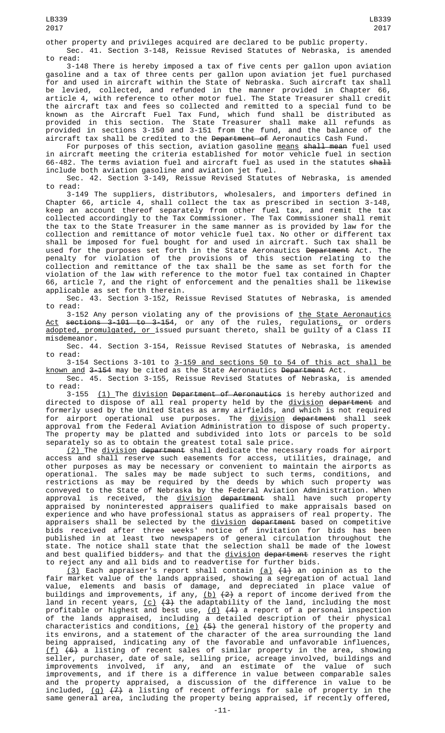other property and privileges acquired are declared to be public property.

Sec. 41. Section 3-148, Reissue Revised Statutes of Nebraska, is amended to read:

3-148 There is hereby imposed a tax of five cents per gallon upon aviation gasoline and a tax of three cents per gallon upon aviation jet fuel purchased for and used in aircraft within the State of Nebraska. Such aircraft tax shall be levied, collected, and refunded in the manner provided in Chapter 66, article 4, with reference to other motor fuel. The State Treasurer shall credit the aircraft tax and fees so collected and remitted to a special fund to be known as the Aircraft Fuel Tax Fund, which fund shall be distributed as provided in this section. The State Treasurer shall make all refunds as provided in sections 3-150 and 3-151 from the fund, and the balance of the aircraft tax shall be credited to the ~~Department of~~ Aeronautics Cash Fund.

For purposes of this section, aviation gasoline means ~~shall mean~~ fuel used in aircraft meeting the criteria established for motor vehicle fuel in section 66-482. The terms aviation fuel and aircraft fuel as used in the statutes ~~shall~~ include both aviation gasoline and aviation jet fuel.

Sec. 42. Section 3-149, Reissue Revised Statutes of Nebraska, is amended to read:

3-149 The suppliers, distributors, wholesalers, and importers defined in Chapter 66, article 4, shall collect the tax as prescribed in section 3-148, keep an account thereof separately from other fuel tax, and remit the tax collected accordingly to the Tax Commissioner. The Tax Commissioner shall remit the tax to the State Treasurer in the same manner as is provided by law for the collection and remittance of motor vehicle fuel tax. No other or different tax shall be imposed for fuel bought for and used in aircraft. Such tax shall be used for the purposes set forth in the State Aeronautics ~~Department~~ Act. The penalty for violation of the provisions of this section relating to the collection and remittance of the tax shall be the same as set forth for the violation of the law with reference to the motor fuel tax contained in Chapter 66, article 7, and the right of enforcement and the penalties shall be likewise applicable as set forth therein.

Sec. 43. Section 3-152, Reissue Revised Statutes of Nebraska, is amended to read:

3-152 Any person violating any of the provisions of the State Aeronautics Act ~~sections 3-101 to 3-154~~, or any of the rules, regulations, or orders adopted, promulgated, or issued pursuant thereto, shall be guilty of a Class II misdemeanor.

Sec. 44. Section 3-154, Reissue Revised Statutes of Nebraska, is amended to read:

3-154 Sections 3-101 to 3-159 and sections 50 to 54 of this act shall be known and ~~3-154~~ may be cited as the State Aeronautics ~~Department~~ Act.

Sec. 45. Section 3-155, Reissue Revised Statutes of Nebraska, is amended to read:

3-155 (1) The division ~~Department of Aeronautics~~ is hereby authorized and directed to dispose of all real property held by the division ~~department~~ and formerly used by the United States as army airfields, and which is not required for airport operational use purposes. The division ~~department~~ shall seek approval from the Federal Aviation Administration to dispose of such property. The property may be platted and subdivided into lots or parcels to be sold separately so as to obtain the greatest total sale price.

(2) The division ~~department~~ shall dedicate the necessary roads for airport access and shall reserve such easements for access, utilities, drainage, and other purposes as may be necessary or convenient to maintain the airports as operational. The sales may be made subject to such terms, conditions, and restrictions as may be required by the deeds by which such property was conveyed to the State of Nebraska by the Federal Aviation Administration. When approval is received, the division ~~department~~ shall have such property appraised by noninterested appraisers qualified to make appraisals based on experience and who have professional status as appraisers of real property. The appraisers shall be selected by the division ~~department~~ based on competitive bids received after three weeks' notice of invitation for bids has been published in at least two newspapers of general circulation throughout the state. The notice shall state that the selection shall be made of the lowest and best qualified bidders~~,~~ and that the division ~~department~~ reserves the right to reject any and all bids and to readvertise for further bids.

(3) Each appraiser's report shall contain (a) ~~(1)~~ an opinion as to the fair market value of the lands appraised, showing a segregation of actual land value, elements and basis of damage, and depreciated in place value of buildings and improvements, if any, (b) ~~(2)~~ a report of income derived from the land in recent years, (c) ~~(3)~~ the adaptability of the land, including the most profitable or highest and best use, (d) ~~(4)~~ a report of a personal inspection of the lands appraised, including a detailed description of their physical characteristics and conditions, (e) ~~(5)~~ the general history of the property and its environs, and a statement of the character of the area surrounding the land being appraised, indicating any of the favorable and unfavorable influences, (f) ~~(6)~~ a listing of recent sales of similar property in the area, showing seller, purchaser, date of sale, selling price, acreage involved, buildings and improvements involved, if any, and an estimate of the value of such improvements, and if there is a difference in value between comparable sales and the property appraised, a discussion of the difference in value to be included, (g) ~~(7)~~ a listing of recent offerings for sale of property in the same general area, including the property being appraised, if recently offered,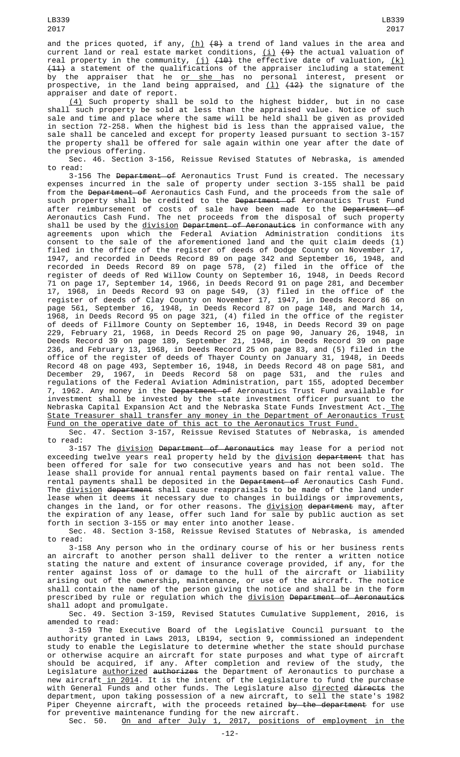and the prices quoted, if any, (h) (8) a trend of land values in the area and current land or real estate market conditions, (i) (9) the actual valuation of real property in the community, (j) (10) the effective date of valuation, (k) (11) a statement of the qualifications of the appraiser including a statement by the appraiser that he or she has no personal interest, present or prospective, in the land being appraised, and (l) (12) the signature of the appraiser and date of report.

(4) Such property shall be sold to the highest bidder, but in no case shall such property be sold at less than the appraised value. Notice of such sale and time and place where the same will be held shall be given as provided in section 72-258. When the highest bid is less than the appraised value, the sale shall be canceled and except for property leased pursuant to section 3-157 the property shall be offered for sale again within one year after the date of the previous offering.

Sec. 46. Section 3-156, Reissue Revised Statutes of Nebraska, is amended to read:

3-156 The Department of Aeronautics Trust Fund is created. The necessary expenses incurred in the sale of property under section 3-155 shall be paid from the Department of Aeronautics Cash Fund, and the proceeds from the sale of such property shall be credited to the Department of Aeronautics Trust Fund after reimbursement of costs of sale have been made to the Department of Aeronautics Cash Fund. The net proceeds from the disposal of such property shall be used by the division Department of Aeronautics in conformance with any agreements upon which the Federal Aviation Administration conditions its consent to the sale of the aforementioned land and the quit claim deeds (1) filed in the office of the register of deeds of Dodge County on November 17, 1947, and recorded in Deeds Record 89 on page 342 and September 16, 1948, and recorded in Deeds Record 89 on page 578, (2) filed in the office of the register of deeds of Red Willow County on September 16, 1948, in Deeds Record 71 on page 17, September 14, 1966, in Deeds Record 91 on page 281, and December 17, 1968, in Deeds Record 93 on page 549, (3) filed in the office of the register of deeds of Clay County on November 17, 1947, in Deeds Record 86 on page 561, September 16, 1948, in Deeds Record 87 on page 148, and March 14, 1968, in Deeds Record 95 on page 321, (4) filed in the office of the register of deeds of Fillmore County on September 16, 1948, in Deeds Record 39 on page 229, February 21, 1968, in Deeds Record 25 on page 90, January 26, 1948, in Deeds Record 39 on page 189, September 21, 1948, in Deeds Record 39 on page 236, and February 13, 1968, in Deeds Record 25 on page 83, and (5) filed in the office of the register of deeds of Thayer County on January 31, 1948, in Deeds Record 48 on page 493, September 16, 1948, in Deeds Record 48 on page 581, and December 29, 1967, in Deeds Record 58 on page 531, and the rules and regulations of the Federal Aviation Administration, part 155, adopted December 7, 1962. Any money in the Department of Aeronautics Trust Fund available for investment shall be invested by the state investment officer pursuant to the Nebraska Capital Expansion Act and the Nebraska State Funds Investment Act. The State Treasurer shall transfer any money in the Department of Aeronautics Trust Fund on the operative date of this act to the Aeronautics Trust Fund.

Sec. 47. Section 3-157, Reissue Revised Statutes of Nebraska, is amended to read:

3-157 The division Department of Aeronautics may lease for a period not exceeding twelve years real property held by the division department that has been offered for sale for two consecutive years and has not been sold. The lease shall provide for annual rental payments based on fair rental value. The rental payments shall be deposited in the Department of Aeronautics Cash Fund. The division department shall cause reappraisals to be made of the land under lease when it deems it necessary due to changes in buildings or improvements, changes in the land, or for other reasons. The division department may, after the expiration of any lease, offer such land for sale by public auction as set forth in section 3-155 or may enter into another lease.

Sec. 48. Section 3-158, Reissue Revised Statutes of Nebraska, is amended to read:

3-158 Any person who in the ordinary course of his or her business rents an aircraft to another person shall deliver to the renter a written notice stating the nature and extent of insurance coverage provided, if any, for the renter against loss of or damage to the hull of the aircraft or liability arising out of the ownership, maintenance, or use of the aircraft. The notice shall contain the name of the person giving the notice and shall be in the form prescribed by rule or regulation which the division Department of Aeronautics shall adopt and promulgate.

Sec. 49. Section 3-159, Revised Statutes Cumulative Supplement, 2016, is amended to read:

3-159 The Executive Board of the Legislative Council pursuant to the authority granted in Laws 2013, LB194, section 9, commissioned an independent study to enable the Legislature to determine whether the state should purchase or otherwise acquire an aircraft for state purposes and what type of aircraft should be acquired, if any. After completion and review of the study, the Legislature authorized authorizes the Department of Aeronautics to purchase a new aircraft in 2014. It is the intent of the Legislature to fund the purchase with General Funds and other funds. The Legislature also directed directs the department, upon taking possession of a new aircraft, to sell the state's 1982 Piper Cheyenne aircraft, with the proceeds retained by the department for use for preventive maintenance funding for the new aircraft.

Sec. 50. On and after July 1, 2017, positions of employment in the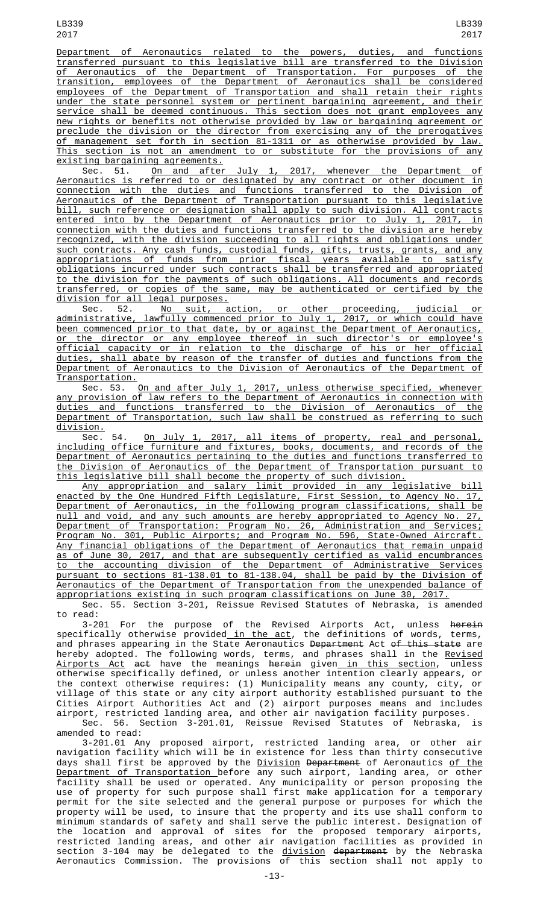Department of Aeronautics related to the powers, duties, and functions transferred pursuant to this legislative bill are transferred to the Division of Aeronautics of the Department of Transportation. For purposes of the transition, employees of the Department of Aeronautics shall be considered employees of the Department of Transportation and shall retain their rights under the state personnel system or pertinent bargaining agreement, and their service shall be deemed continuous. This section does not grant employees any new rights or benefits not otherwise provided by law or bargaining agreement or preclude the division or the director from exercising any of the prerogatives of management set forth in section 81-1311 or as otherwise provided by law. This section is not an amendment to or substitute for the provisions of any existing bargaining agreements.

Sec. 51. On and after July 1, 2017, whenever the Department of Aeronautics is referred to or designated by any contract or other document in connection with the duties and functions transferred to the Division of Aeronautics of the Department of Transportation pursuant to this legislative bill, such reference or designation shall apply to such division. All contracts entered into by the Department of Aeronautics prior to July 1, 2017, in connection with the duties and functions transferred to the division are hereby recognized, with the division succeeding to all rights and obligations under such contracts. Any cash funds, custodial funds, gifts, trusts, grants, and any appropriations of funds from prior fiscal years available to satisfy obligations incurred under such contracts shall be transferred and appropriated to the division for the payments of such obligations. All documents and records transferred, or copies of the same, may be authenticated or certified by the division for all legal purposes.

Sec. 52. No suit, action, or other proceeding, judicial or administrative, lawfully commenced prior to July 1, 2017, or which could have been commenced prior to that date, by or against the Department of Aeronautics, or the director or any employee thereof in such director's or employee's official capacity or in relation to the discharge of his or her official duties, shall abate by reason of the transfer of duties and functions from the Department of Aeronautics to the Division of Aeronautics of the Department of Transportation.

Sec. 53. On and after July 1, 2017, unless otherwise specified, whenever any provision of law refers to the Department of Aeronautics in connection with duties and functions transferred to the Division of Aeronautics of the Department of Transportation, such law shall be construed as referring to such division.

Sec. 54. On July 1, 2017, all items of property, real and personal, including office furniture and fixtures, books, documents, and records of the Department of Aeronautics pertaining to the duties and functions transferred to the Division of Aeronautics of the Department of Transportation pursuant to this legislative bill shall become the property of such division.

Any appropriation and salary limit provided in any legislative bill enacted by the One Hundred Fifth Legislature, First Session, to Agency No. 17, Department of Aeronautics, in the following program classifications, shall be null and void, and any such amounts are hereby appropriated to Agency No. 27, Department of Transportation: Program No. 26, Administration and Services; Program No. 301, Public Airports; and Program No. 596, State-Owned Aircraft. Any financial obligations of the Department of Aeronautics that remain unpaid as of June 30, 2017, and that are subsequently certified as valid encumbrances to the accounting division of the Department of Administrative Services pursuant to sections 81-138.01 to 81-138.04, shall be paid by the Division of Aeronautics of the Department of Transportation from the unexpended balance of appropriations existing in such program classifications on June 30, 2017.

Sec. 55. Section 3-201, Reissue Revised Statutes of Nebraska, is amended to read:

3-201 For the purpose of the Revised Airports Act, unless ~~herein~~ specifically otherwise provided in the act, the definitions of words, terms, and phrases appearing in the State Aeronautics ~~Department~~ Act ~~of this state~~ are hereby adopted. The following words, terms, and phrases shall in the Revised Airports Act ~~act~~ have the meanings ~~herein~~ given in this section, unless otherwise specifically defined, or unless another intention clearly appears, or the context otherwise requires: (1) Municipality means any county, city, or village of this state or any city airport authority established pursuant to the Cities Airport Authorities Act and (2) airport purposes means and includes airport, restricted landing area, and other air navigation facility purposes.

Sec. 56. Section 3-201.01, Reissue Revised Statutes of Nebraska, is amended to read:

3-201.01 Any proposed airport, restricted landing area, or other air navigation facility which will be in existence for less than thirty consecutive days shall first be approved by the Division ~~Department~~ of Aeronautics of the Department of Transportation before any such airport, landing area, or other facility shall be used or operated. Any municipality or person proposing the use of property for such purpose shall first make application for a temporary permit for the site selected and the general purpose or purposes for which the property will be used, to insure that the property and its use shall conform to minimum standards of safety and shall serve the public interest. Designation of the location and approval of sites for the proposed temporary airports, restricted landing areas, and other air navigation facilities as provided in section 3-104 may be delegated to the division ~~department~~ by the Nebraska Aeronautics Commission. The provisions of this section shall not apply to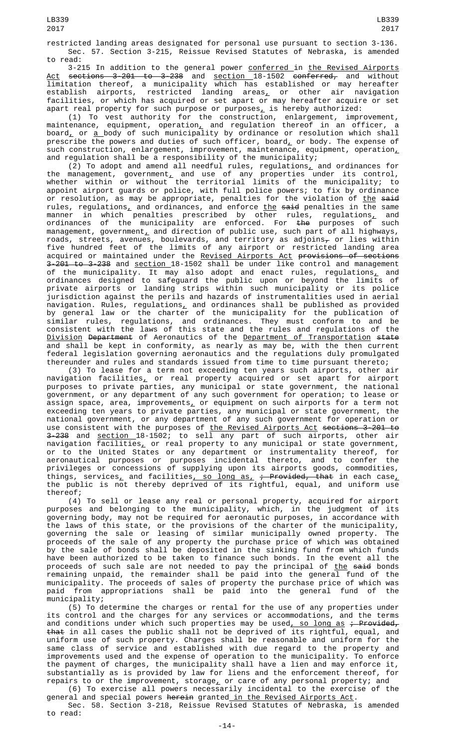restricted landing areas designated for personal use pursuant to section 3-136.

Sec. 57. Section 3-215, Reissue Revised Statutes of Nebraska, is amended to read:

3-215 In addition to the general power conferred in the Revised Airports Act sections 3-201 to 3-238 and section 18-1502 conferred, and without limitation thereof, a municipality which has established or may hereafter establish airports, restricted landing areas, or other air navigation facilities, or which has acquired or set apart or may hereafter acquire or set apart real property for such purpose or purposes, is hereby authorized:

(1) To vest authority for the construction, enlargement, improvement, maintenance, equipment, operation, and regulation thereof in an officer, a board, or a body of such municipality by ordinance or resolution which shall prescribe the powers and duties of such officer, board, or body. The expense of such construction, enlargement, improvement, maintenance, equipment, operation, and regulation shall be a responsibility of the municipality;

(2) To adopt and amend all needful rules, regulations, and ordinances for the management, government, and use of any properties under its control, whether within or without the territorial limits of the municipality; to appoint airport guards or police, with full police powers; to fix by ordinance or resolution, as may be appropriate, penalties for the violation of the said rules, regulations, and ordinances, and enforce the said penalties in the same manner in which penalties prescribed by other rules, regulations, and ordinances of the municipality are enforced. For the purposes of such management, government, and direction of public use, such part of all highways, roads, streets, avenues, boulevards, and territory as adjoins, or lies within five hundred feet of the limits of any airport or restricted landing area acquired or maintained under the Revised Airports Act provisions of sections 3-201 to 3-238 and section 18-1502 shall be under like control and management of the municipality. It may also adopt and enact rules, regulations, and ordinances designed to safeguard the public upon or beyond the limits of private airports or landing strips within such municipality or its police jurisdiction against the perils and hazards of instrumentalities used in aerial navigation. Rules, regulations, and ordinances shall be published as provided by general law or the charter of the municipality for the publication of similar rules, regulations, and ordinances. They must conform to and be consistent with the laws of this state and the rules and regulations of the Division Department of Aeronautics of the Department of Transportation state and shall be kept in conformity, as nearly as may be, with the then current federal legislation governing aeronautics and the regulations duly promulgated thereunder and rules and standards issued from time to time pursuant thereto;

(3) To lease for a term not exceeding ten years such airports, other air navigation facilities, or real property acquired or set apart for airport purposes to private parties, any municipal or state government, the national government, or any department of any such government for operation; to lease or assign space, area, improvements, or equipment on such airports for a term not exceeding ten years to private parties, any municipal or state government, the national government, or any department of any such government for operation or use consistent with the purposes of the Revised Airports Act sections 3-201 to 3-238 and section 18-1502; to sell any part of such airports, other air navigation facilities, or real property to any municipal or state government, or to the United States or any department or instrumentality thereof, for aeronautical purposes or purposes incidental thereto, and to confer the privileges or concessions of supplying upon its airports goods, commodities, things, services, and facilities, so long as, ; Provided, that in each case, the public is not thereby deprived of its rightful, equal, and uniform use thereof;

(4) To sell or lease any real or personal property, acquired for airport purposes and belonging to the municipality, which, in the judgment of its governing body, may not be required for aeronautic purposes, in accordance with the laws of this state, or the provisions of the charter of the municipality, governing the sale or leasing of similar municipally owned property. The proceeds of the sale of any property the purchase price of which was obtained by the sale of bonds shall be deposited in the sinking fund from which funds have been authorized to be taken to finance such bonds. In the event all the proceeds of such sale are not needed to pay the principal of the said bonds remaining unpaid, the remainder shall be paid into the general fund of the municipality. The proceeds of sales of property the purchase price of which was paid from appropriations shall be paid into the general fund of the municipality;

(5) To determine the charges or rental for the use of any properties under its control and the charges for any services or accommodations, and the terms and conditions under which such properties may be used, so long as ; Provided, that in all cases the public shall not be deprived of its rightful, equal, and uniform use of such property. Charges shall be reasonable and uniform for the same class of service and established with due regard to the property and improvements used and the expense of operation to the municipality. To enforce the payment of charges, the municipality shall have a lien and may enforce it, substantially as is provided by law for liens and the enforcement thereof, for repairs to or the improvement, storage, or care of any personal property; and

(6) To exercise all powers necessarily incidental to the exercise of the general and special powers herein granted in the Revised Airports Act.

Sec. 58. Section 3-218, Reissue Revised Statutes of Nebraska, is amended to read: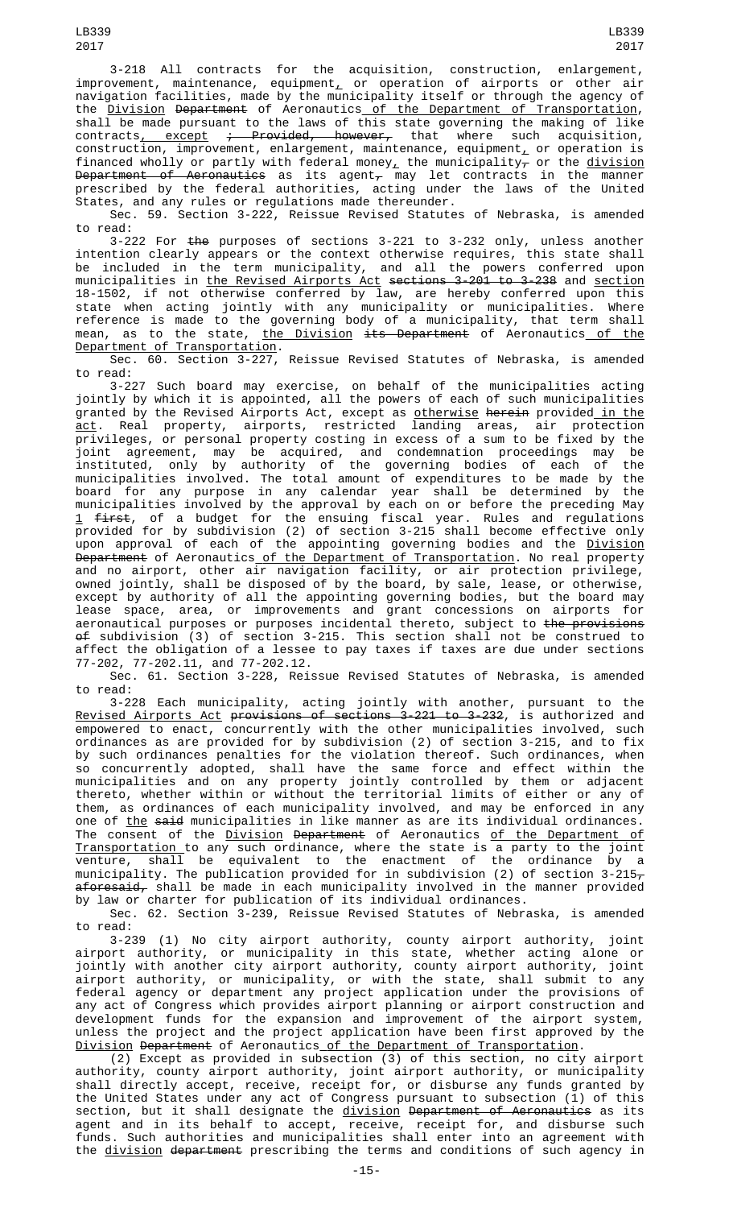3-218 All contracts for the acquisition, construction, enlargement, improvement, maintenance, equipment, or operation of airports or other air navigation facilities, made by the municipality itself or through the agency of the Division Department of Aeronautics of the Department of Transportation, shall be made pursuant to the laws of this state governing the making of like contracts, except ; Provided, however, that where such acquisition, construction, improvement, enlargement, maintenance, equipment, or operation is financed wholly or partly with federal money, the municipality, or the division Department of Aeronautics as its agent, may let contracts in the manner prescribed by the federal authorities, acting under the laws of the United States, and any rules or regulations made thereunder.

Sec. 59. Section 3-222, Reissue Revised Statutes of Nebraska, is amended to read:

3-222 For the purposes of sections 3-221 to 3-232 only, unless another intention clearly appears or the context otherwise requires, this state shall be included in the term municipality, and all the powers conferred upon municipalities in the Revised Airports Act sections 3-201 to 3-238 and section 18-1502, if not otherwise conferred by law, are hereby conferred upon this state when acting jointly with any municipality or municipalities. Where reference is made to the governing body of a municipality, that term shall mean, as to the state, the Division its Department of Aeronautics of the Department of Transportation.

Sec. 60. Section 3-227, Reissue Revised Statutes of Nebraska, is amended to read:

3-227 Such board may exercise, on behalf of the municipalities acting jointly by which it is appointed, all the powers of each of such municipalities granted by the Revised Airports Act, except as otherwise herein provided in the act. Real property, airports, restricted landing areas, air protection privileges, or personal property costing in excess of a sum to be fixed by the joint agreement, may be acquired, and condemnation proceedings may be instituted, only by authority of the governing bodies of each of the municipalities involved. The total amount of expenditures to be made by the board for any purpose in any calendar year shall be determined by the municipalities involved by the approval by each on or before the preceding May 1 first, of a budget for the ensuing fiscal year. Rules and regulations provided for by subdivision (2) of section 3-215 shall become effective only upon approval of each of the appointing governing bodies and the Division Department of Aeronautics of the Department of Transportation. No real property and no airport, other air navigation facility, or air protection privilege, owned jointly, shall be disposed of by the board, by sale, lease, or otherwise, except by authority of all the appointing governing bodies, but the board may lease space, area, or improvements and grant concessions on airports for aeronautical purposes or purposes incidental thereto, subject to the provisions of subdivision (3) of section 3-215. This section shall not be construed to affect the obligation of a lessee to pay taxes if taxes are due under sections 77-202, 77-202.11, and 77-202.12.

Sec. 61. Section 3-228, Reissue Revised Statutes of Nebraska, is amended to read:

3-228 Each municipality, acting jointly with another, pursuant to the Revised Airports Act provisions of sections 3-221 to 3-232, is authorized and empowered to enact, concurrently with the other municipalities involved, such ordinances as are provided for by subdivision (2) of section 3-215, and to fix by such ordinances penalties for the violation thereof. Such ordinances, when so concurrently adopted, shall have the same force and effect within the municipalities and on any property jointly controlled by them or adjacent thereto, whether within or without the territorial limits of either or any of them, as ordinances of each municipality involved, and may be enforced in any one of the said municipalities in like manner as are its individual ordinances. The consent of the Division Department of Aeronautics of the Department of Transportation to any such ordinance, where the state is a party to the joint venture, shall be equivalent to the enactment of the ordinance by a municipality. The publication provided for in subdivision (2) of section 3-215, aforesaid, shall be made in each municipality involved in the manner provided by law or charter for publication of its individual ordinances.

Sec. 62. Section 3-239, Reissue Revised Statutes of Nebraska, is amended to read:

3-239 (1) No city airport authority, county airport authority, joint airport authority, or municipality in this state, whether acting alone or jointly with another city airport authority, county airport authority, joint airport authority, or municipality, or with the state, shall submit to any federal agency or department any project application under the provisions of any act of Congress which provides airport planning or airport construction and development funds for the expansion and improvement of the airport system, unless the project and the project application have been first approved by the Division Department of Aeronautics of the Department of Transportation.

(2) Except as provided in subsection (3) of this section, no city airport authority, county airport authority, joint airport authority, or municipality shall directly accept, receive, receipt for, or disburse any funds granted by the United States under any act of Congress pursuant to subsection (1) of this section, but it shall designate the division Department of Aeronautics as its agent and in its behalf to accept, receive, receipt for, and disburse such funds. Such authorities and municipalities shall enter into an agreement with the division department prescribing the terms and conditions of such agency in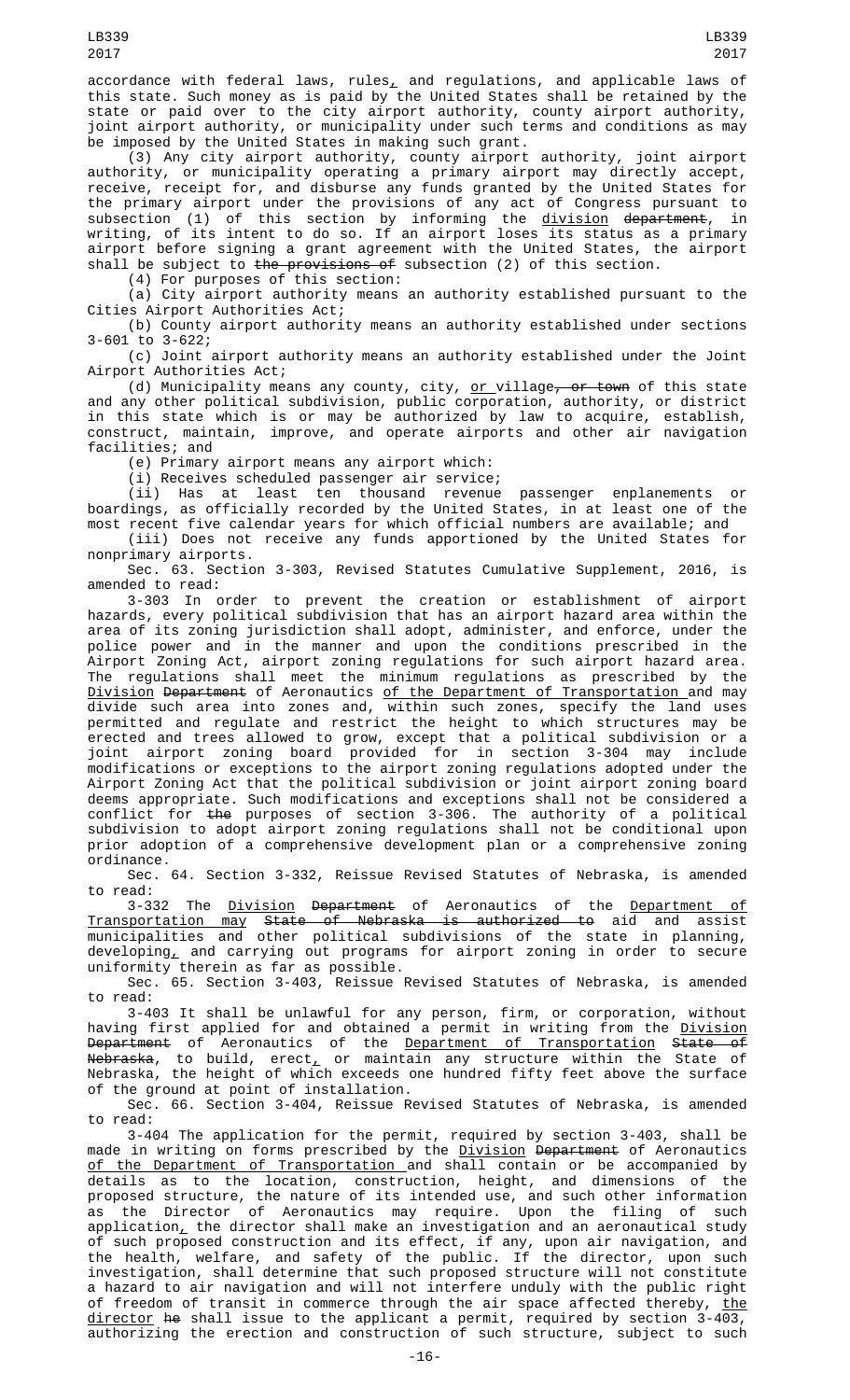accordance with federal laws, rules, and regulations, and applicable laws of this state. Such money as is paid by the United States shall be retained by the state or paid over to the city airport authority, county airport authority, joint airport authority, or municipality under such terms and conditions as may be imposed by the United States in making such grant.

(3) Any city airport authority, county airport authority, joint airport authority, or municipality operating a primary airport may directly accept, receive, receipt for, and disburse any funds granted by the United States for the primary airport under the provisions of any act of Congress pursuant to subsection (1) of this section by informing the division ~~department~~, in writing, of its intent to do so. If an airport loses its status as a primary airport before signing a grant agreement with the United States, the airport shall be subject to ~~the provisions of~~ subsection (2) of this section.

(4) For purposes of this section:

(a) City airport authority means an authority established pursuant to the Cities Airport Authorities Act;

(b) County airport authority means an authority established under sections 3-601 to 3-622;

(c) Joint airport authority means an authority established under the Joint Airport Authorities Act;

(d) Municipality means any county, city, or village~~, or town~~ of this state and any other political subdivision, public corporation, authority, or district in this state which is or may be authorized by law to acquire, establish, construct, maintain, improve, and operate airports and other air navigation facilities; and

(e) Primary airport means any airport which:

(i) Receives scheduled passenger air service;

(ii) Has at least ten thousand revenue passenger enplanements or boardings, as officially recorded by the United States, in at least one of the most recent five calendar years for which official numbers are available; and

(iii) Does not receive any funds apportioned by the United States for nonprimary airports.

Sec. 63. Section 3-303, Revised Statutes Cumulative Supplement, 2016, is amended to read:

3-303 In order to prevent the creation or establishment of airport hazards, every political subdivision that has an airport hazard area within the area of its zoning jurisdiction shall adopt, administer, and enforce, under the police power and in the manner and upon the conditions prescribed in the Airport Zoning Act, airport zoning regulations for such airport hazard area. The regulations shall meet the minimum regulations as prescribed by the Division ~~Department~~ of Aeronautics of the Department of Transportation and may divide such area into zones and, within such zones, specify the land uses permitted and regulate and restrict the height to which structures may be erected and trees allowed to grow, except that a political subdivision or a joint airport zoning board provided for in section 3-304 may include modifications or exceptions to the airport zoning regulations adopted under the Airport Zoning Act that the political subdivision or joint airport zoning board deems appropriate. Such modifications and exceptions shall not be considered a conflict for ~~the~~ purposes of section 3-306. The authority of a political subdivision to adopt airport zoning regulations shall not be conditional upon prior adoption of a comprehensive development plan or a comprehensive zoning ordinance.

Sec. 64. Section 3-332, Reissue Revised Statutes of Nebraska, is amended to read:

3-332 The Division ~~Department~~ of Aeronautics of the Department of Transportation may ~~State of Nebraska is authorized to~~ aid and assist municipalities and other political subdivisions of the state in planning, developing, and carrying out programs for airport zoning in order to secure uniformity therein as far as possible.

Sec. 65. Section 3-403, Reissue Revised Statutes of Nebraska, is amended to read:

3-403 It shall be unlawful for any person, firm, or corporation, without having first applied for and obtained a permit in writing from the Division ~~Department~~ of Aeronautics of the Department of Transportation ~~State of Nebraska~~, to build, erect, or maintain any structure within the State of Nebraska, the height of which exceeds one hundred fifty feet above the surface of the ground at point of installation.

Sec. 66. Section 3-404, Reissue Revised Statutes of Nebraska, is amended to read:

3-404 The application for the permit, required by section 3-403, shall be made in writing on forms prescribed by the Division ~~Department~~ of Aeronautics of the Department of Transportation and shall contain or be accompanied by details as to the location, construction, height, and dimensions of the proposed structure, the nature of its intended use, and such other information as the Director of Aeronautics may require. Upon the filing of such application, the director shall make an investigation and an aeronautical study of such proposed construction and its effect, if any, upon air navigation, and the health, welfare, and safety of the public. If the director, upon such investigation, shall determine that such proposed structure will not constitute a hazard to air navigation and will not interfere unduly with the public right of freedom of transit in commerce through the air space affected thereby, the director ~~he~~ shall issue to the applicant a permit, required by section 3-403, authorizing the erection and construction of such structure, subject to such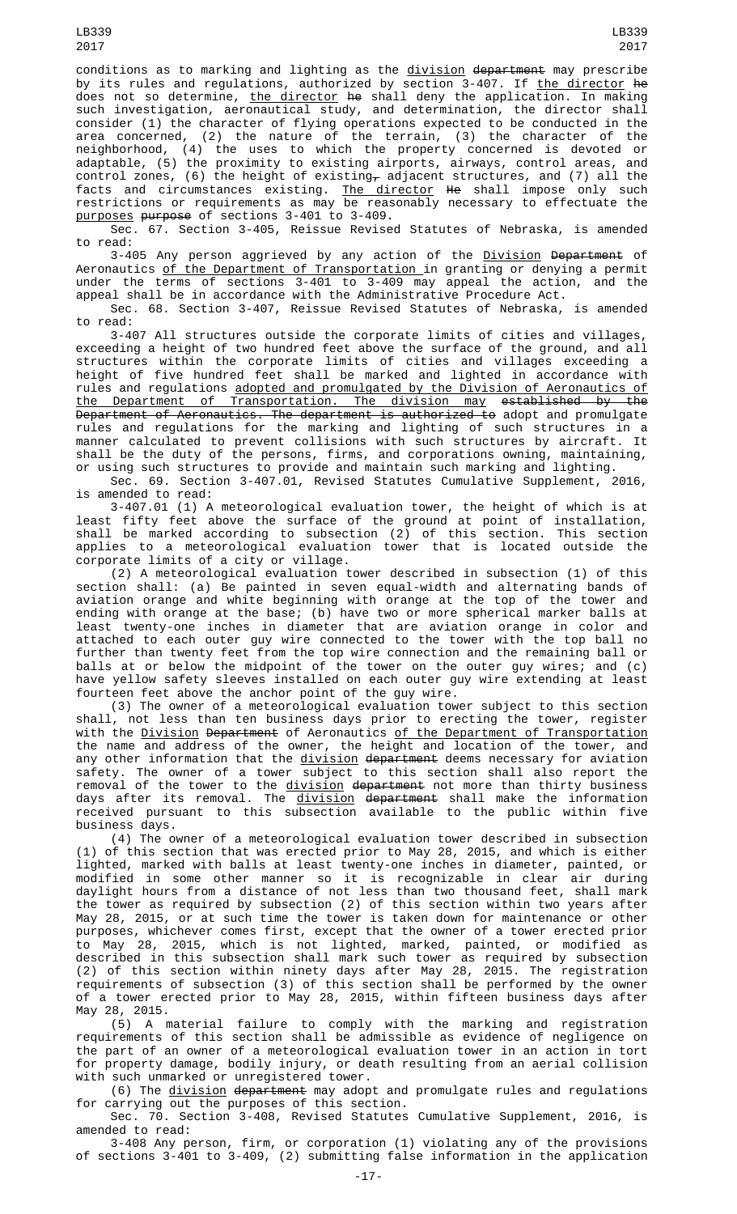conditions as to marking and lighting as the <u>division</u> ~~department~~ may prescribe by its rules and regulations, authorized by section 3-407. If <u>the director</u> ~~he~~ does not so determine, <u>the director</u> ~~he~~ shall deny the application. In making such investigation, aeronautical study, and determination, the director shall consider (1) the character of flying operations expected to be conducted in the area concerned, (2) the nature of the terrain, (3) the character of the neighborhood, (4) the uses to which the property concerned is devoted or adaptable, (5) the proximity to existing airports, airways, control areas, and control zones, (6) the height of existing~~,~~ adjacent structures, and (7) all the facts and circumstances existing. <u>The director</u> ~~He~~ shall impose only such restrictions or requirements as may be reasonably necessary to effectuate the <u>purposes</u> ~~purpose~~ of sections 3-401 to 3-409.

Sec. 67. Section 3-405, Reissue Revised Statutes of Nebraska, is amended to read:

3-405 Any person aggrieved by any action of the <u>Division</u> ~~Department~~ of Aeronautics <u>of the Department of Transportation</u> in granting or denying a permit under the terms of sections 3-401 to 3-409 may appeal the action, and the appeal shall be in accordance with the Administrative Procedure Act.

Sec. 68. Section 3-407, Reissue Revised Statutes of Nebraska, is amended to read:

3-407 All structures outside the corporate limits of cities and villages, exceeding a height of two hundred feet above the surface of the ground, and all structures within the corporate limits of cities and villages exceeding a height of five hundred feet shall be marked and lighted in accordance with rules and regulations <u>adopted and promulgated by the Division of Aeronautics of the Department of Transportation. The division may</u> ~~established by the Department of Aeronautics. The department is authorized to~~ adopt and promulgate rules and regulations for the marking and lighting of such structures in a manner calculated to prevent collisions with such structures by aircraft. It shall be the duty of the persons, firms, and corporations owning, maintaining, or using such structures to provide and maintain such marking and lighting.

Sec. 69. Section 3-407.01, Revised Statutes Cumulative Supplement, 2016, is amended to read:

3-407.01 (1) A meteorological evaluation tower, the height of which is at least fifty feet above the surface of the ground at point of installation, shall be marked according to subsection (2) of this section. This section applies to a meteorological evaluation tower that is located outside the corporate limits of a city or village.

(2) A meteorological evaluation tower described in subsection (1) of this section shall: (a) Be painted in seven equal-width and alternating bands of aviation orange and white beginning with orange at the top of the tower and ending with orange at the base; (b) have two or more spherical marker balls at least twenty-one inches in diameter that are aviation orange in color and attached to each outer guy wire connected to the tower with the top ball no further than twenty feet from the top wire connection and the remaining ball or balls at or below the midpoint of the tower on the outer guy wires; and (c) have yellow safety sleeves installed on each outer guy wire extending at least fourteen feet above the anchor point of the guy wire.

(3) The owner of a meteorological evaluation tower subject to this section shall, not less than ten business days prior to erecting the tower, register with the <u>Division</u> ~~Department~~ of Aeronautics <u>of the Department of Transportation</u> the name and address of the owner, the height and location of the tower, and any other information that the <u>division</u> ~~department~~ deems necessary for aviation safety. The owner of a tower subject to this section shall also report the removal of the tower to the <u>division</u> ~~department~~ not more than thirty business days after its removal. The <u>division</u> ~~department~~ shall make the information received pursuant to this subsection available to the public within five business days.

(4) The owner of a meteorological evaluation tower described in subsection (1) of this section that was erected prior to May 28, 2015, and which is either lighted, marked with balls at least twenty-one inches in diameter, painted, or modified in some other manner so it is recognizable in clear air during daylight hours from a distance of not less than two thousand feet, shall mark the tower as required by subsection (2) of this section within two years after May 28, 2015, or at such time the tower is taken down for maintenance or other purposes, whichever comes first, except that the owner of a tower erected prior to May 28, 2015, which is not lighted, marked, painted, or modified as described in this subsection shall mark such tower as required by subsection (2) of this section within ninety days after May 28, 2015. The registration requirements of subsection (3) of this section shall be performed by the owner of a tower erected prior to May 28, 2015, within fifteen business days after May 28, 2015.

(5) A material failure to comply with the marking and registration requirements of this section shall be admissible as evidence of negligence on the part of an owner of a meteorological evaluation tower in an action in tort for property damage, bodily injury, or death resulting from an aerial collision with such unmarked or unregistered tower.

(6) The <u>division</u> ~~department~~ may adopt and promulgate rules and regulations for carrying out the purposes of this section.

Sec. 70. Section 3-408, Revised Statutes Cumulative Supplement, 2016, is amended to read:

3-408 Any person, firm, or corporation (1) violating any of the provisions of sections 3-401 to 3-409, (2) submitting false information in the application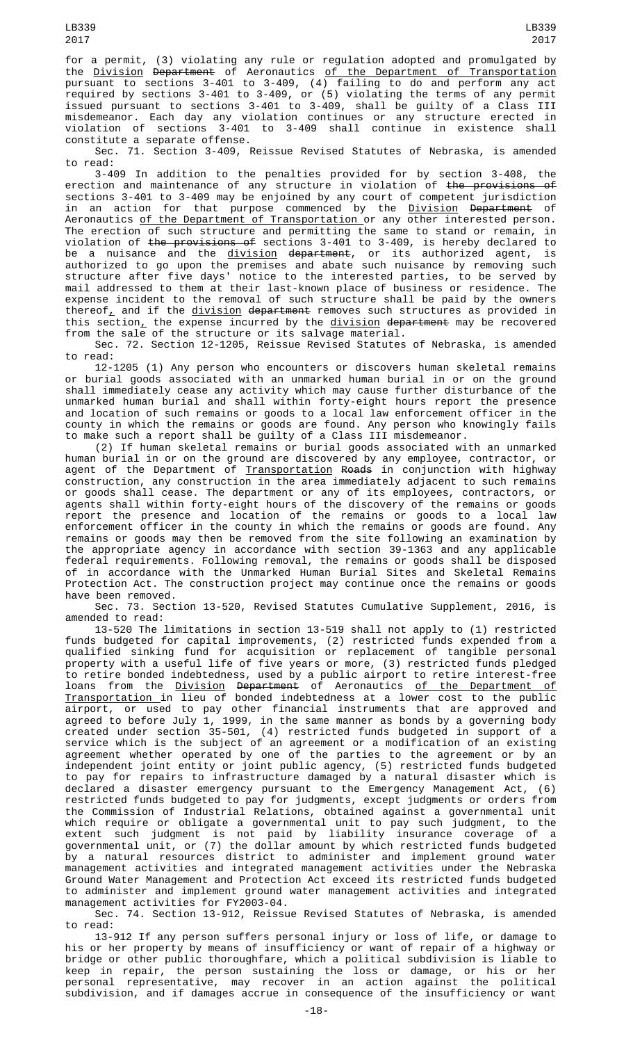for a permit, (3) violating any rule or regulation adopted and promulgated by the Division ~~Department~~ of Aeronautics of the Department of Transportation pursuant to sections 3-401 to 3-409, (4) failing to do and perform any act required by sections 3-401 to 3-409, or (5) violating the terms of any permit issued pursuant to sections 3-401 to 3-409, shall be guilty of a Class III misdemeanor. Each day any violation continues or any structure erected in violation of sections 3-401 to 3-409 shall continue in existence shall constitute a separate offense.

Sec. 71. Section 3-409, Reissue Revised Statutes of Nebraska, is amended to read:

3-409 In addition to the penalties provided for by section 3-408, the erection and maintenance of any structure in violation of ~~the provisions of~~ sections 3-401 to 3-409 may be enjoined by any court of competent jurisdiction in an action for that purpose commenced by the Division ~~Department~~ of Aeronautics of the Department of Transportation or any other interested person. The erection of such structure and permitting the same to stand or remain, in violation of ~~the provisions of~~ sections 3-401 to 3-409, is hereby declared to be a nuisance and the division ~~department~~, or its authorized agent, is authorized to go upon the premises and abate such nuisance by removing such structure after five days' notice to the interested parties, to be served by mail addressed to them at their last-known place of business or residence. The expense incident to the removal of such structure shall be paid by the owners thereof, and if the division ~~department~~ removes such structures as provided in this section, the expense incurred by the division ~~department~~ may be recovered from the sale of the structure or its salvage material.

Sec. 72. Section 12-1205, Reissue Revised Statutes of Nebraska, is amended to read:

12-1205 (1) Any person who encounters or discovers human skeletal remains or burial goods associated with an unmarked human burial in or on the ground shall immediately cease any activity which may cause further disturbance of the unmarked human burial and shall within forty-eight hours report the presence and location of such remains or goods to a local law enforcement officer in the county in which the remains or goods are found. Any person who knowingly fails to make such a report shall be guilty of a Class III misdemeanor.

(2) If human skeletal remains or burial goods associated with an unmarked human burial in or on the ground are discovered by any employee, contractor, or agent of the Department of Transportation ~~Roads~~ in conjunction with highway construction, any construction in the area immediately adjacent to such remains or goods shall cease. The department or any of its employees, contractors, or agents shall within forty-eight hours of the discovery of the remains or goods report the presence and location of the remains or goods to a local law enforcement officer in the county in which the remains or goods are found. Any remains or goods may then be removed from the site following an examination by the appropriate agency in accordance with section 39-1363 and any applicable federal requirements. Following removal, the remains or goods shall be disposed of in accordance with the Unmarked Human Burial Sites and Skeletal Remains Protection Act. The construction project may continue once the remains or goods have been removed.

Sec. 73. Section 13-520, Revised Statutes Cumulative Supplement, 2016, is amended to read:

13-520 The limitations in section 13-519 shall not apply to (1) restricted funds budgeted for capital improvements, (2) restricted funds expended from a qualified sinking fund for acquisition or replacement of tangible personal property with a useful life of five years or more, (3) restricted funds pledged to retire bonded indebtedness, used by a public airport to retire interest-free loans from the Division ~~Department~~ of Aeronautics of the Department of Transportation in lieu of bonded indebtedness at a lower cost to the public airport, or used to pay other financial instruments that are approved and agreed to before July 1, 1999, in the same manner as bonds by a governing body created under section 35-501, (4) restricted funds budgeted in support of a service which is the subject of an agreement or a modification of an existing agreement whether operated by one of the parties to the agreement or by an independent joint entity or joint public agency, (5) restricted funds budgeted to pay for repairs to infrastructure damaged by a natural disaster which is declared a disaster emergency pursuant to the Emergency Management Act, (6) restricted funds budgeted to pay for judgments, except judgments or orders from the Commission of Industrial Relations, obtained against a governmental unit which require or obligate a governmental unit to pay such judgment, to the extent such judgment is not paid by liability insurance coverage of a governmental unit, or (7) the dollar amount by which restricted funds budgeted by a natural resources district to administer and implement ground water management activities and integrated management activities under the Nebraska Ground Water Management and Protection Act exceed its restricted funds budgeted to administer and implement ground water management activities and integrated management activities for FY2003-04.

Sec. 74. Section 13-912, Reissue Revised Statutes of Nebraska, is amended to read:

13-912 If any person suffers personal injury or loss of life, or damage to his or her property by means of insufficiency or want of repair of a highway or bridge or other public thoroughfare, which a political subdivision is liable to keep in repair, the person sustaining the loss or damage, or his or her personal representative, may recover in an action against the political subdivision, and if damages accrue in consequence of the insufficiency or want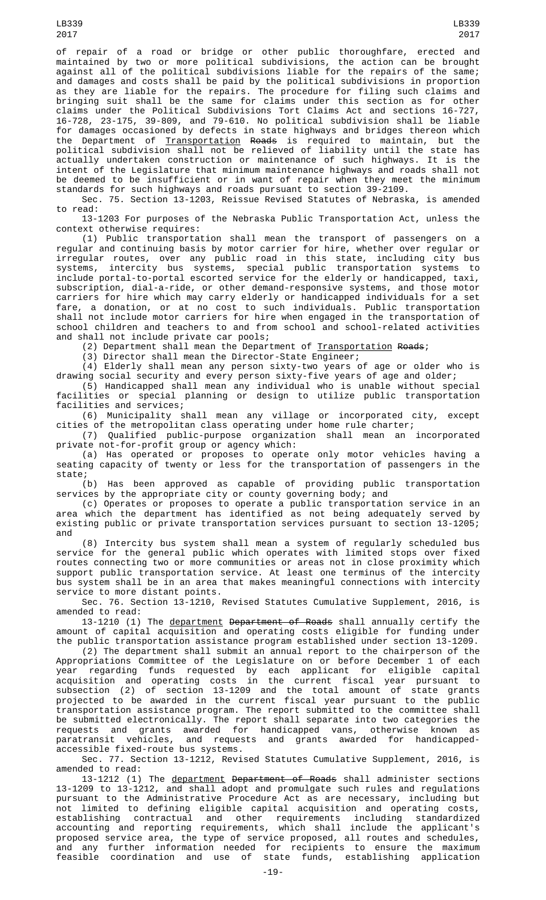of repair of a road or bridge or other public thoroughfare, erected and maintained by two or more political subdivisions, the action can be brought against all of the political subdivisions liable for the repairs of the same; and damages and costs shall be paid by the political subdivisions in proportion as they are liable for the repairs. The procedure for filing such claims and bringing suit shall be the same for claims under this section as for other claims under the Political Subdivisions Tort Claims Act and sections 16-727, 16-728, 23-175, 39-809, and 79-610. No political subdivision shall be liable for damages occasioned by defects in state highways and bridges thereon which the Department of Transportation ~~Roads~~ is required to maintain, but the political subdivision shall not be relieved of liability until the state has actually undertaken construction or maintenance of such highways. It is the intent of the Legislature that minimum maintenance highways and roads shall not be deemed to be insufficient or in want of repair when they meet the minimum standards for such highways and roads pursuant to section 39-2109.

Sec. 75. Section 13-1203, Reissue Revised Statutes of Nebraska, is amended to read:

13-1203 For purposes of the Nebraska Public Transportation Act, unless the context otherwise requires:

(1) Public transportation shall mean the transport of passengers on a regular and continuing basis by motor carrier for hire, whether over regular or irregular routes, over any public road in this state, including city bus systems, intercity bus systems, special public transportation systems to include portal-to-portal escorted service for the elderly or handicapped, taxi, subscription, dial-a-ride, or other demand-responsive systems, and those motor carriers for hire which may carry elderly or handicapped individuals for a set fare, a donation, or at no cost to such individuals. Public transportation shall not include motor carriers for hire when engaged in the transportation of school children and teachers to and from school and school-related activities and shall not include private car pools;

(2) Department shall mean the Department of Transportation ~~Roads~~;

(3) Director shall mean the Director-State Engineer;

(4) Elderly shall mean any person sixty-two years of age or older who is drawing social security and every person sixty-five years of age and older;

(5) Handicapped shall mean any individual who is unable without special facilities or special planning or design to utilize public transportation facilities and services;

(6) Municipality shall mean any village or incorporated city, except cities of the metropolitan class operating under home rule charter;

(7) Qualified public-purpose organization shall mean an incorporated private not-for-profit group or agency which:

(a) Has operated or proposes to operate only motor vehicles having a seating capacity of twenty or less for the transportation of passengers in the state;

(b) Has been approved as capable of providing public transportation services by the appropriate city or county governing body; and

(c) Operates or proposes to operate a public transportation service in an area which the department has identified as not being adequately served by existing public or private transportation services pursuant to section 13-1205; and

(8) Intercity bus system shall mean a system of regularly scheduled bus service for the general public which operates with limited stops over fixed routes connecting two or more communities or areas not in close proximity which support public transportation service. At least one terminus of the intercity bus system shall be in an area that makes meaningful connections with intercity service to more distant points.

Sec. 76. Section 13-1210, Revised Statutes Cumulative Supplement, 2016, is amended to read:

13-1210 (1) The department ~~Department of Roads~~ shall annually certify the amount of capital acquisition and operating costs eligible for funding under the public transportation assistance program established under section 13-1209.

(2) The department shall submit an annual report to the chairperson of the Appropriations Committee of the Legislature on or before December 1 of each year regarding funds requested by each applicant for eligible capital acquisition and operating costs in the current fiscal year pursuant to subsection (2) of section 13-1209 and the total amount of state grants projected to be awarded in the current fiscal year pursuant to the public transportation assistance program. The report submitted to the committee shall be submitted electronically. The report shall separate into two categories the requests and grants awarded for handicapped vans, otherwise known as paratransit vehicles, and requests and grants awarded for handicapped-accessible fixed-route bus systems.

Sec. 77. Section 13-1212, Revised Statutes Cumulative Supplement, 2016, is amended to read:

13-1212 (1) The department ~~Department of Roads~~ shall administer sections 13-1209 to 13-1212, and shall adopt and promulgate such rules and regulations pursuant to the Administrative Procedure Act as are necessary, including but not limited to defining eligible capital acquisition and operating costs, establishing contractual and other requirements including standardized accounting and reporting requirements, which shall include the applicant's proposed service area, the type of service proposed, all routes and schedules, and any further information needed for recipients to ensure the maximum feasible coordination and use of state funds, establishing application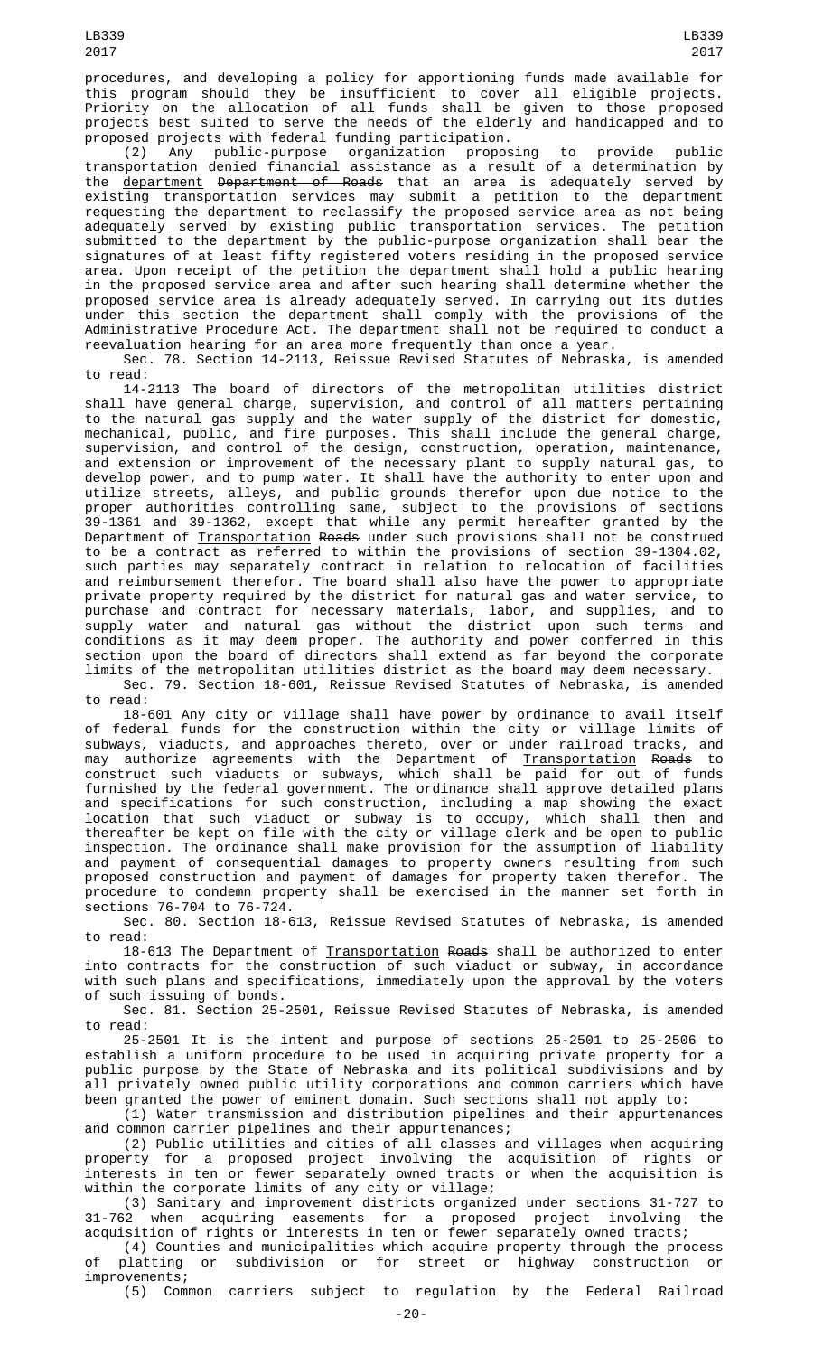procedures, and developing a policy for apportioning funds made available for this program should they be insufficient to cover all eligible projects. Priority on the allocation of all funds shall be given to those proposed projects best suited to serve the needs of the elderly and handicapped and to proposed projects with federal funding participation.

(2) Any public-purpose organization proposing to provide public transportation denied financial assistance as a result of a determination by the department ~~Department of Roads~~ that an area is adequately served by existing transportation services may submit a petition to the department requesting the department to reclassify the proposed service area as not being adequately served by existing public transportation services. The petition submitted to the department by the public-purpose organization shall bear the signatures of at least fifty registered voters residing in the proposed service area. Upon receipt of the petition the department shall hold a public hearing in the proposed service area and after such hearing shall determine whether the proposed service area is already adequately served. In carrying out its duties under this section the department shall comply with the provisions of the Administrative Procedure Act. The department shall not be required to conduct a reevaluation hearing for an area more frequently than once a year.

Sec. 78. Section 14-2113, Reissue Revised Statutes of Nebraska, is amended to read:

14-2113 The board of directors of the metropolitan utilities district shall have general charge, supervision, and control of all matters pertaining to the natural gas supply and the water supply of the district for domestic, mechanical, public, and fire purposes. This shall include the general charge, supervision, and control of the design, construction, operation, maintenance, and extension or improvement of the necessary plant to supply natural gas, to develop power, and to pump water. It shall have the authority to enter upon and utilize streets, alleys, and public grounds therefor upon due notice to the proper authorities controlling same, subject to the provisions of sections 39-1361 and 39-1362, except that while any permit hereafter granted by the Department of Transportation ~~Roads~~ under such provisions shall not be construed to be a contract as referred to within the provisions of section 39-1304.02, such parties may separately contract in relation to relocation of facilities and reimbursement therefor. The board shall also have the power to appropriate private property required by the district for natural gas and water service, to purchase and contract for necessary materials, labor, and supplies, and to supply water and natural gas without the district upon such terms and conditions as it may deem proper. The authority and power conferred in this section upon the board of directors shall extend as far beyond the corporate limits of the metropolitan utilities district as the board may deem necessary.

Sec. 79. Section 18-601, Reissue Revised Statutes of Nebraska, is amended to read:

18-601 Any city or village shall have power by ordinance to avail itself of federal funds for the construction within the city or village limits of subways, viaducts, and approaches thereto, over or under railroad tracks, and may authorize agreements with the Department of Transportation ~~Roads~~ to construct such viaducts or subways, which shall be paid for out of funds furnished by the federal government. The ordinance shall approve detailed plans and specifications for such construction, including a map showing the exact location that such viaduct or subway is to occupy, which shall then and thereafter be kept on file with the city or village clerk and be open to public inspection. The ordinance shall make provision for the assumption of liability and payment of consequential damages to property owners resulting from such proposed construction and payment of damages for property taken therefor. The procedure to condemn property shall be exercised in the manner set forth in sections 76-704 to 76-724.

Sec. 80. Section 18-613, Reissue Revised Statutes of Nebraska, is amended to read:

18-613 The Department of Transportation ~~Roads~~ shall be authorized to enter into contracts for the construction of such viaduct or subway, in accordance with such plans and specifications, immediately upon the approval by the voters of such issuing of bonds.

Sec. 81. Section 25-2501, Reissue Revised Statutes of Nebraska, is amended to read:

25-2501 It is the intent and purpose of sections 25-2501 to 25-2506 to establish a uniform procedure to be used in acquiring private property for a public purpose by the State of Nebraska and its political subdivisions and by all privately owned public utility corporations and common carriers which have been granted the power of eminent domain. Such sections shall not apply to:

(1) Water transmission and distribution pipelines and their appurtenances and common carrier pipelines and their appurtenances;

(2) Public utilities and cities of all classes and villages when acquiring property for a proposed project involving the acquisition of rights or interests in ten or fewer separately owned tracts or when the acquisition is within the corporate limits of any city or village;

(3) Sanitary and improvement districts organized under sections 31-727 to 31-762 when acquiring easements for a proposed project involving the acquisition of rights or interests in ten or fewer separately owned tracts;

(4) Counties and municipalities which acquire property through the process of platting or subdivision or for street or highway construction or improvements;

(5) Common carriers subject to regulation by the Federal Railroad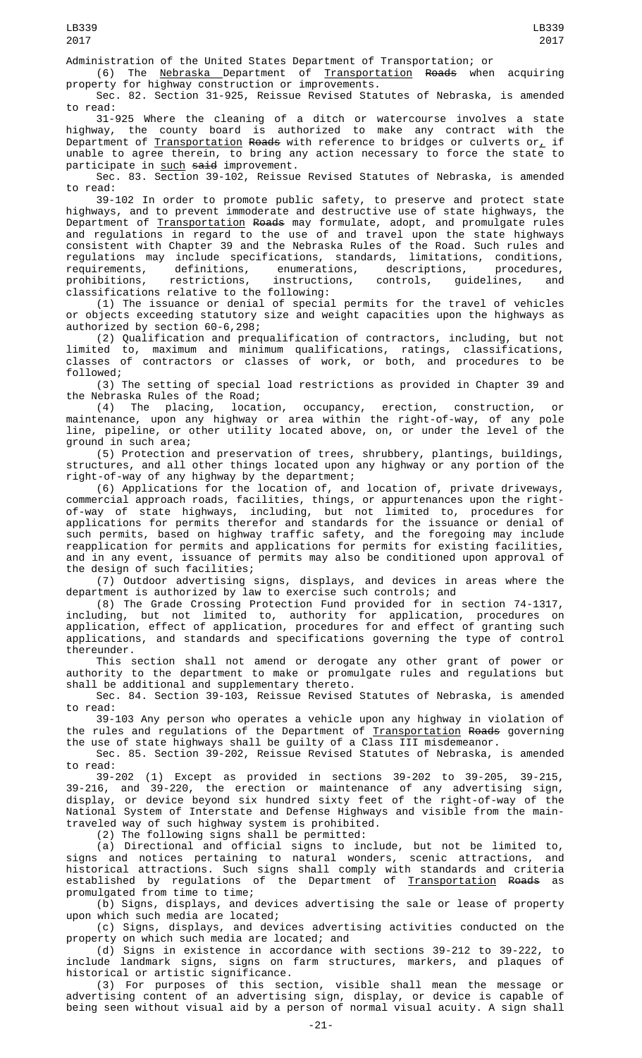Administration of the United States Department of Transportation; or

(6) The Nebraska Department of Transportation ~~Roads~~ when acquiring property for highway construction or improvements.

Sec. 82. Section 31-925, Reissue Revised Statutes of Nebraska, is amended to read:

31-925 Where the cleaning of a ditch or watercourse involves a state highway, the county board is authorized to make any contract with the Department of Transportation ~~Roads~~ with reference to bridges or culverts or, if unable to agree therein, to bring any action necessary to force the state to participate in such ~~said~~ improvement.

Sec. 83. Section 39-102, Reissue Revised Statutes of Nebraska, is amended to read:

39-102 In order to promote public safety, to preserve and protect state highways, and to prevent immoderate and destructive use of state highways, the Department of Transportation ~~Roads~~ may formulate, adopt, and promulgate rules and regulations in regard to the use of and travel upon the state highways consistent with Chapter 39 and the Nebraska Rules of the Road. Such rules and regulations may include specifications, standards, limitations, conditions, requirements, definitions, enumerations, descriptions, procedures, prohibitions, restrictions, instructions, controls, guidelines, and classifications relative to the following:

(1) The issuance or denial of special permits for the travel of vehicles or objects exceeding statutory size and weight capacities upon the highways as authorized by section 60-6,298;

(2) Qualification and prequalification of contractors, including, but not limited to, maximum and minimum qualifications, ratings, classifications, classes of contractors or classes of work, or both, and procedures to be followed;

(3) The setting of special load restrictions as provided in Chapter 39 and the Nebraska Rules of the Road;

(4) The placing, location, occupancy, erection, construction, or maintenance, upon any highway or area within the right-of-way, of any pole line, pipeline, or other utility located above, on, or under the level of the ground in such area;

(5) Protection and preservation of trees, shrubbery, plantings, buildings, structures, and all other things located upon any highway or any portion of the right-of-way of any highway by the department;

(6) Applications for the location of, and location of, private driveways, commercial approach roads, facilities, things, or appurtenances upon the right-of-way of state highways, including, but not limited to, procedures for applications for permits therefor and standards for the issuance or denial of such permits, based on highway traffic safety, and the foregoing may include reapplication for permits and applications for permits for existing facilities, and in any event, issuance of permits may also be conditioned upon approval of the design of such facilities;

(7) Outdoor advertising signs, displays, and devices in areas where the department is authorized by law to exercise such controls; and

(8) The Grade Crossing Protection Fund provided for in section 74-1317, including, but not limited to, authority for application, procedures on application, effect of application, procedures for and effect of granting such applications, and standards and specifications governing the type of control thereunder.

This section shall not amend or derogate any other grant of power or authority to the department to make or promulgate rules and regulations but shall be additional and supplementary thereto.

Sec. 84. Section 39-103, Reissue Revised Statutes of Nebraska, is amended to read:

39-103 Any person who operates a vehicle upon any highway in violation of the rules and regulations of the Department of Transportation ~~Roads~~ governing the use of state highways shall be guilty of a Class III misdemeanor.

Sec. 85. Section 39-202, Reissue Revised Statutes of Nebraska, is amended to read:

39-202 (1) Except as provided in sections 39-202 to 39-205, 39-215, 39-216, and 39-220, the erection or maintenance of any advertising sign, display, or device beyond six hundred sixty feet of the right-of-way of the National System of Interstate and Defense Highways and visible from the main-traveled way of such highway system is prohibited.

(2) The following signs shall be permitted:

(a) Directional and official signs to include, but not be limited to, signs and notices pertaining to natural wonders, scenic attractions, and historical attractions. Such signs shall comply with standards and criteria established by regulations of the Department of Transportation ~~Roads~~ as promulgated from time to time;

(b) Signs, displays, and devices advertising the sale or lease of property upon which such media are located;

(c) Signs, displays, and devices advertising activities conducted on the property on which such media are located; and

(d) Signs in existence in accordance with sections 39-212 to 39-222, to include landmark signs, signs on farm structures, markers, and plaques of historical or artistic significance.

(3) For purposes of this section, visible shall mean the message or advertising content of an advertising sign, display, or device is capable of being seen without visual aid by a person of normal visual acuity. A sign shall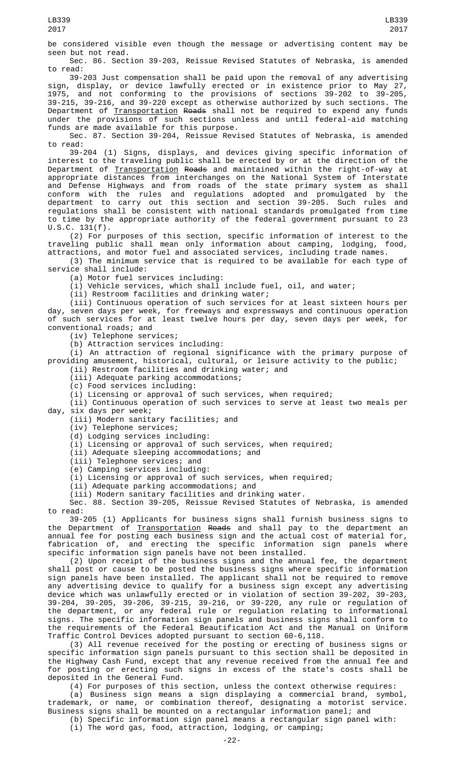be considered visible even though the message or advertising content may be seen but not read.

Sec. 86. Section 39-203, Reissue Revised Statutes of Nebraska, is amended to read:

39-203 Just compensation shall be paid upon the removal of any advertising sign, display, or device lawfully erected or in existence prior to May 27, 1975, and not conforming to the provisions of sections 39-202 to 39-205, 39-215, 39-216, and 39-220 except as otherwise authorized by such sections. The Department of Transportation ~~Roads~~ shall not be required to expend any funds under the provisions of such sections unless and until federal-aid matching funds are made available for this purpose.

Sec. 87. Section 39-204, Reissue Revised Statutes of Nebraska, is amended to read:

39-204 (1) Signs, displays, and devices giving specific information of interest to the traveling public shall be erected by or at the direction of the Department of Transportation ~~Roads~~ and maintained within the right-of-way at appropriate distances from interchanges on the National System of Interstate and Defense Highways and from roads of the state primary system as shall conform with the rules and regulations adopted and promulgated by the department to carry out this section and section 39-205. Such rules and regulations shall be consistent with national standards promulgated from time to time by the appropriate authority of the federal government pursuant to 23 U.S.C. 131(f).

(2) For purposes of this section, specific information of interest to the traveling public shall mean only information about camping, lodging, food, attractions, and motor fuel and associated services, including trade names.

(3) The minimum service that is required to be available for each type of service shall include:

(a) Motor fuel services including:

(i) Vehicle services, which shall include fuel, oil, and water;

(ii) Restroom facilities and drinking water;

(iii) Continuous operation of such services for at least sixteen hours per day, seven days per week, for freeways and expressways and continuous operation of such services for at least twelve hours per day, seven days per week, for conventional roads; and

(iv) Telephone services;

(b) Attraction services including:

(i) An attraction of regional significance with the primary purpose of providing amusement, historical, cultural, or leisure activity to the public;

(ii) Restroom facilities and drinking water; and

(iii) Adequate parking accommodations;

(c) Food services including:

(i) Licensing or approval of such services, when required;

(ii) Continuous operation of such services to serve at least two meals per day, six days per week;

(iii) Modern sanitary facilities; and

(iv) Telephone services;

(d) Lodging services including:

(i) Licensing or approval of such services, when required;

(ii) Adequate sleeping accommodations; and

(iii) Telephone services; and

(e) Camping services including:

(i) Licensing or approval of such services, when required;

(ii) Adequate parking accommodations; and

(iii) Modern sanitary facilities and drinking water.

Sec. 88. Section 39-205, Reissue Revised Statutes of Nebraska, is amended to read:

39-205 (1) Applicants for business signs shall furnish business signs to the Department of Transportation ~~Roads~~ and shall pay to the department an annual fee for posting each business sign and the actual cost of material for, fabrication of, and erecting the specific information sign panels where specific information sign panels have not been installed.

(2) Upon receipt of the business signs and the annual fee, the department shall post or cause to be posted the business signs where specific information sign panels have been installed. The applicant shall not be required to remove any advertising device to qualify for a business sign except any advertising device which was unlawfully erected or in violation of section 39-202, 39-203, 39-204, 39-205, 39-206, 39-215, 39-216, or 39-220, any rule or regulation of the department, or any federal rule or regulation relating to informational signs. The specific information sign panels and business signs shall conform to the requirements of the Federal Beautification Act and the Manual on Uniform Traffic Control Devices adopted pursuant to section 60-6,118.

(3) All revenue received for the posting or erecting of business signs or specific information sign panels pursuant to this section shall be deposited in the Highway Cash Fund, except that any revenue received from the annual fee and for posting or erecting such signs in excess of the state's costs shall be deposited in the General Fund.

(4) For purposes of this section, unless the context otherwise requires:

(a) Business sign means a sign displaying a commercial brand, symbol, trademark, or name, or combination thereof, designating a motorist service. Business signs shall be mounted on a rectangular information panel; and

(b) Specific information sign panel means a rectangular sign panel with:

(i) The word gas, food, attraction, lodging, or camping;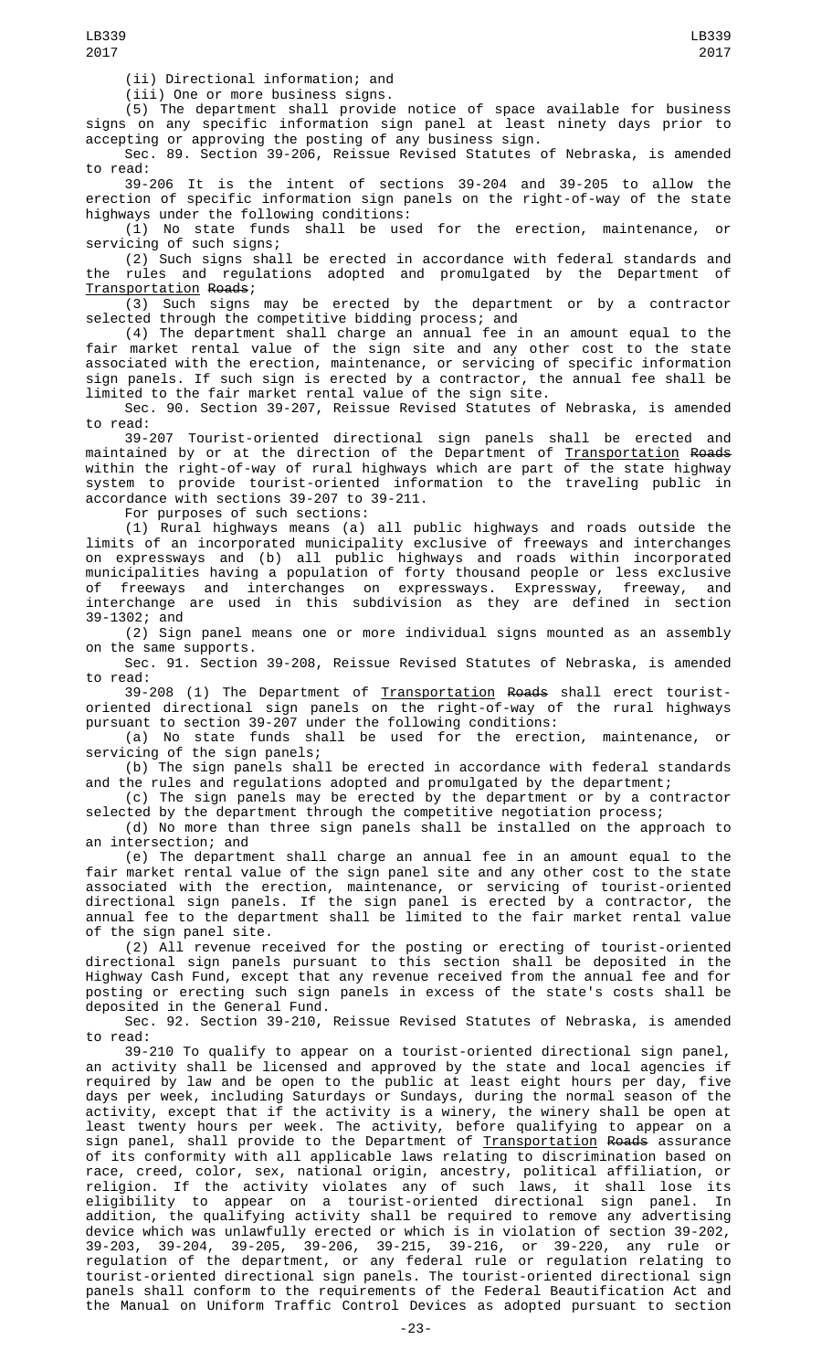(ii) Directional information; and

(iii) One or more business signs.

(5) The department shall provide notice of space available for business signs on any specific information sign panel at least ninety days prior to accepting or approving the posting of any business sign.

Sec. 89. Section 39-206, Reissue Revised Statutes of Nebraska, is amended to read:

39-206 It is the intent of sections 39-204 and 39-205 to allow the erection of specific information sign panels on the right-of-way of the state highways under the following conditions:

(1) No state funds shall be used for the erection, maintenance, or servicing of such signs;

(2) Such signs shall be erected in accordance with federal standards and the rules and regulations adopted and promulgated by the Department of Transportation ~~Roads~~;

(3) Such signs may be erected by the department or by a contractor selected through the competitive bidding process; and

(4) The department shall charge an annual fee in an amount equal to the fair market rental value of the sign site and any other cost to the state associated with the erection, maintenance, or servicing of specific information sign panels. If such sign is erected by a contractor, the annual fee shall be limited to the fair market rental value of the sign site.

Sec. 90. Section 39-207, Reissue Revised Statutes of Nebraska, is amended to read:

39-207 Tourist-oriented directional sign panels shall be erected and maintained by or at the direction of the Department of Transportation ~~Roads~~ within the right-of-way of rural highways which are part of the state highway system to provide tourist-oriented information to the traveling public in accordance with sections 39-207 to 39-211.

For purposes of such sections:

(1) Rural highways means (a) all public highways and roads outside the limits of an incorporated municipality exclusive of freeways and interchanges on expressways and (b) all public highways and roads within incorporated municipalities having a population of forty thousand people or less exclusive of freeways and interchanges on expressways. Expressway, freeway, and interchange are used in this subdivision as they are defined in section 39-1302; and

(2) Sign panel means one or more individual signs mounted as an assembly on the same supports.

Sec. 91. Section 39-208, Reissue Revised Statutes of Nebraska, is amended to read:

39-208 (1) The Department of Transportation ~~Roads~~ shall erect tourist-oriented directional sign panels on the right-of-way of the rural highways pursuant to section 39-207 under the following conditions:

(a) No state funds shall be used for the erection, maintenance, or servicing of the sign panels;

(b) The sign panels shall be erected in accordance with federal standards and the rules and regulations adopted and promulgated by the department;

(c) The sign panels may be erected by the department or by a contractor selected by the department through the competitive negotiation process;

(d) No more than three sign panels shall be installed on the approach to an intersection; and

(e) The department shall charge an annual fee in an amount equal to the fair market rental value of the sign panel site and any other cost to the state associated with the erection, maintenance, or servicing of tourist-oriented directional sign panels. If the sign panel is erected by a contractor, the annual fee to the department shall be limited to the fair market rental value of the sign panel site.

(2) All revenue received for the posting or erecting of tourist-oriented directional sign panels pursuant to this section shall be deposited in the Highway Cash Fund, except that any revenue received from the annual fee and for posting or erecting such sign panels in excess of the state's costs shall be deposited in the General Fund.

Sec. 92. Section 39-210, Reissue Revised Statutes of Nebraska, is amended to read:

39-210 To qualify to appear on a tourist-oriented directional sign panel, an activity shall be licensed and approved by the state and local agencies if required by law and be open to the public at least eight hours per day, five days per week, including Saturdays or Sundays, during the normal season of the activity, except that if the activity is a winery, the winery shall be open at least twenty hours per week. The activity, before qualifying to appear on a sign panel, shall provide to the Department of Transportation ~~Roads~~ assurance of its conformity with all applicable laws relating to discrimination based on race, creed, color, sex, national origin, ancestry, political affiliation, or religion. If the activity violates any of such laws, it shall lose its eligibility to appear on a tourist-oriented directional sign panel. In addition, the qualifying activity shall be required to remove any advertising device which was unlawfully erected or which is in violation of section 39-202, 39-203, 39-204, 39-205, 39-206, 39-215, 39-216, or 39-220, any rule or regulation of the department, or any federal rule or regulation relating to tourist-oriented directional sign panels. The tourist-oriented directional sign panels shall conform to the requirements of the Federal Beautification Act and the Manual on Uniform Traffic Control Devices as adopted pursuant to section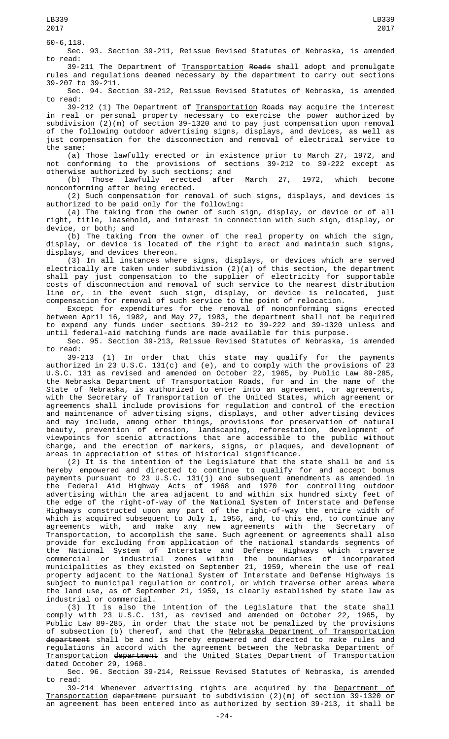60-6,118.

Sec. 93. Section 39-211, Reissue Revised Statutes of Nebraska, is amended to read:

39-211 The Department of Transportation ~~Roads~~ shall adopt and promulgate rules and regulations deemed necessary by the department to carry out sections 39-207 to 39-211.

Sec. 94. Section 39-212, Reissue Revised Statutes of Nebraska, is amended to read:

39-212 (1) The Department of Transportation ~~Roads~~ may acquire the interest in real or personal property necessary to exercise the power authorized by subdivision (2)(m) of section 39-1320 and to pay just compensation upon removal of the following outdoor advertising signs, displays, and devices, as well as just compensation for the disconnection and removal of electrical service to the same:

(a) Those lawfully erected or in existence prior to March 27, 1972, and not conforming to the provisions of sections 39-212 to 39-222 except as otherwise authorized by such sections; and

(b) Those lawfully erected after March 27, 1972, which become nonconforming after being erected.

(2) Such compensation for removal of such signs, displays, and devices is authorized to be paid only for the following:

(a) The taking from the owner of such sign, display, or device or of all right, title, leasehold, and interest in connection with such sign, display, or device, or both; and

(b) The taking from the owner of the real property on which the sign, display, or device is located of the right to erect and maintain such signs, displays, and devices thereon.

(3) In all instances where signs, displays, or devices which are served electrically are taken under subdivision (2)(a) of this section, the department shall pay just compensation to the supplier of electricity for supportable costs of disconnection and removal of such service to the nearest distribution line or, in the event such sign, display, or device is relocated, just compensation for removal of such service to the point of relocation.

Except for expenditures for the removal of nonconforming signs erected between April 16, 1982, and May 27, 1983, the department shall not be required to expend any funds under sections 39-212 to 39-222 and 39-1320 unless and until federal-aid matching funds are made available for this purpose.

Sec. 95. Section 39-213, Reissue Revised Statutes of Nebraska, is amended to read:

39-213 (1) In order that this state may qualify for the payments authorized in 23 U.S.C. 131(c) and (e), and to comply with the provisions of 23 U.S.C. 131 as revised and amended on October 22, 1965, by Public Law 89-285, the Nebraska Department of Transportation ~~Roads~~, for and in the name of the State of Nebraska, is authorized to enter into an agreement, or agreements, with the Secretary of Transportation of the United States, which agreement or agreements shall include provisions for regulation and control of the erection and maintenance of advertising signs, displays, and other advertising devices and may include, among other things, provisions for preservation of natural beauty, prevention of erosion, landscaping, reforestation, development of viewpoints for scenic attractions that are accessible to the public without charge, and the erection of markers, signs, or plaques, and development of areas in appreciation of sites of historical significance.

(2) It is the intention of the Legislature that the state shall be and is hereby empowered and directed to continue to qualify for and accept bonus payments pursuant to 23 U.S.C. 131(j) and subsequent amendments as amended in the Federal Aid Highway Acts of 1968 and 1970 for controlling outdoor advertising within the area adjacent to and within six hundred sixty feet of the edge of the right-of-way of the National System of Interstate and Defense Highways constructed upon any part of the right-of-way the entire width of which is acquired subsequent to July 1, 1956, and, to this end, to continue any agreements with, and make any new agreements with the Secretary of Transportation, to accomplish the same. Such agreement or agreements shall also provide for excluding from application of the national standards segments of the National System of Interstate and Defense Highways which traverse commercial or industrial zones within the boundaries of incorporated municipalities as they existed on September 21, 1959, wherein the use of real property adjacent to the National System of Interstate and Defense Highways is subject to municipal regulation or control, or which traverse other areas where the land use, as of September 21, 1959, is clearly established by state law as industrial or commercial.

(3) It is also the intention of the Legislature that the state shall comply with 23 U.S.C. 131, as revised and amended on October 22, 1965, by Public Law 89-285, in order that the state not be penalized by the provisions of subsection (b) thereof, and that the Nebraska Department of Transportation ~~department~~ shall be and is hereby empowered and directed to make rules and regulations in accord with the agreement between the Nebraska Department of Transportation ~~department~~ and the United States Department of Transportation dated October 29, 1968.

Sec. 96. Section 39-214, Reissue Revised Statutes of Nebraska, is amended to read:

39-214 Whenever advertising rights are acquired by the Department of Transportation ~~department~~ pursuant to subdivision (2)(m) of section 39-1320 or an agreement has been entered into as authorized by section 39-213, it shall be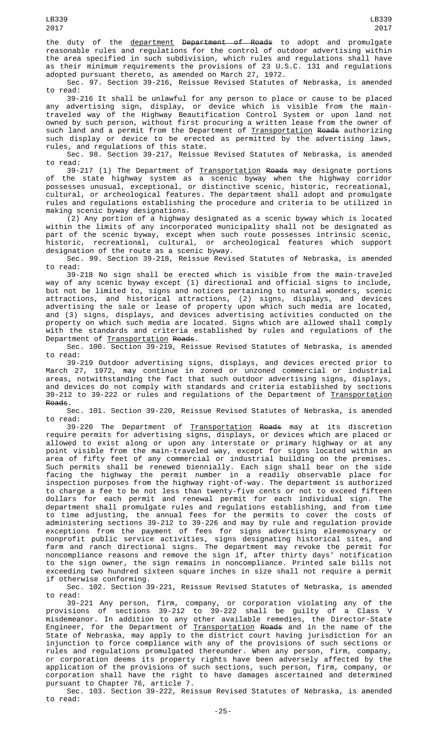the duty of the department ~~Department of Roads~~ to adopt and promulgate reasonable rules and regulations for the control of outdoor advertising within the area specified in such subdivision, which rules and regulations shall have as their minimum requirements the provisions of 23 U.S.C. 131 and regulations adopted pursuant thereto, as amended on March 27, 1972.

Sec. 97. Section 39-216, Reissue Revised Statutes of Nebraska, is amended to read:

39-216 It shall be unlawful for any person to place or cause to be placed any advertising sign, display, or device which is visible from the main-traveled way of the Highway Beautification Control System or upon land not owned by such person, without first procuring a written lease from the owner of such land and a permit from the Department of Transportation ~~Roads~~ authorizing such display or device to be erected as permitted by the advertising laws, rules, and regulations of this state.

Sec. 98. Section 39-217, Reissue Revised Statutes of Nebraska, is amended to read:

39-217 (1) The Department of Transportation ~~Roads~~ may designate portions of the state highway system as a scenic byway when the highway corridor possesses unusual, exceptional, or distinctive scenic, historic, recreational, cultural, or archeological features. The department shall adopt and promulgate rules and regulations establishing the procedure and criteria to be utilized in making scenic byway designations.

(2) Any portion of a highway designated as a scenic byway which is located within the limits of any incorporated municipality shall not be designated as part of the scenic byway, except when such route possesses intrinsic scenic, historic, recreational, cultural, or archeological features which support designation of the route as a scenic byway.

Sec. 99. Section 39-218, Reissue Revised Statutes of Nebraska, is amended to read:

39-218 No sign shall be erected which is visible from the main-traveled way of any scenic byway except (1) directional and official signs to include, but not be limited to, signs and notices pertaining to natural wonders, scenic attractions, and historical attractions, (2) signs, displays, and devices advertising the sale or lease of property upon which such media are located, and (3) signs, displays, and devices advertising activities conducted on the property on which such media are located. Signs which are allowed shall comply with the standards and criteria established by rules and regulations of the Department of Transportation ~~Roads~~.

Sec. 100. Section 39-219, Reissue Revised Statutes of Nebraska, is amended to read:

39-219 Outdoor advertising signs, displays, and devices erected prior to March 27, 1972, may continue in zoned or unzoned commercial or industrial areas, notwithstanding the fact that such outdoor advertising signs, displays, and devices do not comply with standards and criteria established by sections 39-212 to 39-222 or rules and regulations of the Department of Transportation ~~Roads~~.

Sec. 101. Section 39-220, Reissue Revised Statutes of Nebraska, is amended to read:

39-220 The Department of Transportation ~~Roads~~ may at its discretion require permits for advertising signs, displays, or devices which are placed or allowed to exist along or upon any interstate or primary highway or at any point visible from the main-traveled way, except for signs located within an area of fifty feet of any commercial or industrial building on the premises. Such permits shall be renewed biennially. Each sign shall bear on the side facing the highway the permit number in a readily observable place for inspection purposes from the highway right-of-way. The department is authorized to charge a fee to be not less than twenty-five cents or not to exceed fifteen dollars for each permit and renewal permit for each individual sign. The department shall promulgate rules and regulations establishing, and from time to time adjusting, the annual fees for the permits to cover the costs of administering sections 39-212 to 39-226 and may by rule and regulation provide exceptions from the payment of fees for signs advertising eleemosynary or nonprofit public service activities, signs designating historical sites, and farm and ranch directional signs. The department may revoke the permit for noncompliance reasons and remove the sign if, after thirty days' notification to the sign owner, the sign remains in noncompliance. Printed sale bills not exceeding two hundred sixteen square inches in size shall not require a permit if otherwise conforming.

Sec. 102. Section 39-221, Reissue Revised Statutes of Nebraska, is amended to read:

39-221 Any person, firm, company, or corporation violating any of the provisions of sections 39-212 to 39-222 shall be guilty of a Class V misdemeanor. In addition to any other available remedies, the Director-State Engineer, for the Department of Transportation ~~Roads~~ and in the name of the State of Nebraska, may apply to the district court having jurisdiction for an injunction to force compliance with any of the provisions of such sections or rules and regulations promulgated thereunder. When any person, firm, company, or corporation deems its property rights have been adversely affected by the application of the provisions of such sections, such person, firm, company, or corporation shall have the right to have damages ascertained and determined pursuant to Chapter 76, article 7.

Sec. 103. Section 39-222, Reissue Revised Statutes of Nebraska, is amended to read: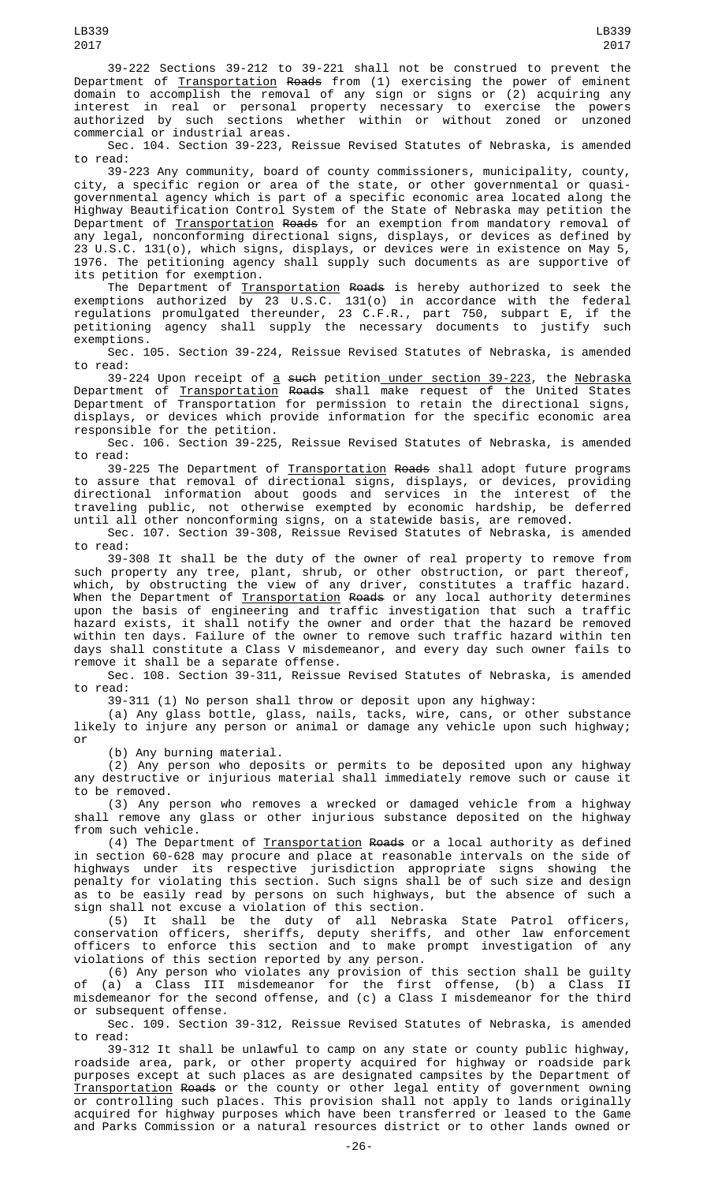39-222 Sections 39-212 to 39-221 shall not be construed to prevent the Department of Transportation ~~Roads~~ from (1) exercising the power of eminent domain to accomplish the removal of any sign or signs or (2) acquiring any interest in real or personal property necessary to exercise the powers authorized by such sections whether within or without zoned or unzoned commercial or industrial areas.

Sec. 104. Section 39-223, Reissue Revised Statutes of Nebraska, is amended to read:

39-223 Any community, board of county commissioners, municipality, county, city, a specific region or area of the state, or other governmental or quasi-governmental agency which is part of a specific economic area located along the Highway Beautification Control System of the State of Nebraska may petition the Department of Transportation ~~Roads~~ for an exemption from mandatory removal of any legal, nonconforming directional signs, displays, or devices as defined by 23 U.S.C. 131(o), which signs, displays, or devices were in existence on May 5, 1976. The petitioning agency shall supply such documents as are supportive of its petition for exemption.

The Department of Transportation ~~Roads~~ is hereby authorized to seek the exemptions authorized by 23 U.S.C. 131(o) in accordance with the federal regulations promulgated thereunder, 23 C.F.R., part 750, subpart E, if the petitioning agency shall supply the necessary documents to justify such exemptions.

Sec. 105. Section 39-224, Reissue Revised Statutes of Nebraska, is amended to read:

39-224 Upon receipt of a ~~such~~ petition under section 39-223, the Nebraska Department of Transportation ~~Roads~~ shall make request of the United States Department of Transportation for permission to retain the directional signs, displays, or devices which provide information for the specific economic area responsible for the petition.

Sec. 106. Section 39-225, Reissue Revised Statutes of Nebraska, is amended to read:

39-225 The Department of Transportation ~~Roads~~ shall adopt future programs to assure that removal of directional signs, displays, or devices, providing directional information about goods and services in the interest of the traveling public, not otherwise exempted by economic hardship, be deferred until all other nonconforming signs, on a statewide basis, are removed.

Sec. 107. Section 39-308, Reissue Revised Statutes of Nebraska, is amended to read:

39-308 It shall be the duty of the owner of real property to remove from such property any tree, plant, shrub, or other obstruction, or part thereof, which, by obstructing the view of any driver, constitutes a traffic hazard. When the Department of Transportation ~~Roads~~ or any local authority determines upon the basis of engineering and traffic investigation that such a traffic hazard exists, it shall notify the owner and order that the hazard be removed within ten days. Failure of the owner to remove such traffic hazard within ten days shall constitute a Class V misdemeanor, and every day such owner fails to remove it shall be a separate offense.

Sec. 108. Section 39-311, Reissue Revised Statutes of Nebraska, is amended to read:

39-311 (1) No person shall throw or deposit upon any highway:

(a) Any glass bottle, glass, nails, tacks, wire, cans, or other substance likely to injure any person or animal or damage any vehicle upon such highway; or

(b) Any burning material.

(2) Any person who deposits or permits to be deposited upon any highway any destructive or injurious material shall immediately remove such or cause it to be removed.

(3) Any person who removes a wrecked or damaged vehicle from a highway shall remove any glass or other injurious substance deposited on the highway from such vehicle.

(4) The Department of Transportation ~~Roads~~ or a local authority as defined in section 60-628 may procure and place at reasonable intervals on the side of highways under its respective jurisdiction appropriate signs showing the penalty for violating this section. Such signs shall be of such size and design as to be easily read by persons on such highways, but the absence of such a sign shall not excuse a violation of this section.

(5) It shall be the duty of all Nebraska State Patrol officers, conservation officers, sheriffs, deputy sheriffs, and other law enforcement officers to enforce this section and to make prompt investigation of any violations of this section reported by any person.

(6) Any person who violates any provision of this section shall be guilty of (a) a Class III misdemeanor for the first offense, (b) a Class II misdemeanor for the second offense, and (c) a Class I misdemeanor for the third or subsequent offense.

Sec. 109. Section 39-312, Reissue Revised Statutes of Nebraska, is amended to read:

39-312 It shall be unlawful to camp on any state or county public highway, roadside area, park, or other property acquired for highway or roadside park purposes except at such places as are designated campsites by the Department of Transportation ~~Roads~~ or the county or other legal entity of government owning or controlling such places. This provision shall not apply to lands originally acquired for highway purposes which have been transferred or leased to the Game and Parks Commission or a natural resources district or to other lands owned or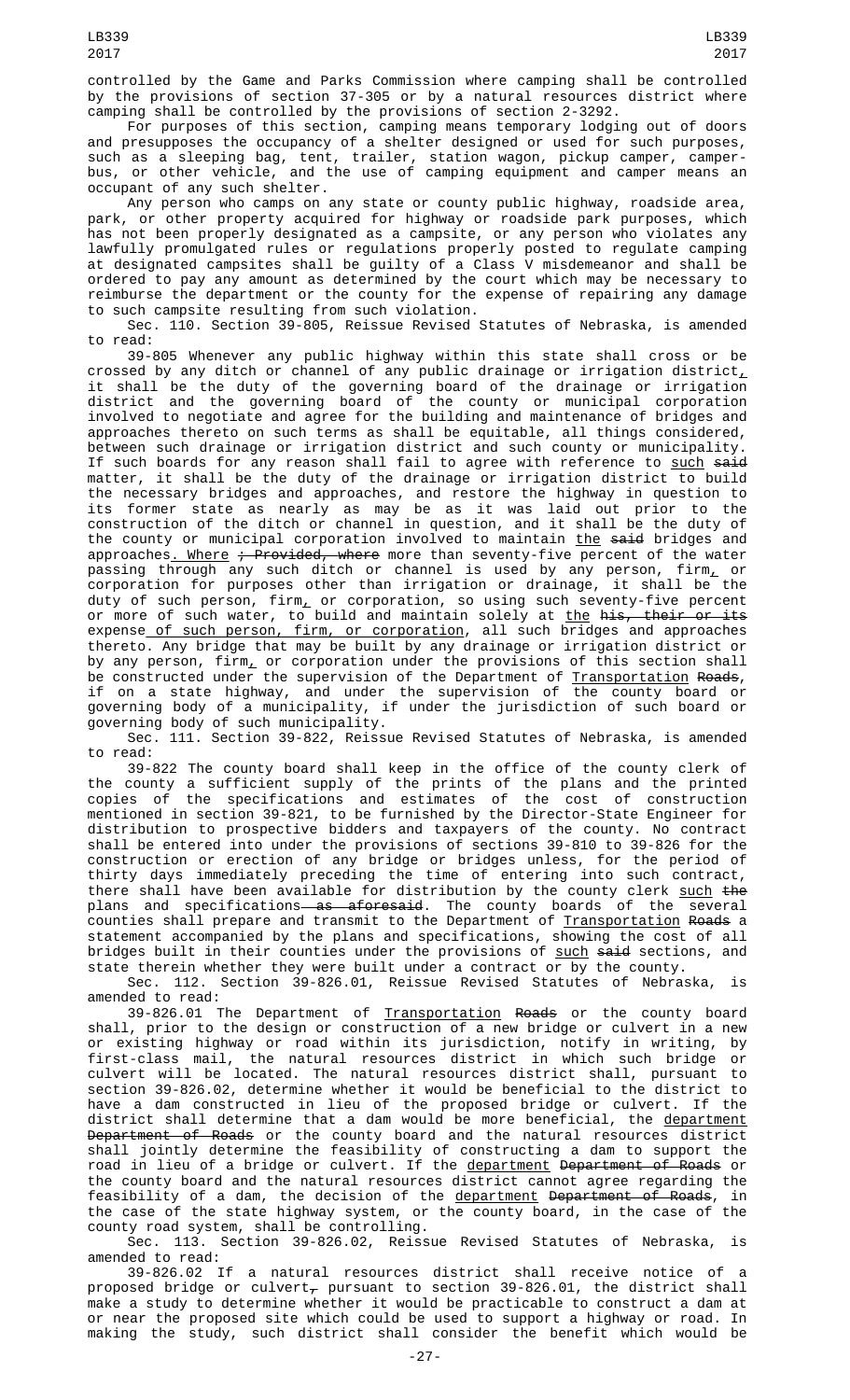controlled by the Game and Parks Commission where camping shall be controlled by the provisions of section 37-305 or by a natural resources district where camping shall be controlled by the provisions of section 2-3292.

For purposes of this section, camping means temporary lodging out of doors and presupposes the occupancy of a shelter designed or used for such purposes, such as a sleeping bag, tent, trailer, station wagon, pickup camper, camper-bus, or other vehicle, and the use of camping equipment and camper means an occupant of any such shelter.

Any person who camps on any state or county public highway, roadside area, park, or other property acquired for highway or roadside park purposes, which has not been properly designated as a campsite, or any person who violates any lawfully promulgated rules or regulations properly posted to regulate camping at designated campsites shall be guilty of a Class V misdemeanor and shall be ordered to pay any amount as determined by the court which may be necessary to reimburse the department or the county for the expense of repairing any damage to such campsite resulting from such violation.

Sec. 110. Section 39-805, Reissue Revised Statutes of Nebraska, is amended to read:

39-805 Whenever any public highway within this state shall cross or be crossed by any ditch or channel of any public drainage or irrigation district, it shall be the duty of the governing board of the drainage or irrigation district and the governing board of the county or municipal corporation involved to negotiate and agree for the building and maintenance of bridges and approaches thereto on such terms as shall be equitable, all things considered, between such drainage or irrigation district and such county or municipality. If such boards for any reason shall fail to agree with reference to such ~~said~~ matter, it shall be the duty of the drainage or irrigation district to build the necessary bridges and approaches, and restore the highway in question to its former state as nearly as may be as it was laid out prior to the construction of the ditch or channel in question, and it shall be the duty of the county or municipal corporation involved to maintain the ~~said~~ bridges and approaches. Where ~~; Provided, where~~ more than seventy-five percent of the water passing through any such ditch or channel is used by any person, firm, or corporation for purposes other than irrigation or drainage, it shall be the duty of such person, firm, or corporation, so using such seventy-five percent or more of such water, to build and maintain solely at the ~~his, their or its~~ expense of such person, firm, or corporation, all such bridges and approaches thereto. Any bridge that may be built by any drainage or irrigation district or by any person, firm, or corporation under the provisions of this section shall be constructed under the supervision of the Department of Transportation ~~Roads~~, if on a state highway, and under the supervision of the county board or governing body of a municipality, if under the jurisdiction of such board or governing body of such municipality.

Sec. 111. Section 39-822, Reissue Revised Statutes of Nebraska, is amended to read:

39-822 The county board shall keep in the office of the county clerk of the county a sufficient supply of the prints of the plans and the printed copies of the specifications and estimates of the cost of construction mentioned in section 39-821, to be furnished by the Director-State Engineer for distribution to prospective bidders and taxpayers of the county. No contract shall be entered into under the provisions of sections 39-810 to 39-826 for the construction or erection of any bridge or bridges unless, for the period of thirty days immediately preceding the time of entering into such contract, there shall have been available for distribution by the county clerk such ~~the~~ plans and specifications ~~as aforesaid~~. The county boards of the several counties shall prepare and transmit to the Department of Transportation ~~Roads~~ a statement accompanied by the plans and specifications, showing the cost of all bridges built in their counties under the provisions of such ~~said~~ sections, and state therein whether they were built under a contract or by the county.

Sec. 112. Section 39-826.01, Reissue Revised Statutes of Nebraska, is amended to read:

39-826.01 The Department of Transportation ~~Roads~~ or the county board shall, prior to the design or construction of a new bridge or culvert in a new or existing highway or road within its jurisdiction, notify in writing, by first-class mail, the natural resources district in which such bridge or culvert will be located. The natural resources district shall, pursuant to section 39-826.02, determine whether it would be beneficial to the district to have a dam constructed in lieu of the proposed bridge or culvert. If the district shall determine that a dam would be more beneficial, the department ~~Department of Roads~~ or the county board and the natural resources district shall jointly determine the feasibility of constructing a dam to support the road in lieu of a bridge or culvert. If the department ~~Department of Roads~~ or the county board and the natural resources district cannot agree regarding the feasibility of a dam, the decision of the department ~~Department of Roads~~, in the case of the state highway system, or the county board, in the case of the county road system, shall be controlling.

Sec. 113. Section 39-826.02, Reissue Revised Statutes of Nebraska, is amended to read:

39-826.02 If a natural resources district shall receive notice of a proposed bridge or culvert~~,~~ pursuant to section 39-826.01, the district shall make a study to determine whether it would be practicable to construct a dam at or near the proposed site which could be used to support a highway or road. In making the study, such district shall consider the benefit which would be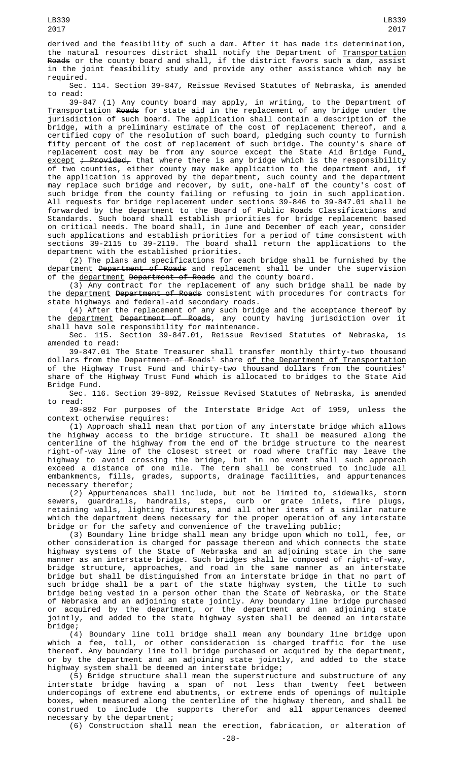derived and the feasibility of such a dam. After it has made its determination, the natural resources district shall notify the Department of Transportation Roads or the county board and shall, if the district favors such a dam, assist in the joint feasibility study and provide any other assistance which may be required.

Sec. 114. Section 39-847, Reissue Revised Statutes of Nebraska, is amended to read:

39-847 (1) Any county board may apply, in writing, to the Department of Transportation Roads for state aid in the replacement of any bridge under the jurisdiction of such board. The application shall contain a description of the bridge, with a preliminary estimate of the cost of replacement thereof, and a certified copy of the resolution of such board, pledging such county to furnish fifty percent of the cost of replacement of such bridge. The county's share of replacement cost may be from any source except the State Aid Bridge Fund, except ; Provided, that where there is any bridge which is the responsibility of two counties, either county may make application to the department and, if the application is approved by the department, such county and the department may replace such bridge and recover, by suit, one-half of the county's cost of such bridge from the county failing or refusing to join in such application. All requests for bridge replacement under sections 39-846 to 39-847.01 shall be forwarded by the department to the Board of Public Roads Classifications and Standards. Such board shall establish priorities for bridge replacement based on critical needs. The board shall, in June and December of each year, consider such applications and establish priorities for a period of time consistent with sections 39-2115 to 39-2119. The board shall return the applications to the department with the established priorities.

(2) The plans and specifications for each bridge shall be furnished by the department Department of Roads and replacement shall be under the supervision of the department Department of Roads and the county board.

(3) Any contract for the replacement of any such bridge shall be made by the department Department of Roads consistent with procedures for contracts for state highways and federal-aid secondary roads.

(4) After the replacement of any such bridge and the acceptance thereof by the department Department of Roads, any county having jurisdiction over it shall have sole responsibility for maintenance.

Sec. 115. Section 39-847.01, Reissue Revised Statutes of Nebraska, is amended to read:

39-847.01 The State Treasurer shall transfer monthly thirty-two thousand dollars from the Department of Roads' share of the Department of Transportation of the Highway Trust Fund and thirty-two thousand dollars from the counties' share of the Highway Trust Fund which is allocated to bridges to the State Aid Bridge Fund.

Sec. 116. Section 39-892, Reissue Revised Statutes of Nebraska, is amended to read:

39-892 For purposes of the Interstate Bridge Act of 1959, unless the context otherwise requires:

(1) Approach shall mean that portion of any interstate bridge which allows the highway access to the bridge structure. It shall be measured along the centerline of the highway from the end of the bridge structure to the nearest right-of-way line of the closest street or road where traffic may leave the highway to avoid crossing the bridge, but in no event shall such approach exceed a distance of one mile. The term shall be construed to include all embankments, fills, grades, supports, drainage facilities, and appurtenances necessary therefor;

(2) Appurtenances shall include, but not be limited to, sidewalks, storm sewers, guardrails, handrails, steps, curb or grate inlets, fire plugs, retaining walls, lighting fixtures, and all other items of a similar nature which the department deems necessary for the proper operation of any interstate bridge or for the safety and convenience of the traveling public;

(3) Boundary line bridge shall mean any bridge upon which no toll, fee, or other consideration is charged for passage thereon and which connects the state highway systems of the State of Nebraska and an adjoining state in the same manner as an interstate bridge. Such bridges shall be composed of right-of-way, bridge structure, approaches, and road in the same manner as an interstate bridge but shall be distinguished from an interstate bridge in that no part of such bridge shall be a part of the state highway system, the title to such bridge being vested in a person other than the State of Nebraska, or the State of Nebraska and an adjoining state jointly. Any boundary line bridge purchased or acquired by the department, or the department and an adjoining state jointly, and added to the state highway system shall be deemed an interstate bridge;

(4) Boundary line toll bridge shall mean any boundary line bridge upon which a fee, toll, or other consideration is charged traffic for the use thereof. Any boundary line toll bridge purchased or acquired by the department, or by the department and an adjoining state jointly, and added to the state highway system shall be deemed an interstate bridge;

(5) Bridge structure shall mean the superstructure and substructure of any interstate bridge having a span of not less than twenty feet between undercopings of extreme end abutments, or extreme ends of openings of multiple boxes, when measured along the centerline of the highway thereon, and shall be construed to include the supports therefor and all appurtenances deemed necessary by the department;

(6) Construction shall mean the erection, fabrication, or alteration of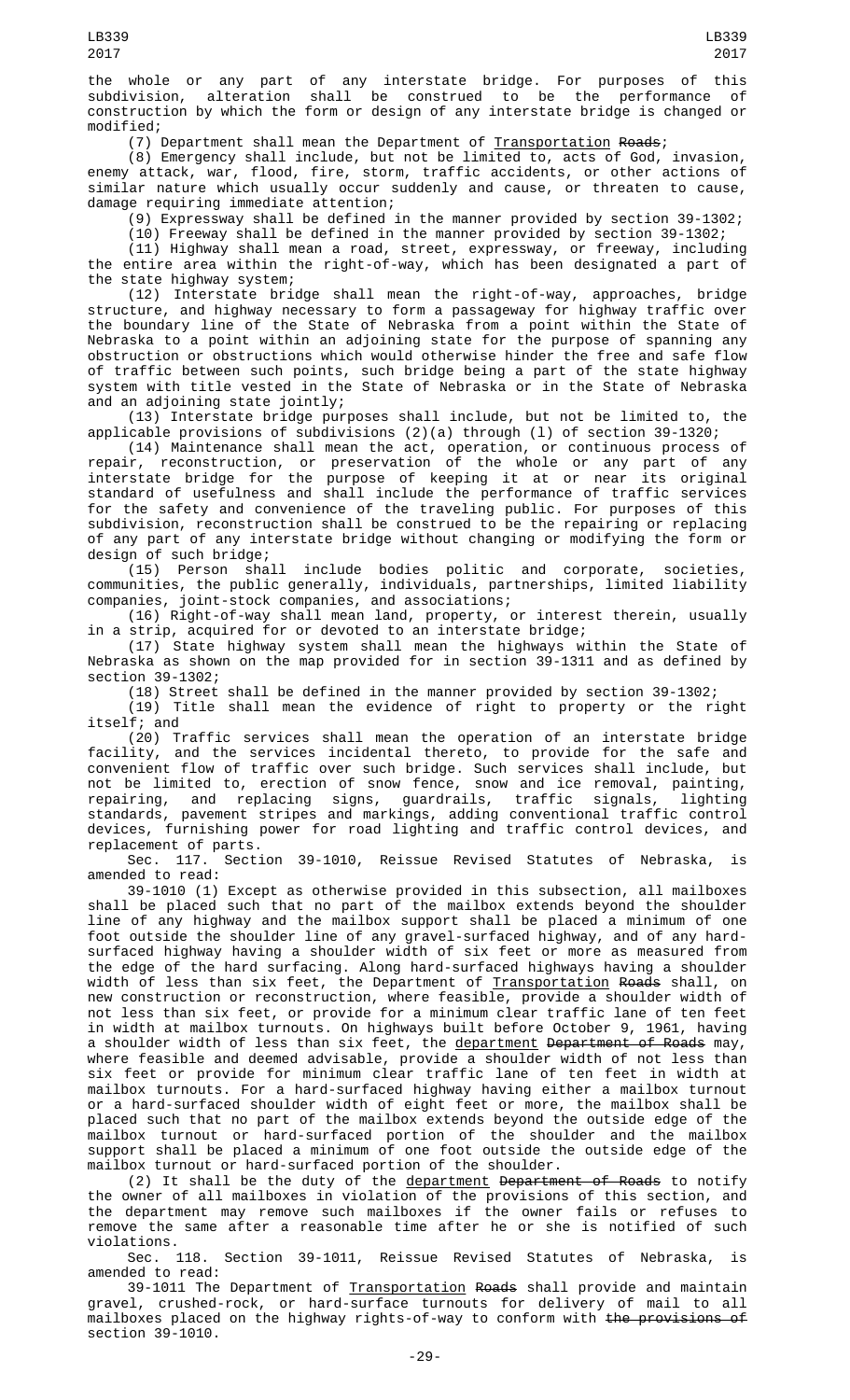the whole or any part of any interstate bridge. For purposes of this subdivision, alteration shall be construed to be the performance of construction by which the form or design of any interstate bridge is changed or modified;

(7) Department shall mean the Department of Transportation ~~Roads~~;

(8) Emergency shall include, but not be limited to, acts of God, invasion, enemy attack, war, flood, fire, storm, traffic accidents, or other actions of similar nature which usually occur suddenly and cause, or threaten to cause, damage requiring immediate attention;

(9) Expressway shall be defined in the manner provided by section 39-1302;

(10) Freeway shall be defined in the manner provided by section 39-1302;

(11) Highway shall mean a road, street, expressway, or freeway, including the entire area within the right-of-way, which has been designated a part of the state highway system;

(12) Interstate bridge shall mean the right-of-way, approaches, bridge structure, and highway necessary to form a passageway for highway traffic over the boundary line of the State of Nebraska from a point within the State of Nebraska to a point within an adjoining state for the purpose of spanning any obstruction or obstructions which would otherwise hinder the free and safe flow of traffic between such points, such bridge being a part of the state highway system with title vested in the State of Nebraska or in the State of Nebraska and an adjoining state jointly;

(13) Interstate bridge purposes shall include, but not be limited to, the applicable provisions of subdivisions (2)(a) through (l) of section 39-1320;

(14) Maintenance shall mean the act, operation, or continuous process of repair, reconstruction, or preservation of the whole or any part of any interstate bridge for the purpose of keeping it at or near its original standard of usefulness and shall include the performance of traffic services for the safety and convenience of the traveling public. For purposes of this subdivision, reconstruction shall be construed to be the repairing or replacing of any part of any interstate bridge without changing or modifying the form or design of such bridge;

(15) Person shall include bodies politic and corporate, societies, communities, the public generally, individuals, partnerships, limited liability companies, joint-stock companies, and associations;

(16) Right-of-way shall mean land, property, or interest therein, usually in a strip, acquired for or devoted to an interstate bridge;

(17) State highway system shall mean the highways within the State of Nebraska as shown on the map provided for in section 39-1311 and as defined by section 39-1302;

(18) Street shall be defined in the manner provided by section 39-1302;

(19) Title shall mean the evidence of right to property or the right itself; and

(20) Traffic services shall mean the operation of an interstate bridge facility, and the services incidental thereto, to provide for the safe and convenient flow of traffic over such bridge. Such services shall include, but not be limited to, erection of snow fence, snow and ice removal, painting, repairing, and replacing signs, guardrails, traffic signals, lighting standards, pavement stripes and markings, adding conventional traffic control devices, furnishing power for road lighting and traffic control devices, and replacement of parts.

Sec. 117. Section 39-1010, Reissue Revised Statutes of Nebraska, is amended to read:

39-1010 (1) Except as otherwise provided in this subsection, all mailboxes shall be placed such that no part of the mailbox extends beyond the shoulder line of any highway and the mailbox support shall be placed a minimum of one foot outside the shoulder line of any gravel-surfaced highway, and of any hard-surfaced highway having a shoulder width of six feet or more as measured from the edge of the hard surfacing. Along hard-surfaced highways having a shoulder width of less than six feet, the Department of Transportation ~~Roads~~ shall, on new construction or reconstruction, where feasible, provide a shoulder width of not less than six feet, or provide for a minimum clear traffic lane of ten feet in width at mailbox turnouts. On highways built before October 9, 1961, having a shoulder width of less than six feet, the department ~~Department of Roads~~ may, where feasible and deemed advisable, provide a shoulder width of not less than six feet or provide for minimum clear traffic lane of ten feet in width at mailbox turnouts. For a hard-surfaced highway having either a mailbox turnout or a hard-surfaced shoulder width of eight feet or more, the mailbox shall be placed such that no part of the mailbox extends beyond the outside edge of the mailbox turnout or hard-surfaced portion of the shoulder and the mailbox support shall be placed a minimum of one foot outside the outside edge of the mailbox turnout or hard-surfaced portion of the shoulder.

(2) It shall be the duty of the department ~~Department of Roads~~ to notify the owner of all mailboxes in violation of the provisions of this section, and the department may remove such mailboxes if the owner fails or refuses to remove the same after a reasonable time after he or she is notified of such violations.

Sec. 118. Section 39-1011, Reissue Revised Statutes of Nebraska, is amended to read:

39-1011 The Department of Transportation ~~Roads~~ shall provide and maintain gravel, crushed-rock, or hard-surface turnouts for delivery of mail to all mailboxes placed on the highway rights-of-way to conform with ~~the provisions of~~ section 39-1010.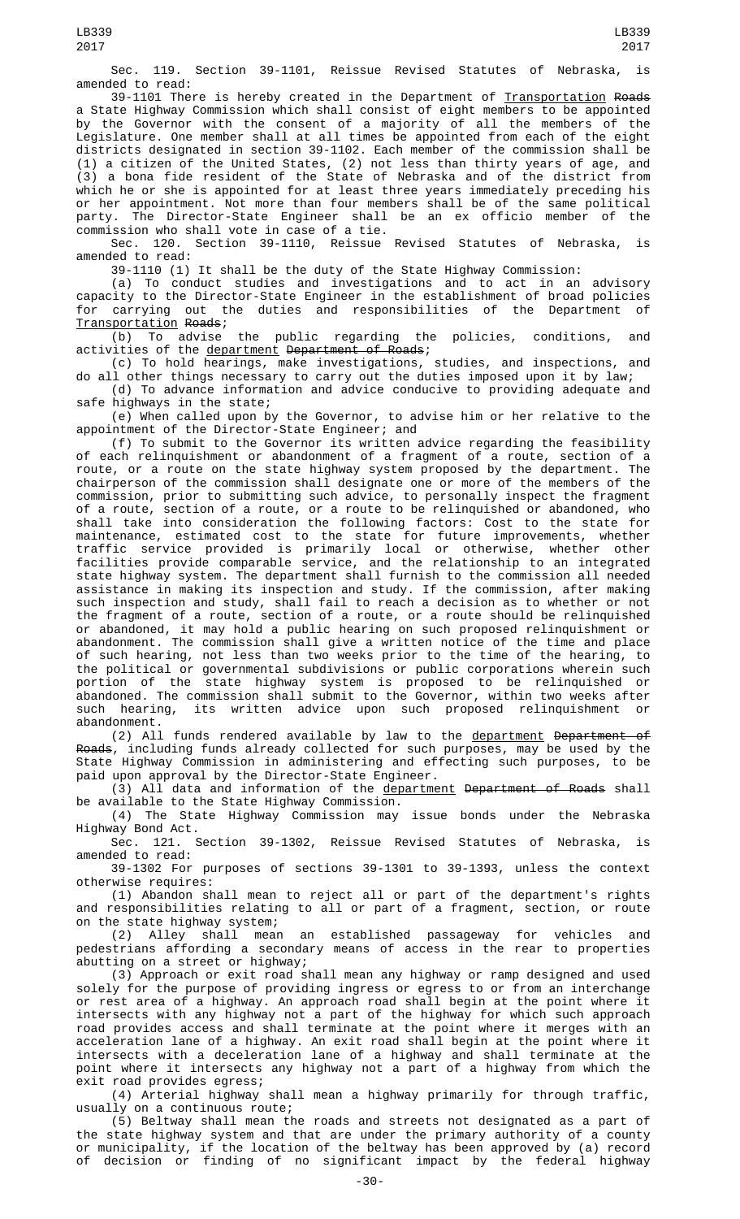Sec. 119. Section 39-1101, Reissue Revised Statutes of Nebraska, is amended to read:

39-1101 There is hereby created in the Department of Transportation ~~Roads~~ a State Highway Commission which shall consist of eight members to be appointed by the Governor with the consent of a majority of all the members of the Legislature. One member shall at all times be appointed from each of the eight districts designated in section 39-1102. Each member of the commission shall be (1) a citizen of the United States, (2) not less than thirty years of age, and (3) a bona fide resident of the State of Nebraska and of the district from which he or she is appointed for at least three years immediately preceding his or her appointment. Not more than four members shall be of the same political party. The Director-State Engineer shall be an ex officio member of the commission who shall vote in case of a tie.

Sec. 120. Section 39-1110, Reissue Revised Statutes of Nebraska, is amended to read:

39-1110 (1) It shall be the duty of the State Highway Commission:

(a) To conduct studies and investigations and to act in an advisory capacity to the Director-State Engineer in the establishment of broad policies for carrying out the duties and responsibilities of the Department of Transportation ~~Roads~~;

(b) To advise the public regarding the policies, conditions, and activities of the department ~~Department of Roads~~;

(c) To hold hearings, make investigations, studies, and inspections, and do all other things necessary to carry out the duties imposed upon it by law;

(d) To advance information and advice conducive to providing adequate and safe highways in the state;

(e) When called upon by the Governor, to advise him or her relative to the appointment of the Director-State Engineer; and

(f) To submit to the Governor its written advice regarding the feasibility of each relinquishment or abandonment of a fragment of a route, section of a route, or a route on the state highway system proposed by the department. The chairperson of the commission shall designate one or more of the members of the commission, prior to submitting such advice, to personally inspect the fragment of a route, section of a route, or a route to be relinquished or abandoned, who shall take into consideration the following factors: Cost to the state for maintenance, estimated cost to the state for future improvements, whether traffic service provided is primarily local or otherwise, whether other facilities provide comparable service, and the relationship to an integrated state highway system. The department shall furnish to the commission all needed assistance in making its inspection and study. If the commission, after making such inspection and study, shall fail to reach a decision as to whether or not the fragment of a route, section of a route, or a route should be relinquished or abandoned, it may hold a public hearing on such proposed relinquishment or abandonment. The commission shall give a written notice of the time and place of such hearing, not less than two weeks prior to the time of the hearing, to the political or governmental subdivisions or public corporations wherein such portion of the state highway system is proposed to be relinquished or abandoned. The commission shall submit to the Governor, within two weeks after such hearing, its written advice upon such proposed relinquishment or abandonment.

(2) All funds rendered available by law to the department ~~Department of Roads~~, including funds already collected for such purposes, may be used by the State Highway Commission in administering and effecting such purposes, to be paid upon approval by the Director-State Engineer.

(3) All data and information of the department ~~Department of Roads~~ shall be available to the State Highway Commission.

(4) The State Highway Commission may issue bonds under the Nebraska Highway Bond Act.

Sec. 121. Section 39-1302, Reissue Revised Statutes of Nebraska, is amended to read:

39-1302 For purposes of sections 39-1301 to 39-1393, unless the context otherwise requires:

(1) Abandon shall mean to reject all or part of the department's rights and responsibilities relating to all or part of a fragment, section, or route on the state highway system;

(2) Alley shall mean an established passageway for vehicles and pedestrians affording a secondary means of access in the rear to properties abutting on a street or highway;

(3) Approach or exit road shall mean any highway or ramp designed and used solely for the purpose of providing ingress or egress to or from an interchange or rest area of a highway. An approach road shall begin at the point where it intersects with any highway not a part of the highway for which such approach road provides access and shall terminate at the point where it merges with an acceleration lane of a highway. An exit road shall begin at the point where it intersects with a deceleration lane of a highway and shall terminate at the point where it intersects any highway not a part of a highway from which the exit road provides egress;

(4) Arterial highway shall mean a highway primarily for through traffic, usually on a continuous route;

(5) Beltway shall mean the roads and streets not designated as a part of the state highway system and that are under the primary authority of a county or municipality, if the location of the beltway has been approved by (a) record of decision or finding of no significant impact by the federal highway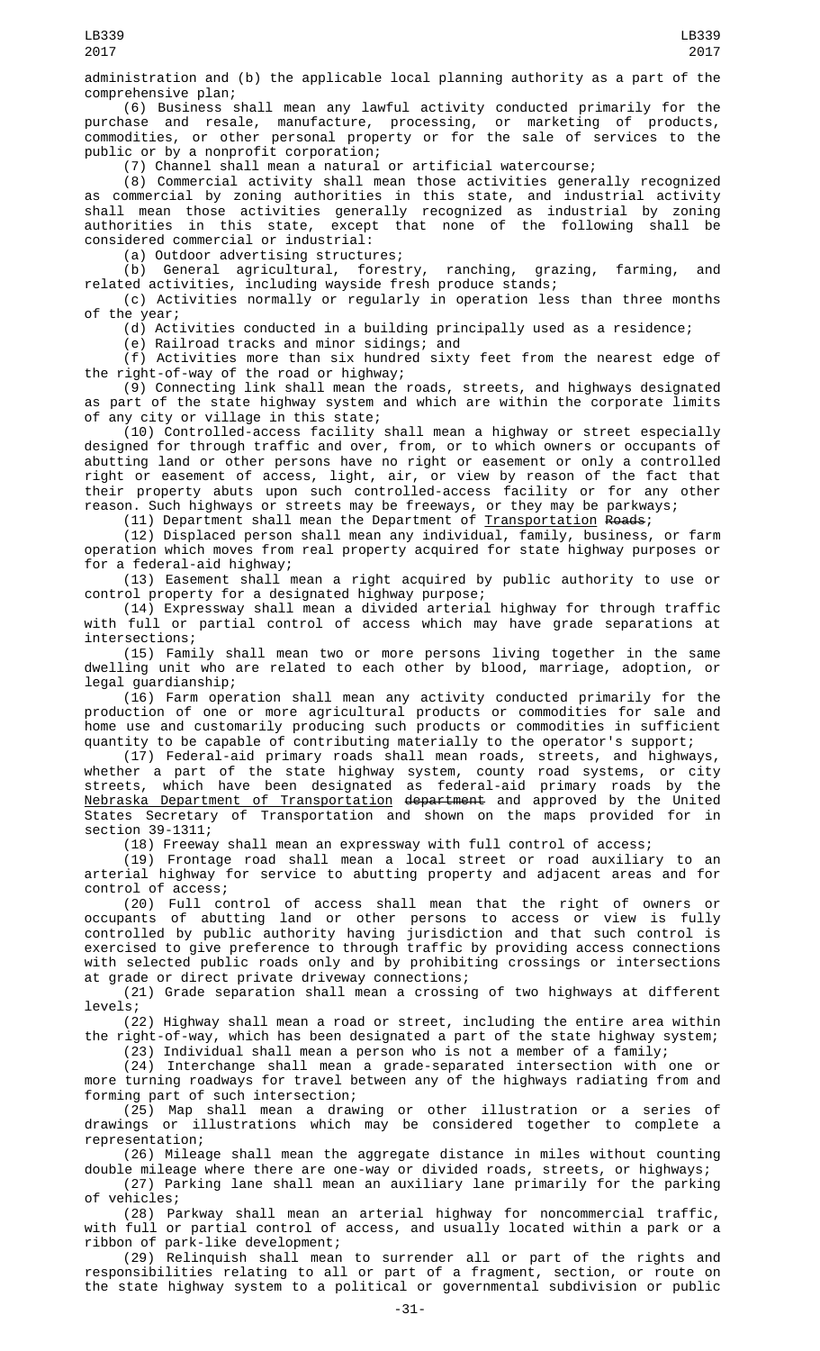administration and (b) the applicable local planning authority as a part of the comprehensive plan;

(6) Business shall mean any lawful activity conducted primarily for the purchase and resale, manufacture, processing, or marketing of products, commodities, or other personal property or for the sale of services to the public or by a nonprofit corporation;

(7) Channel shall mean a natural or artificial watercourse;

(8) Commercial activity shall mean those activities generally recognized as commercial by zoning authorities in this state, and industrial activity shall mean those activities generally recognized as industrial by zoning authorities in this state, except that none of the following shall be considered commercial or industrial:

(a) Outdoor advertising structures;

(b) General agricultural, forestry, ranching, grazing, farming, and related activities, including wayside fresh produce stands;

(c) Activities normally or regularly in operation less than three months of the year;

(d) Activities conducted in a building principally used as a residence;

(e) Railroad tracks and minor sidings; and

(f) Activities more than six hundred sixty feet from the nearest edge of the right-of-way of the road or highway;

(9) Connecting link shall mean the roads, streets, and highways designated as part of the state highway system and which are within the corporate limits of any city or village in this state;

(10) Controlled-access facility shall mean a highway or street especially designed for through traffic and over, from, or to which owners or occupants of abutting land or other persons have no right or easement or only a controlled right or easement of access, light, air, or view by reason of the fact that their property abuts upon such controlled-access facility or for any other reason. Such highways or streets may be freeways, or they may be parkways;

(11) Department shall mean the Department of Transportation ~~Roads~~;

(12) Displaced person shall mean any individual, family, business, or farm operation which moves from real property acquired for state highway purposes or for a federal-aid highway;

(13) Easement shall mean a right acquired by public authority to use or control property for a designated highway purpose;

(14) Expressway shall mean a divided arterial highway for through traffic with full or partial control of access which may have grade separations at intersections;

(15) Family shall mean two or more persons living together in the same dwelling unit who are related to each other by blood, marriage, adoption, or legal guardianship;

(16) Farm operation shall mean any activity conducted primarily for the production of one or more agricultural products or commodities for sale and home use and customarily producing such products or commodities in sufficient quantity to be capable of contributing materially to the operator's support;

(17) Federal-aid primary roads shall mean roads, streets, and highways, whether a part of the state highway system, county road systems, or city streets, which have been designated as federal-aid primary roads by the Nebraska Department of Transportation ~~department~~ and approved by the United States Secretary of Transportation and shown on the maps provided for in section 39-1311;

(18) Freeway shall mean an expressway with full control of access;

(19) Frontage road shall mean a local street or road auxiliary to an arterial highway for service to abutting property and adjacent areas and for control of access;

(20) Full control of access shall mean that the right of owners or occupants of abutting land or other persons to access or view is fully controlled by public authority having jurisdiction and that such control is exercised to give preference to through traffic by providing access connections with selected public roads only and by prohibiting crossings or intersections at grade or direct private driveway connections;

(21) Grade separation shall mean a crossing of two highways at different levels;

(22) Highway shall mean a road or street, including the entire area within the right-of-way, which has been designated a part of the state highway system;

(23) Individual shall mean a person who is not a member of a family;

(24) Interchange shall mean a grade-separated intersection with one or more turning roadways for travel between any of the highways radiating from and forming part of such intersection;

(25) Map shall mean a drawing or other illustration or a series of drawings or illustrations which may be considered together to complete a representation;

(26) Mileage shall mean the aggregate distance in miles without counting double mileage where there are one-way or divided roads, streets, or highways;

(27) Parking lane shall mean an auxiliary lane primarily for the parking of vehicles;

(28) Parkway shall mean an arterial highway for noncommercial traffic, with full or partial control of access, and usually located within a park or a ribbon of park-like development;

(29) Relinquish shall mean to surrender all or part of the rights and responsibilities relating to all or part of a fragment, section, or route on the state highway system to a political or governmental subdivision or public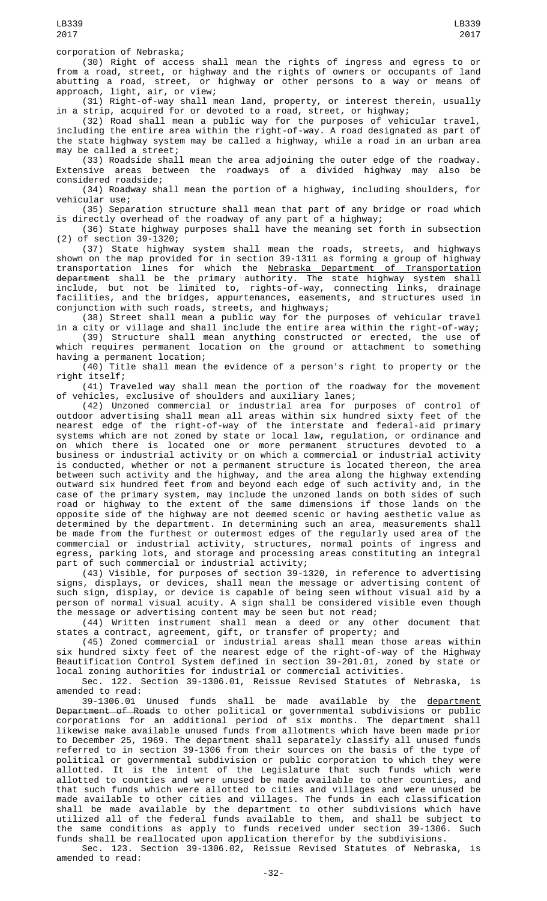corporation of Nebraska;

(30) Right of access shall mean the rights of ingress and egress to or from a road, street, or highway and the rights of owners or occupants of land abutting a road, street, or highway or other persons to a way or means of approach, light, air, or view;

(31) Right-of-way shall mean land, property, or interest therein, usually in a strip, acquired for or devoted to a road, street, or highway;

(32) Road shall mean a public way for the purposes of vehicular travel, including the entire area within the right-of-way. A road designated as part of the state highway system may be called a highway, while a road in an urban area may be called a street;

(33) Roadside shall mean the area adjoining the outer edge of the roadway. Extensive areas between the roadways of a divided highway may also be considered roadside;

(34) Roadway shall mean the portion of a highway, including shoulders, for vehicular use;

(35) Separation structure shall mean that part of any bridge or road which is directly overhead of the roadway of any part of a highway;

(36) State highway purposes shall have the meaning set forth in subsection (2) of section 39-1320;

(37) State highway system shall mean the roads, streets, and highways shown on the map provided for in section 39-1311 as forming a group of highway transportation lines for which the Nebraska Department of Transportation ~~department~~ shall be the primary authority. The state highway system shall include, but not be limited to, rights-of-way, connecting links, drainage facilities, and the bridges, appurtenances, easements, and structures used in conjunction with such roads, streets, and highways;

(38) Street shall mean a public way for the purposes of vehicular travel in a city or village and shall include the entire area within the right-of-way;

(39) Structure shall mean anything constructed or erected, the use of which requires permanent location on the ground or attachment to something having a permanent location;

(40) Title shall mean the evidence of a person's right to property or the right itself;

(41) Traveled way shall mean the portion of the roadway for the movement of vehicles, exclusive of shoulders and auxiliary lanes;

(42) Unzoned commercial or industrial area for purposes of control of outdoor advertising shall mean all areas within six hundred sixty feet of the nearest edge of the right-of-way of the interstate and federal-aid primary systems which are not zoned by state or local law, regulation, or ordinance and on which there is located one or more permanent structures devoted to a business or industrial activity or on which a commercial or industrial activity is conducted, whether or not a permanent structure is located thereon, the area between such activity and the highway, and the area along the highway extending outward six hundred feet from and beyond each edge of such activity and, in the case of the primary system, may include the unzoned lands on both sides of such road or highway to the extent of the same dimensions if those lands on the opposite side of the highway are not deemed scenic or having aesthetic value as determined by the department. In determining such an area, measurements shall be made from the furthest or outermost edges of the regularly used area of the commercial or industrial activity, structures, normal points of ingress and egress, parking lots, and storage and processing areas constituting an integral part of such commercial or industrial activity;

(43) Visible, for purposes of section 39-1320, in reference to advertising signs, displays, or devices, shall mean the message or advertising content of such sign, display, or device is capable of being seen without visual aid by a person of normal visual acuity. A sign shall be considered visible even though the message or advertising content may be seen but not read;

(44) Written instrument shall mean a deed or any other document that states a contract, agreement, gift, or transfer of property; and

(45) Zoned commercial or industrial areas shall mean those areas within six hundred sixty feet of the nearest edge of the right-of-way of the Highway Beautification Control System defined in section 39-201.01, zoned by state or local zoning authorities for industrial or commercial activities.

Sec. 122. Section 39-1306.01, Reissue Revised Statutes of Nebraska, is amended to read:

39-1306.01 Unused funds shall be made available by the department ~~Department of Roads~~ to other political or governmental subdivisions or public corporations for an additional period of six months. The department shall likewise make available unused funds from allotments which have been made prior to December 25, 1969. The department shall separately classify all unused funds referred to in section 39-1306 from their sources on the basis of the type of political or governmental subdivision or public corporation to which they were allotted. It is the intent of the Legislature that such funds which were allotted to counties and were unused be made available to other counties, and that such funds which were allotted to cities and villages and were unused be made available to other cities and villages. The funds in each classification shall be made available by the department to other subdivisions which have utilized all of the federal funds available to them, and shall be subject to the same conditions as apply to funds received under section 39-1306. Such funds shall be reallocated upon application therefor by the subdivisions.

Sec. 123. Section 39-1306.02, Reissue Revised Statutes of Nebraska, is amended to read: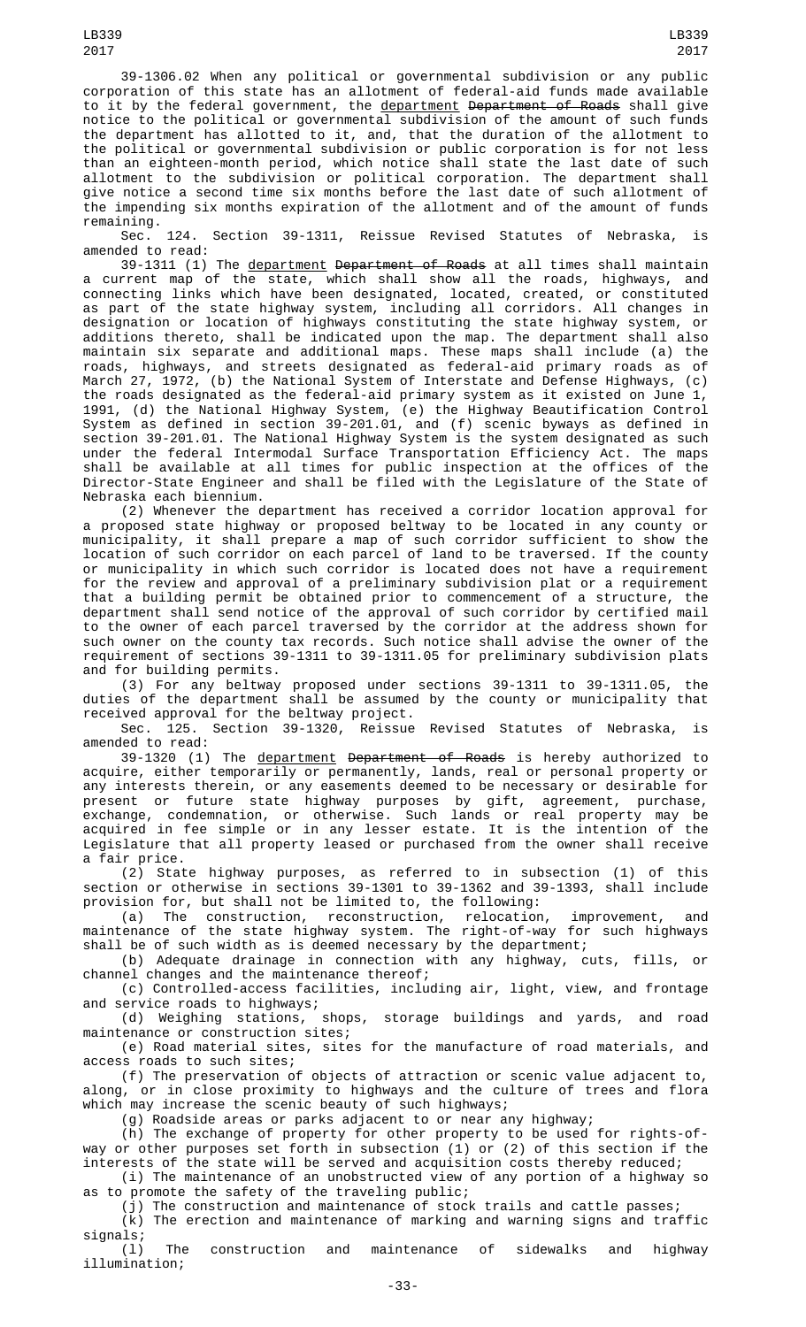39-1306.02 When any political or governmental subdivision or any public corporation of this state has an allotment of federal-aid funds made available to it by the federal government, the <u>department</u> ~~Department of Roads~~ shall give notice to the political or governmental subdivision of the amount of such funds the department has allotted to it, and, that the duration of the allotment to the political or governmental subdivision or public corporation is for not less than an eighteen-month period, which notice shall state the last date of such allotment to the subdivision or political corporation. The department shall give notice a second time six months before the last date of such allotment of the impending six months expiration of the allotment and of the amount of funds remaining.

Sec. 124. Section 39-1311, Reissue Revised Statutes of Nebraska, is amended to read:

39-1311 (1) The <u>department</u> ~~Department of Roads~~ at all times shall maintain a current map of the state, which shall show all the roads, highways, and connecting links which have been designated, located, created, or constituted as part of the state highway system, including all corridors. All changes in designation or location of highways constituting the state highway system, or additions thereto, shall be indicated upon the map. The department shall also maintain six separate and additional maps. These maps shall include (a) the roads, highways, and streets designated as federal-aid primary roads as of March 27, 1972, (b) the National System of Interstate and Defense Highways, (c) the roads designated as the federal-aid primary system as it existed on June 1, 1991, (d) the National Highway System, (e) the Highway Beautification Control System as defined in section 39-201.01, and (f) scenic byways as defined in section 39-201.01. The National Highway System is the system designated as such under the federal Intermodal Surface Transportation Efficiency Act. The maps shall be available at all times for public inspection at the offices of the Director-State Engineer and shall be filed with the Legislature of the State of Nebraska each biennium.

(2) Whenever the department has received a corridor location approval for a proposed state highway or proposed beltway to be located in any county or municipality, it shall prepare a map of such corridor sufficient to show the location of such corridor on each parcel of land to be traversed. If the county or municipality in which such corridor is located does not have a requirement for the review and approval of a preliminary subdivision plat or a requirement that a building permit be obtained prior to commencement of a structure, the department shall send notice of the approval of such corridor by certified mail to the owner of each parcel traversed by the corridor at the address shown for such owner on the county tax records. Such notice shall advise the owner of the requirement of sections 39-1311 to 39-1311.05 for preliminary subdivision plats and for building permits.

(3) For any beltway proposed under sections 39-1311 to 39-1311.05, the duties of the department shall be assumed by the county or municipality that received approval for the beltway project.

Sec. 125. Section 39-1320, Reissue Revised Statutes of Nebraska, is amended to read:

39-1320 (1) The <u>department</u> ~~Department of Roads~~ is hereby authorized to acquire, either temporarily or permanently, lands, real or personal property or any interests therein, or any easements deemed to be necessary or desirable for present or future state highway purposes by gift, agreement, purchase, exchange, condemnation, or otherwise. Such lands or real property may be acquired in fee simple or in any lesser estate. It is the intention of the Legislature that all property leased or purchased from the owner shall receive a fair price.

(2) State highway purposes, as referred to in subsection (1) of this section or otherwise in sections 39-1301 to 39-1362 and 39-1393, shall include provision for, but shall not be limited to, the following:

(a) The construction, reconstruction, relocation, improvement, and maintenance of the state highway system. The right-of-way for such highways shall be of such width as is deemed necessary by the department;

(b) Adequate drainage in connection with any highway, cuts, fills, or channel changes and the maintenance thereof;

(c) Controlled-access facilities, including air, light, view, and frontage and service roads to highways;

(d) Weighing stations, shops, storage buildings and yards, and road maintenance or construction sites;

(e) Road material sites, sites for the manufacture of road materials, and access roads to such sites;

(f) The preservation of objects of attraction or scenic value adjacent to, along, or in close proximity to highways and the culture of trees and flora which may increase the scenic beauty of such highways;

(g) Roadside areas or parks adjacent to or near any highway;

(h) The exchange of property for other property to be used for rights-of-way or other purposes set forth in subsection (1) or (2) of this section if the interests of the state will be served and acquisition costs thereby reduced;

(i) The maintenance of an unobstructed view of any portion of a highway so as to promote the safety of the traveling public;

(j) The construction and maintenance of stock trails and cattle passes;

(k) The erection and maintenance of marking and warning signs and traffic signals;

(l) The construction and maintenance of sidewalks and highway illumination;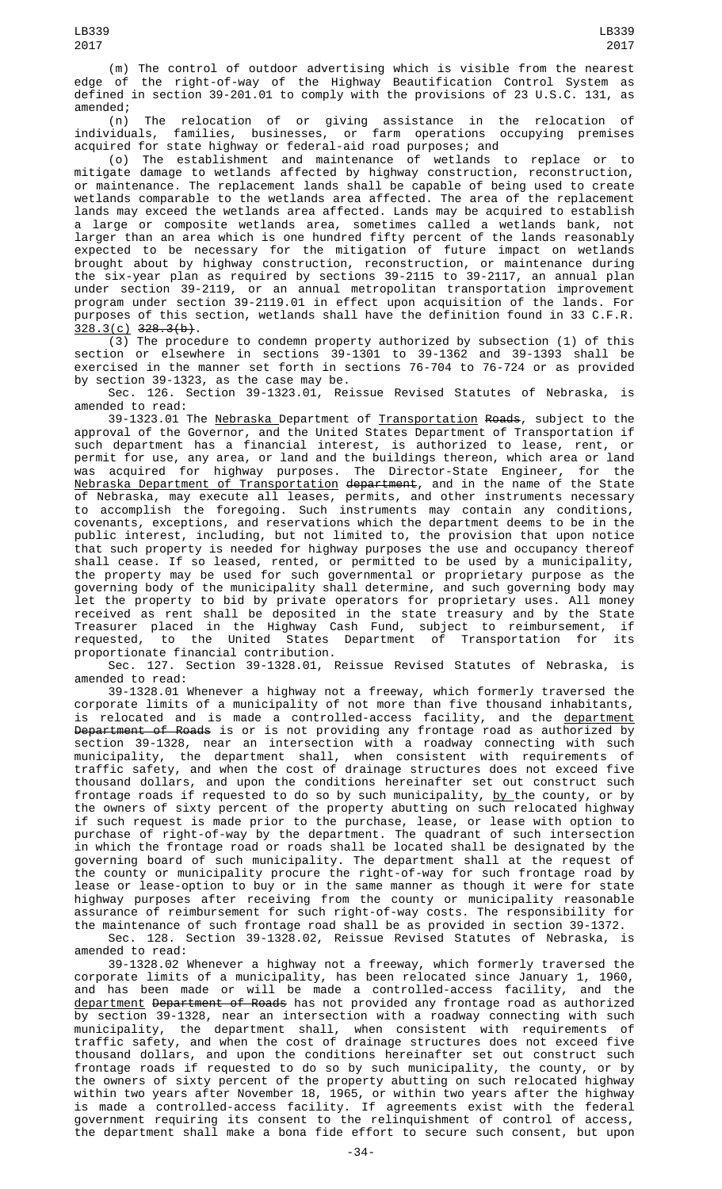(m) The control of outdoor advertising which is visible from the nearest edge of the right-of-way of the Highway Beautification Control System as defined in section 39-201.01 to comply with the provisions of 23 U.S.C. 131, as amended;

(n) The relocation of or giving assistance in the relocation of individuals, families, businesses, or farm operations occupying premises acquired for state highway or federal-aid road purposes; and

(o) The establishment and maintenance of wetlands to replace or to mitigate damage to wetlands affected by highway construction, reconstruction, or maintenance. The replacement lands shall be capable of being used to create wetlands comparable to the wetlands area affected. The area of the replacement lands may exceed the wetlands area affected. Lands may be acquired to establish a large or composite wetlands area, sometimes called a wetlands bank, not larger than an area which is one hundred fifty percent of the lands reasonably expected to be necessary for the mitigation of future impact on wetlands brought about by highway construction, reconstruction, or maintenance during the six-year plan as required by sections 39-2115 to 39-2117, an annual plan under section 39-2119, or an annual metropolitan transportation improvement program under section 39-2119.01 in effect upon acquisition of the lands. For purposes of this section, wetlands shall have the definition found in 33 C.F.R. 328.3(c) ~~328.3(b)~~.

(3) The procedure to condemn property authorized by subsection (1) of this section or elsewhere in sections 39-1301 to 39-1362 and 39-1393 shall be exercised in the manner set forth in sections 76-704 to 76-724 or as provided by section 39-1323, as the case may be.

Sec. 126. Section 39-1323.01, Reissue Revised Statutes of Nebraska, is amended to read:

39-1323.01 The Nebraska Department of Transportation ~~Roads~~, subject to the approval of the Governor, and the United States Department of Transportation if such department has a financial interest, is authorized to lease, rent, or permit for use, any area, or land and the buildings thereon, which area or land was acquired for highway purposes. The Director-State Engineer, for the Nebraska Department of Transportation ~~department~~, and in the name of the State of Nebraska, may execute all leases, permits, and other instruments necessary to accomplish the foregoing. Such instruments may contain any conditions, covenants, exceptions, and reservations which the department deems to be in the public interest, including, but not limited to, the provision that upon notice that such property is needed for highway purposes the use and occupancy thereof shall cease. If so leased, rented, or permitted to be used by a municipality, the property may be used for such governmental or proprietary purpose as the governing body of the municipality shall determine, and such governing body may let the property to bid by private operators for proprietary uses. All money received as rent shall be deposited in the state treasury and by the State Treasurer placed in the Highway Cash Fund, subject to reimbursement, if requested, to the United States Department of Transportation for its proportionate financial contribution.

Sec. 127. Section 39-1328.01, Reissue Revised Statutes of Nebraska, is amended to read:

39-1328.01 Whenever a highway not a freeway, which formerly traversed the corporate limits of a municipality of not more than five thousand inhabitants, is relocated and is made a controlled-access facility, and the department ~~Department of Roads~~ is or is not providing any frontage road as authorized by section 39-1328, near an intersection with a roadway connecting with such municipality, the department shall, when consistent with requirements of traffic safety, and when the cost of drainage structures does not exceed five thousand dollars, and upon the conditions hereinafter set out construct such frontage roads if requested to do so by such municipality, by the county, or by the owners of sixty percent of the property abutting on such relocated highway if such request is made prior to the purchase, lease, or lease with option to purchase of right-of-way by the department. The quadrant of such intersection in which the frontage road or roads shall be located shall be designated by the governing board of such municipality. The department shall at the request of the county or municipality procure the right-of-way for such frontage road by lease or lease-option to buy or in the same manner as though it were for state highway purposes after receiving from the county or municipality reasonable assurance of reimbursement for such right-of-way costs. The responsibility for the maintenance of such frontage road shall be as provided in section 39-1372.

Sec. 128. Section 39-1328.02, Reissue Revised Statutes of Nebraska, is amended to read:

39-1328.02 Whenever a highway not a freeway, which formerly traversed the corporate limits of a municipality, has been relocated since January 1, 1960, and has been made or will be made a controlled-access facility, and the department ~~Department of Roads~~ has not provided any frontage road as authorized by section 39-1328, near an intersection with a roadway connecting with such municipality, the department shall, when consistent with requirements of traffic safety, and when the cost of drainage structures does not exceed five thousand dollars, and upon the conditions hereinafter set out construct such frontage roads if requested to do so by such municipality, the county, or by the owners of sixty percent of the property abutting on such relocated highway within two years after November 18, 1965, or within two years after the highway is made a controlled-access facility. If agreements exist with the federal government requiring its consent to the relinquishment of control of access, the department shall make a bona fide effort to secure such consent, but upon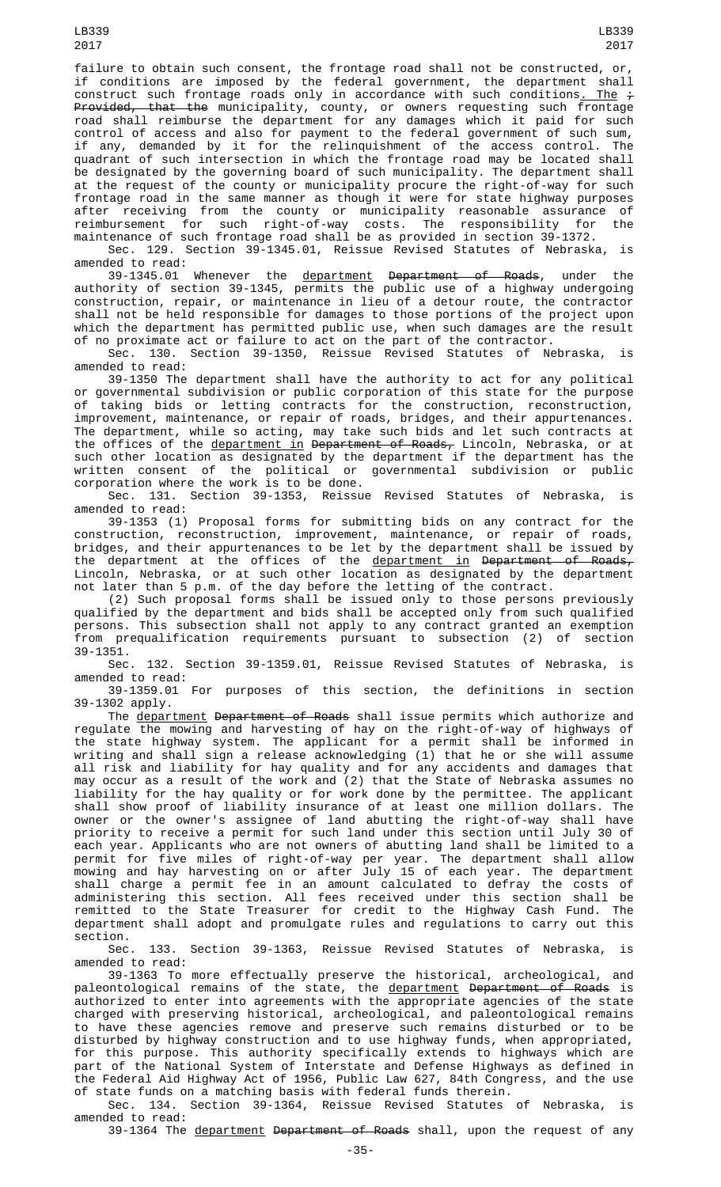failure to obtain such consent, the frontage road shall not be constructed, or, if conditions are imposed by the federal government, the department shall construct such frontage roads only in accordance with such conditions. The ; Provided, that the municipality, county, or owners requesting such frontage road shall reimburse the department for any damages which it paid for such control of access and also for payment to the federal government of such sum, if any, demanded by it for the relinquishment of the access control. The quadrant of such intersection in which the frontage road may be located shall be designated by the governing board of such municipality. The department shall at the request of the county or municipality procure the right-of-way for such frontage road in the same manner as though it were for state highway purposes after receiving from the county or municipality reasonable assurance of reimbursement for such right-of-way costs. The responsibility for the maintenance of such frontage road shall be as provided in section 39-1372.

Sec. 129. Section 39-1345.01, Reissue Revised Statutes of Nebraska, is amended to read:

39-1345.01 Whenever the department Department of Roads, under the authority of section 39-1345, permits the public use of a highway undergoing construction, repair, or maintenance in lieu of a detour route, the contractor shall not be held responsible for damages to those portions of the project upon which the department has permitted public use, when such damages are the result of no proximate act or failure to act on the part of the contractor.

Sec. 130. Section 39-1350, Reissue Revised Statutes of Nebraska, is amended to read:

39-1350 The department shall have the authority to act for any political or governmental subdivision or public corporation of this state for the purpose of taking bids or letting contracts for the construction, reconstruction, improvement, maintenance, or repair of roads, bridges, and their appurtenances. The department, while so acting, may take such bids and let such contracts at the offices of the department in Department of Roads, Lincoln, Nebraska, or at such other location as designated by the department if the department has the written consent of the political or governmental subdivision or public corporation where the work is to be done.

Sec. 131. Section 39-1353, Reissue Revised Statutes of Nebraska, is amended to read:

39-1353 (1) Proposal forms for submitting bids on any contract for the construction, reconstruction, improvement, maintenance, or repair of roads, bridges, and their appurtenances to be let by the department shall be issued by the department at the offices of the department in Department of Roads, Lincoln, Nebraska, or at such other location as designated by the department not later than 5 p.m. of the day before the letting of the contract.

(2) Such proposal forms shall be issued only to those persons previously qualified by the department and bids shall be accepted only from such qualified persons. This subsection shall not apply to any contract granted an exemption from prequalification requirements pursuant to subsection (2) of section 39-1351.

Sec. 132. Section 39-1359.01, Reissue Revised Statutes of Nebraska, is amended to read:

39-1359.01 For purposes of this section, the definitions in section 39-1302 apply.

The department Department of Roads shall issue permits which authorize and regulate the mowing and harvesting of hay on the right-of-way of highways of the state highway system. The applicant for a permit shall be informed in writing and shall sign a release acknowledging (1) that he or she will assume all risk and liability for hay quality and for any accidents and damages that may occur as a result of the work and (2) that the State of Nebraska assumes no liability for the hay quality or for work done by the permittee. The applicant shall show proof of liability insurance of at least one million dollars. The owner or the owner's assignee of land abutting the right-of-way shall have priority to receive a permit for such land under this section until July 30 of each year. Applicants who are not owners of abutting land shall be limited to a permit for five miles of right-of-way per year. The department shall allow mowing and hay harvesting on or after July 15 of each year. The department shall charge a permit fee in an amount calculated to defray the costs of administering this section. All fees received under this section shall be remitted to the State Treasurer for credit to the Highway Cash Fund. The department shall adopt and promulgate rules and regulations to carry out this section.

Sec. 133. Section 39-1363, Reissue Revised Statutes of Nebraska, is amended to read:

39-1363 To more effectually preserve the historical, archeological, and paleontological remains of the state, the department Department of Roads is authorized to enter into agreements with the appropriate agencies of the state charged with preserving historical, archeological, and paleontological remains to have these agencies remove and preserve such remains disturbed or to be disturbed by highway construction and to use highway funds, when appropriated, for this purpose. This authority specifically extends to highways which are part of the National System of Interstate and Defense Highways as defined in the Federal Aid Highway Act of 1956, Public Law 627, 84th Congress, and the use of state funds on a matching basis with federal funds therein.

Sec. 134. Section 39-1364, Reissue Revised Statutes of Nebraska, is amended to read:

39-1364 The department Department of Roads shall, upon the request of any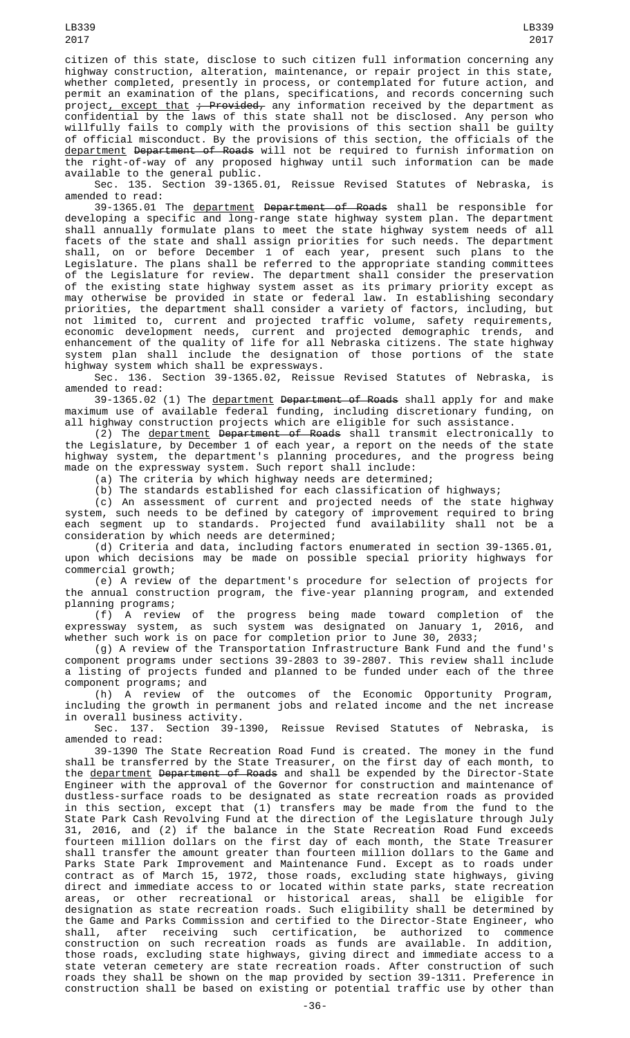citizen of this state, disclose to such citizen full information concerning any highway construction, alteration, maintenance, or repair project in this state, whether completed, presently in process, or contemplated for future action, and permit an examination of the plans, specifications, and records concerning such project, except that ~~; Provided,~~ any information received by the department as confidential by the laws of this state shall not be disclosed. Any person who willfully fails to comply with the provisions of this section shall be guilty of official misconduct. By the provisions of this section, the officials of the department ~~Department of Roads~~ will not be required to furnish information on the right-of-way of any proposed highway until such information can be made available to the general public.

Sec. 135. Section 39-1365.01, Reissue Revised Statutes of Nebraska, is amended to read:

39-1365.01 The department ~~Department of Roads~~ shall be responsible for developing a specific and long-range state highway system plan. The department shall annually formulate plans to meet the state highway system needs of all facets of the state and shall assign priorities for such needs. The department shall, on or before December 1 of each year, present such plans to the Legislature. The plans shall be referred to the appropriate standing committees of the Legislature for review. The department shall consider the preservation of the existing state highway system asset as its primary priority except as may otherwise be provided in state or federal law. In establishing secondary priorities, the department shall consider a variety of factors, including, but not limited to, current and projected traffic volume, safety requirements, economic development needs, current and projected demographic trends, and enhancement of the quality of life for all Nebraska citizens. The state highway system plan shall include the designation of those portions of the state highway system which shall be expressways.

Sec. 136. Section 39-1365.02, Reissue Revised Statutes of Nebraska, is amended to read:

39-1365.02 (1) The department ~~Department of Roads~~ shall apply for and make maximum use of available federal funding, including discretionary funding, on all highway construction projects which are eligible for such assistance.

(2) The department ~~Department of Roads~~ shall transmit electronically to the Legislature, by December 1 of each year, a report on the needs of the state highway system, the department's planning procedures, and the progress being made on the expressway system. Such report shall include:

(a) The criteria by which highway needs are determined;

(b) The standards established for each classification of highways;

(c) An assessment of current and projected needs of the state highway system, such needs to be defined by category of improvement required to bring each segment up to standards. Projected fund availability shall not be a consideration by which needs are determined;

(d) Criteria and data, including factors enumerated in section 39-1365.01, upon which decisions may be made on possible special priority highways for commercial growth;

(e) A review of the department's procedure for selection of projects for the annual construction program, the five-year planning program, and extended planning programs;

(f) A review of the progress being made toward completion of the expressway system, as such system was designated on January 1, 2016, and whether such work is on pace for completion prior to June 30, 2033;

(g) A review of the Transportation Infrastructure Bank Fund and the fund's component programs under sections 39-2803 to 39-2807. This review shall include a listing of projects funded and planned to be funded under each of the three component programs; and

(h) A review of the outcomes of the Economic Opportunity Program, including the growth in permanent jobs and related income and the net increase in overall business activity.

Sec. 137. Section 39-1390, Reissue Revised Statutes of Nebraska, is amended to read:

39-1390 The State Recreation Road Fund is created. The money in the fund shall be transferred by the State Treasurer, on the first day of each month, to the department ~~Department of Roads~~ and shall be expended by the Director-State Engineer with the approval of the Governor for construction and maintenance of dustless-surface roads to be designated as state recreation roads as provided in this section, except that (1) transfers may be made from the fund to the State Park Cash Revolving Fund at the direction of the Legislature through July 31, 2016, and (2) if the balance in the State Recreation Road Fund exceeds fourteen million dollars on the first day of each month, the State Treasurer shall transfer the amount greater than fourteen million dollars to the Game and Parks State Park Improvement and Maintenance Fund. Except as to roads under contract as of March 15, 1972, those roads, excluding state highways, giving direct and immediate access to or located within state parks, state recreation areas, or other recreational or historical areas, shall be eligible for designation as state recreation roads. Such eligibility shall be determined by the Game and Parks Commission and certified to the Director-State Engineer, who shall, after receiving such certification, be authorized to commence construction on such recreation roads as funds are available. In addition, those roads, excluding state highways, giving direct and immediate access to a state veteran cemetery are state recreation roads. After construction of such roads they shall be shown on the map provided by section 39-1311. Preference in construction shall be based on existing or potential traffic use by other than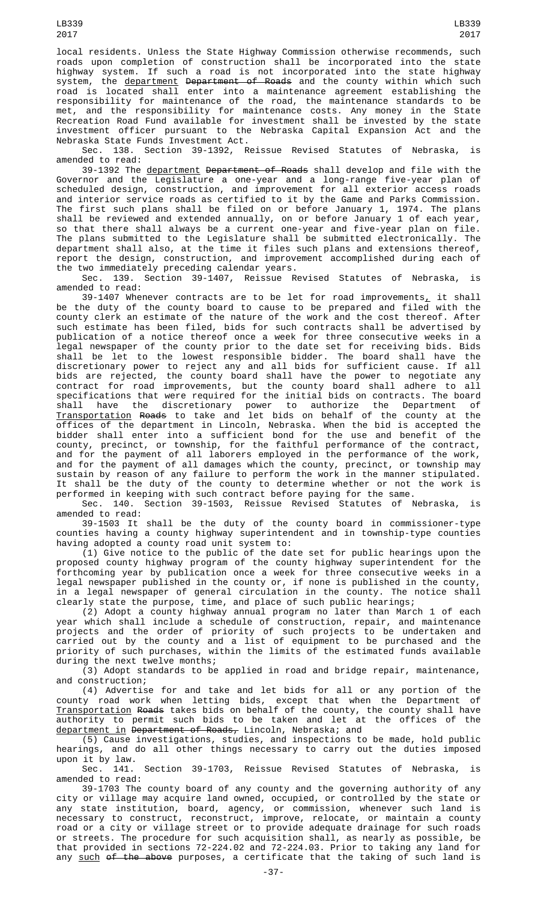local residents. Unless the State Highway Commission otherwise recommends, such roads upon completion of construction shall be incorporated into the state highway system. If such a road is not incorporated into the state highway system, the department ~~Department of Roads~~ and the county within which such road is located shall enter into a maintenance agreement establishing the responsibility for maintenance of the road, the maintenance standards to be met, and the responsibility for maintenance costs. Any money in the State Recreation Road Fund available for investment shall be invested by the state investment officer pursuant to the Nebraska Capital Expansion Act and the Nebraska State Funds Investment Act.

Sec. 138. Section 39-1392, Reissue Revised Statutes of Nebraska, is amended to read:

39-1392 The department ~~Department of Roads~~ shall develop and file with the Governor and the Legislature a one-year and a long-range five-year plan of scheduled design, construction, and improvement for all exterior access roads and interior service roads as certified to it by the Game and Parks Commission. The first such plans shall be filed on or before January 1, 1974. The plans shall be reviewed and extended annually, on or before January 1 of each year, so that there shall always be a current one-year and five-year plan on file. The plans submitted to the Legislature shall be submitted electronically. The department shall also, at the time it files such plans and extensions thereof, report the design, construction, and improvement accomplished during each of the two immediately preceding calendar years.

Sec. 139. Section 39-1407, Reissue Revised Statutes of Nebraska, is amended to read:

39-1407 Whenever contracts are to be let for road improvements, it shall be the duty of the county board to cause to be prepared and filed with the county clerk an estimate of the nature of the work and the cost thereof. After such estimate has been filed, bids for such contracts shall be advertised by publication of a notice thereof once a week for three consecutive weeks in a legal newspaper of the county prior to the date set for receiving bids. Bids shall be let to the lowest responsible bidder. The board shall have the discretionary power to reject any and all bids for sufficient cause. If all bids are rejected, the county board shall have the power to negotiate any contract for road improvements, but the county board shall adhere to all specifications that were required for the initial bids on contracts. The board shall have the discretionary power to authorize the Department of Transportation ~~Roads~~ to take and let bids on behalf of the county at the offices of the department in Lincoln, Nebraska. When the bid is accepted the bidder shall enter into a sufficient bond for the use and benefit of the county, precinct, or township, for the faithful performance of the contract, and for the payment of all laborers employed in the performance of the work, and for the payment of all damages which the county, precinct, or township may sustain by reason of any failure to perform the work in the manner stipulated. It shall be the duty of the county to determine whether or not the work is performed in keeping with such contract before paying for the same.

Sec. 140. Section 39-1503, Reissue Revised Statutes of Nebraska, is amended to read:

39-1503 It shall be the duty of the county board in commissioner-type counties having a county highway superintendent and in township-type counties having adopted a county road unit system to:

(1) Give notice to the public of the date set for public hearings upon the proposed county highway program of the county highway superintendent for the forthcoming year by publication once a week for three consecutive weeks in a legal newspaper published in the county or, if none is published in the county, in a legal newspaper of general circulation in the county. The notice shall clearly state the purpose, time, and place of such public hearings;

(2) Adopt a county highway annual program no later than March 1 of each year which shall include a schedule of construction, repair, and maintenance projects and the order of priority of such projects to be undertaken and carried out by the county and a list of equipment to be purchased and the priority of such purchases, within the limits of the estimated funds available during the next twelve months;

(3) Adopt standards to be applied in road and bridge repair, maintenance, and construction;

(4) Advertise for and take and let bids for all or any portion of the county road work when letting bids, except that when the Department of Transportation ~~Roads~~ takes bids on behalf of the county, the county shall have authority to permit such bids to be taken and let at the offices of the department in ~~Department of Roads,~~ Lincoln, Nebraska; and

(5) Cause investigations, studies, and inspections to be made, hold public hearings, and do all other things necessary to carry out the duties imposed upon it by law.

Sec. 141. Section 39-1703, Reissue Revised Statutes of Nebraska, is amended to read:

39-1703 The county board of any county and the governing authority of any city or village may acquire land owned, occupied, or controlled by the state or any state institution, board, agency, or commission, whenever such land is necessary to construct, reconstruct, improve, relocate, or maintain a county road or a city or village street or to provide adequate drainage for such roads or streets. The procedure for such acquisition shall, as nearly as possible, be that provided in sections 72-224.02 and 72-224.03. Prior to taking any land for any such ~~of the above~~ purposes, a certificate that the taking of such land is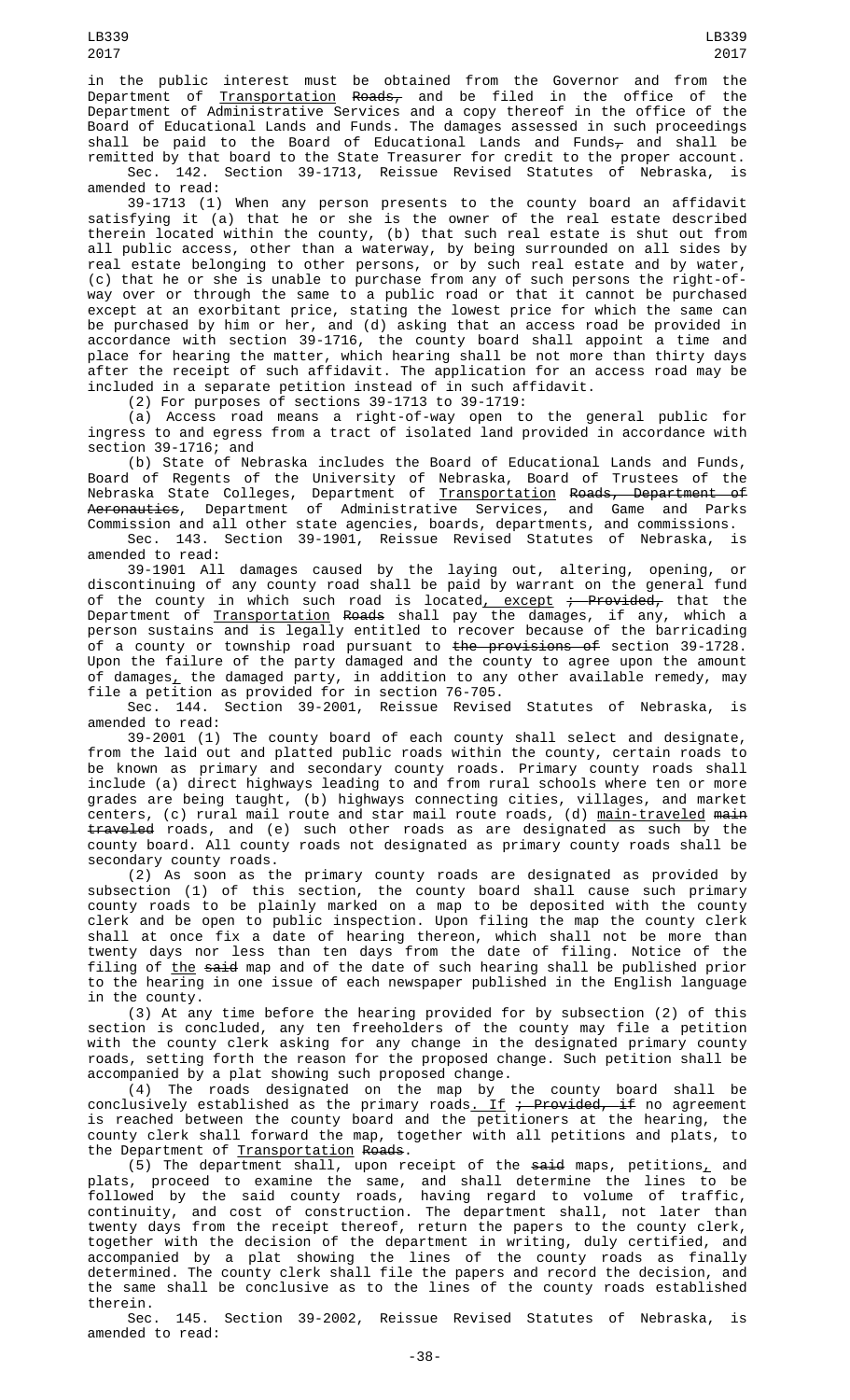in the public interest must be obtained from the Governor and from the Department of Transportation Roads, and be filed in the office of the Department of Administrative Services and a copy thereof in the office of the Board of Educational Lands and Funds. The damages assessed in such proceedings shall be paid to the Board of Educational Lands and Funds, and shall be remitted by that board to the State Treasurer for credit to the proper account.

Sec. 142. Section 39-1713, Reissue Revised Statutes of Nebraska, is amended to read:

39-1713 (1) When any person presents to the county board an affidavit satisfying it (a) that he or she is the owner of the real estate described therein located within the county, (b) that such real estate is shut out from all public access, other than a waterway, by being surrounded on all sides by real estate belonging to other persons, or by such real estate and by water, (c) that he or she is unable to purchase from any of such persons the right-of-way over or through the same to a public road or that it cannot be purchased except at an exorbitant price, stating the lowest price for which the same can be purchased by him or her, and (d) asking that an access road be provided in accordance with section 39-1716, the county board shall appoint a time and place for hearing the matter, which hearing shall be not more than thirty days after the receipt of such affidavit. The application for an access road may be included in a separate petition instead of in such affidavit.

(2) For purposes of sections 39-1713 to 39-1719:

(a) Access road means a right-of-way open to the general public for ingress to and egress from a tract of isolated land provided in accordance with section 39-1716; and

(b) State of Nebraska includes the Board of Educational Lands and Funds, Board of Regents of the University of Nebraska, Board of Trustees of the Nebraska State Colleges, Department of Transportation Roads, Department of Aeronautics, Department of Administrative Services, and Game and Parks Commission and all other state agencies, boards, departments, and commissions.

Sec. 143. Section 39-1901, Reissue Revised Statutes of Nebraska, is amended to read:

39-1901 All damages caused by the laying out, altering, opening, or discontinuing of any county road shall be paid by warrant on the general fund of the county in which such road is located, except ; Provided, that the Department of Transportation Roads shall pay the damages, if any, which a person sustains and is legally entitled to recover because of the barricading of a county or township road pursuant to the provisions of section 39-1728. Upon the failure of the party damaged and the county to agree upon the amount of damages, the damaged party, in addition to any other available remedy, may file a petition as provided for in section 76-705.

Sec. 144. Section 39-2001, Reissue Revised Statutes of Nebraska, is amended to read:

39-2001 (1) The county board of each county shall select and designate, from the laid out and platted public roads within the county, certain roads to be known as primary and secondary county roads. Primary county roads shall include (a) direct highways leading to and from rural schools where ten or more grades are being taught, (b) highways connecting cities, villages, and market centers, (c) rural mail route and star mail route roads, (d) main-traveled main traveled roads, and (e) such other roads as are designated as such by the county board. All county roads not designated as primary county roads shall be secondary county roads.

(2) As soon as the primary county roads are designated as provided by subsection (1) of this section, the county board shall cause such primary county roads to be plainly marked on a map to be deposited with the county clerk and be open to public inspection. Upon filing the map the county clerk shall at once fix a date of hearing thereon, which shall not be more than twenty days nor less than ten days from the date of filing. Notice of the filing of the said map and of the date of such hearing shall be published prior to the hearing in one issue of each newspaper published in the English language in the county.

(3) At any time before the hearing provided for by subsection (2) of this section is concluded, any ten freeholders of the county may file a petition with the county clerk asking for any change in the designated primary county roads, setting forth the reason for the proposed change. Such petition shall be accompanied by a plat showing such proposed change.

(4) The roads designated on the map by the county board shall be conclusively established as the primary roads. If ; Provided, if no agreement is reached between the county board and the petitioners at the hearing, the county clerk shall forward the map, together with all petitions and plats, to the Department of Transportation Roads.

(5) The department shall, upon receipt of the said maps, petitions, and plats, proceed to examine the same, and shall determine the lines to be followed by the said county roads, having regard to volume of traffic, continuity, and cost of construction. The department shall, not later than twenty days from the receipt thereof, return the papers to the county clerk, together with the decision of the department in writing, duly certified, and accompanied by a plat showing the lines of the county roads as finally determined. The county clerk shall file the papers and record the decision, and the same shall be conclusive as to the lines of the county roads established therein.

Sec. 145. Section 39-2002, Reissue Revised Statutes of Nebraska, is amended to read: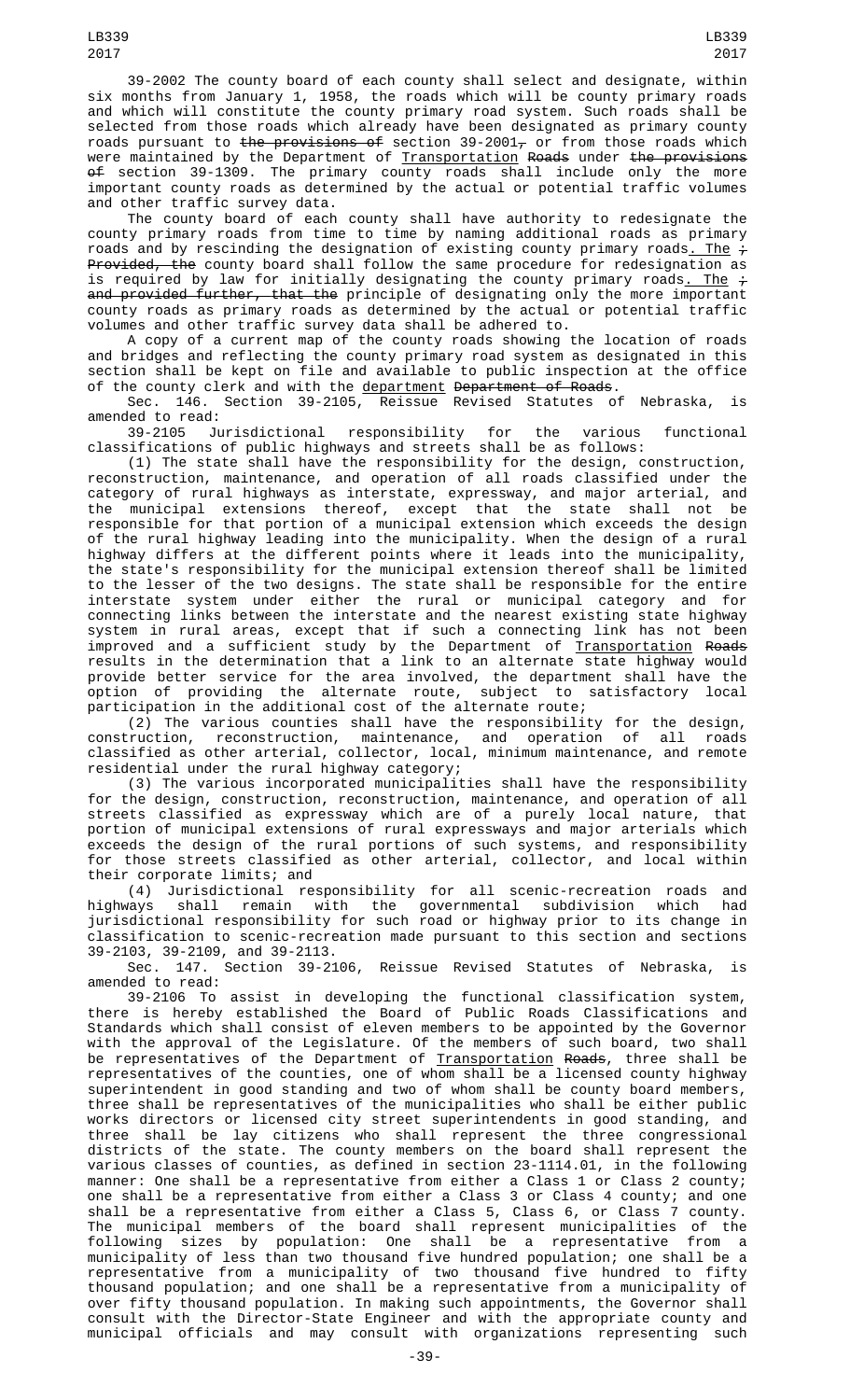39-2002 The county board of each county shall select and designate, within six months from January 1, 1958, the roads which will be county primary roads and which will constitute the county primary road system. Such roads shall be selected from those roads which already have been designated as primary county roads pursuant to ~~the provisions of~~ section 39-2001~~,~~ or from those roads which were maintained by the Department of Transportation ~~Roads~~ under ~~the provisions of~~ section 39-1309. The primary county roads shall include only the more important county roads as determined by the actual or potential traffic volumes and other traffic survey data.

The county board of each county shall have authority to redesignate the county primary roads from time to time by naming additional roads as primary roads and by rescinding the designation of existing county primary roads. The ~~; Provided, the~~ county board shall follow the same procedure for redesignation as is required by law for initially designating the county primary roads. The ~~; and provided further, that the~~ principle of designating only the more important county roads as primary roads as determined by the actual or potential traffic volumes and other traffic survey data shall be adhered to.

A copy of a current map of the county roads showing the location of roads and bridges and reflecting the county primary road system as designated in this section shall be kept on file and available to public inspection at the office of the county clerk and with the department ~~Department of Roads~~.

Sec. 146. Section 39-2105, Reissue Revised Statutes of Nebraska, is amended to read:

39-2105 Jurisdictional responsibility for the various functional classifications of public highways and streets shall be as follows:

(1) The state shall have the responsibility for the design, construction, reconstruction, maintenance, and operation of all roads classified under the category of rural highways as interstate, expressway, and major arterial, and the municipal extensions thereof, except that the state shall not be responsible for that portion of a municipal extension which exceeds the design of the rural highway leading into the municipality. When the design of a rural highway differs at the different points where it leads into the municipality, the state's responsibility for the municipal extension thereof shall be limited to the lesser of the two designs. The state shall be responsible for the entire interstate system under either the rural or municipal category and for connecting links between the interstate and the nearest existing state highway system in rural areas, except that if such a connecting link has not been improved and a sufficient study by the Department of Transportation ~~Roads~~ results in the determination that a link to an alternate state highway would provide better service for the area involved, the department shall have the option of providing the alternate route, subject to satisfactory local participation in the additional cost of the alternate route;

(2) The various counties shall have the responsibility for the design, construction, reconstruction, maintenance, and operation of all roads classified as other arterial, collector, local, minimum maintenance, and remote residential under the rural highway category;

(3) The various incorporated municipalities shall have the responsibility for the design, construction, reconstruction, maintenance, and operation of all streets classified as expressway which are of a purely local nature, that portion of municipal extensions of rural expressways and major arterials which exceeds the design of the rural portions of such systems, and responsibility for those streets classified as other arterial, collector, and local within their corporate limits; and

(4) Jurisdictional responsibility for all scenic-recreation roads and highways shall remain with the governmental subdivision which had jurisdictional responsibility for such road or highway prior to its change in classification to scenic-recreation made pursuant to this section and sections 39-2103, 39-2109, and 39-2113.

Sec. 147. Section 39-2106, Reissue Revised Statutes of Nebraska, is amended to read:

39-2106 To assist in developing the functional classification system, there is hereby established the Board of Public Roads Classifications and Standards which shall consist of eleven members to be appointed by the Governor with the approval of the Legislature. Of the members of such board, two shall be representatives of the Department of Transportation ~~Roads~~, three shall be representatives of the counties, one of whom shall be a licensed county highway superintendent in good standing and two of whom shall be county board members, three shall be representatives of the municipalities who shall be either public works directors or licensed city street superintendents in good standing, and three shall be lay citizens who shall represent the three congressional districts of the state. The county members on the board shall represent the various classes of counties, as defined in section 23-1114.01, in the following manner: One shall be a representative from either a Class 1 or Class 2 county; one shall be a representative from either a Class 3 or Class 4 county; and one shall be a representative from either a Class 5, Class 6, or Class 7 county. The municipal members of the board shall represent municipalities of the following sizes by population: One shall be a representative from a municipality of less than two thousand five hundred population; one shall be a representative from a municipality of two thousand five hundred to fifty thousand population; and one shall be a representative from a municipality of over fifty thousand population. In making such appointments, the Governor shall consult with the Director-State Engineer and with the appropriate county and municipal officials and may consult with organizations representing such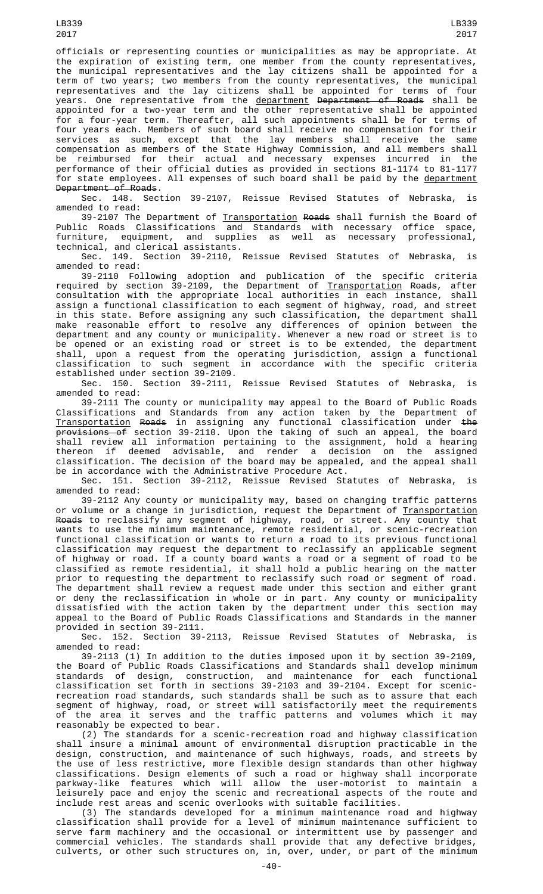officials or representing counties or municipalities as may be appropriate. At the expiration of existing term, one member from the county representatives, the municipal representatives and the lay citizens shall be appointed for a term of two years; two members from the county representatives, the municipal representatives and the lay citizens shall be appointed for terms of four years. One representative from the department ~~Department of Roads~~ shall be appointed for a two-year term and the other representative shall be appointed for a four-year term. Thereafter, all such appointments shall be for terms of four years each. Members of such board shall receive no compensation for their services as such, except that the lay members shall receive the same compensation as members of the State Highway Commission, and all members shall be reimbursed for their actual and necessary expenses incurred in the performance of their official duties as provided in sections 81-1174 to 81-1177 for state employees. All expenses of such board shall be paid by the department ~~Department of Roads~~.

Sec. 148. Section 39-2107, Reissue Revised Statutes of Nebraska, is amended to read:

39-2107 The Department of Transportation ~~Roads~~ shall furnish the Board of Public Roads Classifications and Standards with necessary office space, furniture, equipment, and supplies as well as necessary professional, technical, and clerical assistants.

Sec. 149. Section 39-2110, Reissue Revised Statutes of Nebraska, is amended to read:

39-2110 Following adoption and publication of the specific criteria required by section 39-2109, the Department of Transportation ~~Roads~~, after consultation with the appropriate local authorities in each instance, shall assign a functional classification to each segment of highway, road, and street in this state. Before assigning any such classification, the department shall make reasonable effort to resolve any differences of opinion between the department and any county or municipality. Whenever a new road or street is to be opened or an existing road or street is to be extended, the department shall, upon a request from the operating jurisdiction, assign a functional classification to such segment in accordance with the specific criteria established under section 39-2109.

Sec. 150. Section 39-2111, Reissue Revised Statutes of Nebraska, is amended to read:

39-2111 The county or municipality may appeal to the Board of Public Roads Classifications and Standards from any action taken by the Department of Transportation ~~Roads~~ in assigning any functional classification under ~~the provisions of~~ section 39-2110. Upon the taking of such an appeal, the board shall review all information pertaining to the assignment, hold a hearing thereon if deemed advisable, and render a decision on the assigned classification. The decision of the board may be appealed, and the appeal shall be in accordance with the Administrative Procedure Act.

Sec. 151. Section 39-2112, Reissue Revised Statutes of Nebraska, is amended to read:

39-2112 Any county or municipality may, based on changing traffic patterns or volume or a change in jurisdiction, request the Department of Transportation ~~Roads~~ to reclassify any segment of highway, road, or street. Any county that wants to use the minimum maintenance, remote residential, or scenic-recreation functional classification or wants to return a road to its previous functional classification may request the department to reclassify an applicable segment of highway or road. If a county board wants a road or a segment of road to be classified as remote residential, it shall hold a public hearing on the matter prior to requesting the department to reclassify such road or segment of road. The department shall review a request made under this section and either grant or deny the reclassification in whole or in part. Any county or municipality dissatisfied with the action taken by the department under this section may appeal to the Board of Public Roads Classifications and Standards in the manner provided in section 39-2111.

Sec. 152. Section 39-2113, Reissue Revised Statutes of Nebraska, is amended to read:

39-2113 (1) In addition to the duties imposed upon it by section 39-2109, the Board of Public Roads Classifications and Standards shall develop minimum standards of design, construction, and maintenance for each functional classification set forth in sections 39-2103 and 39-2104. Except for scenic-recreation road standards, such standards shall be such as to assure that each segment of highway, road, or street will satisfactorily meet the requirements of the area it serves and the traffic patterns and volumes which it may reasonably be expected to bear.

(2) The standards for a scenic-recreation road and highway classification shall insure a minimal amount of environmental disruption practicable in the design, construction, and maintenance of such highways, roads, and streets by the use of less restrictive, more flexible design standards than other highway classifications. Design elements of such a road or highway shall incorporate parkway-like features which will allow the user-motorist to maintain a leisurely pace and enjoy the scenic and recreational aspects of the route and include rest areas and scenic overlooks with suitable facilities.

(3) The standards developed for a minimum maintenance road and highway classification shall provide for a level of minimum maintenance sufficient to serve farm machinery and the occasional or intermittent use by passenger and commercial vehicles. The standards shall provide that any defective bridges, culverts, or other such structures on, in, over, under, or part of the minimum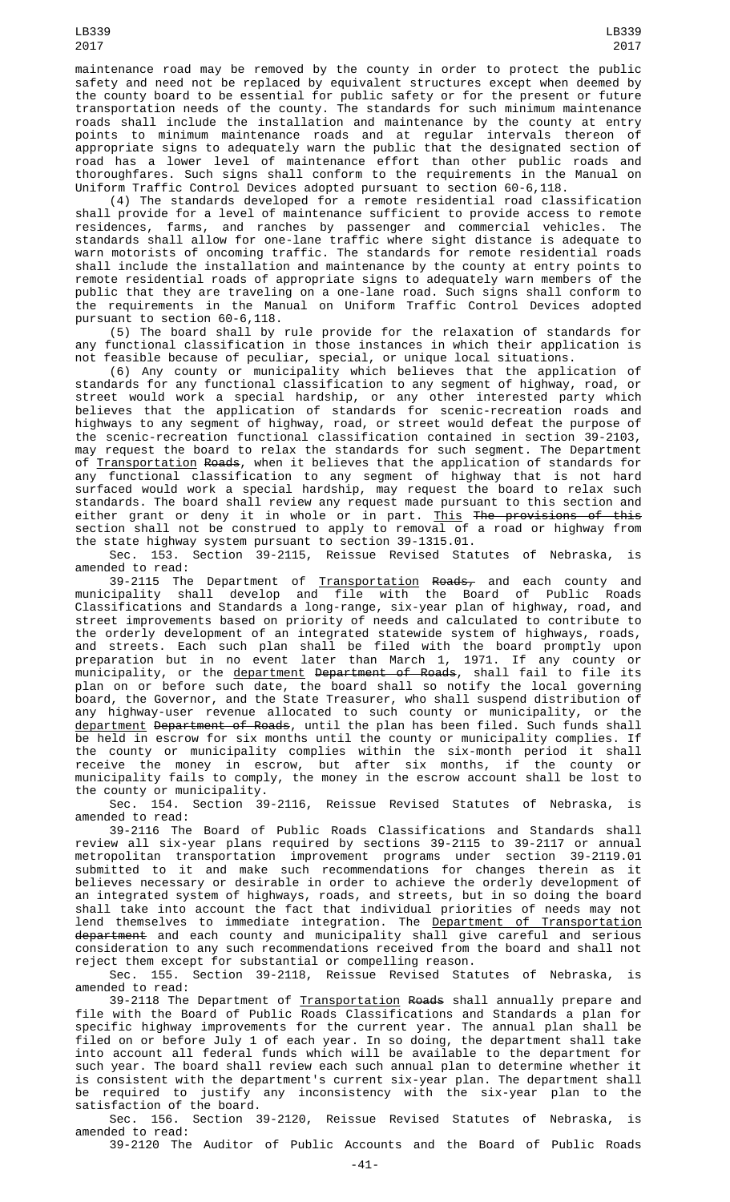maintenance road may be removed by the county in order to protect the public safety and need not be replaced by equivalent structures except when deemed by the county board to be essential for public safety or for the present or future transportation needs of the county. The standards for such minimum maintenance roads shall include the installation and maintenance by the county at entry points to minimum maintenance roads and at regular intervals thereon of appropriate signs to adequately warn the public that the designated section of road has a lower level of maintenance effort than other public roads and thoroughfares. Such signs shall conform to the requirements in the Manual on Uniform Traffic Control Devices adopted pursuant to section 60-6,118.

(4) The standards developed for a remote residential road classification shall provide for a level of maintenance sufficient to provide access to remote residences, farms, and ranches by passenger and commercial vehicles. The standards shall allow for one-lane traffic where sight distance is adequate to warn motorists of oncoming traffic. The standards for remote residential roads shall include the installation and maintenance by the county at entry points to remote residential roads of appropriate signs to adequately warn members of the public that they are traveling on a one-lane road. Such signs shall conform to the requirements in the Manual on Uniform Traffic Control Devices adopted pursuant to section 60-6,118.

(5) The board shall by rule provide for the relaxation of standards for any functional classification in those instances in which their application is not feasible because of peculiar, special, or unique local situations.

(6) Any county or municipality which believes that the application of standards for any functional classification to any segment of highway, road, or street would work a special hardship, or any other interested party which believes that the application of standards for scenic-recreation roads and highways to any segment of highway, road, or street would defeat the purpose of the scenic-recreation functional classification contained in section 39-2103, may request the board to relax the standards for such segment. The Department of <u>Transportation</u> ~~Roads~~, when it believes that the application of standards for any functional classification to any segment of highway that is not hard surfaced would work a special hardship, may request the board to relax such standards. The board shall review any request made pursuant to this section and either grant or deny it in whole or in part. <u>This</u> ~~The provisions of this~~ section shall not be construed to apply to removal of a road or highway from the state highway system pursuant to section 39-1315.01.

Sec. 153. Section 39-2115, Reissue Revised Statutes of Nebraska, is amended to read:

39-2115 The Department of <u>Transportation</u> ~~Roads,~~ and each county and municipality shall develop and file with the Board of Public Roads Classifications and Standards a long-range, six-year plan of highway, road, and street improvements based on priority of needs and calculated to contribute to the orderly development of an integrated statewide system of highways, roads, and streets. Each such plan shall be filed with the board promptly upon preparation but in no event later than March 1, 1971. If any county or municipality, or the <u>department</u> ~~Department of Roads~~, shall fail to file its plan on or before such date, the board shall so notify the local governing board, the Governor, and the State Treasurer, who shall suspend distribution of any highway-user revenue allocated to such county or municipality, or the <u>department</u> ~~Department of Roads~~, until the plan has been filed. Such funds shall be held in escrow for six months until the county or municipality complies. If the county or municipality complies within the six-month period it shall receive the money in escrow, but after six months, if the county or municipality fails to comply, the money in the escrow account shall be lost to the county or municipality.

Sec. 154. Section 39-2116, Reissue Revised Statutes of Nebraska, is amended to read:

39-2116 The Board of Public Roads Classifications and Standards shall review all six-year plans required by sections 39-2115 to 39-2117 or annual metropolitan transportation improvement programs under section 39-2119.01 submitted to it and make such recommendations for changes therein as it believes necessary or desirable in order to achieve the orderly development of an integrated system of highways, roads, and streets, but in so doing the board shall take into account the fact that individual priorities of needs may not lend themselves to immediate integration. The <u>Department of Transportation</u> ~~department~~ and each county and municipality shall give careful and serious consideration to any such recommendations received from the board and shall not reject them except for substantial or compelling reason.

Sec. 155. Section 39-2118, Reissue Revised Statutes of Nebraska, is amended to read:

39-2118 The Department of <u>Transportation</u> ~~Roads~~ shall annually prepare and file with the Board of Public Roads Classifications and Standards a plan for specific highway improvements for the current year. The annual plan shall be filed on or before July 1 of each year. In so doing, the department shall take into account all federal funds which will be available to the department for such year. The board shall review each such annual plan to determine whether it is consistent with the department's current six-year plan. The department shall be required to justify any inconsistency with the six-year plan to the satisfaction of the board.

Sec. 156. Section 39-2120, Reissue Revised Statutes of Nebraska, is amended to read:

39-2120 The Auditor of Public Accounts and the Board of Public Roads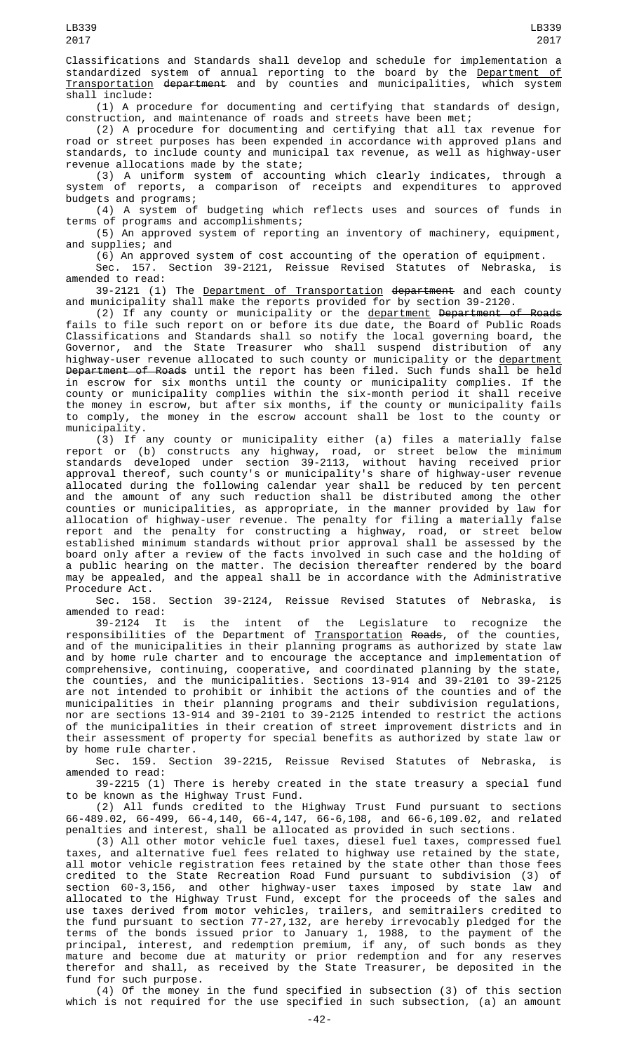Classifications and Standards shall develop and schedule for implementation a standardized system of annual reporting to the board by the Department of Transportation ~~department~~ and by counties and municipalities, which system shall include:

(1) A procedure for documenting and certifying that standards of design, construction, and maintenance of roads and streets have been met;

(2) A procedure for documenting and certifying that all tax revenue for road or street purposes has been expended in accordance with approved plans and standards, to include county and municipal tax revenue, as well as highway-user revenue allocations made by the state;

(3) A uniform system of accounting which clearly indicates, through a system of reports, a comparison of receipts and expenditures to approved budgets and programs;

(4) A system of budgeting which reflects uses and sources of funds in terms of programs and accomplishments;

(5) An approved system of reporting an inventory of machinery, equipment, and supplies; and

(6) An approved system of cost accounting of the operation of equipment.

Sec. 157. Section 39-2121, Reissue Revised Statutes of Nebraska, is amended to read:

39-2121 (1) The Department of Transportation ~~department~~ and each county and municipality shall make the reports provided for by section 39-2120.

(2) If any county or municipality or the department ~~Department of Roads~~ fails to file such report on or before its due date, the Board of Public Roads Classifications and Standards shall so notify the local governing board, the Governor, and the State Treasurer who shall suspend distribution of any highway-user revenue allocated to such county or municipality or the department ~~Department of Roads~~ until the report has been filed. Such funds shall be held in escrow for six months until the county or municipality complies. If the county or municipality complies within the six-month period it shall receive the money in escrow, but after six months, if the county or municipality fails to comply, the money in the escrow account shall be lost to the county or municipality.

(3) If any county or municipality either (a) files a materially false report or (b) constructs any highway, road, or street below the minimum standards developed under section 39-2113, without having received prior approval thereof, such county's or municipality's share of highway-user revenue allocated during the following calendar year shall be reduced by ten percent and the amount of any such reduction shall be distributed among the other counties or municipalities, as appropriate, in the manner provided by law for allocation of highway-user revenue. The penalty for filing a materially false report and the penalty for constructing a highway, road, or street below established minimum standards without prior approval shall be assessed by the board only after a review of the facts involved in such case and the holding of a public hearing on the matter. The decision thereafter rendered by the board may be appealed, and the appeal shall be in accordance with the Administrative Procedure Act.

Sec. 158. Section 39-2124, Reissue Revised Statutes of Nebraska, is amended to read:

39-2124 It is the intent of the Legislature to recognize the responsibilities of the Department of Transportation ~~Roads~~, of the counties, and of the municipalities in their planning programs as authorized by state law and by home rule charter and to encourage the acceptance and implementation of comprehensive, continuing, cooperative, and coordinated planning by the state, the counties, and the municipalities. Sections 13-914 and 39-2101 to 39-2125 are not intended to prohibit or inhibit the actions of the counties and of the municipalities in their planning programs and their subdivision regulations, nor are sections 13-914 and 39-2101 to 39-2125 intended to restrict the actions of the municipalities in their creation of street improvement districts and in their assessment of property for special benefits as authorized by state law or by home rule charter.

Sec. 159. Section 39-2215, Reissue Revised Statutes of Nebraska, is amended to read:

39-2215 (1) There is hereby created in the state treasury a special fund to be known as the Highway Trust Fund.

(2) All funds credited to the Highway Trust Fund pursuant to sections 66-489.02, 66-499, 66-4,140, 66-4,147, 66-6,108, and 66-6,109.02, and related penalties and interest, shall be allocated as provided in such sections.

(3) All other motor vehicle fuel taxes, diesel fuel taxes, compressed fuel taxes, and alternative fuel fees related to highway use retained by the state, all motor vehicle registration fees retained by the state other than those fees credited to the State Recreation Road Fund pursuant to subdivision (3) of section 60-3,156, and other highway-user taxes imposed by state law and allocated to the Highway Trust Fund, except for the proceeds of the sales and use taxes derived from motor vehicles, trailers, and semitrailers credited to the fund pursuant to section 77-27,132, are hereby irrevocably pledged for the terms of the bonds issued prior to January 1, 1988, to the payment of the principal, interest, and redemption premium, if any, of such bonds as they mature and become due at maturity or prior redemption and for any reserves therefor and shall, as received by the State Treasurer, be deposited in the fund for such purpose.

(4) Of the money in the fund specified in subsection (3) of this section which is not required for the use specified in such subsection, (a) an amount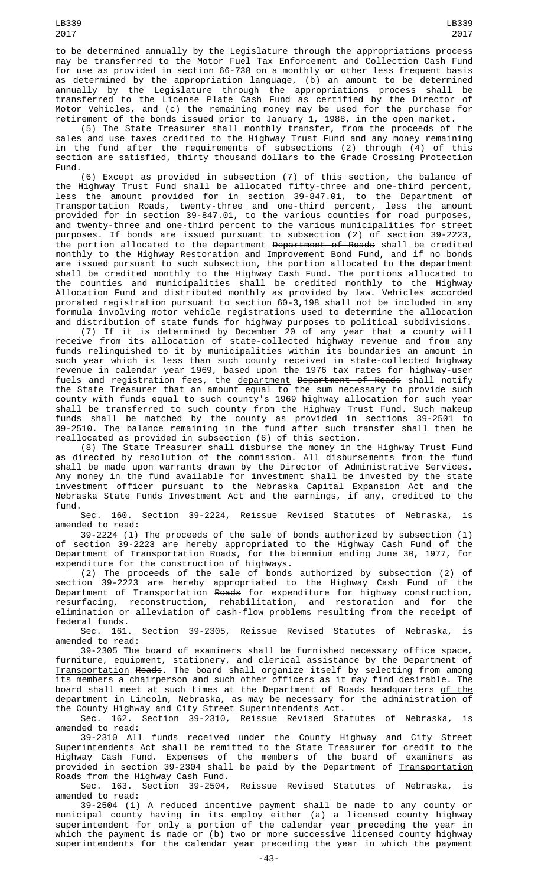to be determined annually by the Legislature through the appropriations process may be transferred to the Motor Fuel Tax Enforcement and Collection Cash Fund for use as provided in section 66-738 on a monthly or other less frequent basis as determined by the appropriation language, (b) an amount to be determined annually by the Legislature through the appropriations process shall be transferred to the License Plate Cash Fund as certified by the Director of Motor Vehicles, and (c) the remaining money may be used for the purchase for retirement of the bonds issued prior to January 1, 1988, in the open market.

(5) The State Treasurer shall monthly transfer, from the proceeds of the sales and use taxes credited to the Highway Trust Fund and any money remaining in the fund after the requirements of subsections (2) through (4) of this section are satisfied, thirty thousand dollars to the Grade Crossing Protection Fund.

(6) Except as provided in subsection (7) of this section, the balance of the Highway Trust Fund shall be allocated fifty-three and one-third percent, less the amount provided for in section 39-847.01, to the Department of Transportation ~~Roads~~, twenty-three and one-third percent, less the amount provided for in section 39-847.01, to the various counties for road purposes, and twenty-three and one-third percent to the various municipalities for street purposes. If bonds are issued pursuant to subsection (2) of section 39-2223, the portion allocated to the department ~~Department of Roads~~ shall be credited monthly to the Highway Restoration and Improvement Bond Fund, and if no bonds are issued pursuant to such subsection, the portion allocated to the department shall be credited monthly to the Highway Cash Fund. The portions allocated to the counties and municipalities shall be credited monthly to the Highway Allocation Fund and distributed monthly as provided by law. Vehicles accorded prorated registration pursuant to section 60-3,198 shall not be included in any formula involving motor vehicle registrations used to determine the allocation and distribution of state funds for highway purposes to political subdivisions.

(7) If it is determined by December 20 of any year that a county will receive from its allocation of state-collected highway revenue and from any funds relinquished to it by municipalities within its boundaries an amount in such year which is less than such county received in state-collected highway revenue in calendar year 1969, based upon the 1976 tax rates for highway-user fuels and registration fees, the department ~~Department of Roads~~ shall notify the State Treasurer that an amount equal to the sum necessary to provide such county with funds equal to such county's 1969 highway allocation for such year shall be transferred to such county from the Highway Trust Fund. Such makeup funds shall be matched by the county as provided in sections 39-2501 to 39-2510. The balance remaining in the fund after such transfer shall then be reallocated as provided in subsection (6) of this section.

(8) The State Treasurer shall disburse the money in the Highway Trust Fund as directed by resolution of the commission. All disbursements from the fund shall be made upon warrants drawn by the Director of Administrative Services. Any money in the fund available for investment shall be invested by the state investment officer pursuant to the Nebraska Capital Expansion Act and the Nebraska State Funds Investment Act and the earnings, if any, credited to the fund.

Sec. 160. Section 39-2224, Reissue Revised Statutes of Nebraska, is amended to read:

39-2224 (1) The proceeds of the sale of bonds authorized by subsection (1) of section 39-2223 are hereby appropriated to the Highway Cash Fund of the Department of Transportation ~~Roads~~, for the biennium ending June 30, 1977, for expenditure for the construction of highways.

(2) The proceeds of the sale of bonds authorized by subsection (2) of section 39-2223 are hereby appropriated to the Highway Cash Fund of the Department of Transportation ~~Roads~~ for expenditure for highway construction, resurfacing, reconstruction, rehabilitation, and restoration and for the elimination or alleviation of cash-flow problems resulting from the receipt of federal funds.

Sec. 161. Section 39-2305, Reissue Revised Statutes of Nebraska, is amended to read:

39-2305 The board of examiners shall be furnished necessary office space, furniture, equipment, stationery, and clerical assistance by the Department of Transportation ~~Roads~~. The board shall organize itself by selecting from among its members a chairperson and such other officers as it may find desirable. The board shall meet at such times at the ~~Department of Roads~~ headquarters of the department in Lincoln, Nebraska, as may be necessary for the administration of the County Highway and City Street Superintendents Act.

Sec. 162. Section 39-2310, Reissue Revised Statutes of Nebraska, is amended to read:

39-2310 All funds received under the County Highway and City Street Superintendents Act shall be remitted to the State Treasurer for credit to the Highway Cash Fund. Expenses of the members of the board of examiners as provided in section 39-2304 shall be paid by the Department of Transportation ~~Roads~~ from the Highway Cash Fund.

Sec. 163. Section 39-2504, Reissue Revised Statutes of Nebraska, is amended to read:

39-2504 (1) A reduced incentive payment shall be made to any county or municipal county having in its employ either (a) a licensed county highway superintendent for only a portion of the calendar year preceding the year in which the payment is made or (b) two or more successive licensed county highway superintendents for the calendar year preceding the year in which the payment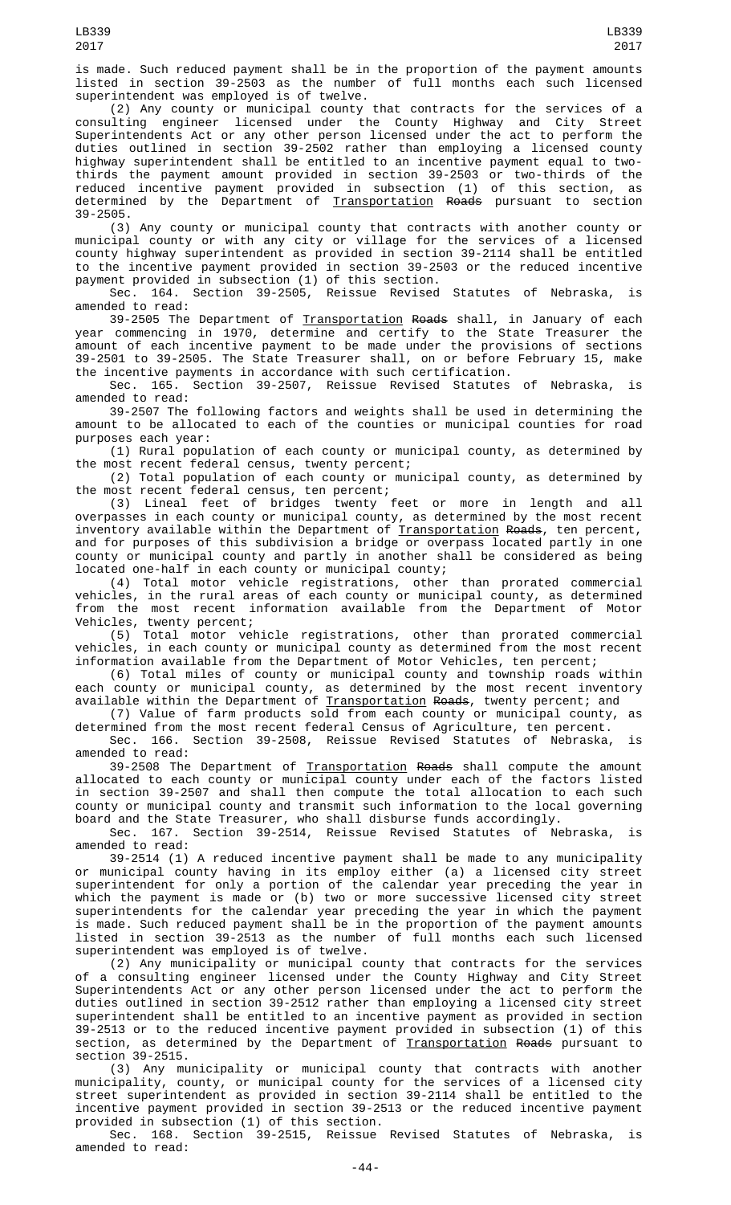is made. Such reduced payment shall be in the proportion of the payment amounts listed in section 39-2503 as the number of full months each such licensed superintendent was employed is of twelve.

(2) Any county or municipal county that contracts for the services of a consulting engineer licensed under the County Highway and City Street Superintendents Act or any other person licensed under the act to perform the duties outlined in section 39-2502 rather than employing a licensed county highway superintendent shall be entitled to an incentive payment equal to two-thirds the payment amount provided in section 39-2503 or two-thirds of the reduced incentive payment provided in subsection (1) of this section, as determined by the Department of Transportation ~~Roads~~ pursuant to section 39-2505.

(3) Any county or municipal county that contracts with another county or municipal county or with any city or village for the services of a licensed county highway superintendent as provided in section 39-2114 shall be entitled to the incentive payment provided in section 39-2503 or the reduced incentive payment provided in subsection (1) of this section.

Sec. 164. Section 39-2505, Reissue Revised Statutes of Nebraska, is amended to read:

39-2505 The Department of Transportation ~~Roads~~ shall, in January of each year commencing in 1970, determine and certify to the State Treasurer the amount of each incentive payment to be made under the provisions of sections 39-2501 to 39-2505. The State Treasurer shall, on or before February 15, make the incentive payments in accordance with such certification.

Sec. 165. Section 39-2507, Reissue Revised Statutes of Nebraska, is amended to read:

39-2507 The following factors and weights shall be used in determining the amount to be allocated to each of the counties or municipal counties for road purposes each year:

(1) Rural population of each county or municipal county, as determined by the most recent federal census, twenty percent;

(2) Total population of each county or municipal county, as determined by the most recent federal census, ten percent;

(3) Lineal feet of bridges twenty feet or more in length and all overpasses in each county or municipal county, as determined by the most recent inventory available within the Department of Transportation ~~Roads~~, ten percent, and for purposes of this subdivision a bridge or overpass located partly in one county or municipal county and partly in another shall be considered as being located one-half in each county or municipal county;

(4) Total motor vehicle registrations, other than prorated commercial vehicles, in the rural areas of each county or municipal county, as determined from the most recent information available from the Department of Motor Vehicles, twenty percent;

(5) Total motor vehicle registrations, other than prorated commercial vehicles, in each county or municipal county as determined from the most recent information available from the Department of Motor Vehicles, ten percent;

(6) Total miles of county or municipal county and township roads within each county or municipal county, as determined by the most recent inventory available within the Department of Transportation ~~Roads~~, twenty percent; and

(7) Value of farm products sold from each county or municipal county, as determined from the most recent federal Census of Agriculture, ten percent.

Sec. 166. Section 39-2508, Reissue Revised Statutes of Nebraska, is amended to read:

39-2508 The Department of Transportation ~~Roads~~ shall compute the amount allocated to each county or municipal county under each of the factors listed in section 39-2507 and shall then compute the total allocation to each such county or municipal county and transmit such information to the local governing board and the State Treasurer, who shall disburse funds accordingly.

Sec. 167. Section 39-2514, Reissue Revised Statutes of Nebraska, is amended to read:

39-2514 (1) A reduced incentive payment shall be made to any municipality or municipal county having in its employ either (a) a licensed city street superintendent for only a portion of the calendar year preceding the year in which the payment is made or (b) two or more successive licensed city street superintendents for the calendar year preceding the year in which the payment is made. Such reduced payment shall be in the proportion of the payment amounts listed in section 39-2513 as the number of full months each such licensed superintendent was employed is of twelve.

(2) Any municipality or municipal county that contracts for the services of a consulting engineer licensed under the County Highway and City Street Superintendents Act or any other person licensed under the act to perform the duties outlined in section 39-2512 rather than employing a licensed city street superintendent shall be entitled to an incentive payment as provided in section 39-2513 or to the reduced incentive payment provided in subsection (1) of this section, as determined by the Department of Transportation ~~Roads~~ pursuant to section 39-2515.

(3) Any municipality or municipal county that contracts with another municipality, county, or municipal county for the services of a licensed city street superintendent as provided in section 39-2114 shall be entitled to the incentive payment provided in section 39-2513 or the reduced incentive payment provided in subsection (1) of this section.

Sec. 168. Section 39-2515, Reissue Revised Statutes of Nebraska, is amended to read: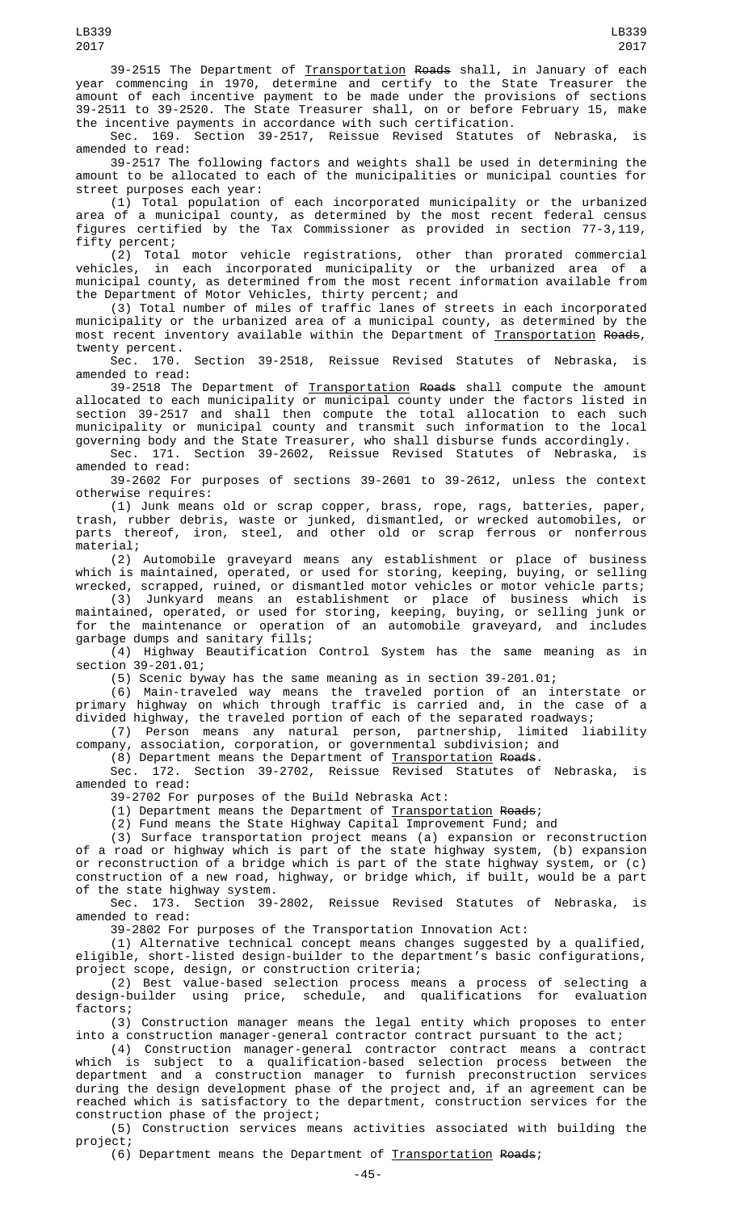39-2515 The Department of Transportation ~~Roads~~ shall, in January of each year commencing in 1970, determine and certify to the State Treasurer the amount of each incentive payment to be made under the provisions of sections 39-2511 to 39-2520. The State Treasurer shall, on or before February 15, make the incentive payments in accordance with such certification.

Sec. 169. Section 39-2517, Reissue Revised Statutes of Nebraska, is amended to read:

39-2517 The following factors and weights shall be used in determining the amount to be allocated to each of the municipalities or municipal counties for street purposes each year:

(1) Total population of each incorporated municipality or the urbanized area of a municipal county, as determined by the most recent federal census figures certified by the Tax Commissioner as provided in section 77-3,119, fifty percent;

(2) Total motor vehicle registrations, other than prorated commercial vehicles, in each incorporated municipality or the urbanized area of a municipal county, as determined from the most recent information available from the Department of Motor Vehicles, thirty percent; and

(3) Total number of miles of traffic lanes of streets in each incorporated municipality or the urbanized area of a municipal county, as determined by the most recent inventory available within the Department of Transportation ~~Roads~~, twenty percent.

Sec. 170. Section 39-2518, Reissue Revised Statutes of Nebraska, is amended to read:

39-2518 The Department of Transportation ~~Roads~~ shall compute the amount allocated to each municipality or municipal county under the factors listed in section 39-2517 and shall then compute the total allocation to each such municipality or municipal county and transmit such information to the local governing body and the State Treasurer, who shall disburse funds accordingly.

Sec. 171. Section 39-2602, Reissue Revised Statutes of Nebraska, is amended to read:

39-2602 For purposes of sections 39-2601 to 39-2612, unless the context otherwise requires:

(1) Junk means old or scrap copper, brass, rope, rags, batteries, paper, trash, rubber debris, waste or junked, dismantled, or wrecked automobiles, or parts thereof, iron, steel, and other old or scrap ferrous or nonferrous material;

(2) Automobile graveyard means any establishment or place of business which is maintained, operated, or used for storing, keeping, buying, or selling wrecked, scrapped, ruined, or dismantled motor vehicles or motor vehicle parts;

(3) Junkyard means an establishment or place of business which is maintained, operated, or used for storing, keeping, buying, or selling junk or for the maintenance or operation of an automobile graveyard, and includes garbage dumps and sanitary fills;

(4) Highway Beautification Control System has the same meaning as in section 39-201.01;

(5) Scenic byway has the same meaning as in section 39-201.01;

(6) Main-traveled way means the traveled portion of an interstate or primary highway on which through traffic is carried and, in the case of a divided highway, the traveled portion of each of the separated roadways;

(7) Person means any natural person, partnership, limited liability company, association, corporation, or governmental subdivision; and

(8) Department means the Department of Transportation ~~Roads~~.

Sec. 172. Section 39-2702, Reissue Revised Statutes of Nebraska, is amended to read:

39-2702 For purposes of the Build Nebraska Act:

(1) Department means the Department of Transportation ~~Roads~~;

(2) Fund means the State Highway Capital Improvement Fund; and

(3) Surface transportation project means (a) expansion or reconstruction of a road or highway which is part of the state highway system, (b) expansion or reconstruction of a bridge which is part of the state highway system, or (c) construction of a new road, highway, or bridge which, if built, would be a part of the state highway system.

Sec. 173. Section 39-2802, Reissue Revised Statutes of Nebraska, is amended to read:

39-2802 For purposes of the Transportation Innovation Act:

(1) Alternative technical concept means changes suggested by a qualified, eligible, short-listed design-builder to the department's basic configurations, project scope, design, or construction criteria;

(2) Best value-based selection process means a process of selecting a design-builder using price, schedule, and qualifications for evaluation factors;

(3) Construction manager means the legal entity which proposes to enter into a construction manager-general contractor contract pursuant to the act;

(4) Construction manager-general contractor contract means a contract which is subject to a qualification-based selection process between the department and a construction manager to furnish preconstruction services during the design development phase of the project and, if an agreement can be reached which is satisfactory to the department, construction services for the construction phase of the project;

(5) Construction services means activities associated with building the project;

(6) Department means the Department of Transportation ~~Roads~~;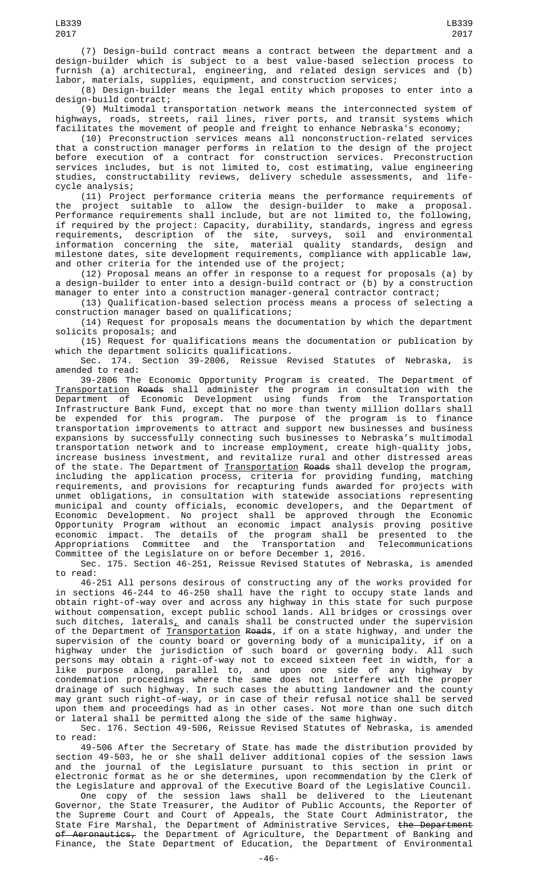(7) Design-build contract means a contract between the department and a design-builder which is subject to a best value-based selection process to furnish (a) architectural, engineering, and related design services and (b) labor, materials, supplies, equipment, and construction services;

(8) Design-builder means the legal entity which proposes to enter into a design-build contract;

(9) Multimodal transportation network means the interconnected system of highways, roads, streets, rail lines, river ports, and transit systems which facilitates the movement of people and freight to enhance Nebraska's economy;

(10) Preconstruction services means all nonconstruction-related services that a construction manager performs in relation to the design of the project before execution of a contract for construction services. Preconstruction services includes, but is not limited to, cost estimating, value engineering studies, constructability reviews, delivery schedule assessments, and life-cycle analysis;

(11) Project performance criteria means the performance requirements of the project suitable to allow the design-builder to make a proposal. Performance requirements shall include, but are not limited to, the following, if required by the project: Capacity, durability, standards, ingress and egress requirements, description of the site, surveys, soil and environmental information concerning the site, material quality standards, design and milestone dates, site development requirements, compliance with applicable law, and other criteria for the intended use of the project;

(12) Proposal means an offer in response to a request for proposals (a) by a design-builder to enter into a design-build contract or (b) by a construction manager to enter into a construction manager-general contractor contract;

(13) Qualification-based selection process means a process of selecting a construction manager based on qualifications;

(14) Request for proposals means the documentation by which the department solicits proposals; and

(15) Request for qualifications means the documentation or publication by which the department solicits qualifications.

Sec. 174. Section 39-2806, Reissue Revised Statutes of Nebraska, is amended to read:

39-2806 The Economic Opportunity Program is created. The Department of Transportation ~~Roads~~ shall administer the program in consultation with the Department of Economic Development using funds from the Transportation Infrastructure Bank Fund, except that no more than twenty million dollars shall be expended for this program. The purpose of the program is to finance transportation improvements to attract and support new businesses and business expansions by successfully connecting such businesses to Nebraska's multimodal transportation network and to increase employment, create high-quality jobs, increase business investment, and revitalize rural and other distressed areas of the state. The Department of Transportation ~~Roads~~ shall develop the program, including the application process, criteria for providing funding, matching requirements, and provisions for recapturing funds awarded for projects with unmet obligations, in consultation with statewide associations representing municipal and county officials, economic developers, and the Department of Economic Development. No project shall be approved through the Economic Opportunity Program without an economic impact analysis proving positive economic impact. The details of the program shall be presented to the Appropriations Committee and the Transportation and Telecommunications Committee of the Legislature on or before December 1, 2016.

Sec. 175. Section 46-251, Reissue Revised Statutes of Nebraska, is amended to read:

46-251 All persons desirous of constructing any of the works provided for in sections 46-244 to 46-250 shall have the right to occupy state lands and obtain right-of-way over and across any highway in this state for such purpose without compensation, except public school lands. All bridges or crossings over such ditches, laterals, and canals shall be constructed under the supervision of the Department of Transportation ~~Roads~~, if on a state highway, and under the supervision of the county board or governing body of a municipality, if on a highway under the jurisdiction of such board or governing body. All such persons may obtain a right-of-way not to exceed sixteen feet in width, for a like purpose along, parallel to, and upon one side of any highway by condemnation proceedings where the same does not interfere with the proper drainage of such highway. In such cases the abutting landowner and the county may grant such right-of-way, or in case of their refusal notice shall be served upon them and proceedings had as in other cases. Not more than one such ditch or lateral shall be permitted along the side of the same highway.

Sec. 176. Section 49-506, Reissue Revised Statutes of Nebraska, is amended to read:

49-506 After the Secretary of State has made the distribution provided by section 49-503, he or she shall deliver additional copies of the session laws and the journal of the Legislature pursuant to this section in print or electronic format as he or she determines, upon recommendation by the Clerk of the Legislature and approval of the Executive Board of the Legislative Council.

One copy of the session laws shall be delivered to the Lieutenant Governor, the State Treasurer, the Auditor of Public Accounts, the Reporter of the Supreme Court and Court of Appeals, the State Court Administrator, the State Fire Marshal, the Department of Administrative Services, ~~the Department of Aeronautics,~~ the Department of Agriculture, the Department of Banking and Finance, the State Department of Education, the Department of Environmental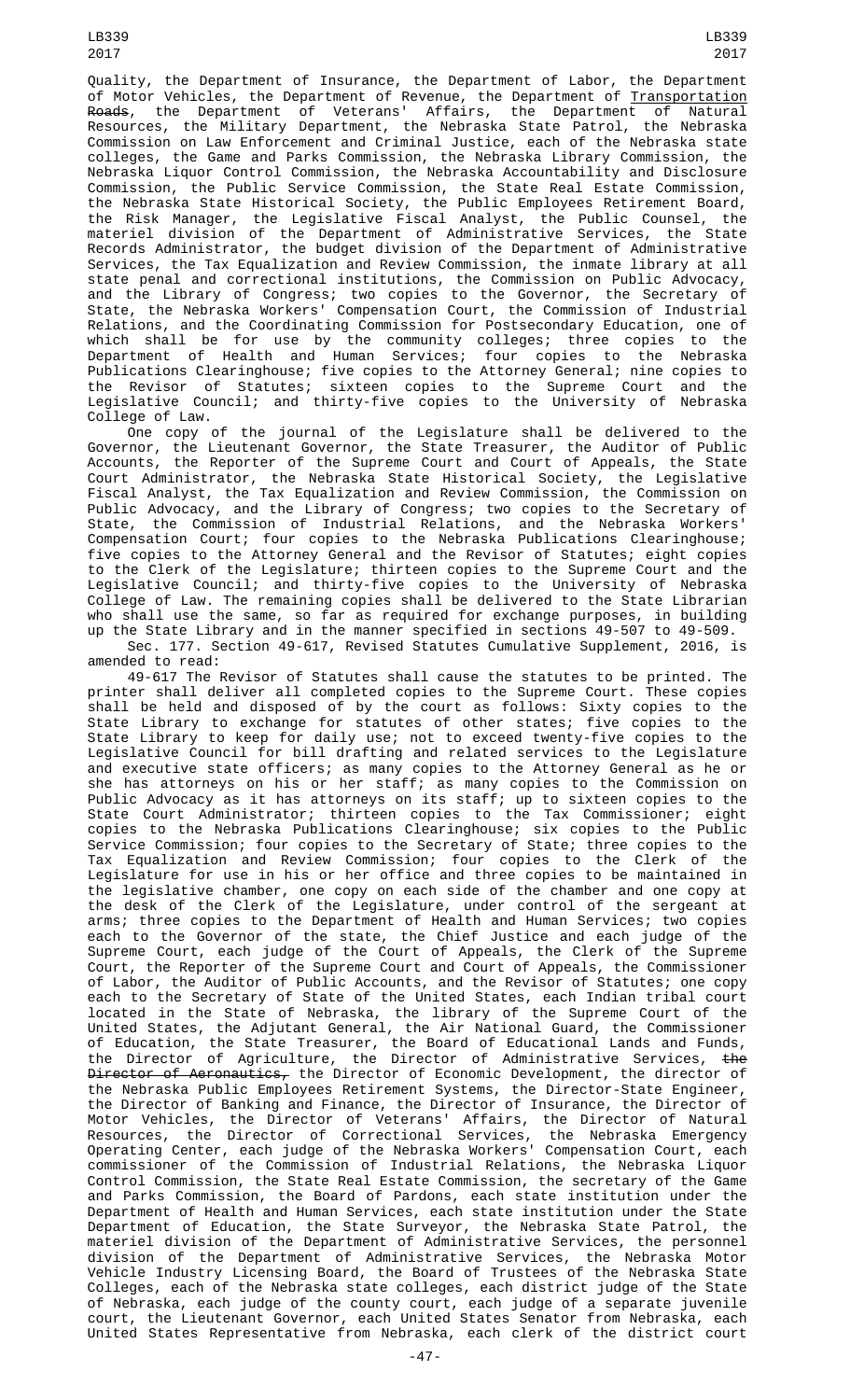Quality, the Department of Insurance, the Department of Labor, the Department of Motor Vehicles, the Department of Revenue, the Department of Transportation ~~Roads~~, the Department of Veterans' Affairs, the Department of Natural Resources, the Military Department, the Nebraska State Patrol, the Nebraska Commission on Law Enforcement and Criminal Justice, each of the Nebraska state colleges, the Game and Parks Commission, the Nebraska Library Commission, the Nebraska Liquor Control Commission, the Nebraska Accountability and Disclosure Commission, the Public Service Commission, the State Real Estate Commission, the Nebraska State Historical Society, the Public Employees Retirement Board, the Risk Manager, the Legislative Fiscal Analyst, the Public Counsel, the materiel division of the Department of Administrative Services, the State Records Administrator, the budget division of the Department of Administrative Services, the Tax Equalization and Review Commission, the inmate library at all state penal and correctional institutions, the Commission on Public Advocacy, and the Library of Congress; two copies to the Governor, the Secretary of State, the Nebraska Workers' Compensation Court, the Commission of Industrial Relations, and the Coordinating Commission for Postsecondary Education, one of which shall be for use by the community colleges; three copies to the Department of Health and Human Services; four copies to the Nebraska Publications Clearinghouse; five copies to the Attorney General; nine copies to the Revisor of Statutes; sixteen copies to the Supreme Court and the Legislative Council; and thirty-five copies to the University of Nebraska College of Law.

One copy of the journal of the Legislature shall be delivered to the Governor, the Lieutenant Governor, the State Treasurer, the Auditor of Public Accounts, the Reporter of the Supreme Court and Court of Appeals, the State Court Administrator, the Nebraska State Historical Society, the Legislative Fiscal Analyst, the Tax Equalization and Review Commission, the Commission on Public Advocacy, and the Library of Congress; two copies to the Secretary of State, the Commission of Industrial Relations, and the Nebraska Workers' Compensation Court; four copies to the Nebraska Publications Clearinghouse; five copies to the Attorney General and the Revisor of Statutes; eight copies to the Clerk of the Legislature; thirteen copies to the Supreme Court and the Legislative Council; and thirty-five copies to the University of Nebraska College of Law. The remaining copies shall be delivered to the State Librarian who shall use the same, so far as required for exchange purposes, in building up the State Library and in the manner specified in sections 49-507 to 49-509.

Sec. 177. Section 49-617, Revised Statutes Cumulative Supplement, 2016, is amended to read:

49-617 The Revisor of Statutes shall cause the statutes to be printed. The printer shall deliver all completed copies to the Supreme Court. These copies shall be held and disposed of by the court as follows: Sixty copies to the State Library to exchange for statutes of other states; five copies to the State Library to keep for daily use; not to exceed twenty-five copies to the Legislative Council for bill drafting and related services to the Legislature and executive state officers; as many copies to the Attorney General as he or she has attorneys on his or her staff; as many copies to the Commission on Public Advocacy as it has attorneys on its staff; up to sixteen copies to the State Court Administrator; thirteen copies to the Tax Commissioner; eight copies to the Nebraska Publications Clearinghouse; six copies to the Public Service Commission; four copies to the Secretary of State; three copies to the Tax Equalization and Review Commission; four copies to the Clerk of the Legislature for use in his or her office and three copies to be maintained in the legislative chamber, one copy on each side of the chamber and one copy at the desk of the Clerk of the Legislature, under control of the sergeant at arms; three copies to the Department of Health and Human Services; two copies each to the Governor of the state, the Chief Justice and each judge of the Supreme Court, each judge of the Court of Appeals, the Clerk of the Supreme Court, the Reporter of the Supreme Court and Court of Appeals, the Commissioner of Labor, the Auditor of Public Accounts, and the Revisor of Statutes; one copy each to the Secretary of State of the United States, each Indian tribal court located in the State of Nebraska, the library of the Supreme Court of the United States, the Adjutant General, the Air National Guard, the Commissioner of Education, the State Treasurer, the Board of Educational Lands and Funds, the Director of Agriculture, the Director of Administrative Services, ~~the Director of Aeronautics,~~ the Director of Economic Development, the director of the Nebraska Public Employees Retirement Systems, the Director-State Engineer, the Director of Banking and Finance, the Director of Insurance, the Director of Motor Vehicles, the Director of Veterans' Affairs, the Director of Natural Resources, the Director of Correctional Services, the Nebraska Emergency Operating Center, each judge of the Nebraska Workers' Compensation Court, each commissioner of the Commission of Industrial Relations, the Nebraska Liquor Control Commission, the State Real Estate Commission, the secretary of the Game and Parks Commission, the Board of Pardons, each state institution under the Department of Health and Human Services, each state institution under the State Department of Education, the State Surveyor, the Nebraska State Patrol, the materiel division of the Department of Administrative Services, the personnel division of the Department of Administrative Services, the Nebraska Motor Vehicle Industry Licensing Board, the Board of Trustees of the Nebraska State Colleges, each of the Nebraska state colleges, each district judge of the State of Nebraska, each judge of the county court, each judge of a separate juvenile court, the Lieutenant Governor, each United States Senator from Nebraska, each United States Representative from Nebraska, each clerk of the district court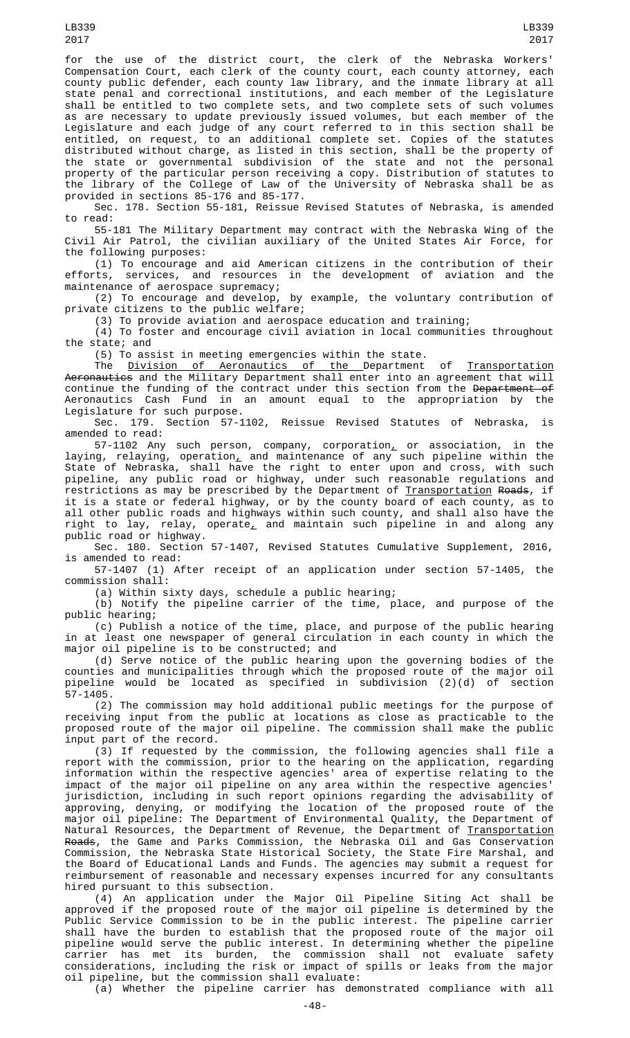for the use of the district court, the clerk of the Nebraska Workers' Compensation Court, each clerk of the county court, each county attorney, each county public defender, each county law library, and the inmate library at all state penal and correctional institutions, and each member of the Legislature shall be entitled to two complete sets, and two complete sets of such volumes as are necessary to update previously issued volumes, but each member of the Legislature and each judge of any court referred to in this section shall be entitled, on request, to an additional complete set. Copies of the statutes distributed without charge, as listed in this section, shall be the property of the state or governmental subdivision of the state and not the personal property of the particular person receiving a copy. Distribution of statutes to the library of the College of Law of the University of Nebraska shall be as provided in sections 85-176 and 85-177.

Sec. 178. Section 55-181, Reissue Revised Statutes of Nebraska, is amended to read:

55-181 The Military Department may contract with the Nebraska Wing of the Civil Air Patrol, the civilian auxiliary of the United States Air Force, for the following purposes:

(1) To encourage and aid American citizens in the contribution of their efforts, services, and resources in the development of aviation and the maintenance of aerospace supremacy;

(2) To encourage and develop, by example, the voluntary contribution of private citizens to the public welfare;

(3) To provide aviation and aerospace education and training;

(4) To foster and encourage civil aviation in local communities throughout the state; and

(5) To assist in meeting emergencies within the state.

The Division of Aeronautics of the Department of Transportation ~~Aeronautics~~ and the Military Department shall enter into an agreement that will continue the funding of the contract under this section from the ~~Department of~~ Aeronautics Cash Fund in an amount equal to the appropriation by the Legislature for such purpose.

Sec. 179. Section 57-1102, Reissue Revised Statutes of Nebraska, is amended to read:

57-1102 Any such person, company, corporation, or association, in the laying, relaying, operation, and maintenance of any such pipeline within the State of Nebraska, shall have the right to enter upon and cross, with such pipeline, any public road or highway, under such reasonable regulations and restrictions as may be prescribed by the Department of Transportation ~~Roads~~, if it is a state or federal highway, or by the county board of each county, as to all other public roads and highways within such county, and shall also have the right to lay, relay, operate, and maintain such pipeline in and along any public road or highway.

Sec. 180. Section 57-1407, Revised Statutes Cumulative Supplement, 2016, is amended to read:

57-1407 (1) After receipt of an application under section 57-1405, the commission shall:

(a) Within sixty days, schedule a public hearing;

(b) Notify the pipeline carrier of the time, place, and purpose of the public hearing;

(c) Publish a notice of the time, place, and purpose of the public hearing in at least one newspaper of general circulation in each county in which the major oil pipeline is to be constructed; and

(d) Serve notice of the public hearing upon the governing bodies of the counties and municipalities through which the proposed route of the major oil pipeline would be located as specified in subdivision (2)(d) of section 57-1405.

(2) The commission may hold additional public meetings for the purpose of receiving input from the public at locations as close as practicable to the proposed route of the major oil pipeline. The commission shall make the public input part of the record.

(3) If requested by the commission, the following agencies shall file a report with the commission, prior to the hearing on the application, regarding information within the respective agencies' area of expertise relating to the impact of the major oil pipeline on any area within the respective agencies' jurisdiction, including in such report opinions regarding the advisability of approving, denying, or modifying the location of the proposed route of the major oil pipeline: The Department of Environmental Quality, the Department of Natural Resources, the Department of Revenue, the Department of Transportation ~~Roads~~, the Game and Parks Commission, the Nebraska Oil and Gas Conservation Commission, the Nebraska State Historical Society, the State Fire Marshal, and the Board of Educational Lands and Funds. The agencies may submit a request for reimbursement of reasonable and necessary expenses incurred for any consultants hired pursuant to this subsection.

(4) An application under the Major Oil Pipeline Siting Act shall be approved if the proposed route of the major oil pipeline is determined by the Public Service Commission to be in the public interest. The pipeline carrier shall have the burden to establish that the proposed route of the major oil pipeline would serve the public interest. In determining whether the pipeline carrier has met its burden, the commission shall not evaluate safety considerations, including the risk or impact of spills or leaks from the major oil pipeline, but the commission shall evaluate:

(a) Whether the pipeline carrier has demonstrated compliance with all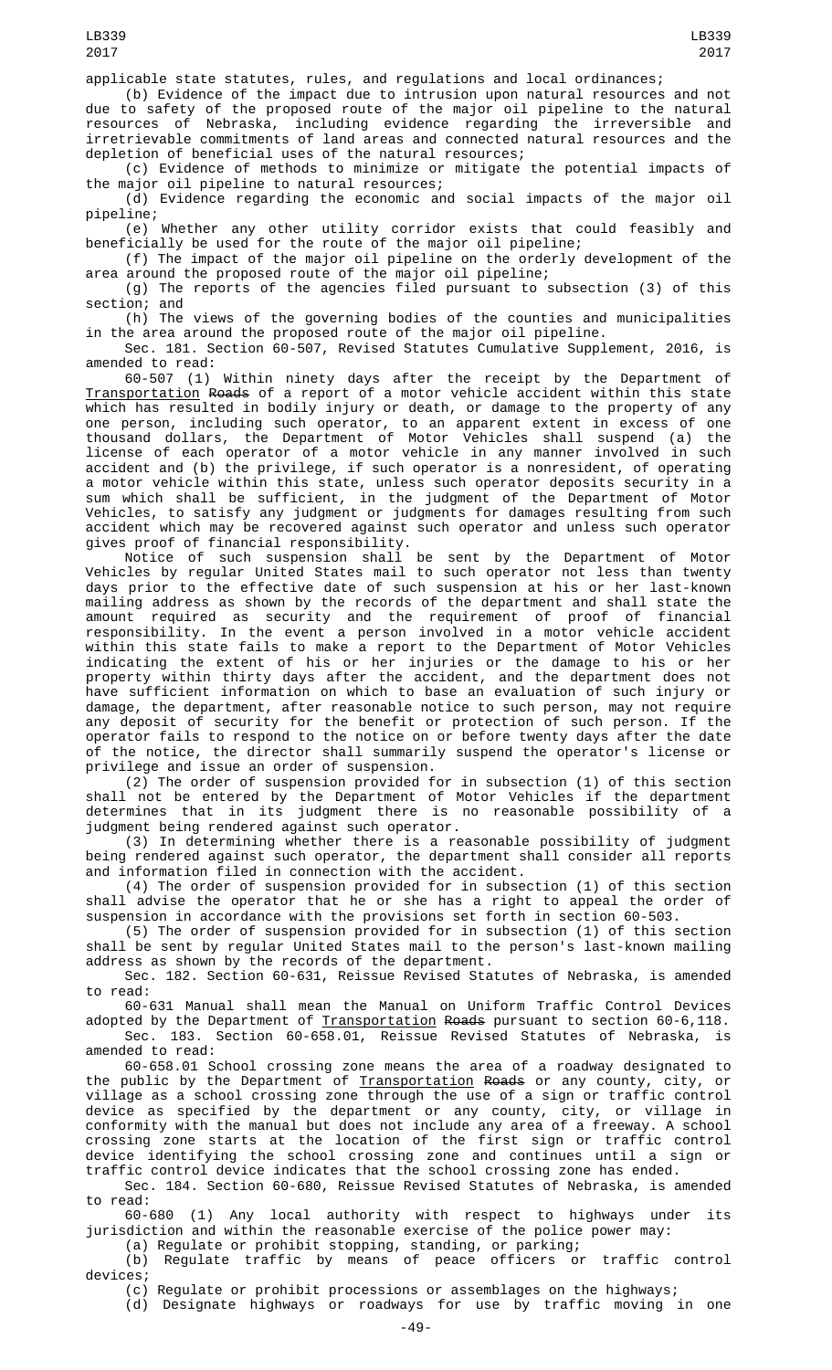applicable state statutes, rules, and regulations and local ordinances;

(b) Evidence of the impact due to intrusion upon natural resources and not due to safety of the proposed route of the major oil pipeline to the natural resources of Nebraska, including evidence regarding the irreversible and irretrievable commitments of land areas and connected natural resources and the depletion of beneficial uses of the natural resources;

(c) Evidence of methods to minimize or mitigate the potential impacts of the major oil pipeline to natural resources;

(d) Evidence regarding the economic and social impacts of the major oil pipeline;

(e) Whether any other utility corridor exists that could feasibly and beneficially be used for the route of the major oil pipeline;

(f) The impact of the major oil pipeline on the orderly development of the area around the proposed route of the major oil pipeline;

(g) The reports of the agencies filed pursuant to subsection (3) of this section; and

(h) The views of the governing bodies of the counties and municipalities in the area around the proposed route of the major oil pipeline.

Sec. 181. Section 60-507, Revised Statutes Cumulative Supplement, 2016, is amended to read:

60-507 (1) Within ninety days after the receipt by the Department of Transportation ~~Roads~~ of a report of a motor vehicle accident within this state which has resulted in bodily injury or death, or damage to the property of any one person, including such operator, to an apparent extent in excess of one thousand dollars, the Department of Motor Vehicles shall suspend (a) the license of each operator of a motor vehicle in any manner involved in such accident and (b) the privilege, if such operator is a nonresident, of operating a motor vehicle within this state, unless such operator deposits security in a sum which shall be sufficient, in the judgment of the Department of Motor Vehicles, to satisfy any judgment or judgments for damages resulting from such accident which may be recovered against such operator and unless such operator gives proof of financial responsibility.

Notice of such suspension shall be sent by the Department of Motor Vehicles by regular United States mail to such operator not less than twenty days prior to the effective date of such suspension at his or her last-known mailing address as shown by the records of the department and shall state the amount required as security and the requirement of proof of financial responsibility. In the event a person involved in a motor vehicle accident within this state fails to make a report to the Department of Motor Vehicles indicating the extent of his or her injuries or the damage to his or her property within thirty days after the accident, and the department does not have sufficient information on which to base an evaluation of such injury or damage, the department, after reasonable notice to such person, may not require any deposit of security for the benefit or protection of such person. If the operator fails to respond to the notice on or before twenty days after the date of the notice, the director shall summarily suspend the operator's license or privilege and issue an order of suspension.

(2) The order of suspension provided for in subsection (1) of this section shall not be entered by the Department of Motor Vehicles if the department determines that in its judgment there is no reasonable possibility of a judgment being rendered against such operator.

(3) In determining whether there is a reasonable possibility of judgment being rendered against such operator, the department shall consider all reports and information filed in connection with the accident.

(4) The order of suspension provided for in subsection (1) of this section shall advise the operator that he or she has a right to appeal the order of suspension in accordance with the provisions set forth in section 60-503.

(5) The order of suspension provided for in subsection (1) of this section shall be sent by regular United States mail to the person's last-known mailing address as shown by the records of the department.

Sec. 182. Section 60-631, Reissue Revised Statutes of Nebraska, is amended to read:

60-631 Manual shall mean the Manual on Uniform Traffic Control Devices adopted by the Department of Transportation ~~Roads~~ pursuant to section 60-6,118.

Sec. 183. Section 60-658.01, Reissue Revised Statutes of Nebraska, is amended to read:

60-658.01 School crossing zone means the area of a roadway designated to the public by the Department of Transportation ~~Roads~~ or any county, city, or village as a school crossing zone through the use of a sign or traffic control device as specified by the department or any county, city, or village in conformity with the manual but does not include any area of a freeway. A school crossing zone starts at the location of the first sign or traffic control device identifying the school crossing zone and continues until a sign or traffic control device indicates that the school crossing zone has ended.

Sec. 184. Section 60-680, Reissue Revised Statutes of Nebraska, is amended to read:

60-680 (1) Any local authority with respect to highways under its jurisdiction and within the reasonable exercise of the police power may:

(a) Regulate or prohibit stopping, standing, or parking;

(b) Regulate traffic by means of peace officers or traffic control devices;

(c) Regulate or prohibit processions or assemblages on the highways;

(d) Designate highways or roadways for use by traffic moving in one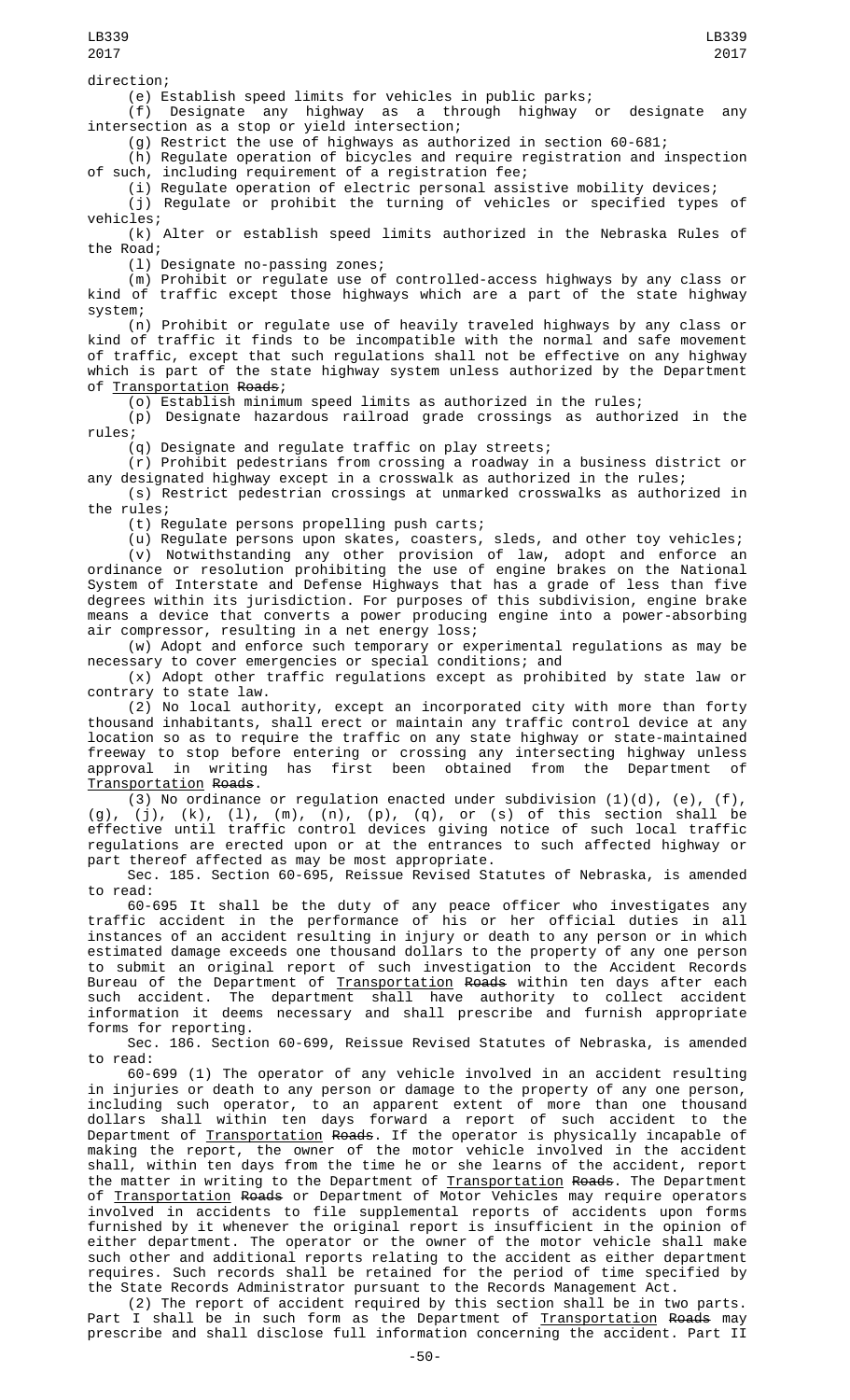direction;

(e) Establish speed limits for vehicles in public parks;

(f) Designate any highway as a through highway or designate any intersection as a stop or yield intersection;

(g) Restrict the use of highways as authorized in section 60-681;

(h) Regulate operation of bicycles and require registration and inspection of such, including requirement of a registration fee;

(i) Regulate operation of electric personal assistive mobility devices;

(j) Regulate or prohibit the turning of vehicles or specified types of vehicles;

(k) Alter or establish speed limits authorized in the Nebraska Rules of the Road;

(l) Designate no-passing zones;

(m) Prohibit or regulate use of controlled-access highways by any class or kind of traffic except those highways which are a part of the state highway system;

(n) Prohibit or regulate use of heavily traveled highways by any class or kind of traffic it finds to be incompatible with the normal and safe movement of traffic, except that such regulations shall not be effective on any highway which is part of the state highway system unless authorized by the Department of Transportation ~~Roads~~;

(o) Establish minimum speed limits as authorized in the rules;

(p) Designate hazardous railroad grade crossings as authorized in the rules;

(q) Designate and regulate traffic on play streets;

(r) Prohibit pedestrians from crossing a roadway in a business district or any designated highway except in a crosswalk as authorized in the rules;

(s) Restrict pedestrian crossings at unmarked crosswalks as authorized in the rules;

(t) Regulate persons propelling push carts;

(u) Regulate persons upon skates, coasters, sleds, and other toy vehicles;

(v) Notwithstanding any other provision of law, adopt and enforce an ordinance or resolution prohibiting the use of engine brakes on the National System of Interstate and Defense Highways that has a grade of less than five degrees within its jurisdiction. For purposes of this subdivision, engine brake means a device that converts a power producing engine into a power-absorbing air compressor, resulting in a net energy loss;

(w) Adopt and enforce such temporary or experimental regulations as may be necessary to cover emergencies or special conditions; and

(x) Adopt other traffic regulations except as prohibited by state law or contrary to state law.

(2) No local authority, except an incorporated city with more than forty thousand inhabitants, shall erect or maintain any traffic control device at any location so as to require the traffic on any state highway or state-maintained freeway to stop before entering or crossing any intersecting highway unless approval in writing has first been obtained from the Department of Transportation ~~Roads~~.

(3) No ordinance or regulation enacted under subdivision (1)(d), (e), (f), (g), (j), (k), (l), (m), (n), (p), (q), or (s) of this section shall be effective until traffic control devices giving notice of such local traffic regulations are erected upon or at the entrances to such affected highway or part thereof affected as may be most appropriate.

Sec. 185. Section 60-695, Reissue Revised Statutes of Nebraska, is amended to read:

60-695 It shall be the duty of any peace officer who investigates any traffic accident in the performance of his or her official duties in all instances of an accident resulting in injury or death to any person or in which estimated damage exceeds one thousand dollars to the property of any one person to submit an original report of such investigation to the Accident Records Bureau of the Department of Transportation ~~Roads~~ within ten days after each such accident. The department shall have authority to collect accident information it deems necessary and shall prescribe and furnish appropriate forms for reporting.

Sec. 186. Section 60-699, Reissue Revised Statutes of Nebraska, is amended to read:

60-699 (1) The operator of any vehicle involved in an accident resulting in injuries or death to any person or damage to the property of any one person, including such operator, to an apparent extent of more than one thousand dollars shall within ten days forward a report of such accident to the Department of Transportation ~~Roads~~. If the operator is physically incapable of making the report, the owner of the motor vehicle involved in the accident shall, within ten days from the time he or she learns of the accident, report the matter in writing to the Department of Transportation ~~Roads~~. The Department of Transportation ~~Roads~~ or Department of Motor Vehicles may require operators involved in accidents to file supplemental reports of accidents upon forms furnished by it whenever the original report is insufficient in the opinion of either department. The operator or the owner of the motor vehicle shall make such other and additional reports relating to the accident as either department requires. Such records shall be retained for the period of time specified by the State Records Administrator pursuant to the Records Management Act.

(2) The report of accident required by this section shall be in two parts. Part I shall be in such form as the Department of Transportation ~~Roads~~ may prescribe and shall disclose full information concerning the accident. Part II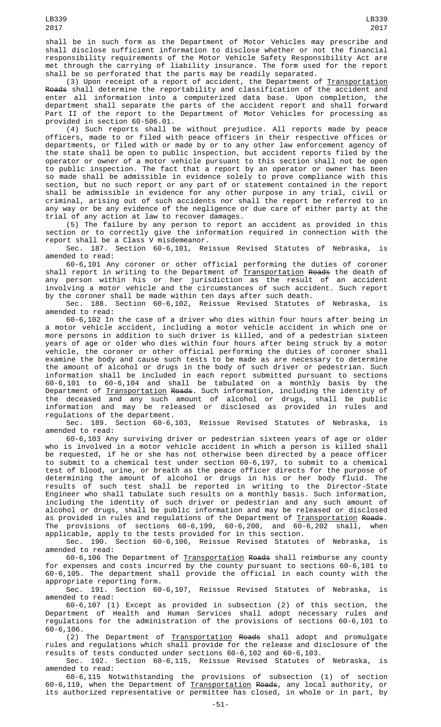shall be in such form as the Department of Motor Vehicles may prescribe and shall disclose sufficient information to disclose whether or not the financial responsibility requirements of the Motor Vehicle Safety Responsibility Act are met through the carrying of liability insurance. The form used for the report shall be so perforated that the parts may be readily separated.

(3) Upon receipt of a report of accident, the Department of Transportation ~~Roads~~ shall determine the reportability and classification of the accident and enter all information into a computerized data base. Upon completion, the department shall separate the parts of the accident report and shall forward Part II of the report to the Department of Motor Vehicles for processing as provided in section 60-506.01.

(4) Such reports shall be without prejudice. All reports made by peace officers, made to or filed with peace officers in their respective offices or departments, or filed with or made by or to any other law enforcement agency of the state shall be open to public inspection, but accident reports filed by the operator or owner of a motor vehicle pursuant to this section shall not be open to public inspection. The fact that a report by an operator or owner has been so made shall be admissible in evidence solely to prove compliance with this section, but no such report or any part of or statement contained in the report shall be admissible in evidence for any other purpose in any trial, civil or criminal, arising out of such accidents nor shall the report be referred to in any way or be any evidence of the negligence or due care of either party at the trial of any action at law to recover damages.

(5) The failure by any person to report an accident as provided in this section or to correctly give the information required in connection with the report shall be a Class V misdemeanor.

Sec. 187. Section 60-6,101, Reissue Revised Statutes of Nebraska, is amended to read:

60-6,101 Any coroner or other official performing the duties of coroner shall report in writing to the Department of Transportation ~~Roads~~ the death of any person within his or her jurisdiction as the result of an accident involving a motor vehicle and the circumstances of such accident. Such report by the coroner shall be made within ten days after such death.

Sec. 188. Section 60-6,102, Reissue Revised Statutes of Nebraska, is amended to read:

60-6,102 In the case of a driver who dies within four hours after being in a motor vehicle accident, including a motor vehicle accident in which one or more persons in addition to such driver is killed, and of a pedestrian sixteen years of age or older who dies within four hours after being struck by a motor vehicle, the coroner or other official performing the duties of coroner shall examine the body and cause such tests to be made as are necessary to determine the amount of alcohol or drugs in the body of such driver or pedestrian. Such information shall be included in each report submitted pursuant to sections 60-6,101 to 60-6,104 and shall be tabulated on a monthly basis by the Department of Transportation ~~Roads~~. Such information, including the identity of the deceased and any such amount of alcohol or drugs, shall be public information and may be released or disclosed as provided in rules and regulations of the department.

Sec. 189. Section 60-6,103, Reissue Revised Statutes of Nebraska, is amended to read:

60-6,103 Any surviving driver or pedestrian sixteen years of age or older who is involved in a motor vehicle accident in which a person is killed shall be requested, if he or she has not otherwise been directed by a peace officer to submit to a chemical test under section 60-6,197, to submit to a chemical test of blood, urine, or breath as the peace officer directs for the purpose of determining the amount of alcohol or drugs in his or her body fluid. The results of such test shall be reported in writing to the Director-State Engineer who shall tabulate such results on a monthly basis. Such information, including the identity of such driver or pedestrian and any such amount of alcohol or drugs, shall be public information and may be released or disclosed as provided in rules and regulations of the Department of Transportation ~~Roads~~. The provisions of sections 60-6,199, 60-6,200, and 60-6,202 shall, when applicable, apply to the tests provided for in this section.

Sec. 190. Section 60-6,106, Reissue Revised Statutes of Nebraska, is amended to read:

60-6,106 The Department of Transportation ~~Roads~~ shall reimburse any county for expenses and costs incurred by the county pursuant to sections 60-6,101 to 60-6,105. The department shall provide the official in each county with the appropriate reporting form.

Sec. 191. Section 60-6,107, Reissue Revised Statutes of Nebraska, is amended to read:

60-6,107 (1) Except as provided in subsection (2) of this section, the Department of Health and Human Services shall adopt necessary rules and regulations for the administration of the provisions of sections 60-6,101 to 60-6,106.

(2) The Department of Transportation ~~Roads~~ shall adopt and promulgate rules and regulations which shall provide for the release and disclosure of the results of tests conducted under sections 60-6,102 and 60-6,103.

Sec. 192. Section 60-6,115, Reissue Revised Statutes of Nebraska, is amended to read:

60-6,115 Notwithstanding the provisions of subsection (1) of section 60-6,119, when the Department of Transportation ~~Roads~~, any local authority, or its authorized representative or permittee has closed, in whole or in part, by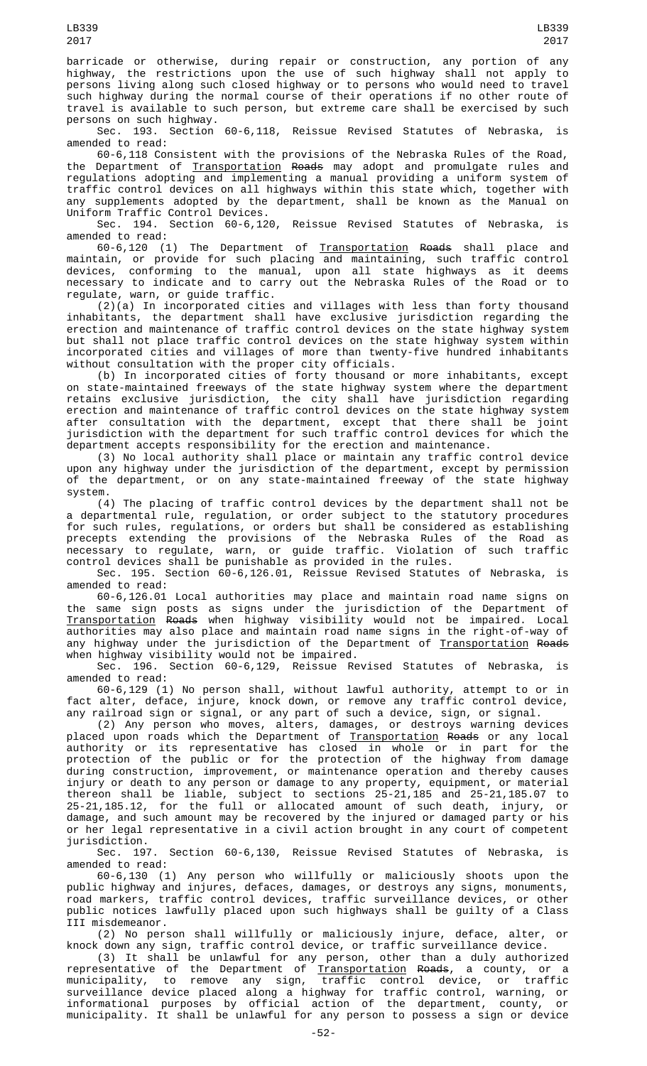barricade or otherwise, during repair or construction, any portion of any highway, the restrictions upon the use of such highway shall not apply to persons living along such closed highway or to persons who would need to travel such highway during the normal course of their operations if no other route of travel is available to such person, but extreme care shall be exercised by such persons on such highway.

Sec. 193. Section 60-6,118, Reissue Revised Statutes of Nebraska, is amended to read:

60-6,118 Consistent with the provisions of the Nebraska Rules of the Road, the Department of Transportation ~~Roads~~ may adopt and promulgate rules and regulations adopting and implementing a manual providing a uniform system of traffic control devices on all highways within this state which, together with any supplements adopted by the department, shall be known as the Manual on Uniform Traffic Control Devices.

Sec. 194. Section 60-6,120, Reissue Revised Statutes of Nebraska, is amended to read:

60-6,120 (1) The Department of Transportation ~~Roads~~ shall place and maintain, or provide for such placing and maintaining, such traffic control devices, conforming to the manual, upon all state highways as it deems necessary to indicate and to carry out the Nebraska Rules of the Road or to regulate, warn, or guide traffic.

(2)(a) In incorporated cities and villages with less than forty thousand inhabitants, the department shall have exclusive jurisdiction regarding the erection and maintenance of traffic control devices on the state highway system but shall not place traffic control devices on the state highway system within incorporated cities and villages of more than twenty-five hundred inhabitants without consultation with the proper city officials.

(b) In incorporated cities of forty thousand or more inhabitants, except on state-maintained freeways of the state highway system where the department retains exclusive jurisdiction, the city shall have jurisdiction regarding erection and maintenance of traffic control devices on the state highway system after consultation with the department, except that there shall be joint jurisdiction with the department for such traffic control devices for which the department accepts responsibility for the erection and maintenance.

(3) No local authority shall place or maintain any traffic control device upon any highway under the jurisdiction of the department, except by permission of the department, or on any state-maintained freeway of the state highway system.

(4) The placing of traffic control devices by the department shall not be a departmental rule, regulation, or order subject to the statutory procedures for such rules, regulations, or orders but shall be considered as establishing precepts extending the provisions of the Nebraska Rules of the Road as necessary to regulate, warn, or guide traffic. Violation of such traffic control devices shall be punishable as provided in the rules.

Sec. 195. Section 60-6,126.01, Reissue Revised Statutes of Nebraska, is amended to read:

60-6,126.01 Local authorities may place and maintain road name signs on the same sign posts as signs under the jurisdiction of the Department of Transportation ~~Roads~~ when highway visibility would not be impaired. Local authorities may also place and maintain road name signs in the right-of-way of any highway under the jurisdiction of the Department of Transportation ~~Roads~~ when highway visibility would not be impaired.

Sec. 196. Section 60-6,129, Reissue Revised Statutes of Nebraska, is amended to read:

60-6,129 (1) No person shall, without lawful authority, attempt to or in fact alter, deface, injure, knock down, or remove any traffic control device, any railroad sign or signal, or any part of such a device, sign, or signal.

(2) Any person who moves, alters, damages, or destroys warning devices placed upon roads which the Department of Transportation ~~Roads~~ or any local authority or its representative has closed in whole or in part for the protection of the public or for the protection of the highway from damage during construction, improvement, or maintenance operation and thereby causes injury or death to any person or damage to any property, equipment, or material thereon shall be liable, subject to sections 25-21,185 and 25-21,185.07 to 25-21,185.12, for the full or allocated amount of such death, injury, or damage, and such amount may be recovered by the injured or damaged party or his or her legal representative in a civil action brought in any court of competent jurisdiction.

Sec. 197. Section 60-6,130, Reissue Revised Statutes of Nebraska, is amended to read:

60-6,130 (1) Any person who willfully or maliciously shoots upon the public highway and injures, defaces, damages, or destroys any signs, monuments, road markers, traffic control devices, traffic surveillance devices, or other public notices lawfully placed upon such highways shall be guilty of a Class III misdemeanor.

(2) No person shall willfully or maliciously injure, deface, alter, or knock down any sign, traffic control device, or traffic surveillance device.

(3) It shall be unlawful for any person, other than a duly authorized representative of the Department of Transportation ~~Roads~~, a county, or a municipality, to remove any sign, traffic control device, or traffic surveillance device placed along a highway for traffic control, warning, or informational purposes by official action of the department, county, or municipality. It shall be unlawful for any person to possess a sign or device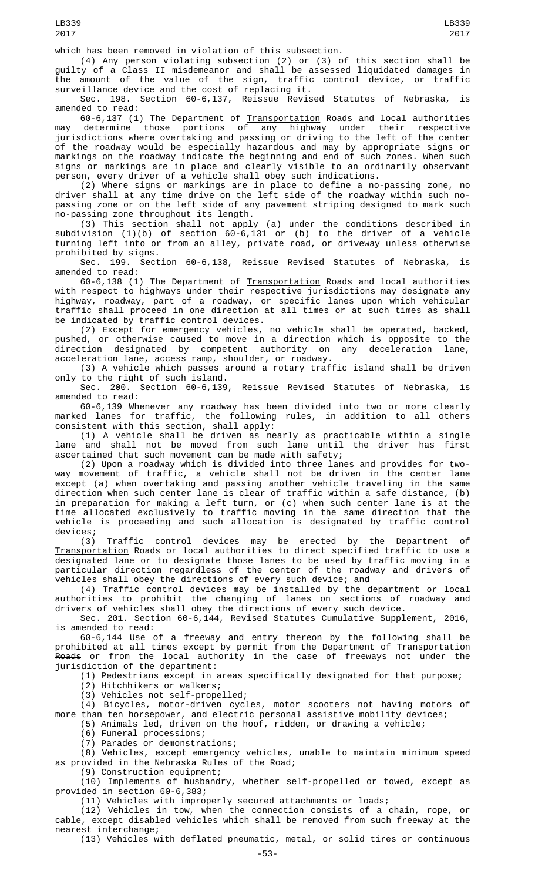which has been removed in violation of this subsection.

(4) Any person violating subsection (2) or (3) of this section shall be guilty of a Class II misdemeanor and shall be assessed liquidated damages in the amount of the value of the sign, traffic control device, or traffic surveillance device and the cost of replacing it.

Sec. 198. Section 60-6,137, Reissue Revised Statutes of Nebraska, is amended to read:

60-6,137 (1) The Department of Transportation ~~Roads~~ and local authorities may determine those portions of any highway under their respective jurisdictions where overtaking and passing or driving to the left of the center of the roadway would be especially hazardous and may by appropriate signs or markings on the roadway indicate the beginning and end of such zones. When such signs or markings are in place and clearly visible to an ordinarily observant person, every driver of a vehicle shall obey such indications.

(2) Where signs or markings are in place to define a no-passing zone, no driver shall at any time drive on the left side of the roadway within such no-passing zone or on the left side of any pavement striping designed to mark such no-passing zone throughout its length.

(3) This section shall not apply (a) under the conditions described in subdivision (1)(b) of section 60-6,131 or (b) to the driver of a vehicle turning left into or from an alley, private road, or driveway unless otherwise prohibited by signs.

Sec. 199. Section 60-6,138, Reissue Revised Statutes of Nebraska, is amended to read:

60-6,138 (1) The Department of Transportation ~~Roads~~ and local authorities with respect to highways under their respective jurisdictions may designate any highway, roadway, part of a roadway, or specific lanes upon which vehicular traffic shall proceed in one direction at all times or at such times as shall be indicated by traffic control devices.

(2) Except for emergency vehicles, no vehicle shall be operated, backed, pushed, or otherwise caused to move in a direction which is opposite to the direction designated by competent authority on any deceleration lane, acceleration lane, access ramp, shoulder, or roadway.

(3) A vehicle which passes around a rotary traffic island shall be driven only to the right of such island.

Sec. 200. Section 60-6,139, Reissue Revised Statutes of Nebraska, is amended to read:

60-6,139 Whenever any roadway has been divided into two or more clearly marked lanes for traffic, the following rules, in addition to all others consistent with this section, shall apply:

(1) A vehicle shall be driven as nearly as practicable within a single lane and shall not be moved from such lane until the driver has first ascertained that such movement can be made with safety;

(2) Upon a roadway which is divided into three lanes and provides for two-way movement of traffic, a vehicle shall not be driven in the center lane except (a) when overtaking and passing another vehicle traveling in the same direction when such center lane is clear of traffic within a safe distance, (b) in preparation for making a left turn, or (c) when such center lane is at the time allocated exclusively to traffic moving in the same direction that the vehicle is proceeding and such allocation is designated by traffic control devices;

(3) Traffic control devices may be erected by the Department of Transportation ~~Roads~~ or local authorities to direct specified traffic to use a designated lane or to designate those lanes to be used by traffic moving in a particular direction regardless of the center of the roadway and drivers of vehicles shall obey the directions of every such device; and

(4) Traffic control devices may be installed by the department or local authorities to prohibit the changing of lanes on sections of roadway and drivers of vehicles shall obey the directions of every such device.

Sec. 201. Section 60-6,144, Revised Statutes Cumulative Supplement, 2016, is amended to read:

60-6,144 Use of a freeway and entry thereon by the following shall be prohibited at all times except by permit from the Department of Transportation ~~Roads~~ or from the local authority in the case of freeways not under the jurisdiction of the department:

(1) Pedestrians except in areas specifically designated for that purpose;

(2) Hitchhikers or walkers;

(3) Vehicles not self-propelled;

(4) Bicycles, motor-driven cycles, motor scooters not having motors of more than ten horsepower, and electric personal assistive mobility devices;

(5) Animals led, driven on the hoof, ridden, or drawing a vehicle;

(6) Funeral processions;

(7) Parades or demonstrations;

(8) Vehicles, except emergency vehicles, unable to maintain minimum speed as provided in the Nebraska Rules of the Road;

(9) Construction equipment;

(10) Implements of husbandry, whether self-propelled or towed, except as provided in section 60-6,383;

(11) Vehicles with improperly secured attachments or loads;

(12) Vehicles in tow, when the connection consists of a chain, rope, or cable, except disabled vehicles which shall be removed from such freeway at the nearest interchange;

(13) Vehicles with deflated pneumatic, metal, or solid tires or continuous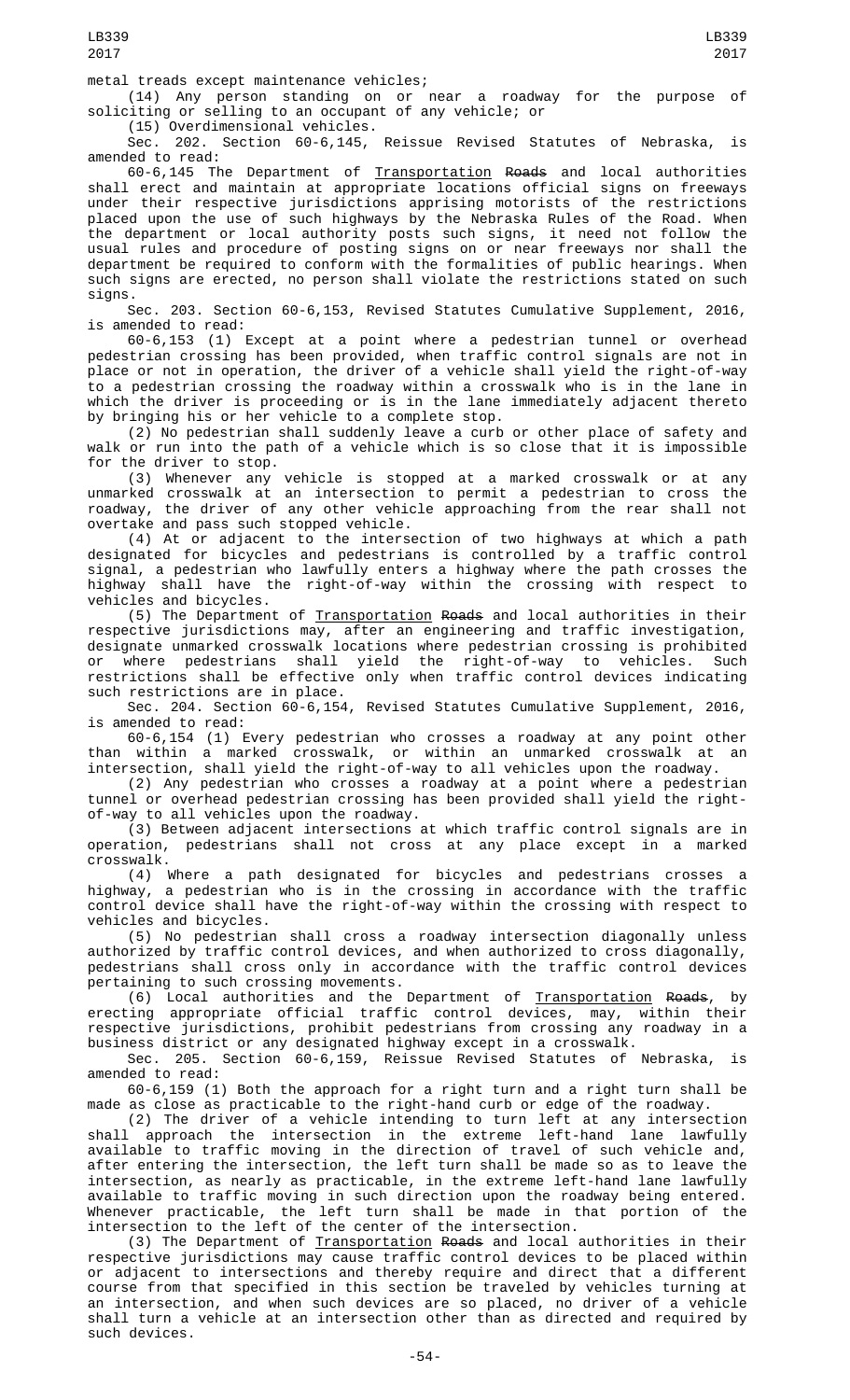metal treads except maintenance vehicles;

(14) Any person standing on or near a roadway for the purpose of soliciting or selling to an occupant of any vehicle; or

(15) Overdimensional vehicles.

Sec. 202. Section 60-6,145, Reissue Revised Statutes of Nebraska, is amended to read:

60-6,145 The Department of Transportation ~~Roads~~ and local authorities shall erect and maintain at appropriate locations official signs on freeways under their respective jurisdictions apprising motorists of the restrictions placed upon the use of such highways by the Nebraska Rules of the Road. When the department or local authority posts such signs, it need not follow the usual rules and procedure of posting signs on or near freeways nor shall the department be required to conform with the formalities of public hearings. When such signs are erected, no person shall violate the restrictions stated on such signs.

Sec. 203. Section 60-6,153, Revised Statutes Cumulative Supplement, 2016, is amended to read:

60-6,153 (1) Except at a point where a pedestrian tunnel or overhead pedestrian crossing has been provided, when traffic control signals are not in place or not in operation, the driver of a vehicle shall yield the right-of-way to a pedestrian crossing the roadway within a crosswalk who is in the lane in which the driver is proceeding or is in the lane immediately adjacent thereto by bringing his or her vehicle to a complete stop.

(2) No pedestrian shall suddenly leave a curb or other place of safety and walk or run into the path of a vehicle which is so close that it is impossible for the driver to stop.

(3) Whenever any vehicle is stopped at a marked crosswalk or at any unmarked crosswalk at an intersection to permit a pedestrian to cross the roadway, the driver of any other vehicle approaching from the rear shall not overtake and pass such stopped vehicle.

(4) At or adjacent to the intersection of two highways at which a path designated for bicycles and pedestrians is controlled by a traffic control signal, a pedestrian who lawfully enters a highway where the path crosses the highway shall have the right-of-way within the crossing with respect to vehicles and bicycles.

(5) The Department of Transportation ~~Roads~~ and local authorities in their respective jurisdictions may, after an engineering and traffic investigation, designate unmarked crosswalk locations where pedestrian crossing is prohibited or where pedestrians shall yield the right-of-way to vehicles. Such restrictions shall be effective only when traffic control devices indicating such restrictions are in place.

Sec. 204. Section 60-6,154, Revised Statutes Cumulative Supplement, 2016, is amended to read:

60-6,154 (1) Every pedestrian who crosses a roadway at any point other than within a marked crosswalk, or within an unmarked crosswalk at an intersection, shall yield the right-of-way to all vehicles upon the roadway.

(2) Any pedestrian who crosses a roadway at a point where a pedestrian tunnel or overhead pedestrian crossing has been provided shall yield the right-of-way to all vehicles upon the roadway.

(3) Between adjacent intersections at which traffic control signals are in operation, pedestrians shall not cross at any place except in a marked crosswalk.

(4) Where a path designated for bicycles and pedestrians crosses a highway, a pedestrian who is in the crossing in accordance with the traffic control device shall have the right-of-way within the crossing with respect to vehicles and bicycles.

(5) No pedestrian shall cross a roadway intersection diagonally unless authorized by traffic control devices, and when authorized to cross diagonally, pedestrians shall cross only in accordance with the traffic control devices pertaining to such crossing movements.

(6) Local authorities and the Department of Transportation ~~Roads~~, by erecting appropriate official traffic control devices, may, within their respective jurisdictions, prohibit pedestrians from crossing any roadway in a business district or any designated highway except in a crosswalk.

Sec. 205. Section 60-6,159, Reissue Revised Statutes of Nebraska, is amended to read:

60-6,159 (1) Both the approach for a right turn and a right turn shall be made as close as practicable to the right-hand curb or edge of the roadway.

(2) The driver of a vehicle intending to turn left at any intersection shall approach the intersection in the extreme left-hand lane lawfully available to traffic moving in the direction of travel of such vehicle and, after entering the intersection, the left turn shall be made so as to leave the intersection, as nearly as practicable, in the extreme left-hand lane lawfully available to traffic moving in such direction upon the roadway being entered. Whenever practicable, the left turn shall be made in that portion of the intersection to the left of the center of the intersection.

(3) The Department of Transportation ~~Roads~~ and local authorities in their respective jurisdictions may cause traffic control devices to be placed within or adjacent to intersections and thereby require and direct that a different course from that specified in this section be traveled by vehicles turning at an intersection, and when such devices are so placed, no driver of a vehicle shall turn a vehicle at an intersection other than as directed and required by such devices.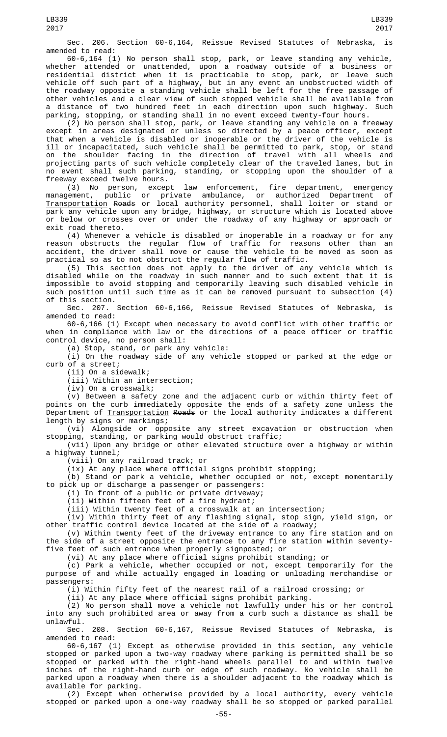Sec. 206. Section 60-6,164, Reissue Revised Statutes of Nebraska, is amended to read:

60-6,164 (1) No person shall stop, park, or leave standing any vehicle, whether attended or unattended, upon a roadway outside of a business or residential district when it is practicable to stop, park, or leave such vehicle off such part of a highway, but in any event an unobstructed width of the roadway opposite a standing vehicle shall be left for the free passage of other vehicles and a clear view of such stopped vehicle shall be available from a distance of two hundred feet in each direction upon such highway. Such parking, stopping, or standing shall in no event exceed twenty-four hours.

(2) No person shall stop, park, or leave standing any vehicle on a freeway except in areas designated or unless so directed by a peace officer, except that when a vehicle is disabled or inoperable or the driver of the vehicle is ill or incapacitated, such vehicle shall be permitted to park, stop, or stand on the shoulder facing in the direction of travel with all wheels and projecting parts of such vehicle completely clear of the traveled lanes, but in no event shall such parking, standing, or stopping upon the shoulder of a freeway exceed twelve hours.

(3) No person, except law enforcement, fire department, emergency management, public or private ambulance, or authorized Department of Transportation ~~Roads~~ or local authority personnel, shall loiter or stand or park any vehicle upon any bridge, highway, or structure which is located above or below or crosses over or under the roadway of any highway or approach or exit road thereto.

(4) Whenever a vehicle is disabled or inoperable in a roadway or for any reason obstructs the regular flow of traffic for reasons other than an accident, the driver shall move or cause the vehicle to be moved as soon as practical so as to not obstruct the regular flow of traffic.

(5) This section does not apply to the driver of any vehicle which is disabled while on the roadway in such manner and to such extent that it is impossible to avoid stopping and temporarily leaving such disabled vehicle in such position until such time as it can be removed pursuant to subsection (4) of this section.

Sec. 207. Section 60-6,166, Reissue Revised Statutes of Nebraska, is amended to read:

60-6,166 (1) Except when necessary to avoid conflict with other traffic or when in compliance with law or the directions of a peace officer or traffic control device, no person shall:

(a) Stop, stand, or park any vehicle:

(i) On the roadway side of any vehicle stopped or parked at the edge or curb of a street;

(ii) On a sidewalk;

(iii) Within an intersection;

(iv) On a crosswalk;

(v) Between a safety zone and the adjacent curb or within thirty feet of points on the curb immediately opposite the ends of a safety zone unless the Department of Transportation ~~Roads~~ or the local authority indicates a different length by signs or markings;

(vi) Alongside or opposite any street excavation or obstruction when stopping, standing, or parking would obstruct traffic;

(vii) Upon any bridge or other elevated structure over a highway or within a highway tunnel;

(viii) On any railroad track; or

(ix) At any place where official signs prohibit stopping;

(b) Stand or park a vehicle, whether occupied or not, except momentarily to pick up or discharge a passenger or passengers:

(i) In front of a public or private driveway;

(ii) Within fifteen feet of a fire hydrant;

(iii) Within twenty feet of a crosswalk at an intersection;

(iv) Within thirty feet of any flashing signal, stop sign, yield sign, or other traffic control device located at the side of a roadway;

(v) Within twenty feet of the driveway entrance to any fire station and on the side of a street opposite the entrance to any fire station within seventy-five feet of such entrance when properly signposted; or

(vi) At any place where official signs prohibit standing; or

(c) Park a vehicle, whether occupied or not, except temporarily for the purpose of and while actually engaged in loading or unloading merchandise or passengers:

(i) Within fifty feet of the nearest rail of a railroad crossing; or

(ii) At any place where official signs prohibit parking.

(2) No person shall move a vehicle not lawfully under his or her control into any such prohibited area or away from a curb such a distance as shall be unlawful.

Sec. 208. Section 60-6,167, Reissue Revised Statutes of Nebraska, is amended to read:

60-6,167 (1) Except as otherwise provided in this section, any vehicle stopped or parked upon a two-way roadway where parking is permitted shall be so stopped or parked with the right-hand wheels parallel to and within twelve inches of the right-hand curb or edge of such roadway. No vehicle shall be parked upon a roadway when there is a shoulder adjacent to the roadway which is available for parking.

(2) Except when otherwise provided by a local authority, every vehicle stopped or parked upon a one-way roadway shall be so stopped or parked parallel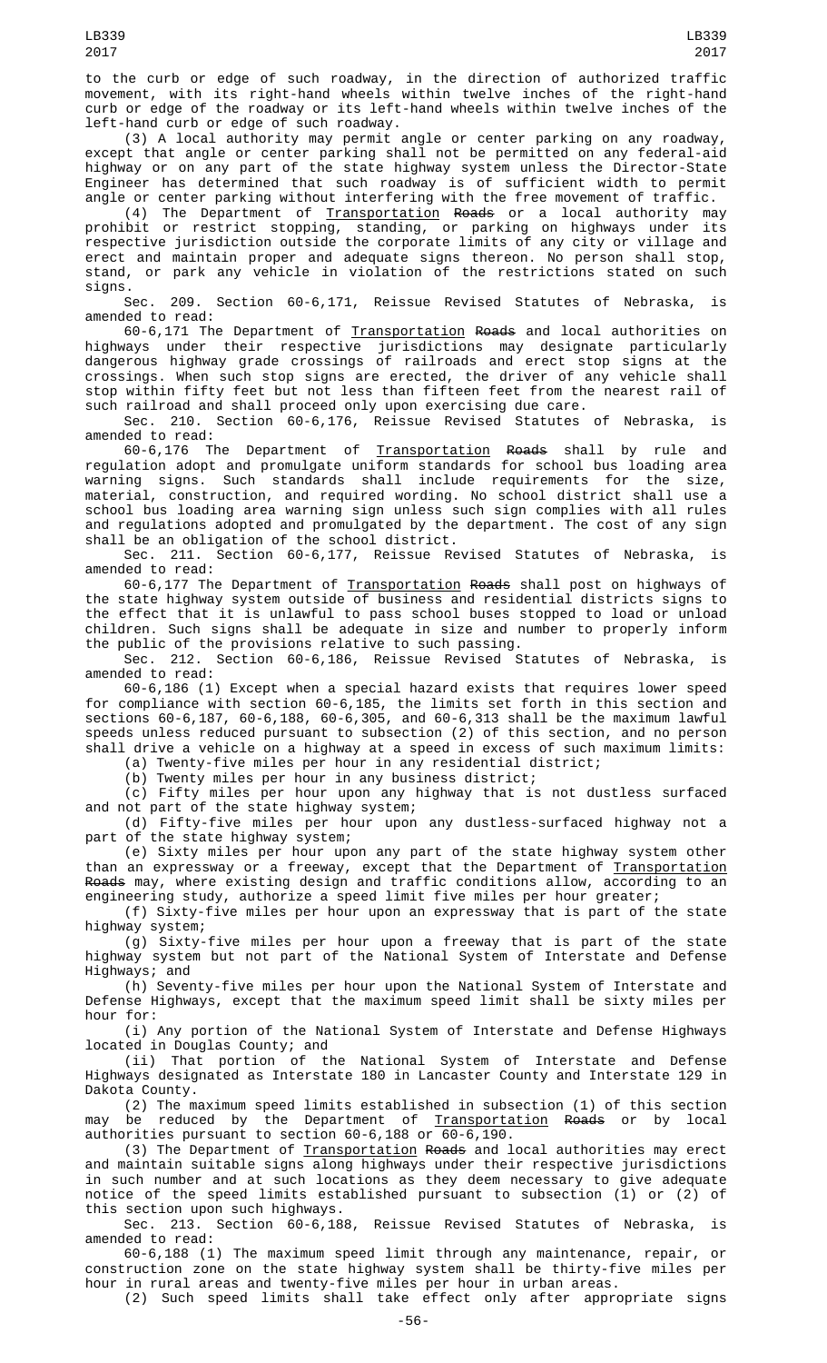to the curb or edge of such roadway, in the direction of authorized traffic movement, with its right-hand wheels within twelve inches of the right-hand curb or edge of the roadway or its left-hand wheels within twelve inches of the left-hand curb or edge of such roadway.

(3) A local authority may permit angle or center parking on any roadway, except that angle or center parking shall not be permitted on any federal-aid highway or on any part of the state highway system unless the Director-State Engineer has determined that such roadway is of sufficient width to permit angle or center parking without interfering with the free movement of traffic.

(4) The Department of Transportation ~~Roads~~ or a local authority may prohibit or restrict stopping, standing, or parking on highways under its respective jurisdiction outside the corporate limits of any city or village and erect and maintain proper and adequate signs thereon. No person shall stop, stand, or park any vehicle in violation of the restrictions stated on such signs.

Sec. 209. Section 60-6,171, Reissue Revised Statutes of Nebraska, is amended to read:

60-6,171 The Department of Transportation ~~Roads~~ and local authorities on highways under their respective jurisdictions may designate particularly dangerous highway grade crossings of railroads and erect stop signs at the crossings. When such stop signs are erected, the driver of any vehicle shall stop within fifty feet but not less than fifteen feet from the nearest rail of such railroad and shall proceed only upon exercising due care.

Sec. 210. Section 60-6,176, Reissue Revised Statutes of Nebraska, is amended to read:

60-6,176 The Department of Transportation ~~Roads~~ shall by rule and regulation adopt and promulgate uniform standards for school bus loading area warning signs. Such standards shall include requirements for the size, material, construction, and required wording. No school district shall use a school bus loading area warning sign unless such sign complies with all rules and regulations adopted and promulgated by the department. The cost of any sign shall be an obligation of the school district.

Sec. 211. Section 60-6,177, Reissue Revised Statutes of Nebraska, is amended to read:

60-6,177 The Department of Transportation ~~Roads~~ shall post on highways of the state highway system outside of business and residential districts signs to the effect that it is unlawful to pass school buses stopped to load or unload children. Such signs shall be adequate in size and number to properly inform the public of the provisions relative to such passing.

Sec. 212. Section 60-6,186, Reissue Revised Statutes of Nebraska, is amended to read:

60-6,186 (1) Except when a special hazard exists that requires lower speed for compliance with section 60-6,185, the limits set forth in this section and sections 60-6,187, 60-6,188, 60-6,305, and 60-6,313 shall be the maximum lawful speeds unless reduced pursuant to subsection (2) of this section, and no person shall drive a vehicle on a highway at a speed in excess of such maximum limits:

(a) Twenty-five miles per hour in any residential district;

(b) Twenty miles per hour in any business district;

(c) Fifty miles per hour upon any highway that is not dustless surfaced and not part of the state highway system;

(d) Fifty-five miles per hour upon any dustless-surfaced highway not a part of the state highway system;

(e) Sixty miles per hour upon any part of the state highway system other than an expressway or a freeway, except that the Department of Transportation ~~Roads~~ may, where existing design and traffic conditions allow, according to an engineering study, authorize a speed limit five miles per hour greater;

(f) Sixty-five miles per hour upon an expressway that is part of the state highway system;

(g) Sixty-five miles per hour upon a freeway that is part of the state highway system but not part of the National System of Interstate and Defense Highways; and

(h) Seventy-five miles per hour upon the National System of Interstate and Defense Highways, except that the maximum speed limit shall be sixty miles per hour for:

(i) Any portion of the National System of Interstate and Defense Highways located in Douglas County; and

(ii) That portion of the National System of Interstate and Defense Highways designated as Interstate 180 in Lancaster County and Interstate 129 in Dakota County.

(2) The maximum speed limits established in subsection (1) of this section may be reduced by the Department of Transportation ~~Roads~~ or by local authorities pursuant to section 60-6,188 or 60-6,190.

(3) The Department of Transportation ~~Roads~~ and local authorities may erect and maintain suitable signs along highways under their respective jurisdictions in such number and at such locations as they deem necessary to give adequate notice of the speed limits established pursuant to subsection (1) or (2) of this section upon such highways.

Sec. 213. Section 60-6,188, Reissue Revised Statutes of Nebraska, is amended to read:

60-6,188 (1) The maximum speed limit through any maintenance, repair, or construction zone on the state highway system shall be thirty-five miles per hour in rural areas and twenty-five miles per hour in urban areas.

(2) Such speed limits shall take effect only after appropriate signs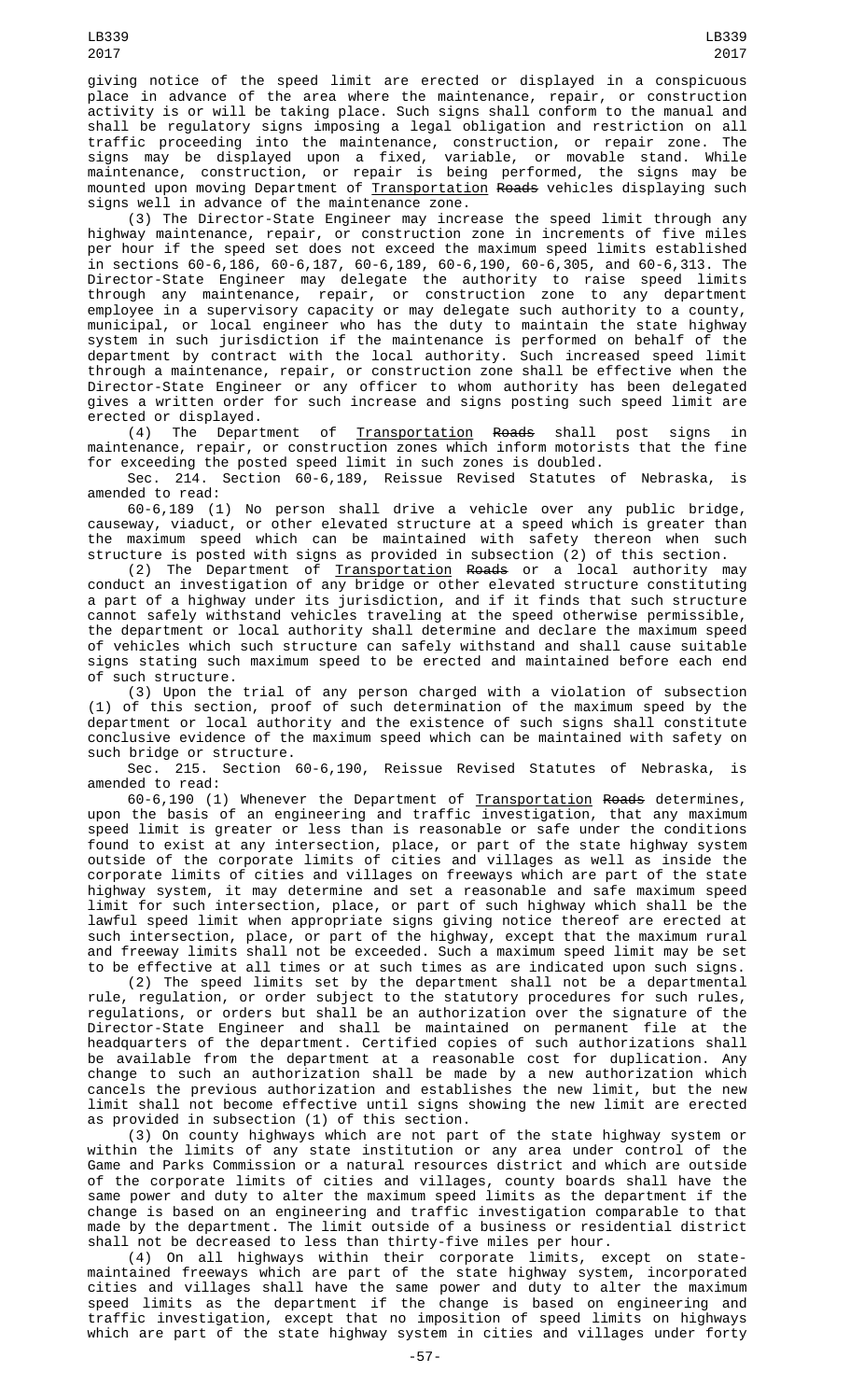giving notice of the speed limit are erected or displayed in a conspicuous place in advance of the area where the maintenance, repair, or construction activity is or will be taking place. Such signs shall conform to the manual and shall be regulatory signs imposing a legal obligation and restriction on all traffic proceeding into the maintenance, construction, or repair zone. The signs may be displayed upon a fixed, variable, or movable stand. While maintenance, construction, or repair is being performed, the signs may be mounted upon moving Department of Transportation ~~Roads~~ vehicles displaying such signs well in advance of the maintenance zone.

(3) The Director-State Engineer may increase the speed limit through any highway maintenance, repair, or construction zone in increments of five miles per hour if the speed set does not exceed the maximum speed limits established in sections 60-6,186, 60-6,187, 60-6,189, 60-6,190, 60-6,305, and 60-6,313. The Director-State Engineer may delegate the authority to raise speed limits through any maintenance, repair, or construction zone to any department employee in a supervisory capacity or may delegate such authority to a county, municipal, or local engineer who has the duty to maintain the state highway system in such jurisdiction if the maintenance is performed on behalf of the department by contract with the local authority. Such increased speed limit through a maintenance, repair, or construction zone shall be effective when the Director-State Engineer or any officer to whom authority has been delegated gives a written order for such increase and signs posting such speed limit are erected or displayed.

(4) The Department of Transportation ~~Roads~~ shall post signs in maintenance, repair, or construction zones which inform motorists that the fine for exceeding the posted speed limit in such zones is doubled.

Sec. 214. Section 60-6,189, Reissue Revised Statutes of Nebraska, is amended to read:

60-6,189 (1) No person shall drive a vehicle over any public bridge, causeway, viaduct, or other elevated structure at a speed which is greater than the maximum speed which can be maintained with safety thereon when such structure is posted with signs as provided in subsection (2) of this section.

(2) The Department of Transportation ~~Roads~~ or a local authority may conduct an investigation of any bridge or other elevated structure constituting a part of a highway under its jurisdiction, and if it finds that such structure cannot safely withstand vehicles traveling at the speed otherwise permissible, the department or local authority shall determine and declare the maximum speed of vehicles which such structure can safely withstand and shall cause suitable signs stating such maximum speed to be erected and maintained before each end of such structure.

(3) Upon the trial of any person charged with a violation of subsection (1) of this section, proof of such determination of the maximum speed by the department or local authority and the existence of such signs shall constitute conclusive evidence of the maximum speed which can be maintained with safety on such bridge or structure.

Sec. 215. Section 60-6,190, Reissue Revised Statutes of Nebraska, is amended to read:

60-6,190 (1) Whenever the Department of Transportation ~~Roads~~ determines, upon the basis of an engineering and traffic investigation, that any maximum speed limit is greater or less than is reasonable or safe under the conditions found to exist at any intersection, place, or part of the state highway system outside of the corporate limits of cities and villages as well as inside the corporate limits of cities and villages on freeways which are part of the state highway system, it may determine and set a reasonable and safe maximum speed limit for such intersection, place, or part of such highway which shall be the lawful speed limit when appropriate signs giving notice thereof are erected at such intersection, place, or part of the highway, except that the maximum rural and freeway limits shall not be exceeded. Such a maximum speed limit may be set to be effective at all times or at such times as are indicated upon such signs.

(2) The speed limits set by the department shall not be a departmental rule, regulation, or order subject to the statutory procedures for such rules, regulations, or orders but shall be an authorization over the signature of the Director-State Engineer and shall be maintained on permanent file at the headquarters of the department. Certified copies of such authorizations shall be available from the department at a reasonable cost for duplication. Any change to such an authorization shall be made by a new authorization which cancels the previous authorization and establishes the new limit, but the new limit shall not become effective until signs showing the new limit are erected as provided in subsection (1) of this section.

(3) On county highways which are not part of the state highway system or within the limits of any state institution or any area under control of the Game and Parks Commission or a natural resources district and which are outside of the corporate limits of cities and villages, county boards shall have the same power and duty to alter the maximum speed limits as the department if the change is based on an engineering and traffic investigation comparable to that made by the department. The limit outside of a business or residential district shall not be decreased to less than thirty-five miles per hour.

(4) On all highways which are within their corporate limits, except on state-maintained freeways which are part of the state highway system, incorporated cities and villages shall have the same power and duty to alter the maximum speed limits as the department if the change is based on engineering and traffic investigation, except that no imposition of speed limits on highways which are part of the state highway system in cities and villages under forty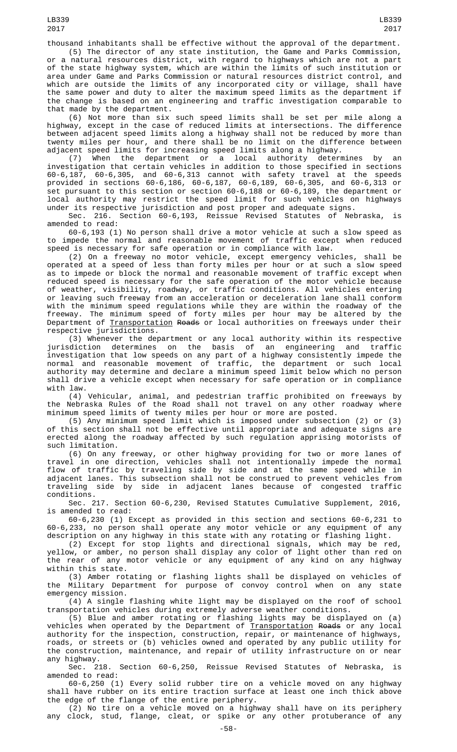thousand inhabitants shall be effective without the approval of the department.

(5) The director of any state institution, the Game and Parks Commission, or a natural resources district, with regard to highways which are not a part of the state highway system, which are within the limits of such institution or area under Game and Parks Commission or natural resources district control, and which are outside the limits of any incorporated city or village, shall have the same power and duty to alter the maximum speed limits as the department if the change is based on an engineering and traffic investigation comparable to that made by the department.

(6) Not more than six such speed limits shall be set per mile along a highway, except in the case of reduced limits at intersections. The difference between adjacent speed limits along a highway shall not be reduced by more than twenty miles per hour, and there shall be no limit on the difference between adjacent speed limits for increasing speed limits along a highway.

(7) When the department or a local authority determines by an investigation that certain vehicles in addition to those specified in sections 60-6,187, 60-6,305, and 60-6,313 cannot with safety travel at the speeds provided in sections 60-6,186, 60-6,187, 60-6,189, 60-6,305, and 60-6,313 or set pursuant to this section or section 60-6,188 or 60-6,189, the department or local authority may restrict the speed limit for such vehicles on highways under its respective jurisdiction and post proper and adequate signs.

Sec. 216. Section 60-6,193, Reissue Revised Statutes of Nebraska, is amended to read:

60-6,193 (1) No person shall drive a motor vehicle at such a slow speed as to impede the normal and reasonable movement of traffic except when reduced speed is necessary for safe operation or in compliance with law.

(2) On a freeway no motor vehicle, except emergency vehicles, shall be operated at a speed of less than forty miles per hour or at such a slow speed as to impede or block the normal and reasonable movement of traffic except when reduced speed is necessary for the safe operation of the motor vehicle because of weather, visibility, roadway, or traffic conditions. All vehicles entering or leaving such freeway from an acceleration or deceleration lane shall conform with the minimum speed regulations while they are within the roadway of the freeway. The minimum speed of forty miles per hour may be altered by the Department of Transportation ~~Roads~~ or local authorities on freeways under their respective jurisdictions.

(3) Whenever the department or any local authority within its respective jurisdiction determines on the basis of an engineering and traffic investigation that low speeds on any part of a highway consistently impede the normal and reasonable movement of traffic, the department or such local authority may determine and declare a minimum speed limit below which no person shall drive a vehicle except when necessary for safe operation or in compliance with law.

(4) Vehicular, animal, and pedestrian traffic prohibited on freeways by the Nebraska Rules of the Road shall not travel on any other roadway where minimum speed limits of twenty miles per hour or more are posted.

(5) Any minimum speed limit which is imposed under subsection (2) or (3) of this section shall not be effective until appropriate and adequate signs are erected along the roadway affected by such regulation apprising motorists of such limitation.

(6) On any freeway, or other highway providing for two or more lanes of travel in one direction, vehicles shall not intentionally impede the normal flow of traffic by traveling side by side and at the same speed while in adjacent lanes. This subsection shall not be construed to prevent vehicles from traveling side by side in adjacent lanes because of congested traffic conditions.

Sec. 217. Section 60-6,230, Revised Statutes Cumulative Supplement, 2016, is amended to read:

60-6,230 (1) Except as provided in this section and sections 60-6,231 to 60-6,233, no person shall operate any motor vehicle or any equipment of any description on any highway in this state with any rotating or flashing light.

(2) Except for stop lights and directional signals, which may be red, yellow, or amber, no person shall display any color of light other than red on the rear of any motor vehicle or any equipment of any kind on any highway within this state.

(3) Amber rotating or flashing lights shall be displayed on vehicles of the Military Department for purpose of convoy control when on any state emergency mission.

(4) A single flashing white light may be displayed on the roof of school transportation vehicles during extremely adverse weather conditions.

(5) Blue and amber rotating or flashing lights may be displayed on (a) vehicles when operated by the Department of Transportation ~~Roads~~ or any local authority for the inspection, construction, repair, or maintenance of highways, roads, or streets or (b) vehicles owned and operated by any public utility for the construction, maintenance, and repair of utility infrastructure on or near any highway.

Sec. 218. Section 60-6,250, Reissue Revised Statutes of Nebraska, is amended to read:

60-6,250 (1) Every solid rubber tire on a vehicle moved on any highway shall have rubber on its entire traction surface at least one inch thick above the edge of the flange of the entire periphery.

(2) No tire on a vehicle moved on a highway shall have on its periphery any clock, stud, flange, cleat, or spike or any other protuberance of any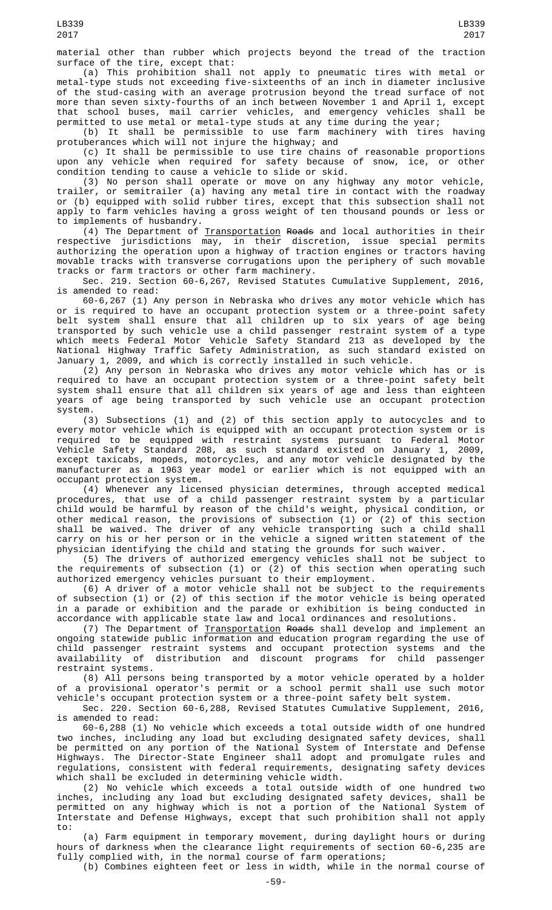material other than rubber which projects beyond the tread of the traction surface of the tire, except that:

(a) This prohibition shall not apply to pneumatic tires with metal or metal-type studs not exceeding five-sixteenths of an inch in diameter inclusive of the stud-casing with an average protrusion beyond the tread surface of not more than seven sixty-fourths of an inch between November 1 and April 1, except that school buses, mail carrier vehicles, and emergency vehicles shall be permitted to use metal or metal-type studs at any time during the year;

(b) It shall be permissible to use farm machinery with tires having protuberances which will not injure the highway; and

(c) It shall be permissible to use tire chains of reasonable proportions upon any vehicle when required for safety because of snow, ice, or other condition tending to cause a vehicle to slide or skid.

(3) No person shall operate or move on any highway any motor vehicle, trailer, or semitrailer (a) having any metal tire in contact with the roadway or (b) equipped with solid rubber tires, except that this subsection shall not apply to farm vehicles having a gross weight of ten thousand pounds or less or to implements of husbandry.

(4) The Department of Transportation ~~Roads~~ and local authorities in their respective jurisdictions may, in their discretion, issue special permits authorizing the operation upon a highway of traction engines or tractors having movable tracks with transverse corrugations upon the periphery of such movable tracks or farm tractors or other farm machinery.

Sec. 219. Section 60-6,267, Revised Statutes Cumulative Supplement, 2016, is amended to read:

60-6,267 (1) Any person in Nebraska who drives any motor vehicle which has or is required to have an occupant protection system or a three-point safety belt system shall ensure that all children up to six years of age being transported by such vehicle use a child passenger restraint system of a type which meets Federal Motor Vehicle Safety Standard 213 as developed by the National Highway Traffic Safety Administration, as such standard existed on January 1, 2009, and which is correctly installed in such vehicle.

(2) Any person in Nebraska who drives any motor vehicle which has or is required to have an occupant protection system or a three-point safety belt system shall ensure that all children six years of age and less than eighteen years of age being transported by such vehicle use an occupant protection system.

(3) Subsections (1) and (2) of this section apply to autocycles and to every motor vehicle which is equipped with an occupant protection system or is required to be equipped with restraint systems pursuant to Federal Motor Vehicle Safety Standard 208, as such standard existed on January 1, 2009, except taxicabs, mopeds, motorcycles, and any motor vehicle designated by the manufacturer as a 1963 year model or earlier which is not equipped with an occupant protection system.

(4) Whenever any licensed physician determines, through accepted medical procedures, that use of a child passenger restraint system by a particular child would be harmful by reason of the child's weight, physical condition, or other medical reason, the provisions of subsection (1) or (2) of this section shall be waived. The driver of any vehicle transporting such a child shall carry on his or her person or in the vehicle a signed written statement of the physician identifying the child and stating the grounds for such waiver.

(5) The drivers of authorized emergency vehicles shall not be subject to the requirements of subsection (1) or (2) of this section when operating such authorized emergency vehicles pursuant to their employment.

(6) A driver of a motor vehicle shall not be subject to the requirements of subsection (1) or (2) of this section if the motor vehicle is being operated in a parade or exhibition and the parade or exhibition is being conducted in accordance with applicable state law and local ordinances and resolutions.

(7) The Department of Transportation ~~Roads~~ shall develop and implement an ongoing statewide public information and education program regarding the use of child passenger restraint systems and occupant protection systems and the availability of distribution and discount programs for child passenger restraint systems.

(8) All persons being transported by a motor vehicle operated by a holder of a provisional operator's permit or a school permit shall use such motor vehicle's occupant protection system or a three-point safety belt system.

Sec. 220. Section 60-6,288, Revised Statutes Cumulative Supplement, 2016, is amended to read:

60-6,288 (1) No vehicle which exceeds a total outside width of one hundred two inches, including any load but excluding designated safety devices, shall be permitted on any portion of the National System of Interstate and Defense Highways. The Director-State Engineer shall adopt and promulgate rules and regulations, consistent with federal requirements, designating safety devices which shall be excluded in determining vehicle width.

(2) No vehicle which exceeds a total outside width of one hundred two inches, including any load but excluding designated safety devices, shall be permitted on any highway which is not a portion of the National System of Interstate and Defense Highways, except that such prohibition shall not apply to:

(a) Farm equipment in temporary movement, during daylight hours or during hours of darkness when the clearance light requirements of section 60-6,235 are fully complied with, in the normal course of farm operations;

(b) Combines eighteen feet or less in width, while in the normal course of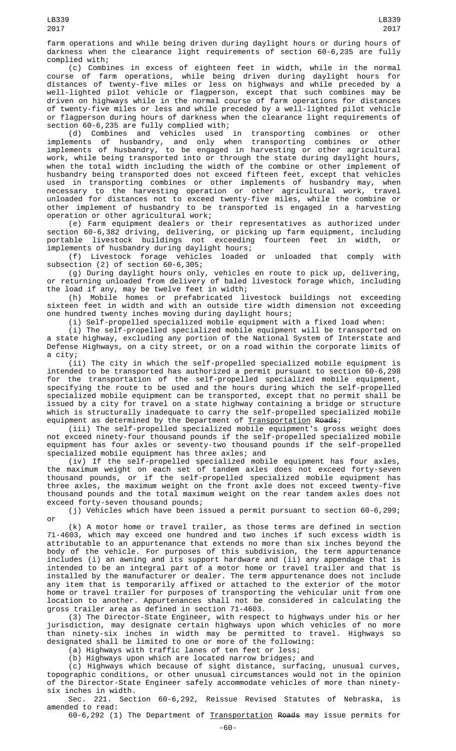farm operations and while being driven during daylight hours or during hours of darkness when the clearance light requirements of section 60-6,235 are fully complied with;

(c) Combines in excess of eighteen feet in width, while in the normal course of farm operations, while being driven during daylight hours for distances of twenty-five miles or less on highways and while preceded by a well-lighted pilot vehicle or flagperson, except that such combines may be driven on highways while in the normal course of farm operations for distances of twenty-five miles or less and while preceded by a well-lighted pilot vehicle or flagperson during hours of darkness when the clearance light requirements of section 60-6,235 are fully complied with;

(d) Combines and vehicles used in transporting combines or other implements of husbandry, and only when transporting combines or other implements of husbandry, to be engaged in harvesting or other agricultural work, while being transported into or through the state during daylight hours, when the total width including the width of the combine or other implement of husbandry being transported does not exceed fifteen feet, except that vehicles used in transporting combines or other implements of husbandry may, when necessary to the harvesting operation or other agricultural work, travel unloaded for distances not to exceed twenty-five miles, while the combine or other implement of husbandry to be transported is engaged in a harvesting operation or other agricultural work;

(e) Farm equipment dealers or their representatives as authorized under section 60-6,382 driving, delivering, or picking up farm equipment, including portable livestock buildings not exceeding fourteen feet in width, or implements of husbandry during daylight hours;

(f) Livestock forage vehicles loaded or unloaded that comply with subsection (2) of section 60-6,305;

(g) During daylight hours only, vehicles en route to pick up, delivering, or returning unloaded from delivery of baled livestock forage which, including the load if any, may be twelve feet in width;

(h) Mobile homes or prefabricated livestock buildings not exceeding sixteen feet in width and with an outside tire width dimension not exceeding one hundred twenty inches moving during daylight hours;

(i) Self-propelled specialized mobile equipment with a fixed load when:

(i) The self-propelled specialized mobile equipment will be transported on a state highway, excluding any portion of the National System of Interstate and Defense Highways, on a city street, or on a road within the corporate limits of a city;

(ii) The city in which the self-propelled specialized mobile equipment is intended to be transported has authorized a permit pursuant to section 60-6,298 for the transportation of the self-propelled specialized mobile equipment, specifying the route to be used and the hours during which the self-propelled specialized mobile equipment can be transported, except that no permit shall be issued by a city for travel on a state highway containing a bridge or structure which is structurally inadequate to carry the self-propelled specialized mobile equipment as determined by the Department of Transportation ~~Roads~~;

(iii) The self-propelled specialized mobile equipment's gross weight does not exceed ninety-four thousand pounds if the self-propelled specialized mobile equipment has four axles or seventy-two thousand pounds if the self-propelled specialized mobile equipment has three axles; and

(iv) If the self-propelled specialized mobile equipment has four axles, the maximum weight on each set of tandem axles does not exceed forty-seven thousand pounds, or if the self-propelled specialized mobile equipment has three axles, the maximum weight on the front axle does not exceed twenty-five thousand pounds and the total maximum weight on the rear tandem axles does not exceed forty-seven thousand pounds;

(j) Vehicles which have been issued a permit pursuant to section 60-6,299; or

(k) A motor home or travel trailer, as those terms are defined in section 71-4603, which may exceed one hundred and two inches if such excess width is attributable to an appurtenance that extends no more than six inches beyond the body of the vehicle. For purposes of this subdivision, the term appurtenance includes (i) an awning and its support hardware and (ii) any appendage that is intended to be an integral part of a motor home or travel trailer and that is installed by the manufacturer or dealer. The term appurtenance does not include any item that is temporarily affixed or attached to the exterior of the motor home or travel trailer for purposes of transporting the vehicular unit from one location to another. Appurtenances shall not be considered in calculating the gross trailer area as defined in section 71-4603.

(3) The Director-State Engineer, with respect to highways under his or her jurisdiction, may designate certain highways upon which vehicles of no more than ninety-six inches in width may be permitted to travel. Highways so designated shall be limited to one or more of the following:

(a) Highways with traffic lanes of ten feet or less;

(b) Highways upon which are located narrow bridges; and

(c) Highways which because of sight distance, surfacing, unusual curves, topographic conditions, or other unusual circumstances would not in the opinion of the Director-State Engineer safely accommodate vehicles of more than ninety-six inches in width.

Sec. 221. Section 60-6,292, Reissue Revised Statutes of Nebraska, is amended to read:

60-6,292 (1) The Department of Transportation ~~Roads~~ may issue permits for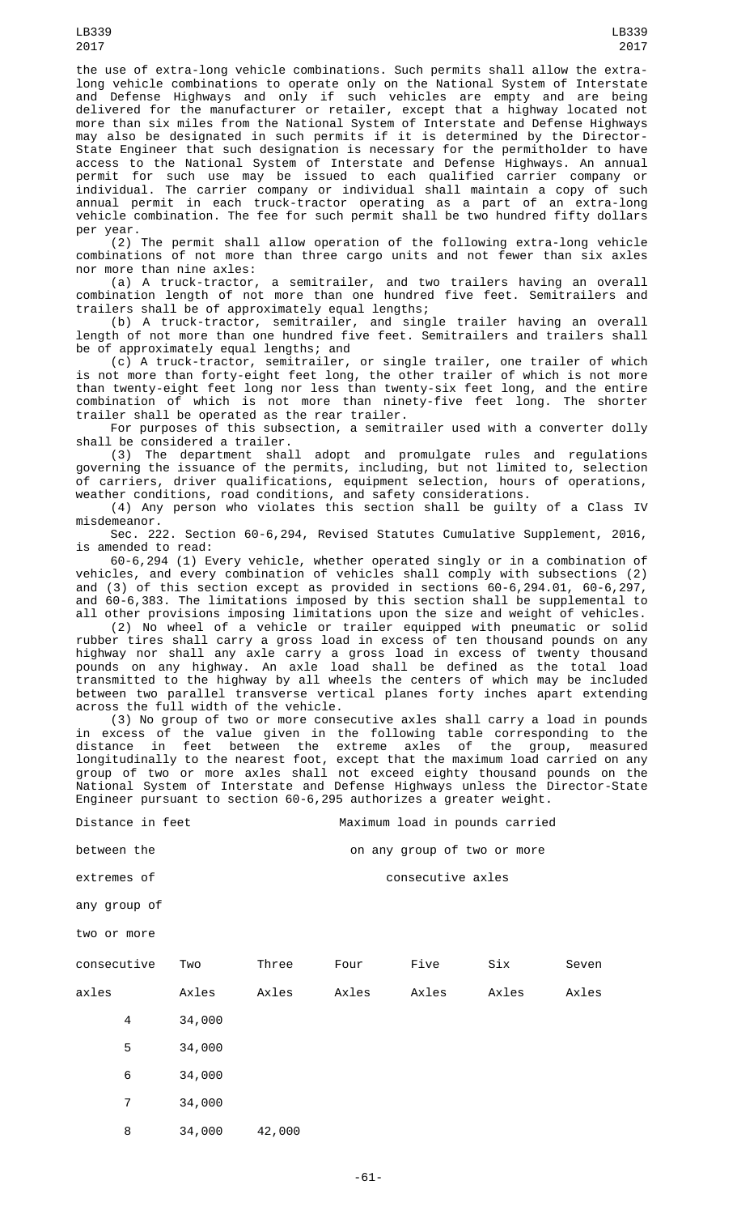the use of extra-long vehicle combinations. Such permits shall allow the extra-long vehicle combinations to operate only on the National System of Interstate and Defense Highways and only if such vehicles are empty and are being delivered for the manufacturer or retailer, except that a highway located not more than six miles from the National System of Interstate and Defense Highways may also be designated in such permits if it is determined by the Director-State Engineer that such designation is necessary for the permitholder to have access to the National System of Interstate and Defense Highways. An annual permit for such use may be issued to each qualified carrier company or individual. The carrier company or individual shall maintain a copy of such annual permit in each truck-tractor operating as a part of an extra-long vehicle combination. The fee for such permit shall be two hundred fifty dollars per year.

(2) The permit shall allow operation of the following extra-long vehicle combinations of not more than three cargo units and not fewer than six axles nor more than nine axles:

(a) A truck-tractor, a semitrailer, and two trailers having an overall combination length of not more than one hundred five feet. Semitrailers and trailers shall be of approximately equal lengths;

(b) A truck-tractor, semitrailer, and single trailer having an overall length of not more than one hundred five feet. Semitrailers and trailers shall be of approximately equal lengths; and

(c) A truck-tractor, semitrailer, or single trailer, one trailer of which is not more than forty-eight feet long, the other trailer of which is not more than twenty-eight feet long nor less than twenty-six feet long, and the entire combination of which is not more than ninety-five feet long. The shorter trailer shall be operated as the rear trailer.

For purposes of this subsection, a semitrailer used with a converter dolly shall be considered a trailer.

(3) The department shall adopt and promulgate rules and regulations governing the issuance of the permits, including, but not limited to, selection of carriers, driver qualifications, equipment selection, hours of operations, weather conditions, road conditions, and safety considerations.

(4) Any person who violates this section shall be guilty of a Class IV misdemeanor.

Sec. 222. Section 60-6,294, Revised Statutes Cumulative Supplement, 2016, is amended to read:

60-6,294 (1) Every vehicle, whether operated singly or in a combination of vehicles, and every combination of vehicles shall comply with subsections (2) and (3) of this section except as provided in sections 60-6,294.01, 60-6,297, and 60-6,383. The limitations imposed by this section shall be supplemental to all other provisions imposing limitations upon the size and weight of vehicles.

(2) No wheel of a vehicle or trailer equipped with pneumatic or solid rubber tires shall carry a gross load in excess of ten thousand pounds on any highway nor shall any axle carry a gross load in excess of twenty thousand pounds on any highway. An axle load shall be defined as the total load transmitted to the highway by all wheels the centers of which may be included between two parallel transverse vertical planes forty inches apart extending across the full width of the vehicle.

(3) No group of two or more consecutive axles shall carry a load in pounds in excess of the value given in the following table corresponding to the distance in feet between the extreme axles of the group, measured longitudinally to the nearest foot, except that the maximum load carried on any group of two or more axles shall not exceed eighty thousand pounds on the National System of Interstate and Defense Highways unless the Director-State Engineer pursuant to section 60-6,295 authorizes a greater weight.

| Distance in feet between the extremes of any group of two or more consecutive axles | Maximum load in pounds carried on any group of two or more consecutive axles | | | | | |
|---|---|---|---|---|---|---|
| | Two Axles | Three Axles | Four Axles | Five Axles | Six Axles | Seven Axles |
| 4 | 34,000 | | | | | |
| 5 | 34,000 | | | | | |
| 6 | 34,000 | | | | | |
| 7 | 34,000 | | | | | |
| 8 | 34,000 | 42,000 | | | | |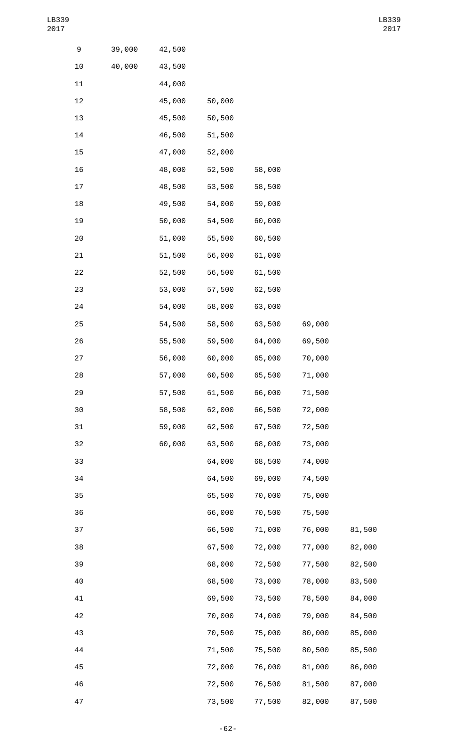| | | | | | | |
|---|---|---|---|---|---|---|
| 9 | 39,000 | 42,500 | | | | |
| 10 | 40,000 | 43,500 | | | | |
| 11 | | 44,000 | | | | |
| 12 | | 45,000 | 50,000 | | | |
| 13 | | 45,500 | 50,500 | | | |
| 14 | | 46,500 | 51,500 | | | |
| 15 | | 47,000 | 52,000 | | | |
| 16 | | 48,000 | 52,500 | 58,000 | | |
| 17 | | 48,500 | 53,500 | 58,500 | | |
| 18 | | 49,500 | 54,000 | 59,000 | | |
| 19 | | 50,000 | 54,500 | 60,000 | | |
| 20 | | 51,000 | 55,500 | 60,500 | | |
| 21 | | 51,500 | 56,000 | 61,000 | | |
| 22 | | 52,500 | 56,500 | 61,500 | | |
| 23 | | 53,000 | 57,500 | 62,500 | | |
| 24 | | 54,000 | 58,000 | 63,000 | | |
| 25 | | 54,500 | 58,500 | 63,500 | 69,000 | |
| 26 | | 55,500 | 59,500 | 64,000 | 69,500 | |
| 27 | | 56,000 | 60,000 | 65,000 | 70,000 | |
| 28 | | 57,000 | 60,500 | 65,500 | 71,000 | |
| 29 | | 57,500 | 61,500 | 66,000 | 71,500 | |
| 30 | | 58,500 | 62,000 | 66,500 | 72,000 | |
| 31 | | 59,000 | 62,500 | 67,500 | 72,500 | |
| 32 | | 60,000 | 63,500 | 68,000 | 73,000 | |
| 33 | | | 64,000 | 68,500 | 74,000 | |
| 34 | | | 64,500 | 69,000 | 74,500 | |
| 35 | | | 65,500 | 70,000 | 75,000 | |
| 36 | | | 66,000 | 70,500 | 75,500 | |
| 37 | | | 66,500 | 71,000 | 76,000 | 81,500 |
| 38 | | | 67,500 | 72,000 | 77,000 | 82,000 |
| 39 | | | 68,000 | 72,500 | 77,500 | 82,500 |
| 40 | | | 68,500 | 73,000 | 78,000 | 83,500 |
| 41 | | | 69,500 | 73,500 | 78,500 | 84,000 |
| 42 | | | 70,000 | 74,000 | 79,000 | 84,500 |
| 43 | | | 70,500 | 75,000 | 80,000 | 85,000 |
| 44 | | | 71,500 | 75,500 | 80,500 | 85,500 |
| 45 | | | 72,000 | 76,000 | 81,000 | 86,000 |
| 46 | | | 72,500 | 76,500 | 81,500 | 87,000 |
| 47 | | | 73,500 | 77,500 | 82,000 | 87,500 |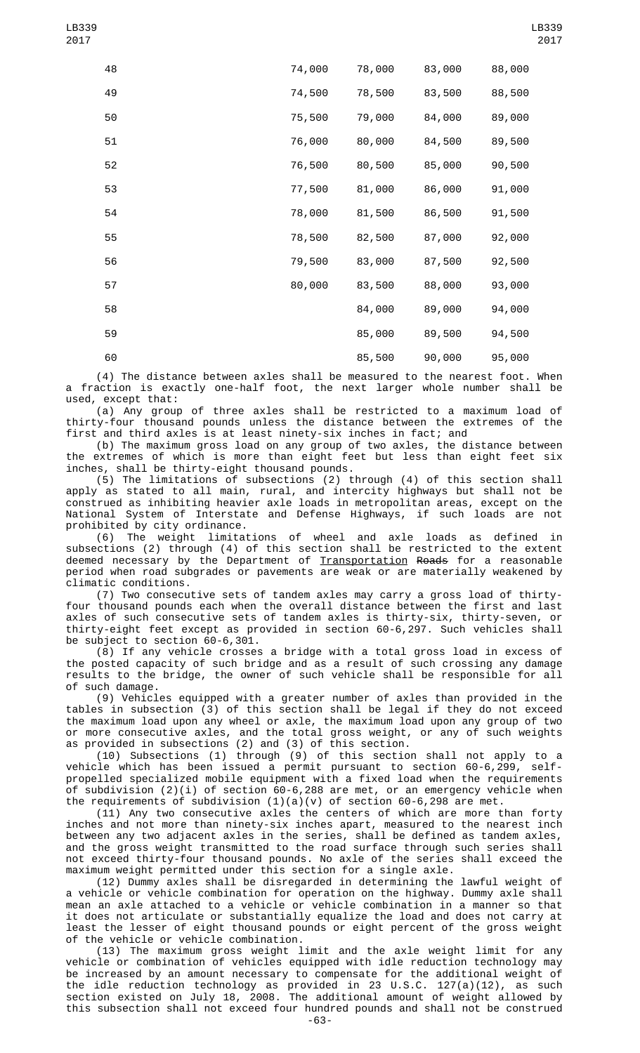| | | | | |
|---|---|---|---|---|
| 48 | 74,000 | 78,000 | 83,000 | 88,000 |
| 49 | 74,500 | 78,500 | 83,500 | 88,500 |
| 50 | 75,500 | 79,000 | 84,000 | 89,000 |
| 51 | 76,000 | 80,000 | 84,500 | 89,500 |
| 52 | 76,500 | 80,500 | 85,000 | 90,500 |
| 53 | 77,500 | 81,000 | 86,000 | 91,000 |
| 54 | 78,000 | 81,500 | 86,500 | 91,500 |
| 55 | 78,500 | 82,500 | 87,000 | 92,000 |
| 56 | 79,500 | 83,000 | 87,500 | 92,500 |
| 57 | 80,000 | 83,500 | 88,000 | 93,000 |
| 58 | | 84,000 | 89,000 | 94,000 |
| 59 | | 85,000 | 89,500 | 94,500 |
| 60 | | 85,500 | 90,000 | 95,000 |

(4) The distance between axles shall be measured to the nearest foot. When a fraction is exactly one-half foot, the next larger whole number shall be used, except that:

(a) Any group of three axles shall be restricted to a maximum load of thirty-four thousand pounds unless the distance between the extremes of the first and third axles is at least ninety-six inches in fact; and

(b) The maximum gross load on any group of two axles, the distance between the extremes of which is more than eight feet but less than eight feet six inches, shall be thirty-eight thousand pounds.

(5) The limitations of subsections (2) through (4) of this section shall apply as stated to all main, rural, and intercity highways but shall not be construed as inhibiting heavier axle loads in metropolitan areas, except on the National System of Interstate and Defense Highways, if such loads are not prohibited by city ordinance.

(6) The weight limitations of wheel and axle loads as defined in subsections (2) through (4) of this section shall be restricted to the extent deemed necessary by the Department of Transportation ~~Roads~~ for a reasonable period when road subgrades or pavements are weak or are materially weakened by climatic conditions.

(7) Two consecutive sets of tandem axles may carry a gross load of thirty-four thousand pounds each when the overall distance between the first and last axles of such consecutive sets of tandem axles is thirty-six, thirty-seven, or thirty-eight feet except as provided in section 60-6,297. Such vehicles shall be subject to section 60-6,301.

(8) If any vehicle crosses a bridge with a total gross load in excess of the posted capacity of such bridge and as a result of such crossing any damage results to the bridge, the owner of such vehicle shall be responsible for all of such damage.

(9) Vehicles equipped with a greater number of axles than provided in the tables in subsection (3) of this section shall be legal if they do not exceed the maximum load upon any wheel or axle, the maximum load upon any group of two or more consecutive axles, and the total gross weight, or any of such weights as provided in subsections (2) and (3) of this section.

(10) Subsections (1) through (9) of this section shall not apply to a vehicle which has been issued a permit pursuant to section 60-6,299, self-propelled specialized mobile equipment with a fixed load when the requirements of subdivision (2)(i) of section 60-6,288 are met, or an emergency vehicle when the requirements of subdivision (1)(a)(v) of section 60-6,298 are met.

(11) Any two consecutive axles the centers of which are more than forty inches and not more than ninety-six inches apart, measured to the nearest inch between any two adjacent axles in the series, shall be defined as tandem axles, and the gross weight transmitted to the road surface through such series shall not exceed thirty-four thousand pounds. No axle of the series shall exceed the maximum weight permitted under this section for a single axle.

(12) Dummy axles shall be disregarded in determining the lawful weight of a vehicle or vehicle combination for operation on the highway. Dummy axle shall mean an axle attached to a vehicle or vehicle combination in a manner so that it does not articulate or substantially equalize the load and does not carry at least the lesser of eight thousand pounds or eight percent of the gross weight of the vehicle or vehicle combination.

(13) The maximum gross weight limit and the axle weight limit for any vehicle or combination of vehicles equipped with idle reduction technology may be increased by an amount necessary to compensate for the additional weight of the idle reduction technology as provided in 23 U.S.C. 127(a)(12), as such section existed on July 18, 2008. The additional amount of weight allowed by this subsection shall not exceed four hundred pounds and shall not be construed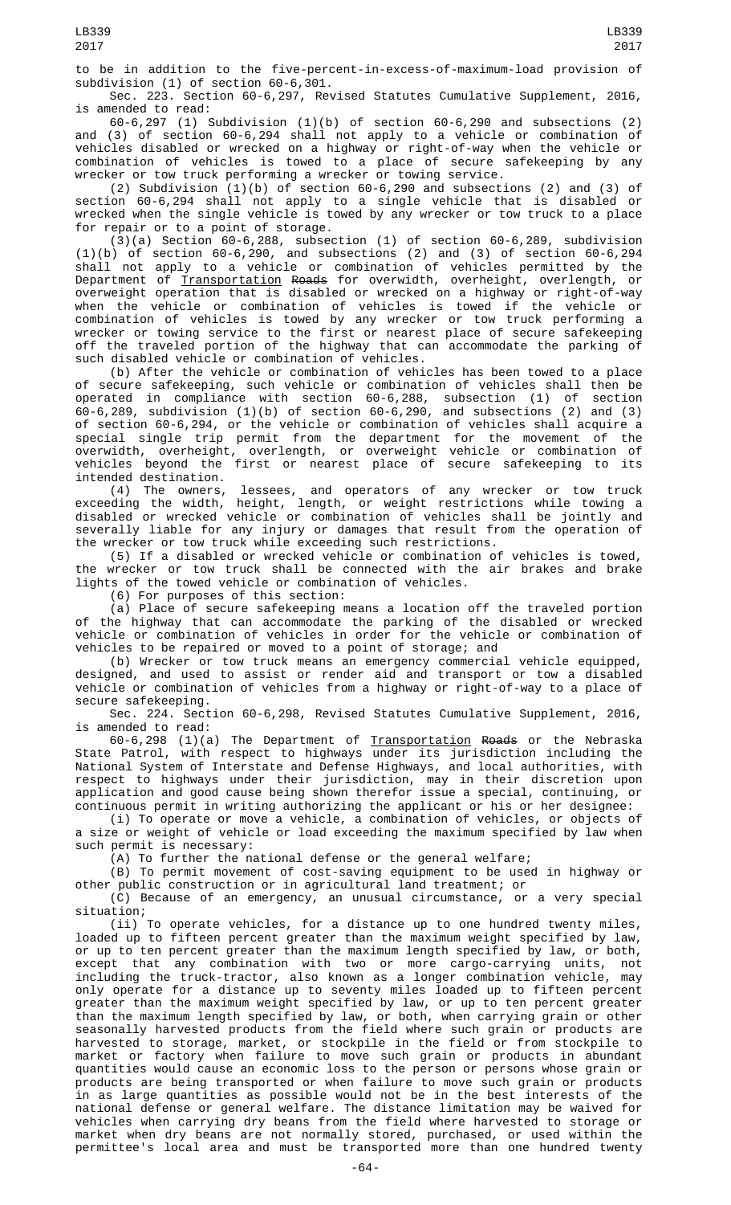to be in addition to the five-percent-in-excess-of-maximum-load provision of subdivision (1) of section 60-6,301.

Sec. 223. Section 60-6,297, Revised Statutes Cumulative Supplement, 2016, is amended to read:

60-6,297 (1) Subdivision (1)(b) of section 60-6,290 and subsections (2) and (3) of section 60-6,294 shall not apply to a vehicle or combination of vehicles disabled or wrecked on a highway or right-of-way when the vehicle or combination of vehicles is towed to a place of secure safekeeping by any wrecker or tow truck performing a wrecker or towing service.

(2) Subdivision (1)(b) of section 60-6,290 and subsections (2) and (3) of section 60-6,294 shall not apply to a single vehicle that is disabled or wrecked when the single vehicle is towed by any wrecker or tow truck to a place for repair or to a point of storage.

(3)(a) Section 60-6,288, subsection (1) of section 60-6,289, subdivision (1)(b) of section 60-6,290, and subsections (2) and (3) of section 60-6,294 shall not apply to a vehicle or combination of vehicles permitted by the Department of Transportation ~~Roads~~ for overwidth, overheight, overlength, or overweight operation that is disabled or wrecked on a highway or right-of-way when the vehicle or combination of vehicles is towed if the vehicle or combination of vehicles is towed by any wrecker or tow truck performing a wrecker or towing service to the first or nearest place of secure safekeeping off the traveled portion of the highway that can accommodate the parking of such disabled vehicle or combination of vehicles.

(b) After the vehicle or combination of vehicles has been towed to a place of secure safekeeping, such vehicle or combination of vehicles shall then be operated in compliance with section 60-6,288, subsection (1) of section 60-6,289, subdivision (1)(b) of section 60-6,290, and subsections (2) and (3) of section 60-6,294, or the vehicle or combination of vehicles shall acquire a special single trip permit from the department for the movement of the overwidth, overheight, overlength, or overweight vehicle or combination of vehicles beyond the first or nearest place of secure safekeeping to its intended destination.

(4) The owners, lessees, and operators of any wrecker or tow truck exceeding the width, height, length, or weight restrictions while towing a disabled or wrecked vehicle or combination of vehicles shall be jointly and severally liable for any injury or damages that result from the operation of the wrecker or tow truck while exceeding such restrictions.

(5) If a disabled or wrecked vehicle or combination of vehicles is towed, the wrecker or tow truck shall be connected with the air brakes and brake lights of the towed vehicle or combination of vehicles.

(6) For purposes of this section:

(a) Place of secure safekeeping means a location off the traveled portion of the highway that can accommodate the parking of the disabled or wrecked vehicle or combination of vehicles in order for the vehicle or combination of vehicles to be repaired or moved to a point of storage; and

(b) Wrecker or tow truck means an emergency commercial vehicle equipped, designed, and used to assist or render aid and transport or tow a disabled vehicle or combination of vehicles from a highway or right-of-way to a place of secure safekeeping.

Sec. 224. Section 60-6,298, Revised Statutes Cumulative Supplement, 2016, is amended to read:

60-6,298 (1)(a) The Department of Transportation ~~Roads~~ or the Nebraska State Patrol, with respect to highways under its jurisdiction including the National System of Interstate and Defense Highways, and local authorities, with respect to highways under their jurisdiction, may in their discretion upon application and good cause being shown therefor issue a special, continuing, or continuous permit in writing authorizing the applicant or his or her designee:

(i) To operate or move a vehicle, a combination of vehicles, or objects of a size or weight of vehicle or load exceeding the maximum specified by law when such permit is necessary:

(A) To further the national defense or the general welfare;

(B) To permit movement of cost-saving equipment to be used in highway or other public construction or in agricultural land treatment; or

(C) Because of an emergency, an unusual circumstance, or a very special situation;

(ii) To operate vehicles, for a distance up to one hundred twenty miles, loaded up to fifteen percent greater than the maximum weight specified by law, or up to ten percent greater than the maximum length specified by law, or both, except that any combination with two or more cargo-carrying units, not including the truck-tractor, also known as a longer combination vehicle, may only operate for a distance up to seventy miles loaded up to fifteen percent greater than the maximum weight specified by law, or up to ten percent greater than the maximum length specified by law, or both, when carrying grain or other seasonally harvested products from the field where such grain or products are harvested to storage, market, or stockpile in the field or from stockpile to market or factory when failure to move such grain or products in abundant quantities would cause an economic loss to the person or persons whose grain or products are being transported or when failure to move such grain or products in as large quantities as possible would not be in the best interests of the national defense or general welfare. The distance limitation may be waived for vehicles when carrying dry beans from the field where harvested to storage or market when dry beans are not normally stored, purchased, or used within the permittee's local area and must be transported more than one hundred twenty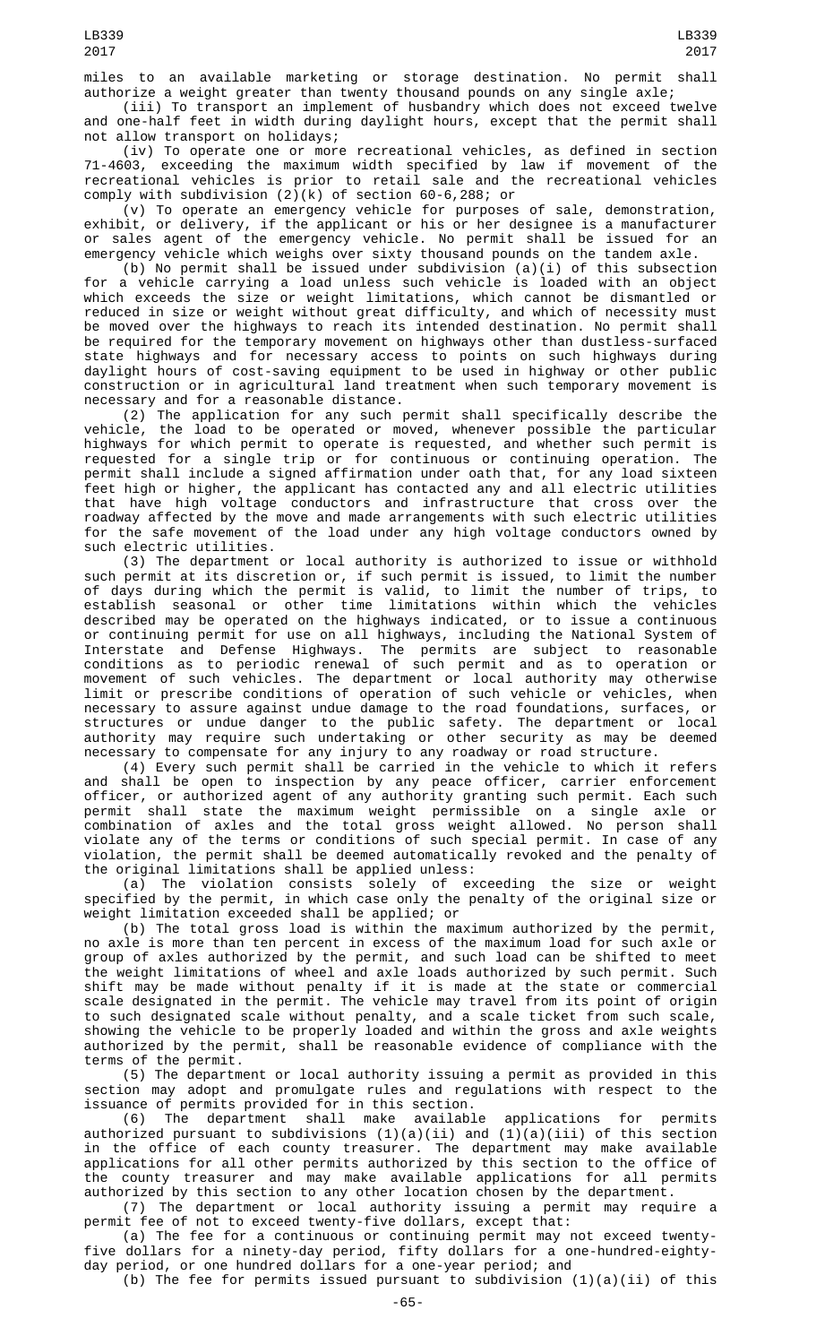miles to an available marketing or storage destination. No permit shall authorize a weight greater than twenty thousand pounds on any single axle;

(iii) To transport an implement of husbandry which does not exceed twelve and one-half feet in width during daylight hours, except that the permit shall not allow transport on holidays;

(iv) To operate one or more recreational vehicles, as defined in section 71-4603, exceeding the maximum width specified by law if movement of the recreational vehicles is prior to retail sale and the recreational vehicles comply with subdivision (2)(k) of section 60-6,288; or

(v) To operate an emergency vehicle for purposes of sale, demonstration, exhibit, or delivery, if the applicant or his or her designee is a manufacturer or sales agent of the emergency vehicle. No permit shall be issued for an emergency vehicle which weighs over sixty thousand pounds on the tandem axle.

(b) No permit shall be issued under subdivision (a)(i) of this subsection for a vehicle carrying a load unless such vehicle is loaded with an object which exceeds the size or weight limitations, which cannot be dismantled or reduced in size or weight without great difficulty, and which of necessity must be moved over the highways to reach its intended destination. No permit shall be required for the temporary movement on highways other than dustless-surfaced state highways and for necessary access to points on such highways during daylight hours of cost-saving equipment to be used in highway or other public construction or in agricultural land treatment when such temporary movement is necessary and for a reasonable distance.

(2) The application for any such permit shall specifically describe the vehicle, the load to be operated or moved, whenever possible the particular highways for which permit to operate is requested, and whether such permit is requested for a single trip or for continuous or continuing operation. The permit shall include a signed affirmation under oath that, for any load sixteen feet high or higher, the applicant has contacted any and all electric utilities that have high voltage conductors and infrastructure that cross over the roadway affected by the move and made arrangements with such electric utilities for the safe movement of the load under any high voltage conductors owned by such electric utilities.

(3) The department or local authority is authorized to issue or withhold such permit at its discretion or, if such permit is issued, to limit the number of days during which the permit is valid, to limit the number of trips, to establish seasonal or other time limitations within which the vehicles described may be operated on the highways indicated, or to issue a continuous or continuing permit for use on all highways, including the National System of Interstate and Defense Highways. The permits are subject to reasonable conditions as to periodic renewal of such permit and as to operation or movement of such vehicles. The department or local authority may otherwise limit or prescribe conditions of operation of such vehicle or vehicles, when necessary to assure against undue damage to the road foundations, surfaces, or structures or undue danger to the public safety. The department or local authority may require such undertaking or other security as may be deemed necessary to compensate for any injury to any roadway or road structure.

(4) Every such permit shall be carried in the vehicle to which it refers and shall be open to inspection by any peace officer, carrier enforcement officer, or authorized agent of any authority granting such permit. Each such permit shall state the maximum weight permissible on a single axle or combination of axles and the total gross weight allowed. No person shall violate any of the terms or conditions of such special permit. In case of any violation, the permit shall be deemed automatically revoked and the penalty of the original limitations shall be applied unless:

(a) The violation consists solely of exceeding the size or weight specified by the permit, in which case only the penalty of the original size or weight limitation exceeded shall be applied; or

(b) The total gross load is within the maximum authorized by the permit, no axle is more than ten percent in excess of the maximum load for such axle or group of axles authorized by the permit, and such load can be shifted to meet the weight limitations of wheel and axle loads authorized by such permit. Such shift may be made without penalty if it is made at the state or commercial scale designated in the permit. The vehicle may travel from its point of origin to such designated scale without penalty, and a scale ticket from such scale, showing the vehicle to be properly loaded and within the gross and axle weights authorized by the permit, shall be reasonable evidence of compliance with the terms of the permit.

(5) The department or local authority issuing a permit as provided in this section may adopt and promulgate rules and regulations with respect to the issuance of permits provided for in this section.

(6) The department shall make available applications for permits authorized pursuant to subdivisions (1)(a)(ii) and (1)(a)(iii) of this section in the office of each county treasurer. The department may make available applications for all other permits authorized by this section to the office of the county treasurer and may make available applications for all permits authorized by this section to any other location chosen by the department.

(7) The department or local authority issuing a permit may require a permit fee of not to exceed twenty-five dollars, except that:

(a) The fee for a continuous or continuing permit may not exceed twenty-five dollars for a ninety-day period, fifty dollars for a one-hundred-eighty-day period, or one hundred dollars for a one-year period; and

(b) The fee for permits issued pursuant to subdivision (1)(a)(ii) of this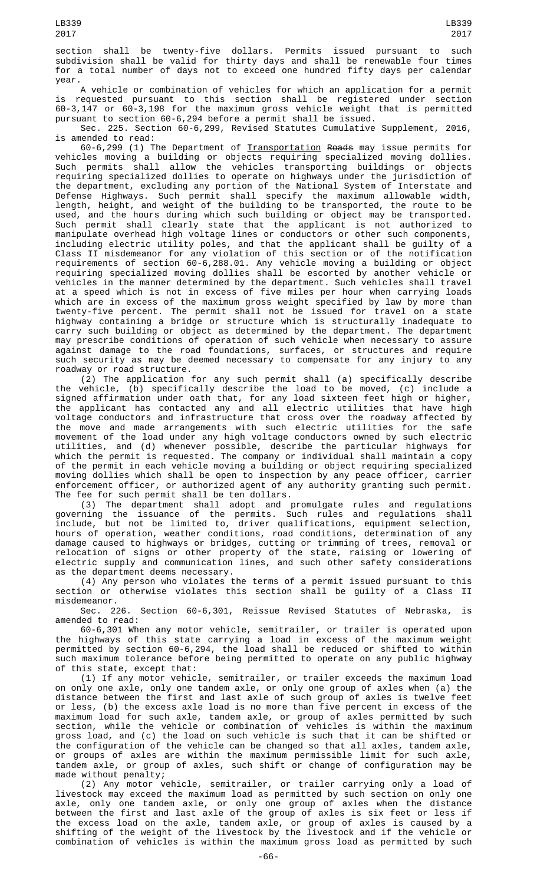section shall be twenty-five dollars. Permits issued pursuant to such subdivision shall be valid for thirty days and shall be renewable four times for a total number of days not to exceed one hundred fifty days per calendar year.

A vehicle or combination of vehicles for which an application for a permit is requested pursuant to this section shall be registered under section 60-3,147 or 60-3,198 for the maximum gross vehicle weight that is permitted pursuant to section 60-6,294 before a permit shall be issued.

Sec. 225. Section 60-6,299, Revised Statutes Cumulative Supplement, 2016, is amended to read:

60-6,299 (1) The Department of Transportation ~~Roads~~ may issue permits for vehicles moving a building or objects requiring specialized moving dollies. Such permits shall allow the vehicles transporting buildings or objects requiring specialized dollies to operate on highways under the jurisdiction of the department, excluding any portion of the National System of Interstate and Defense Highways. Such permit shall specify the maximum allowable width, length, height, and weight of the building to be transported, the route to be used, and the hours during which such building or object may be transported. Such permit shall clearly state that the applicant is not authorized to manipulate overhead high voltage lines or conductors or other such components, including electric utility poles, and that the applicant shall be guilty of a Class II misdemeanor for any violation of this section or of the notification requirements of section 60-6,288.01. Any vehicle moving a building or object requiring specialized moving dollies shall be escorted by another vehicle or vehicles in the manner determined by the department. Such vehicles shall travel at a speed which is not in excess of five miles per hour when carrying loads which are in excess of the maximum gross weight specified by law by more than twenty-five percent. The permit shall not be issued for travel on a state highway containing a bridge or structure which is structurally inadequate to carry such building or object as determined by the department. The department may prescribe conditions of operation of such vehicle when necessary to assure against damage to the road foundations, surfaces, or structures and require such security as may be deemed necessary to compensate for any injury to any roadway or road structure.

(2) The application for any such permit shall (a) specifically describe the vehicle, (b) specifically describe the load to be moved, (c) include a signed affirmation under oath that, for any load sixteen feet high or higher, the applicant has contacted any and all electric utilities that have high voltage conductors and infrastructure that cross over the roadway affected by the move and made arrangements with such electric utilities for the safe movement of the load under any high voltage conductors owned by such electric utilities, and (d) whenever possible, describe the particular highways for which the permit is requested. The company or individual shall maintain a copy of the permit in each vehicle moving a building or object requiring specialized moving dollies which shall be open to inspection by any peace officer, carrier enforcement officer, or authorized agent of any authority granting such permit. The fee for such permit shall be ten dollars.

(3) The department shall adopt and promulgate rules and regulations governing the issuance of the permits. Such rules and regulations shall include, but not be limited to, driver qualifications, equipment selection, hours of operation, weather conditions, road conditions, determination of any damage caused to highways or bridges, cutting or trimming of trees, removal or relocation of signs or other property of the state, raising or lowering of electric supply and communication lines, and such other safety considerations as the department deems necessary.

(4) Any person who violates the terms of a permit issued pursuant to this section or otherwise violates this section shall be guilty of a Class II misdemeanor.

Sec. 226. Section 60-6,301, Reissue Revised Statutes of Nebraska, is amended to read:

60-6,301 When any motor vehicle, semitrailer, or trailer is operated upon the highways of this state carrying a load in excess of the maximum weight permitted by section 60-6,294, the load shall be reduced or shifted to within such maximum tolerance before being permitted to operate on any public highway of this state, except that:

(1) If any motor vehicle, semitrailer, or trailer exceeds the maximum load on only one axle, only one tandem axle, or only one group of axles when (a) the distance between the first and last axle of such group of axles is twelve feet or less, (b) the excess axle load is no more than five percent in excess of the maximum load for such axle, tandem axle, or group of axles permitted by such section, while the vehicle or combination of vehicles is within the maximum gross load, and (c) the load on such vehicle is such that it can be shifted or the configuration of the vehicle can be changed so that all axles, tandem axle, or groups of axles are within the maximum permissible limit for such axle, tandem axle, or group of axles, such shift or change of configuration may be made without penalty;

(2) Any motor vehicle, semitrailer, or trailer carrying only a load of livestock may exceed the maximum load as permitted by such section on only one axle, only one tandem axle, or only one group of axles when the distance between the first and last axle of the group of axles is six feet or less if the excess load on the axle, tandem axle, or group of axles is caused by a shifting of the weight of the livestock by the livestock and if the vehicle or combination of vehicles is within the maximum gross load as permitted by such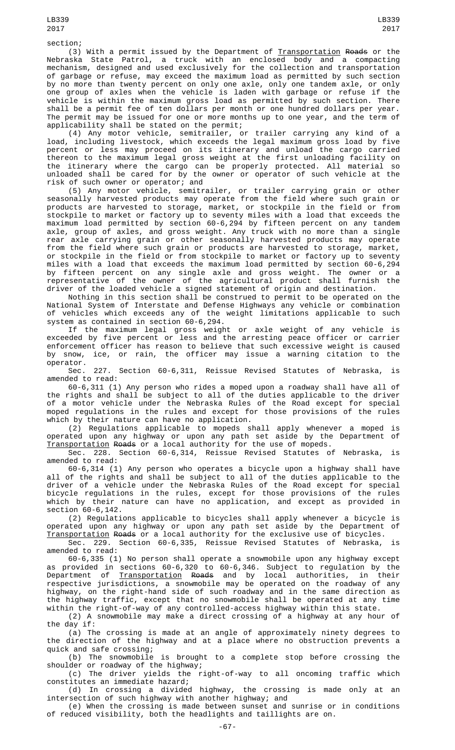section;

(3) With a permit issued by the Department of Transportation ~~Roads~~ or the Nebraska State Patrol, a truck with an enclosed body and a compacting mechanism, designed and used exclusively for the collection and transportation of garbage or refuse, may exceed the maximum load as permitted by such section by no more than twenty percent on only one axle, only one tandem axle, or only one group of axles when the vehicle is laden with garbage or refuse if the vehicle is within the maximum gross load as permitted by such section. There shall be a permit fee of ten dollars per month or one hundred dollars per year. The permit may be issued for one or more months up to one year, and the term of applicability shall be stated on the permit;

(4) Any motor vehicle, semitrailer, or trailer carrying any kind of a load, including livestock, which exceeds the legal maximum gross load by five percent or less may proceed on its itinerary and unload the cargo carried thereon to the maximum legal gross weight at the first unloading facility on the itinerary where the cargo can be properly protected. All material so unloaded shall be cared for by the owner or operator of such vehicle at the risk of such owner or operator; and

(5) Any motor vehicle, semitrailer, or trailer carrying grain or other seasonally harvested products may operate from the field where such grain or products are harvested to storage, market, or stockpile in the field or from stockpile to market or factory up to seventy miles with a load that exceeds the maximum load permitted by section 60-6,294 by fifteen percent on any tandem axle, group of axles, and gross weight. Any truck with no more than a single rear axle carrying grain or other seasonally harvested products may operate from the field where such grain or products are harvested to storage, market, or stockpile in the field or from stockpile to market or factory up to seventy miles with a load that exceeds the maximum load permitted by section 60-6,294 by fifteen percent on any single axle and gross weight. The owner or a representative of the owner of the agricultural product shall furnish the driver of the loaded vehicle a signed statement of origin and destination.

Nothing in this section shall be construed to permit to be operated on the National System of Interstate and Defense Highways any vehicle or combination of vehicles which exceeds any of the weight limitations applicable to such system as contained in section 60-6,294.

If the maximum legal gross weight or axle weight of any vehicle is exceeded by five percent or less and the arresting peace officer or carrier enforcement officer has reason to believe that such excessive weight is caused by snow, ice, or rain, the officer may issue a warning citation to the operator.

Sec. 227. Section 60-6,311, Reissue Revised Statutes of Nebraska, is amended to read:

60-6,311 (1) Any person who rides a moped upon a roadway shall have all of the rights and shall be subject to all of the duties applicable to the driver of a motor vehicle under the Nebraska Rules of the Road except for special moped regulations in the rules and except for those provisions of the rules which by their nature can have no application.

(2) Regulations applicable to mopeds shall apply whenever a moped is operated upon any highway or upon any path set aside by the Department of Transportation ~~Roads~~ or a local authority for the use of mopeds.

Sec. 228. Section 60-6,314, Reissue Revised Statutes of Nebraska, is amended to read:

60-6,314 (1) Any person who operates a bicycle upon a highway shall have all of the rights and shall be subject to all of the duties applicable to the driver of a vehicle under the Nebraska Rules of the Road except for special bicycle regulations in the rules, except for those provisions of the rules which by their nature can have no application, and except as provided in section 60-6,142.

(2) Regulations applicable to bicycles shall apply whenever a bicycle is operated upon any highway or upon any path set aside by the Department of Transportation ~~Roads~~ or a local authority for the exclusive use of bicycles.

Sec. 229. Section 60-6,335, Reissue Revised Statutes of Nebraska, is amended to read:

60-6,335 (1) No person shall operate a snowmobile upon any highway except as provided in sections 60-6,320 to 60-6,346. Subject to regulation by the Department of Transportation ~~Roads~~ and by local authorities, in their respective jurisdictions, a snowmobile may be operated on the roadway of any highway, on the right-hand side of such roadway and in the same direction as the highway traffic, except that no snowmobile shall be operated at any time within the right-of-way of any controlled-access highway within this state.

(2) A snowmobile may make a direct crossing of a highway at any hour of the day if:

(a) The crossing is made at an angle of approximately ninety degrees to the direction of the highway and at a place where no obstruction prevents a quick and safe crossing;

(b) The snowmobile is brought to a complete stop before crossing the shoulder or roadway of the highway;

(c) The driver yields the right-of-way to all oncoming traffic which constitutes an immediate hazard;

(d) In crossing a divided highway, the crossing is made only at an intersection of such highway with another highway; and

(e) When the crossing is made between sunset and sunrise or in conditions of reduced visibility, both the headlights and taillights are on.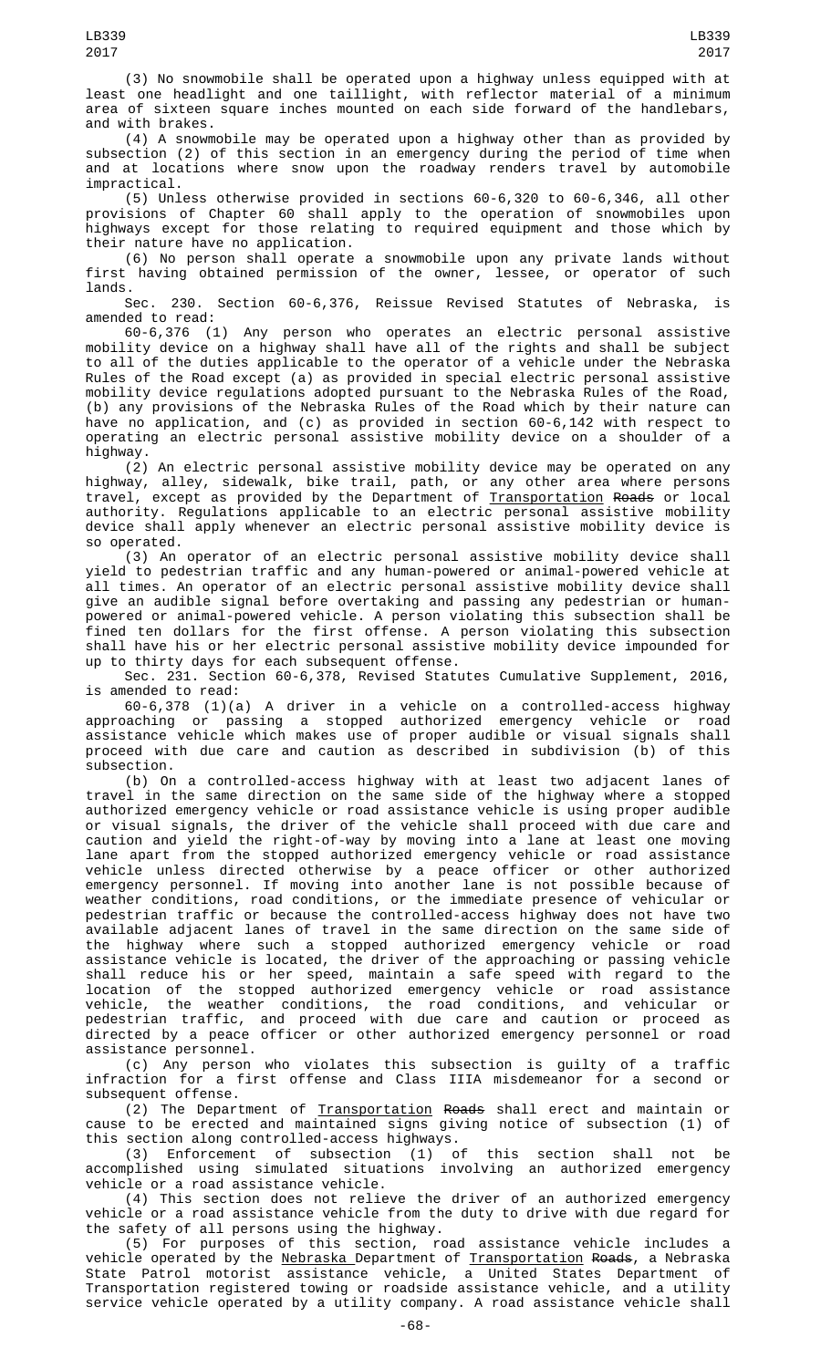(3) No snowmobile shall be operated upon a highway unless equipped with at least one headlight and one taillight, with reflector material of a minimum area of sixteen square inches mounted on each side forward of the handlebars, and with brakes.

(4) A snowmobile may be operated upon a highway other than as provided by subsection (2) of this section in an emergency during the period of time when and at locations where snow upon the roadway renders travel by automobile impractical.

(5) Unless otherwise provided in sections 60-6,320 to 60-6,346, all other provisions of Chapter 60 shall apply to the operation of snowmobiles upon highways except for those relating to required equipment and those which by their nature have no application.

(6) No person shall operate a snowmobile upon any private lands without first having obtained permission of the owner, lessee, or operator of such lands.

Sec. 230. Section 60-6,376, Reissue Revised Statutes of Nebraska, is amended to read:

60-6,376 (1) Any person who operates an electric personal assistive mobility device on a highway shall have all of the rights and shall be subject to all of the duties applicable to the operator of a vehicle under the Nebraska Rules of the Road except (a) as provided in special electric personal assistive mobility device regulations adopted pursuant to the Nebraska Rules of the Road, (b) any provisions of the Nebraska Rules of the Road which by their nature can have no application, and (c) as provided in section 60-6,142 with respect to operating an electric personal assistive mobility device on a shoulder of a highway.

(2) An electric personal assistive mobility device may be operated on any highway, alley, sidewalk, bike trail, path, or any other area where persons travel, except as provided by the Department of Transportation ~~Roads~~ or local authority. Regulations applicable to an electric personal assistive mobility device shall apply whenever an electric personal assistive mobility device is so operated.

(3) An operator of an electric personal assistive mobility device shall yield to pedestrian traffic and any human-powered or animal-powered vehicle at all times. An operator of an electric personal assistive mobility device shall give an audible signal before overtaking and passing any pedestrian or human-powered or animal-powered vehicle. A person violating this subsection shall be fined ten dollars for the first offense. A person violating this subsection shall have his or her electric personal assistive mobility device impounded for up to thirty days for each subsequent offense.

Sec. 231. Section 60-6,378, Revised Statutes Cumulative Supplement, 2016, is amended to read:

60-6,378 (1)(a) A driver in a vehicle on a controlled-access highway approaching or passing a stopped authorized emergency vehicle or road assistance vehicle which makes use of proper audible or visual signals shall proceed with due care and caution as described in subdivision (b) of this subsection.

(b) On a controlled-access highway with at least two adjacent lanes of travel in the same direction on the same side of the highway where a stopped authorized emergency vehicle or road assistance vehicle is using proper audible or visual signals, the driver of the vehicle shall proceed with due care and caution and yield the right-of-way by moving into a lane at least one moving lane apart from the stopped authorized emergency vehicle or road assistance vehicle unless directed otherwise by a peace officer or other authorized emergency personnel. If moving into another lane is not possible because of weather conditions, road conditions, or the immediate presence of vehicular or pedestrian traffic or because the controlled-access highway does not have two available adjacent lanes of travel in the same direction on the same side of the highway where such a stopped authorized emergency vehicle or road assistance vehicle is located, the driver of the approaching or passing vehicle shall reduce his or her speed, maintain a safe speed with regard to the location of the stopped authorized emergency vehicle or road assistance vehicle, the weather conditions, the road conditions, and vehicular or pedestrian traffic, and proceed with due care and caution or proceed as directed by a peace officer or other authorized emergency personnel or road assistance personnel.

(c) Any person who violates this subsection is guilty of a traffic infraction for a first offense and Class IIIA misdemeanor for a second or subsequent offense.

(2) The Department of Transportation ~~Roads~~ shall erect and maintain or cause to be erected and maintained signs giving notice of subsection (1) of this section along controlled-access highways.

(3) Enforcement of subsection (1) of this section shall not be accomplished using simulated situations involving an authorized emergency vehicle or a road assistance vehicle.

(4) This section does not relieve the driver of an authorized emergency vehicle or a road assistance vehicle from the duty to drive with due regard for the safety of all persons using the highway.

(5) For purposes of this section, road assistance vehicle includes a vehicle operated by the Nebraska Department of Transportation ~~Roads~~, a Nebraska State Patrol motorist assistance vehicle, a United States Department of Transportation registered towing or roadside assistance vehicle, and a utility service vehicle operated by a utility company. A road assistance vehicle shall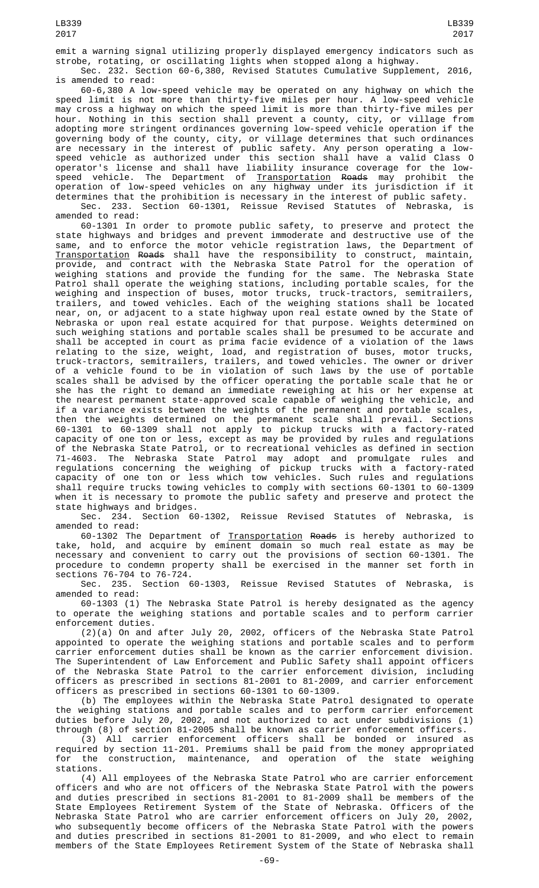emit a warning signal utilizing properly displayed emergency indicators such as strobe, rotating, or oscillating lights when stopped along a highway.

Sec. 232. Section 60-6,380, Revised Statutes Cumulative Supplement, 2016, is amended to read:

60-6,380 A low-speed vehicle may be operated on any highway on which the speed limit is not more than thirty-five miles per hour. A low-speed vehicle may cross a highway on which the speed limit is more than thirty-five miles per hour. Nothing in this section shall prevent a county, city, or village from adopting more stringent ordinances governing low-speed vehicle operation if the governing body of the county, city, or village determines that such ordinances are necessary in the interest of public safety. Any person operating a low-speed vehicle as authorized under this section shall have a valid Class O operator's license and shall have liability insurance coverage for the low-speed vehicle. The Department of Transportation ~~Roads~~ may prohibit the operation of low-speed vehicles on any highway under its jurisdiction if it determines that the prohibition is necessary in the interest of public safety.

Sec. 233. Section 60-1301, Reissue Revised Statutes of Nebraska, is amended to read:

60-1301 In order to promote public safety, to preserve and protect the state highways and bridges and prevent immoderate and destructive use of the same, and to enforce the motor vehicle registration laws, the Department of Transportation ~~Roads~~ shall have the responsibility to construct, maintain, provide, and contract with the Nebraska State Patrol for the operation of weighing stations and provide the funding for the same. The Nebraska State Patrol shall operate the weighing stations, including portable scales, for the weighing and inspection of buses, motor trucks, truck-tractors, semitrailers, trailers, and towed vehicles. Each of the weighing stations shall be located near, on, or adjacent to a state highway upon real estate owned by the State of Nebraska or upon real estate acquired for that purpose. Weights determined on such weighing stations and portable scales shall be presumed to be accurate and shall be accepted in court as prima facie evidence of a violation of the laws relating to the size, weight, load, and registration of buses, motor trucks, truck-tractors, semitrailers, trailers, and towed vehicles. The owner or driver of a vehicle found to be in violation of such laws by the use of portable scales shall be advised by the officer operating the portable scale that he or she has the right to demand an immediate reweighing at his or her expense at the nearest permanent state-approved scale capable of weighing the vehicle, and if a variance exists between the weights of the permanent and portable scales, then the weights determined on the permanent scale shall prevail. Sections 60-1301 to 60-1309 shall not apply to pickup trucks with a factory-rated capacity of one ton or less, except as may be provided by rules and regulations of the Nebraska State Patrol, or to recreational vehicles as defined in section 71-4603. The Nebraska State Patrol may adopt and promulgate rules and regulations concerning the weighing of pickup trucks with a factory-rated capacity of one ton or less which tow vehicles. Such rules and regulations shall require trucks towing vehicles to comply with sections 60-1301 to 60-1309 when it is necessary to promote the public safety and preserve and protect the state highways and bridges.

Sec. 234. Section 60-1302, Reissue Revised Statutes of Nebraska, is amended to read:

60-1302 The Department of Transportation ~~Roads~~ is hereby authorized to take, hold, and acquire by eminent domain so much real estate as may be necessary and convenient to carry out the provisions of section 60-1301. The procedure to condemn property shall be exercised in the manner set forth in sections 76-704 to 76-724.

Sec. 235. Section 60-1303, Reissue Revised Statutes of Nebraska, is amended to read:

60-1303 (1) The Nebraska State Patrol is hereby designated as the agency to operate the weighing stations and portable scales and to perform carrier enforcement duties.

(2)(a) On and after July 20, 2002, officers of the Nebraska State Patrol appointed to operate the weighing stations and portable scales and to perform carrier enforcement duties shall be known as the carrier enforcement division. The Superintendent of Law Enforcement and Public Safety shall appoint officers of the Nebraska State Patrol to the carrier enforcement division, including officers as prescribed in sections 81-2001 to 81-2009, and carrier enforcement officers as prescribed in sections 60-1301 to 60-1309.

(b) The employees within the Nebraska State Patrol designated to operate the weighing stations and portable scales and to perform carrier enforcement duties before July 20, 2002, and not authorized to act under subdivisions (1) through (8) of section 81-2005 shall be known as carrier enforcement officers.

(3) All carrier enforcement officers shall be bonded or insured as required by section 11-201. Premiums shall be paid from the money appropriated for the construction, maintenance, and operation of the state weighing stations.

(4) All employees of the Nebraska State Patrol who are carrier enforcement officers and who are not officers of the Nebraska State Patrol with the powers and duties prescribed in sections 81-2001 to 81-2009 shall be members of the State Employees Retirement System of the State of Nebraska. Officers of the Nebraska State Patrol who are carrier enforcement officers on July 20, 2002, who subsequently become officers of the Nebraska State Patrol with the powers and duties prescribed in sections 81-2001 to 81-2009, and who elect to remain members of the State Employees Retirement System of the State of Nebraska shall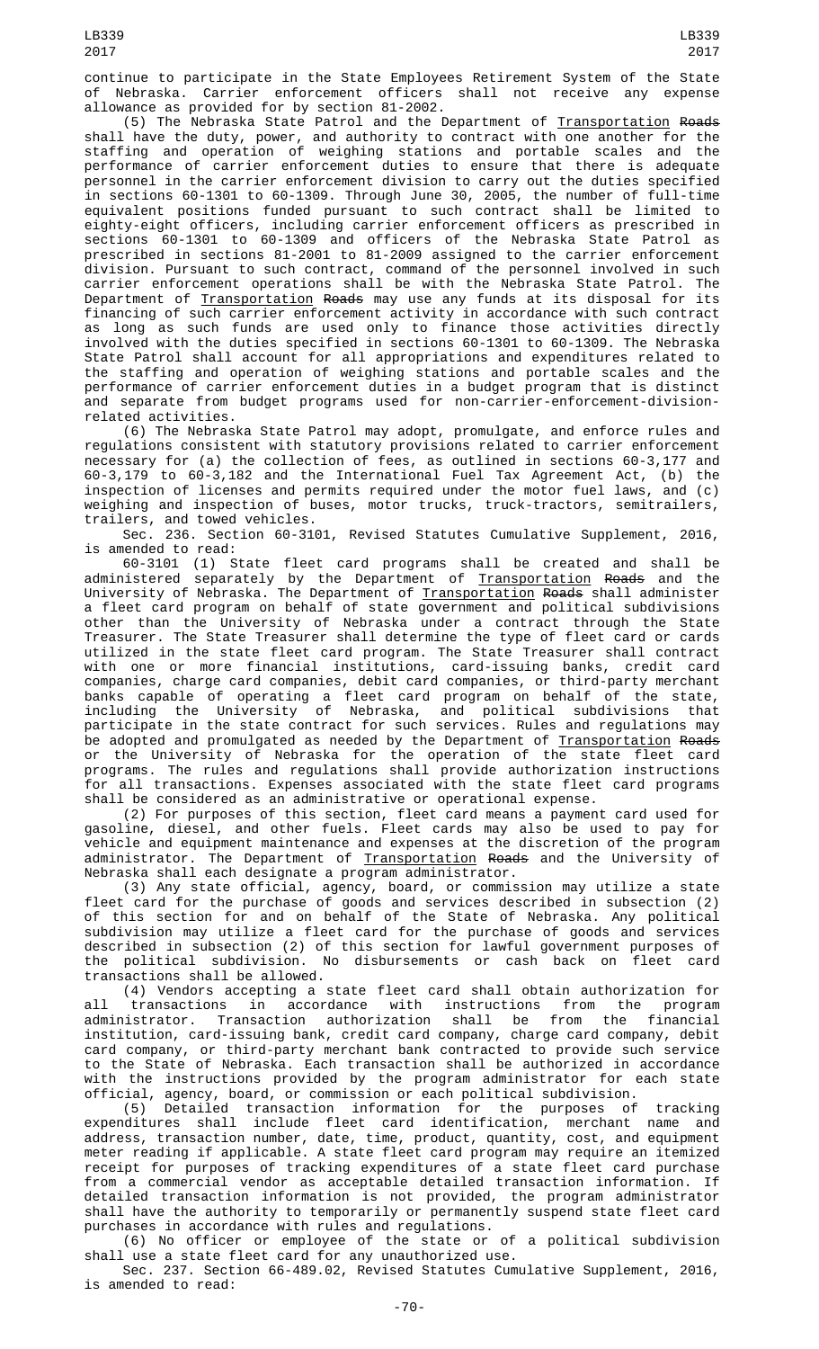continue to participate in the State Employees Retirement System of the State of Nebraska. Carrier enforcement officers shall not receive any expense allowance as provided for by section 81-2002.

(5) The Nebraska State Patrol and the Department of Transportation ~~Roads~~ shall have the duty, power, and authority to contract with one another for the staffing and operation of weighing stations and portable scales and the performance of carrier enforcement duties to ensure that there is adequate personnel in the carrier enforcement division to carry out the duties specified in sections 60-1301 to 60-1309. Through June 30, 2005, the number of full-time equivalent positions funded pursuant to such contract shall be limited to eighty-eight officers, including carrier enforcement officers as prescribed in sections 60-1301 to 60-1309 and officers of the Nebraska State Patrol as prescribed in sections 81-2001 to 81-2009 assigned to the carrier enforcement division. Pursuant to such contract, command of the personnel involved in such carrier enforcement operations shall be with the Nebraska State Patrol. The Department of Transportation ~~Roads~~ may use any funds at its disposal for its financing of such carrier enforcement activity in accordance with such contract as long as such funds are used only to finance those activities directly involved with the duties specified in sections 60-1301 to 60-1309. The Nebraska State Patrol shall account for all appropriations and expenditures related to the staffing and operation of weighing stations and portable scales and the performance of carrier enforcement duties in a budget program that is distinct and separate from budget programs used for non-carrier-enforcement-division-related activities.

(6) The Nebraska State Patrol may adopt, promulgate, and enforce rules and regulations consistent with statutory provisions related to carrier enforcement necessary for (a) the collection of fees, as outlined in sections 60-3,177 and 60-3,179 to 60-3,182 and the International Fuel Tax Agreement Act, (b) the inspection of licenses and permits required under the motor fuel laws, and (c) weighing and inspection of buses, motor trucks, truck-tractors, semitrailers, trailers, and towed vehicles.

Sec. 236. Section 60-3101, Revised Statutes Cumulative Supplement, 2016, is amended to read:

60-3101 (1) State fleet card programs shall be created and shall be administered separately by the Department of Transportation ~~Roads~~ and the University of Nebraska. The Department of Transportation ~~Roads~~ shall administer a fleet card program on behalf of state government and political subdivisions other than the University of Nebraska under a contract through the State Treasurer. The State Treasurer shall determine the type of fleet card or cards utilized in the state fleet card program. The State Treasurer shall contract with one or more financial institutions, card-issuing banks, credit card companies, charge card companies, debit card companies, or third-party merchant banks capable of operating a fleet card program on behalf of the state, including the University of Nebraska, and political subdivisions that participate in the state contract for such services. Rules and regulations may be adopted and promulgated as needed by the Department of Transportation ~~Roads~~ or the University of Nebraska for the operation of the state fleet card programs. The rules and regulations shall provide authorization instructions for all transactions. Expenses associated with the state fleet card programs shall be considered as an administrative or operational expense.

(2) For purposes of this section, fleet card means a payment card used for gasoline, diesel, and other fuels. Fleet cards may also be used to pay for vehicle and equipment maintenance and expenses at the discretion of the program administrator. The Department of Transportation ~~Roads~~ and the University of Nebraska shall each designate a program administrator.

(3) Any state official, agency, board, or commission may utilize a state fleet card for the purchase of goods and services described in subsection (2) of this section for and on behalf of the State of Nebraska. Any political subdivision may utilize a fleet card for the purchase of goods and services described in subsection (2) of this section for lawful government purposes of the political subdivision. No disbursements or cash back on fleet card transactions shall be allowed.

(4) Vendors accepting a state fleet card shall obtain authorization for all transactions in accordance with instructions from the program administrator. Transaction authorization shall be from the financial institution, card-issuing bank, credit card company, charge card company, debit card company, or third-party merchant bank contracted to provide such service to the State of Nebraska. Each transaction shall be authorized in accordance with the instructions provided by the program administrator for each state official, agency, board, or commission or each political subdivision.

(5) Detailed transaction information for the purposes of tracking expenditures shall include fleet card identification, merchant name and address, transaction number, date, time, product, quantity, cost, and equipment meter reading if applicable. A state fleet card program may require an itemized receipt for purposes of tracking expenditures of a state fleet card purchase from a commercial vendor as acceptable detailed transaction information. If detailed transaction information is not provided, the program administrator shall have the authority to temporarily or permanently suspend state fleet card purchases in accordance with rules and regulations.

(6) No officer or employee of the state or of a political subdivision shall use a state fleet card for any unauthorized use.

Sec. 237. Section 66-489.02, Revised Statutes Cumulative Supplement, 2016, is amended to read: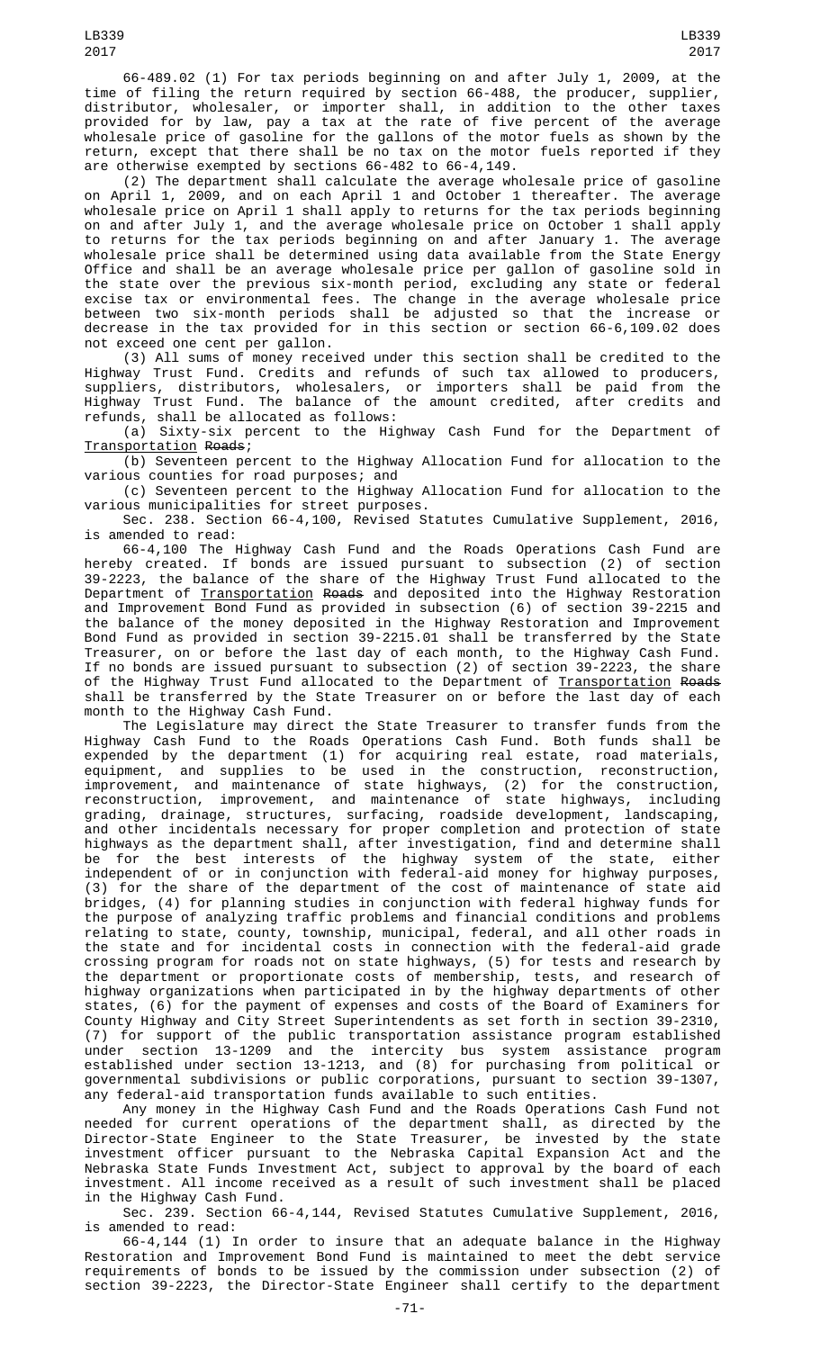66-489.02 (1) For tax periods beginning on and after July 1, 2009, at the time of filing the return required by section 66-488, the producer, supplier, distributor, wholesaler, or importer shall, in addition to the other taxes provided for by law, pay a tax at the rate of five percent of the average wholesale price of gasoline for the gallons of the motor fuels as shown by the return, except that there shall be no tax on the motor fuels reported if they are otherwise exempted by sections 66-482 to 66-4,149.

(2) The department shall calculate the average wholesale price of gasoline on April 1, 2009, and on each April 1 and October 1 thereafter. The average wholesale price on April 1 shall apply to returns for the tax periods beginning on and after July 1, and the average wholesale price on October 1 shall apply to returns for the tax periods beginning on and after January 1. The average wholesale price shall be determined using data available from the State Energy Office and shall be an average wholesale price per gallon of gasoline sold in the state over the previous six-month period, excluding any state or federal excise tax or environmental fees. The change in the average wholesale price between two six-month periods shall be adjusted so that the increase or decrease in the tax provided for in this section or section 66-6,109.02 does not exceed one cent per gallon.

(3) All sums of money received under this section shall be credited to the Highway Trust Fund. Credits and refunds of such tax allowed to producers, suppliers, distributors, wholesalers, or importers shall be paid from the Highway Trust Fund. The balance of the amount credited, after credits and refunds, shall be allocated as follows:

(a) Sixty-six percent to the Highway Cash Fund for the Department of Transportation ~~Roads~~;

(b) Seventeen percent to the Highway Allocation Fund for allocation to the various counties for road purposes; and

(c) Seventeen percent to the Highway Allocation Fund for allocation to the various municipalities for street purposes.

Sec. 238. Section 66-4,100, Revised Statutes Cumulative Supplement, 2016, is amended to read:

66-4,100 The Highway Cash Fund and the Roads Operations Cash Fund are hereby created. If bonds are issued pursuant to subsection (2) of section 39-2223, the balance of the share of the Highway Trust Fund allocated to the Department of Transportation ~~Roads~~ and deposited into the Highway Restoration and Improvement Bond Fund as provided in subsection (6) of section 39-2215 and the balance of the money deposited in the Highway Restoration and Improvement Bond Fund as provided in section 39-2215.01 shall be transferred by the State Treasurer, on or before the last day of each month, to the Highway Cash Fund. If no bonds are issued pursuant to subsection (2) of section 39-2223, the share of the Highway Trust Fund allocated to the Department of Transportation ~~Roads~~ shall be transferred by the State Treasurer on or before the last day of each month to the Highway Cash Fund.

The Legislature may direct the State Treasurer to transfer funds from the Highway Cash Fund to the Roads Operations Cash Fund. Both funds shall be expended by the department (1) for acquiring real estate, road materials, equipment, and supplies to be used in the construction, reconstruction, improvement, and maintenance of state highways, (2) for the construction, reconstruction, improvement, and maintenance of state highways, including grading, drainage, structures, surfacing, roadside development, landscaping, and other incidentals necessary for proper completion and protection of state highways as the department shall, after investigation, find and determine shall be for the best interests of the highway system of the state, either independent of or in conjunction with federal-aid money for highway purposes, (3) for the share of the department of the cost of maintenance of state aid bridges, (4) for planning studies in conjunction with federal highway funds for the purpose of analyzing traffic problems and financial conditions and problems relating to state, county, township, municipal, federal, and all other roads in the state and for incidental costs in connection with the federal-aid grade crossing program for roads not on state highways, (5) for tests and research by the department or proportionate costs of membership, tests, and research of highway organizations when participated in by the highway departments of other states, (6) for the payment of expenses and costs of the Board of Examiners for County Highway and City Street Superintendents as set forth in section 39-2310, (7) for support of the public transportation assistance program established under section 13-1209 and the intercity bus system assistance program established under section 13-1213, and (8) for purchasing from political or governmental subdivisions or public corporations, pursuant to section 39-1307, any federal-aid transportation funds available to such entities.

Any money in the Highway Cash Fund and the Roads Operations Cash Fund not needed for current operations of the department shall, as directed by the Director-State Engineer to the State Treasurer, be invested by the state investment officer pursuant to the Nebraska Capital Expansion Act and the Nebraska State Funds Investment Act, subject to approval by the board of each investment. All income received as a result of such investment shall be placed in the Highway Cash Fund.

Sec. 239. Section 66-4,144, Revised Statutes Cumulative Supplement, 2016, is amended to read:

66-4,144 (1) In order to insure that an adequate balance in the Highway Restoration and Improvement Bond Fund is maintained to meet the debt service requirements of bonds to be issued by the commission under subsection (2) of section 39-2223, the Director-State Engineer shall certify to the department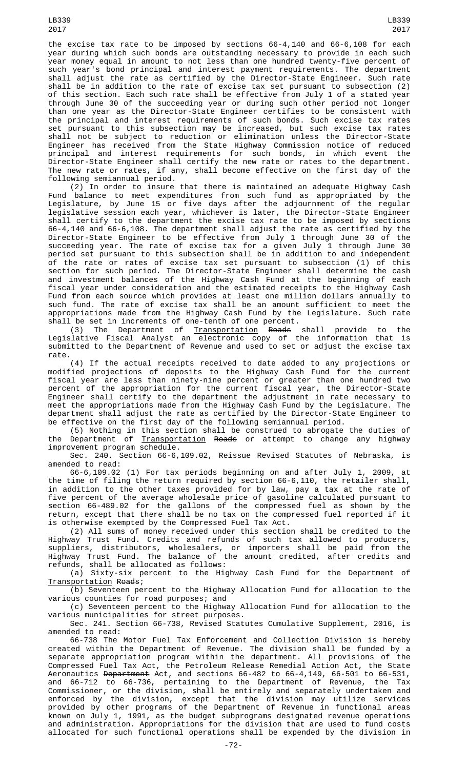the excise tax rate to be imposed by sections 66-4,140 and 66-6,108 for each year during which such bonds are outstanding necessary to provide in each such year money equal in amount to not less than one hundred twenty-five percent of such year's bond principal and interest payment requirements. The department shall adjust the rate as certified by the Director-State Engineer. Such rate shall be in addition to the rate of excise tax set pursuant to subsection (2) of this section. Each such rate shall be effective from July 1 of a stated year through June 30 of the succeeding year or during such other period not longer than one year as the Director-State Engineer certifies to be consistent with the principal and interest requirements of such bonds. Such excise tax rates set pursuant to this subsection may be increased, but such excise tax rates shall not be subject to reduction or elimination unless the Director-State Engineer has received from the State Highway Commission notice of reduced principal and interest requirements for such bonds, in which event the Director-State Engineer shall certify the new rate or rates to the department. The new rate or rates, if any, shall become effective on the first day of the following semiannual period.

(2) In order to insure that there is maintained an adequate Highway Cash Fund balance to meet expenditures from such fund as appropriated by the Legislature, by June 15 or five days after the adjournment of the regular legislative session each year, whichever is later, the Director-State Engineer shall certify to the department the excise tax rate to be imposed by sections 66-4,140 and 66-6,108. The department shall adjust the rate as certified by the Director-State Engineer to be effective from July 1 through June 30 of the succeeding year. The rate of excise tax for a given July 1 through June 30 period set pursuant to this subsection shall be in addition to and independent of the rate or rates of excise tax set pursuant to subsection (1) of this section for such period. The Director-State Engineer shall determine the cash and investment balances of the Highway Cash Fund at the beginning of each fiscal year under consideration and the estimated receipts to the Highway Cash Fund from each source which provides at least one million dollars annually to such fund. The rate of excise tax shall be an amount sufficient to meet the appropriations made from the Highway Cash Fund by the Legislature. Such rate shall be set in increments of one-tenth of one percent.

(3) The Department of Transportation ~~Roads~~ shall provide to the Legislative Fiscal Analyst an electronic copy of the information that is submitted to the Department of Revenue and used to set or adjust the excise tax rate.

(4) If the actual receipts received to date added to any projections or modified projections of deposits to the Highway Cash Fund for the current fiscal year are less than ninety-nine percent or greater than one hundred two percent of the appropriation for the current fiscal year, the Director-State Engineer shall certify to the department the adjustment in rate necessary to meet the appropriations made from the Highway Cash Fund by the Legislature. The department shall adjust the rate as certified by the Director-State Engineer to be effective on the first day of the following semiannual period.

(5) Nothing in this section shall be construed to abrogate the duties of the Department of Transportation ~~Roads~~ or attempt to change any highway improvement program schedule.

Sec. 240. Section 66-6,109.02, Reissue Revised Statutes of Nebraska, is amended to read:

66-6,109.02 (1) For tax periods beginning on and after July 1, 2009, at the time of filing the return required by section 66-6,110, the retailer shall, in addition to the other taxes provided for by law, pay a tax at the rate of five percent of the average wholesale price of gasoline calculated pursuant to section 66-489.02 for the gallons of the compressed fuel as shown by the return, except that there shall be no tax on the compressed fuel reported if it is otherwise exempted by the Compressed Fuel Tax Act.

(2) All sums of money received under this section shall be credited to the Highway Trust Fund. Credits and refunds of such tax allowed to producers, suppliers, distributors, wholesalers, or importers shall be paid from the Highway Trust Fund. The balance of the amount credited, after credits and refunds, shall be allocated as follows:

(a) Sixty-six percent to the Highway Cash Fund for the Department of Transportation ~~Roads~~;

(b) Seventeen percent to the Highway Allocation Fund for allocation to the various counties for road purposes; and

(c) Seventeen percent to the Highway Allocation Fund for allocation to the various municipalities for street purposes.

Sec. 241. Section 66-738, Revised Statutes Cumulative Supplement, 2016, is amended to read:

66-738 The Motor Fuel Tax Enforcement and Collection Division is hereby created within the Department of Revenue. The division shall be funded by a separate appropriation program within the department. All provisions of the Compressed Fuel Tax Act, the Petroleum Release Remedial Action Act, the State Aeronautics ~~Department~~ Act, and sections 66-482 to 66-4,149, 66-501 to 66-531, and 66-712 to 66-736, pertaining to the Department of Revenue, the Tax Commissioner, or the division, shall be entirely and separately undertaken and enforced by the division, except that the division may utilize services provided by other programs of the Department of Revenue in functional areas known on July 1, 1991, as the budget subprograms designated revenue operations and administration. Appropriations for the division that are used to fund costs allocated for such functional operations shall be expended by the division in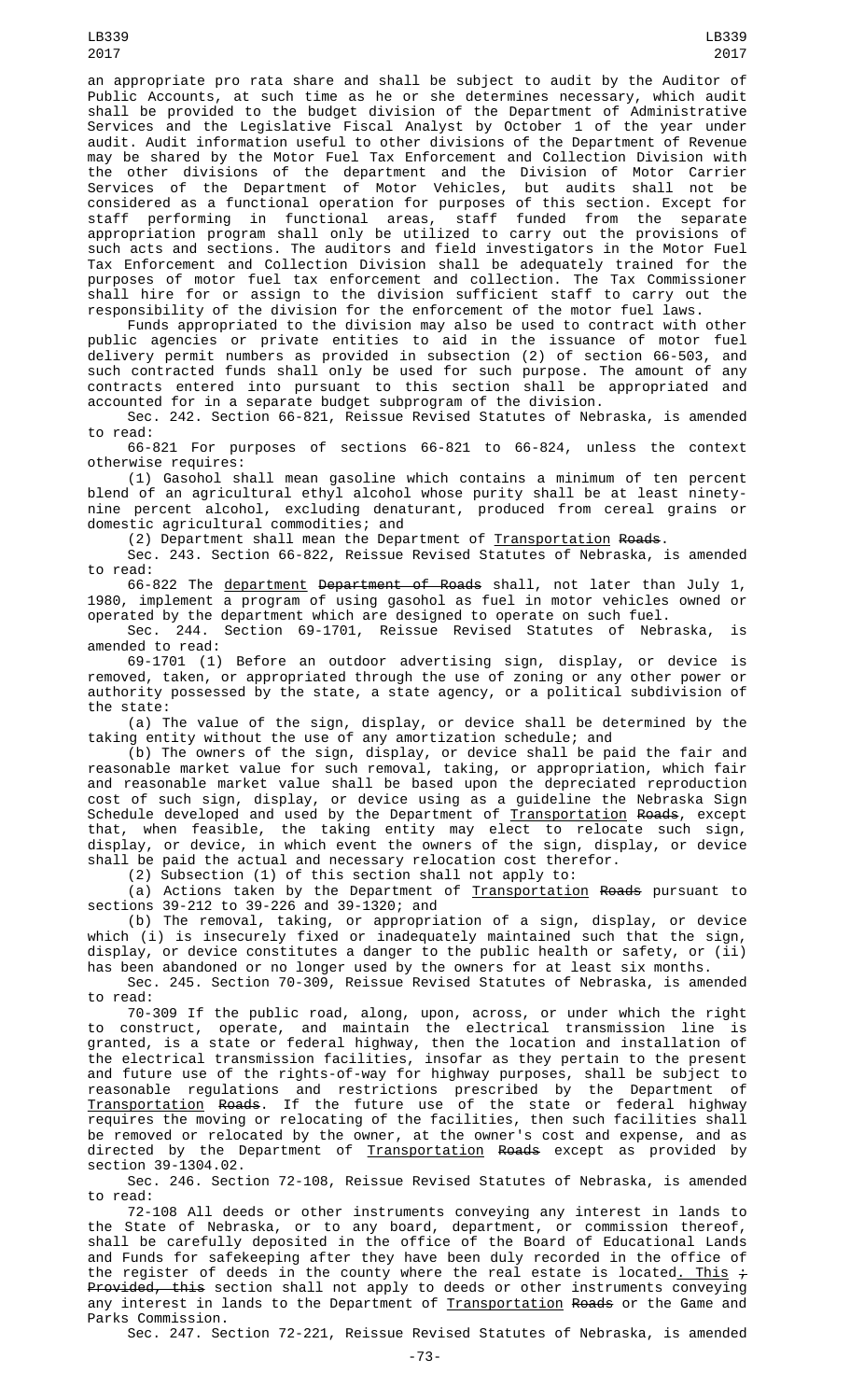an appropriate pro rata share and shall be subject to audit by the Auditor of Public Accounts, at such time as he or she determines necessary, which audit shall be provided to the budget division of the Department of Administrative Services and the Legislative Fiscal Analyst by October 1 of the year under audit. Audit information useful to other divisions of the Department of Revenue may be shared by the Motor Fuel Tax Enforcement and Collection Division with the other divisions of the department and the Division of Motor Carrier Services of the Department of Motor Vehicles, but audits shall not be considered as a functional operation for purposes of this section. Except for staff performing in functional areas, staff funded from the separate appropriation program shall only be utilized to carry out the provisions of such acts and sections. The auditors and field investigators in the Motor Fuel Tax Enforcement and Collection Division shall be adequately trained for the purposes of motor fuel tax enforcement and collection. The Tax Commissioner shall hire for or assign to the division sufficient staff to carry out the responsibility of the division for the enforcement of the motor fuel laws.

Funds appropriated to the division may also be used to contract with other public agencies or private entities to aid in the issuance of motor fuel delivery permit numbers as provided in subsection (2) of section 66-503, and such contracted funds shall only be used for such purpose. The amount of any contracts entered into pursuant to this section shall be appropriated and accounted for in a separate budget subprogram of the division.

Sec. 242. Section 66-821, Reissue Revised Statutes of Nebraska, is amended to read:

66-821 For purposes of sections 66-821 to 66-824, unless the context otherwise requires:

(1) Gasohol shall mean gasoline which contains a minimum of ten percent blend of an agricultural ethyl alcohol whose purity shall be at least ninety-nine percent alcohol, excluding denaturant, produced from cereal grains or domestic agricultural commodities; and

(2) Department shall mean the Department of Transportation ~~Roads~~.

Sec. 243. Section 66-822, Reissue Revised Statutes of Nebraska, is amended to read:

66-822 The department ~~Department of Roads~~ shall, not later than July 1, 1980, implement a program of using gasohol as fuel in motor vehicles owned or operated by the department which are designed to operate on such fuel.

Sec. 244. Section 69-1701, Reissue Revised Statutes of Nebraska, is amended to read:

69-1701 (1) Before an outdoor advertising sign, display, or device is removed, taken, or appropriated through the use of zoning or any other power or authority possessed by the state, a state agency, or a political subdivision of the state:

(a) The value of the sign, display, or device shall be determined by the taking entity without the use of any amortization schedule; and

(b) The owners of the sign, display, or device shall be paid the fair and reasonable market value for such removal, taking, or appropriation, which fair and reasonable market value shall be based upon the depreciated reproduction cost of such sign, display, or device using as a guideline the Nebraska Sign Schedule developed and used by the Department of Transportation ~~Roads~~, except that, when feasible, the taking entity may elect to relocate such sign, display, or device, in which event the owners of the sign, display, or device shall be paid the actual and necessary relocation cost therefor.

(2) Subsection (1) of this section shall not apply to:

(a) Actions taken by the Department of Transportation ~~Roads~~ pursuant to sections 39-212 to 39-226 and 39-1320; and

(b) The removal, taking, or appropriation of a sign, display, or device which (i) is insecurely fixed or inadequately maintained such that the sign, display, or device constitutes a danger to the public health or safety, or (ii) has been abandoned or no longer used by the owners for at least six months.

Sec. 245. Section 70-309, Reissue Revised Statutes of Nebraska, is amended to read:

70-309 If the public road, along, upon, across, or under which the right to construct, operate, and maintain the electrical transmission line is granted, is a state or federal highway, then the location and installation of the electrical transmission facilities, insofar as they pertain to the present and future use of the rights-of-way for highway purposes, shall be subject to reasonable regulations and restrictions prescribed by the Department of Transportation ~~Roads~~. If the future use of the state or federal highway requires the moving or relocating of the facilities, then such facilities shall be removed or relocated by the owner, at the owner's cost and expense, and as directed by the Department of Transportation ~~Roads~~ except as provided by section 39-1304.02.

Sec. 246. Section 72-108, Reissue Revised Statutes of Nebraska, is amended to read:

72-108 All deeds or other instruments conveying any interest in lands to the State of Nebraska, or to any board, department, or commission thereof, shall be carefully deposited in the office of the Board of Educational Lands and Funds for safekeeping after they have been duly recorded in the office of the register of deeds in the county where the real estate is located. This ~~; Provided, this~~ section shall not apply to deeds or other instruments conveying any interest in lands to the Department of Transportation ~~Roads~~ or the Game and Parks Commission.

Sec. 247. Section 72-221, Reissue Revised Statutes of Nebraska, is amended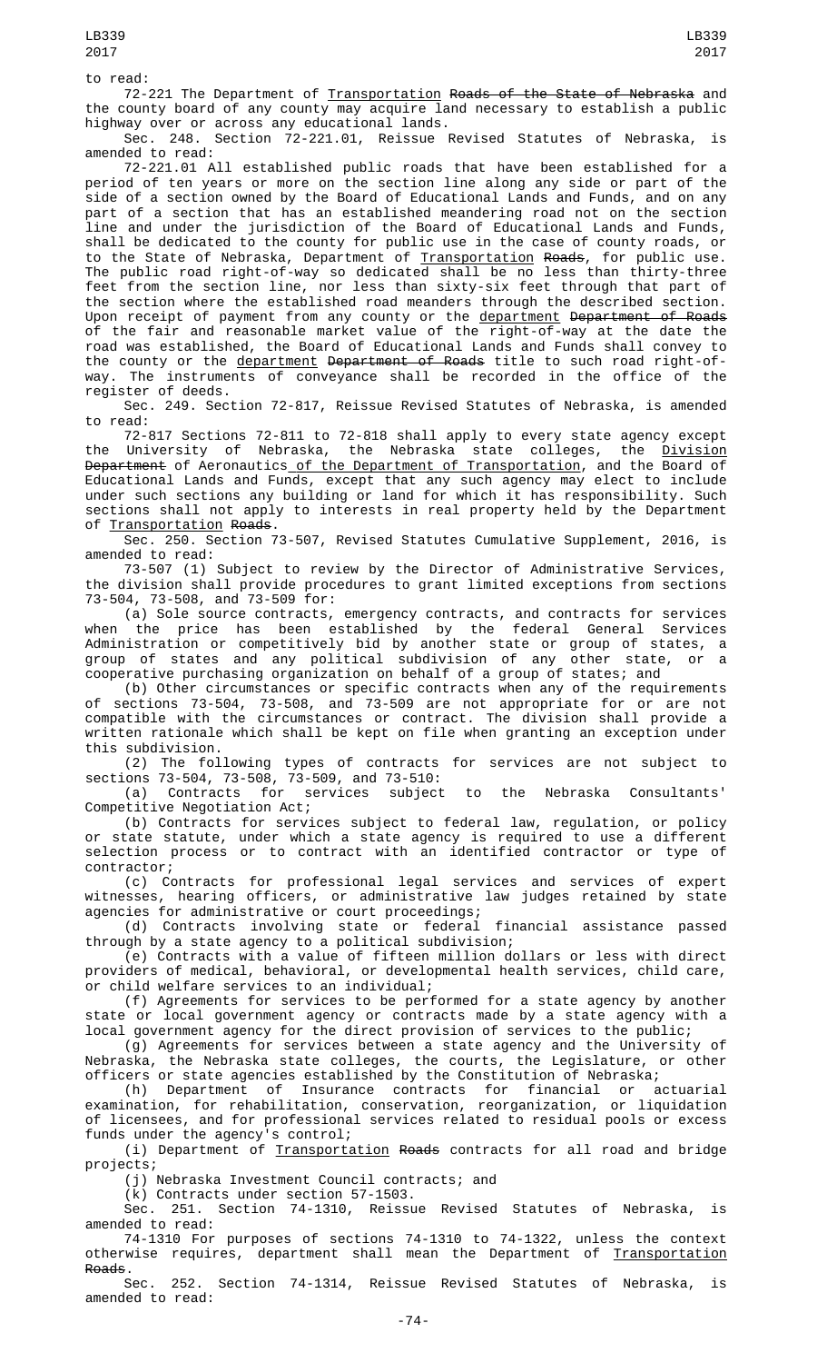to read:

72-221 The Department of Transportation ~~Roads of the State of Nebraska~~ and the county board of any county may acquire land necessary to establish a public highway over or across any educational lands.

Sec. 248. Section 72-221.01, Reissue Revised Statutes of Nebraska, is amended to read:

72-221.01 All established public roads that have been established for a period of ten years or more on the section line along any side or part of the side of a section owned by the Board of Educational Lands and Funds, and on any part of a section that has an established meandering road not on the section line and under the jurisdiction of the Board of Educational Lands and Funds, shall be dedicated to the county for public use in the case of county roads, or to the State of Nebraska, Department of Transportation ~~Roads~~, for public use. The public road right-of-way so dedicated shall be no less than thirty-three feet from the section line, nor less than sixty-six feet through that part of the section where the established road meanders through the described section. Upon receipt of payment from any county or the department ~~Department of Roads~~ of the fair and reasonable market value of the right-of-way at the date the road was established, the Board of Educational Lands and Funds shall convey to the county or the department ~~Department of Roads~~ title to such road right-of-way. The instruments of conveyance shall be recorded in the office of the register of deeds.

Sec. 249. Section 72-817, Reissue Revised Statutes of Nebraska, is amended to read:

72-817 Sections 72-811 to 72-818 shall apply to every state agency except the University of Nebraska, the Nebraska state colleges, the Division ~~Department~~ of Aeronautics of the Department of Transportation, and the Board of Educational Lands and Funds, except that any such agency may elect to include under such sections any building or land for which it has responsibility. Such sections shall not apply to interests in real property held by the Department of Transportation ~~Roads~~.

Sec. 250. Section 73-507, Revised Statutes Cumulative Supplement, 2016, is amended to read:

73-507 (1) Subject to review by the Director of Administrative Services, the division shall provide procedures to grant limited exceptions from sections 73-504, 73-508, and 73-509 for:

(a) Sole source contracts, emergency contracts, and contracts for services when the price has been established by the federal General Services Administration or competitively bid by another state or group of states, a group of states and any political subdivision of any other state, or a cooperative purchasing organization on behalf of a group of states; and

(b) Other circumstances or specific contracts when any of the requirements of sections 73-504, 73-508, and 73-509 are not appropriate for or are not compatible with the circumstances or contract. The division shall provide a written rationale which shall be kept on file when granting an exception under this subdivision.

(2) The following types of contracts for services are not subject to sections 73-504, 73-508, 73-509, and 73-510:

(a) Contracts for services subject to the Nebraska Consultants' Competitive Negotiation Act;

(b) Contracts for services subject to federal law, regulation, or policy or state statute, under which a state agency is required to use a different selection process or to contract with an identified contractor or type of contractor;

(c) Contracts for professional legal services and services of expert witnesses, hearing officers, or administrative law judges retained by state agencies for administrative or court proceedings;

(d) Contracts involving state or federal financial assistance passed through by a state agency to a political subdivision;

(e) Contracts with a value of fifteen million dollars or less with direct providers of medical, behavioral, or developmental health services, child care, or child welfare services to an individual;

(f) Agreements for services to be performed for a state agency by another state or local government agency or contracts made by a state agency with a local government agency for the direct provision of services to the public;

(g) Agreements for services between a state agency and the University of Nebraska, the Nebraska state colleges, the courts, the Legislature, or other officers or state agencies established by the Constitution of Nebraska;

(h) Department of Insurance contracts for financial or actuarial examination, for rehabilitation, conservation, reorganization, or liquidation of licensees, and for professional services related to residual pools or excess funds under the agency's control;

(i) Department of Transportation ~~Roads~~ contracts for all road and bridge projects;

(j) Nebraska Investment Council contracts; and

(k) Contracts under section 57-1503.

Sec. 251. Section 74-1310, Reissue Revised Statutes of Nebraska, is amended to read:

74-1310 For purposes of sections 74-1310 to 74-1322, unless the context otherwise requires, department shall mean the Department of Transportation ~~Roads~~.

Sec. 252. Section 74-1314, Reissue Revised Statutes of Nebraska, is amended to read: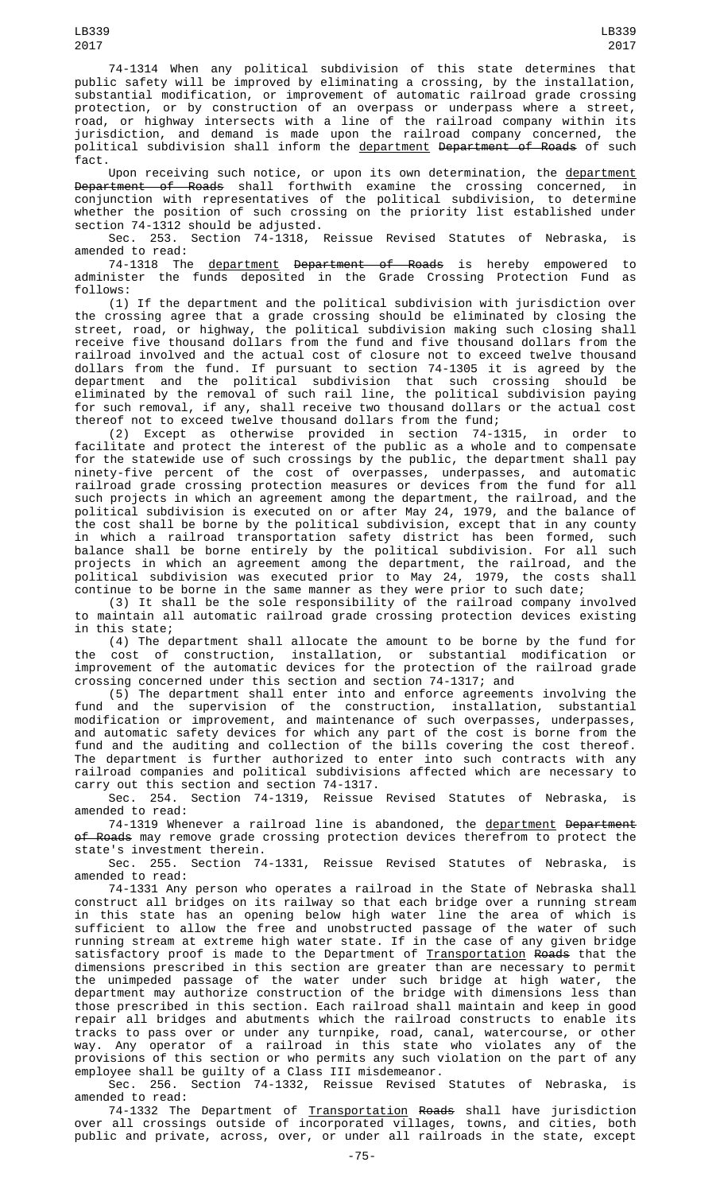74-1314 When any political subdivision of this state determines that public safety will be improved by eliminating a crossing, by the installation, substantial modification, or improvement of automatic railroad grade crossing protection, or by construction of an overpass or underpass where a street, road, or highway intersects with a line of the railroad company within its jurisdiction, and demand is made upon the railroad company concerned, the political subdivision shall inform the <u>department</u> ~~Department of Roads~~ of such fact.

Upon receiving such notice, or upon its own determination, the <u>department</u> ~~Department of Roads~~ shall forthwith examine the crossing concerned, in conjunction with representatives of the political subdivision, to determine whether the position of such crossing on the priority list established under section 74-1312 should be adjusted.

Sec. 253. Section 74-1318, Reissue Revised Statutes of Nebraska, is amended to read:

74-1318 The <u>department</u> ~~Department of Roads~~ is hereby empowered to administer the funds deposited in the Grade Crossing Protection Fund as follows:

(1) If the department and the political subdivision with jurisdiction over the crossing agree that a grade crossing should be eliminated by closing the street, road, or highway, the political subdivision making such closing shall receive five thousand dollars from the fund and five thousand dollars from the railroad involved and the actual cost of closure not to exceed twelve thousand dollars from the fund. If pursuant to section 74-1305 it is agreed by the department and the political subdivision that such crossing should be eliminated by the removal of such rail line, the political subdivision paying for such removal, if any, shall receive two thousand dollars or the actual cost thereof not to exceed twelve thousand dollars from the fund;

(2) Except as otherwise provided in section 74-1315, in order to facilitate and protect the interest of the public as a whole and to compensate for the statewide use of such crossings by the public, the department shall pay ninety-five percent of the cost of overpasses, underpasses, and automatic railroad grade crossing protection measures or devices from the fund for all such projects in which an agreement among the department, the railroad, and the political subdivision is executed on or after May 24, 1979, and the balance of the cost shall be borne by the political subdivision, except that in any county in which a railroad transportation safety district has been formed, such balance shall be borne entirely by the political subdivision. For all such projects in which an agreement among the department, the railroad, and the political subdivision was executed prior to May 24, 1979, the costs shall continue to be borne in the same manner as they were prior to such date;

(3) It shall be the sole responsibility of the railroad company involved to maintain all automatic railroad grade crossing protection devices existing in this state;

(4) The department shall allocate the amount to be borne by the fund for the cost of construction, installation, or substantial modification or improvement of the automatic devices for the protection of the railroad grade crossing concerned under this section and section 74-1317; and

(5) The department shall enter into and enforce agreements involving the fund and the supervision of the construction, installation, substantial modification or improvement, and maintenance of such overpasses, underpasses, and automatic safety devices for which any part of the cost is borne from the fund and the auditing and collection of the bills covering the cost thereof. The department is further authorized to enter into such contracts with any railroad companies and political subdivisions affected which are necessary to carry out this section and section 74-1317.

Sec. 254. Section 74-1319, Reissue Revised Statutes of Nebraska, is amended to read:

74-1319 Whenever a railroad line is abandoned, the <u>department</u> ~~Department of Roads~~ may remove grade crossing protection devices therefrom to protect the state's investment therein.

Sec. 255. Section 74-1331, Reissue Revised Statutes of Nebraska, is amended to read:

74-1331 Any person who operates a railroad in the State of Nebraska shall construct all bridges on its railway so that each bridge over a running stream in this state has an opening below high water line the area of which is sufficient to allow the free and unobstructed passage of the water of such running stream at extreme high water state. If in the case of any given bridge satisfactory proof is made to the Department of <u>Transportation</u> ~~Roads~~ that the dimensions prescribed in this section are greater than are necessary to permit the unimpeded passage of the water under such bridge at high water, the department may authorize construction of the bridge with dimensions less than those prescribed in this section. Each railroad shall maintain and keep in good repair all bridges and abutments which the railroad constructs to enable its tracks to pass over or under any turnpike, road, canal, watercourse, or other way. Any operator of a railroad in this state who violates any of the provisions of this section or who permits any such violation on the part of any employee shall be guilty of a Class III misdemeanor.

Sec. 256. Section 74-1332, Reissue Revised Statutes of Nebraska, is amended to read:

74-1332 The Department of <u>Transportation</u> ~~Roads~~ shall have jurisdiction over all crossings outside of incorporated villages, towns, and cities, both public and private, across, over, or under all railroads in the state, except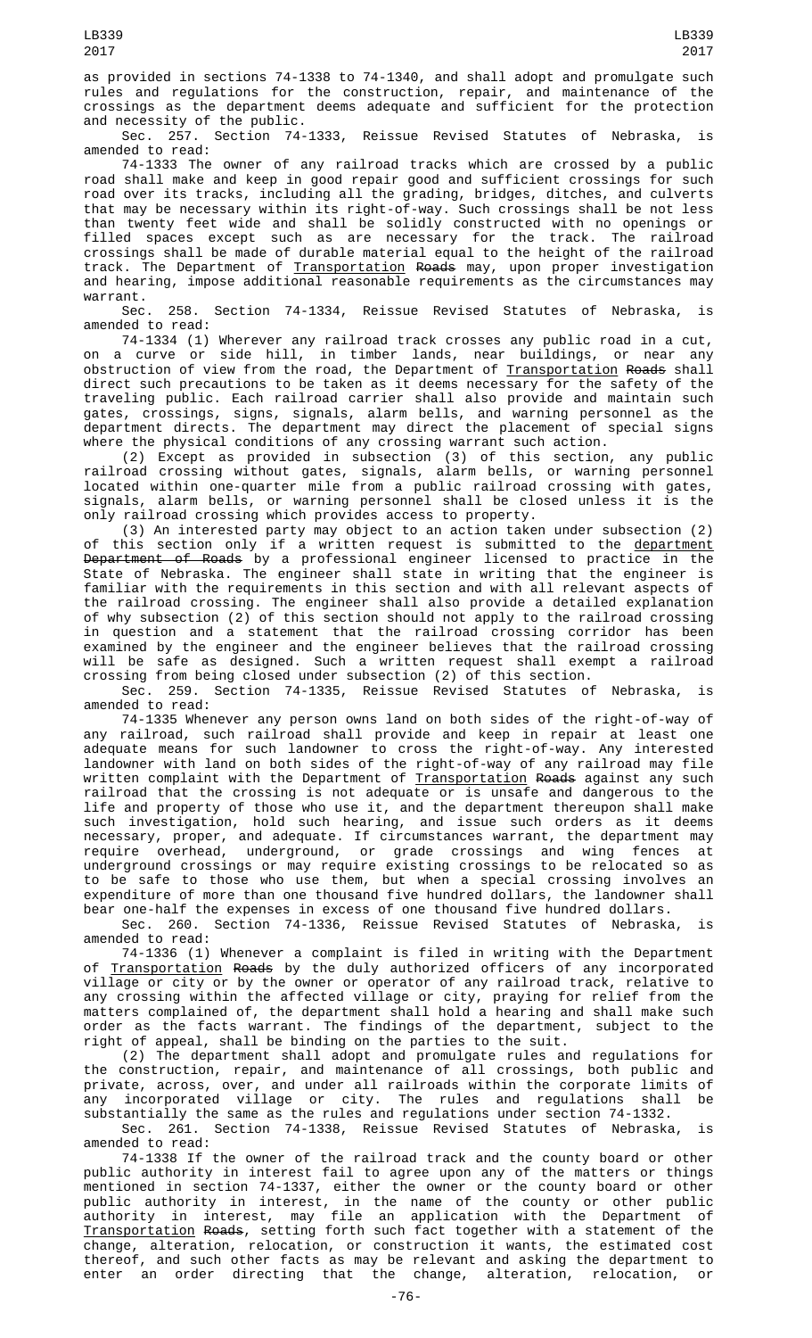as provided in sections 74-1338 to 74-1340, and shall adopt and promulgate such rules and regulations for the construction, repair, and maintenance of the crossings as the department deems adequate and sufficient for the protection and necessity of the public.

Sec. 257. Section 74-1333, Reissue Revised Statutes of Nebraska, is amended to read:

74-1333 The owner of any railroad tracks which are crossed by a public road shall make and keep in good repair good and sufficient crossings for such road over its tracks, including all the grading, bridges, ditches, and culverts that may be necessary within its right-of-way. Such crossings shall be not less than twenty feet wide and shall be solidly constructed with no openings or filled spaces except such as are necessary for the track. The railroad crossings shall be made of durable material equal to the height of the railroad track. The Department of Transportation ~~Roads~~ may, upon proper investigation and hearing, impose additional reasonable requirements as the circumstances may warrant.

Sec. 258. Section 74-1334, Reissue Revised Statutes of Nebraska, is amended to read:

74-1334 (1) Wherever any railroad track crosses any public road in a cut, on a curve or side hill, in timber lands, near buildings, or near any obstruction of view from the road, the Department of Transportation ~~Roads~~ shall direct such precautions to be taken as it deems necessary for the safety of the traveling public. Each railroad carrier shall also provide and maintain such gates, crossings, signs, signals, alarm bells, and warning personnel as the department directs. The department may direct the placement of special signs where the physical conditions of any crossing warrant such action.

(2) Except as provided in subsection (3) of this section, any public railroad crossing without gates, signals, alarm bells, or warning personnel located within one-quarter mile from a public railroad crossing with gates, signals, alarm bells, or warning personnel shall be closed unless it is the only railroad crossing which provides access to property.

(3) An interested party may object to an action taken under subsection (2) of this section only if a written request is submitted to the department ~~Department of Roads~~ by a professional engineer licensed to practice in the State of Nebraska. The engineer shall state in writing that the engineer is familiar with the requirements in this section and with all relevant aspects of the railroad crossing. The engineer shall also provide a detailed explanation of why subsection (2) of this section should not apply to the railroad crossing in question and a statement that the railroad crossing corridor has been examined by the engineer and the engineer believes that the railroad crossing will be safe as designed. Such a written request shall exempt a railroad crossing from being closed under subsection (2) of this section.

Sec. 259. Section 74-1335, Reissue Revised Statutes of Nebraska, is amended to read:

74-1335 Whenever any person owns land on both sides of the right-of-way of any railroad, such railroad shall provide and keep in repair at least one adequate means for such landowner to cross the right-of-way. Any interested landowner with land on both sides of the right-of-way of any railroad may file written complaint with the Department of Transportation ~~Roads~~ against any such railroad that the crossing is not adequate or is unsafe and dangerous to the life and property of those who use it, and the department thereupon shall make such investigation, hold such hearing, and issue such orders as it deems necessary, proper, and adequate. If circumstances warrant, the department may require overhead, underground, or grade crossings and wing fences at underground crossings or may require existing crossings to be relocated so as to be safe to those who use them, but when a special crossing involves an expenditure of more than one thousand five hundred dollars, the landowner shall bear one-half the expenses in excess of one thousand five hundred dollars.

Sec. 260. Section 74-1336, Reissue Revised Statutes of Nebraska, is amended to read:

74-1336 (1) Whenever a complaint is filed in writing with the Department of Transportation ~~Roads~~ by the duly authorized officers of any incorporated village or city or by the owner or operator of any railroad track, relative to any crossing within the affected village or city, praying for relief from the matters complained of, the department shall hold a hearing and shall make such order as the facts warrant. The findings of the department, subject to the right of appeal, shall be binding on the parties to the suit.

(2) The department shall adopt and promulgate rules and regulations for the construction, repair, and maintenance of all crossings, both public and private, across, over, and under all railroads within the corporate limits of any incorporated village or city. The rules and regulations shall be substantially the same as the rules and regulations under section 74-1332.

Sec. 261. Section 74-1338, Reissue Revised Statutes of Nebraska, is amended to read:

74-1338 If the owner of the railroad track and the county board or other public authority in interest fail to agree upon any of the matters or things mentioned in section 74-1337, either the owner or the county board or other public authority in interest, in the name of the county or other public authority in interest, may file an application with the Department of Transportation ~~Roads~~, setting forth such fact together with a statement of the change, alteration, relocation, or construction it wants, the estimated cost thereof, and such other facts as may be relevant and asking the department to enter an order directing that the change, alteration, relocation, or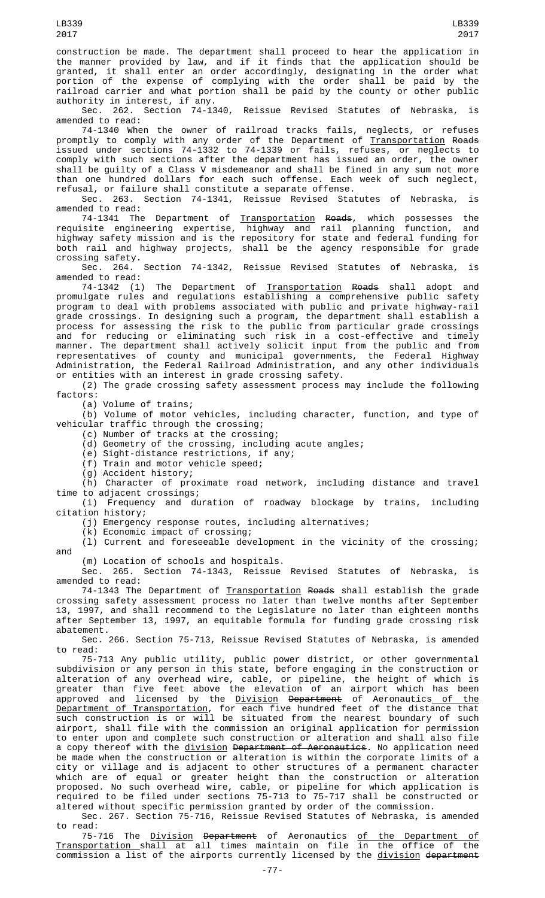construction be made. The department shall proceed to hear the application in the manner provided by law, and if it finds that the application should be granted, it shall enter an order accordingly, designating in the order what portion of the expense of complying with the order shall be paid by the railroad carrier and what portion shall be paid by the county or other public authority in interest, if any.

Sec. 262. Section 74-1340, Reissue Revised Statutes of Nebraska, is amended to read:

74-1340 When the owner of railroad tracks fails, neglects, or refuses promptly to comply with any order of the Department of Transportation ~~Roads~~ issued under sections 74-1332 to 74-1339 or fails, refuses, or neglects to comply with such sections after the department has issued an order, the owner shall be guilty of a Class V misdemeanor and shall be fined in any sum not more than one hundred dollars for each such offense. Each week of such neglect, refusal, or failure shall constitute a separate offense.

Sec. 263. Section 74-1341, Reissue Revised Statutes of Nebraska, is amended to read:

74-1341 The Department of Transportation ~~Roads~~, which possesses the requisite engineering expertise, highway and rail planning function, and highway safety mission and is the repository for state and federal funding for both rail and highway projects, shall be the agency responsible for grade crossing safety.

Sec. 264. Section 74-1342, Reissue Revised Statutes of Nebraska, is amended to read:

74-1342 (1) The Department of Transportation ~~Roads~~ shall adopt and promulgate rules and regulations establishing a comprehensive public safety program to deal with problems associated with public and private highway-rail grade crossings. In designing such a program, the department shall establish a process for assessing the risk to the public from particular grade crossings and for reducing or eliminating such risk in a cost-effective and timely manner. The department shall actively solicit input from the public and from representatives of county and municipal governments, the Federal Highway Administration, the Federal Railroad Administration, and any other individuals or entities with an interest in grade crossing safety.

(2) The grade crossing safety assessment process may include the following factors:

(a) Volume of trains;

(b) Volume of motor vehicles, including character, function, and type of vehicular traffic through the crossing;

(c) Number of tracks at the crossing;

(d) Geometry of the crossing, including acute angles;

(e) Sight-distance restrictions, if any;

(f) Train and motor vehicle speed;

(g) Accident history;

(h) Character of proximate road network, including distance and travel time to adjacent crossings;

(i) Frequency and duration of roadway blockage by trains, including citation history;

(j) Emergency response routes, including alternatives;

(k) Economic impact of crossing;

(l) Current and foreseeable development in the vicinity of the crossing; and

(m) Location of schools and hospitals.

Sec. 265. Section 74-1343, Reissue Revised Statutes of Nebraska, is amended to read:

74-1343 The Department of Transportation ~~Roads~~ shall establish the grade crossing safety assessment process no later than twelve months after September 13, 1997, and shall recommend to the Legislature no later than eighteen months after September 13, 1997, an equitable formula for funding grade crossing risk abatement.

Sec. 266. Section 75-713, Reissue Revised Statutes of Nebraska, is amended to read:

75-713 Any public utility, public power district, or other governmental subdivision or any person in this state, before engaging in the construction or alteration of any overhead wire, cable, or pipeline, the height of which is greater than five feet above the elevation of an airport which has been approved and licensed by the Division ~~Department~~ of Aeronautics of the Department of Transportation, for each five hundred feet of the distance that such construction is or will be situated from the nearest boundary of such airport, shall file with the commission an original application for permission to enter upon and complete such construction or alteration and shall also file a copy thereof with the division ~~Department of Aeronautics~~. No application need be made when the construction or alteration is within the corporate limits of a city or village and is adjacent to other structures of a permanent character which are of equal or greater height than the construction or alteration proposed. No such overhead wire, cable, or pipeline for which application is required to be filed under sections 75-713 to 75-717 shall be constructed or altered without specific permission granted by order of the commission.

Sec. 267. Section 75-716, Reissue Revised Statutes of Nebraska, is amended to read:

75-716 The Division ~~Department~~ of Aeronautics of the Department of Transportation shall at all times maintain on file in the office of the commission a list of the airports currently licensed by the division ~~department~~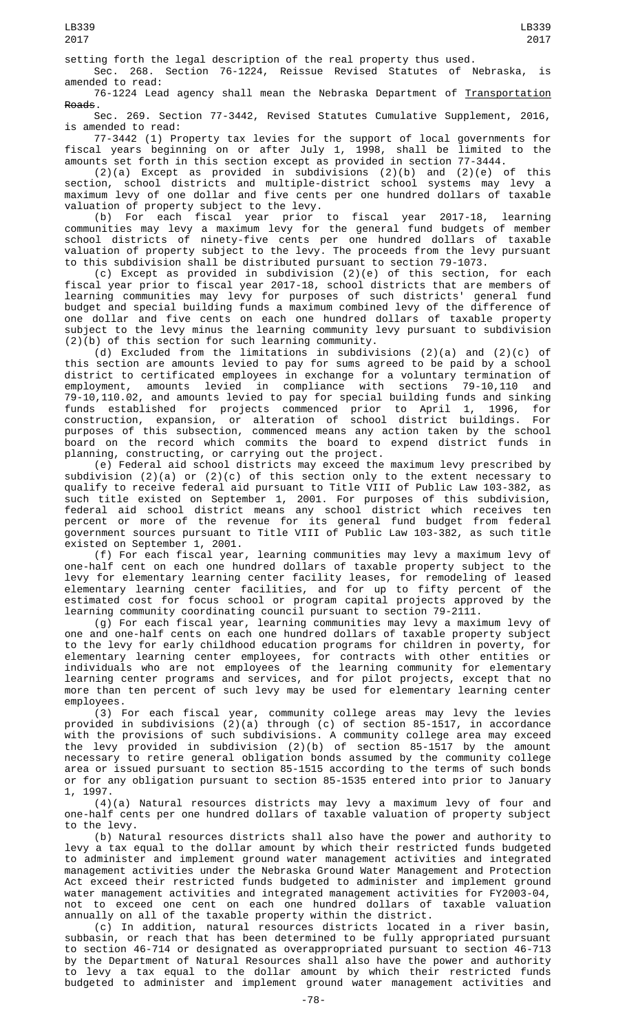setting forth the legal description of the real property thus used.

Sec. 268. Section 76-1224, Reissue Revised Statutes of Nebraska, is amended to read:

76-1224 Lead agency shall mean the Nebraska Department of Transportation ~~Roads~~.

Sec. 269. Section 77-3442, Revised Statutes Cumulative Supplement, 2016, is amended to read:

77-3442 (1) Property tax levies for the support of local governments for fiscal years beginning on or after July 1, 1998, shall be limited to the amounts set forth in this section except as provided in section 77-3444.

(2)(a) Except as provided in subdivisions (2)(b) and (2)(e) of this section, school districts and multiple-district school systems may levy a maximum levy of one dollar and five cents per one hundred dollars of taxable valuation of property subject to the levy.

(b) For each fiscal year prior to fiscal year 2017-18, learning communities may levy a maximum levy for the general fund budgets of member school districts of ninety-five cents per one hundred dollars of taxable valuation of property subject to the levy. The proceeds from the levy pursuant to this subdivision shall be distributed pursuant to section 79-1073.

(c) Except as provided in subdivision (2)(e) of this section, for each fiscal year prior to fiscal year 2017-18, school districts that are members of learning communities may levy for purposes of such districts' general fund budget and special building funds a maximum combined levy of the difference of one dollar and five cents on each one hundred dollars of taxable property subject to the levy minus the learning community levy pursuant to subdivision (2)(b) of this section for such learning community.

(d) Excluded from the limitations in subdivisions (2)(a) and (2)(c) of this section are amounts levied to pay for sums agreed to be paid by a school district to certificated employees in exchange for a voluntary termination of employment, amounts levied in compliance with sections 79-10,110 and 79-10,110.02, and amounts levied to pay for special building funds and sinking funds established for projects commenced prior to April 1, 1996, for construction, expansion, or alteration of school district buildings. For purposes of this subsection, commenced means any action taken by the school board on the record which commits the board to expend district funds in planning, constructing, or carrying out the project.

(e) Federal aid school districts may exceed the maximum levy prescribed by subdivision (2)(a) or (2)(c) of this section only to the extent necessary to qualify to receive federal aid pursuant to Title VIII of Public Law 103-382, as such title existed on September 1, 2001. For purposes of this subdivision, federal aid school district means any school district which receives ten percent or more of the revenue for its general fund budget from federal government sources pursuant to Title VIII of Public Law 103-382, as such title existed on September 1, 2001.

(f) For each fiscal year, learning communities may levy a maximum levy of one-half cent on each one hundred dollars of taxable property subject to the levy for elementary learning center facility leases, for remodeling of leased elementary learning center facilities, and for up to fifty percent of the estimated cost for focus school or program capital projects approved by the learning community coordinating council pursuant to section 79-2111.

(g) For each fiscal year, learning communities may levy a maximum levy of one and one-half cents on each one hundred dollars of taxable property subject to the levy for early childhood education programs for children in poverty, for elementary learning center employees, for contracts with other entities or individuals who are not employees of the learning community for elementary learning center programs and services, and for pilot projects, except that no more than ten percent of such levy may be used for elementary learning center employees.

(3) For each fiscal year, community college areas may levy the levies provided in subdivisions (2)(a) through (c) of section 85-1517, in accordance with the provisions of such subdivisions. A community college area may exceed the levy provided in subdivision (2)(b) of section 85-1517 by the amount necessary to retire general obligation bonds assumed by the community college area or issued pursuant to section 85-1515 according to the terms of such bonds or for any obligation pursuant to section 85-1535 entered into prior to January 1, 1997.

(4)(a) Natural resources districts may levy a maximum levy of four and one-half cents per one hundred dollars of taxable valuation of property subject to the levy.

(b) Natural resources districts shall also have the power and authority to levy a tax equal to the dollar amount by which their restricted funds budgeted to administer and implement ground water management activities and integrated management activities under the Nebraska Ground Water Management and Protection Act exceed their restricted funds budgeted to administer and implement ground water management activities and integrated management activities for FY2003-04, not to exceed one cent on each one hundred dollars of taxable valuation annually on all of the taxable property within the district.

(c) In addition, natural resources districts located in a river basin, subbasin, or reach that has been determined to be fully appropriated pursuant to section 46-714 or designated as overappropriated pursuant to section 46-713 by the Department of Natural Resources shall also have the power and authority to levy a tax equal to the dollar amount by which their restricted funds budgeted to administer and implement ground water management activities and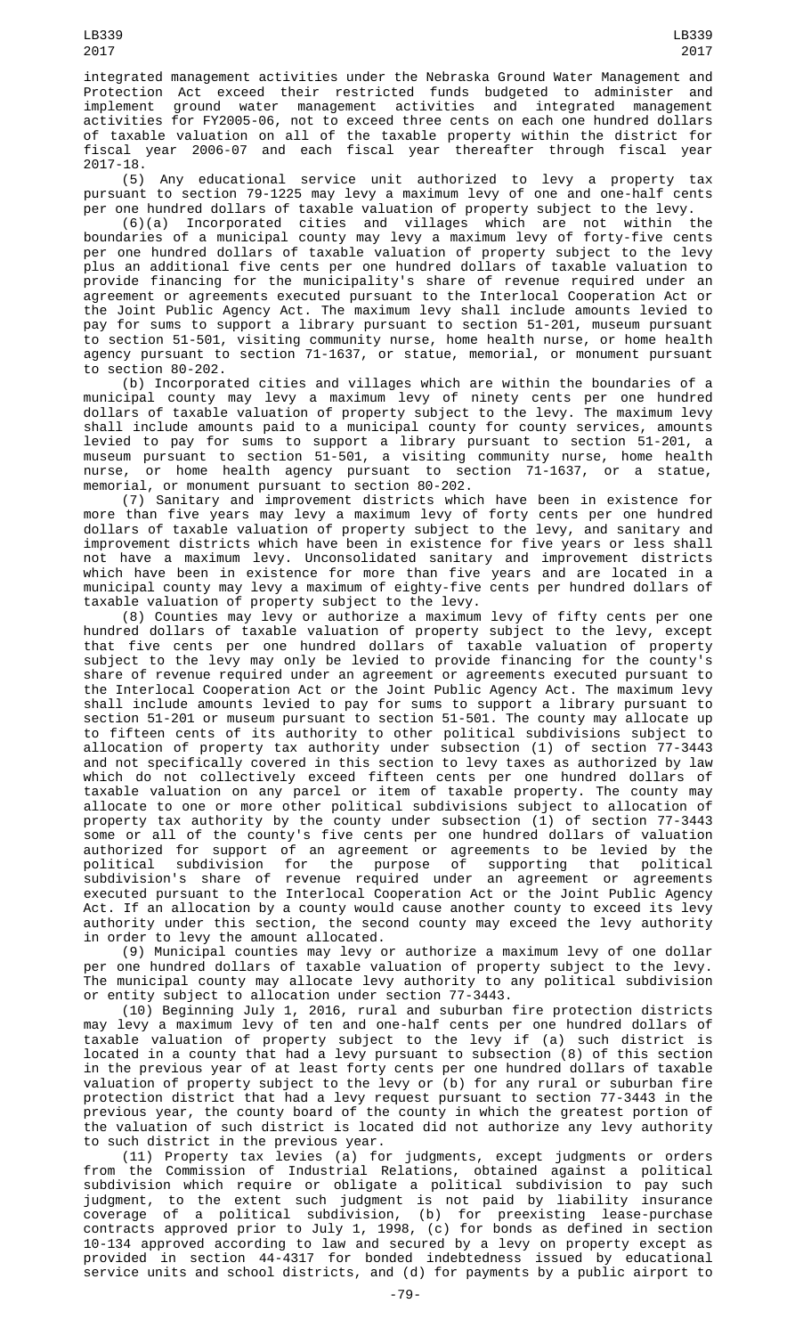integrated management activities under the Nebraska Ground Water Management and Protection Act exceed their restricted funds budgeted to administer and implement ground water management activities and integrated management activities for FY2005-06, not to exceed three cents on each one hundred dollars of taxable valuation on all of the taxable property within the district for fiscal year 2006-07 and each fiscal year thereafter through fiscal year 2017-18.

(5) Any educational service unit authorized to levy a property tax pursuant to section 79-1225 may levy a maximum levy of one and one-half cents per one hundred dollars of taxable valuation of property subject to the levy.

(6)(a) Incorporated cities and villages which are not within the boundaries of a municipal county may levy a maximum levy of forty-five cents per one hundred dollars of taxable valuation of property subject to the levy plus an additional five cents per one hundred dollars of taxable valuation to provide financing for the municipality's share of revenue required under an agreement or agreements executed pursuant to the Interlocal Cooperation Act or the Joint Public Agency Act. The maximum levy shall include amounts levied to pay for sums to support a library pursuant to section 51-201, museum pursuant to section 51-501, visiting community nurse, home health nurse, or home health agency pursuant to section 71-1637, or statue, memorial, or monument pursuant to section 80-202.

(b) Incorporated cities and villages which are within the boundaries of a municipal county may levy a maximum levy of ninety cents per one hundred dollars of taxable valuation of property subject to the levy. The maximum levy shall include amounts paid to a municipal county for county services, amounts levied to pay for sums to support a library pursuant to section 51-201, a museum pursuant to section 51-501, a visiting community nurse, home health nurse, or home health agency pursuant to section 71-1637, or a statue, memorial, or monument pursuant to section 80-202.

(7) Sanitary and improvement districts which have been in existence for more than five years may levy a maximum levy of forty cents per one hundred dollars of taxable valuation of property subject to the levy, and sanitary and improvement districts which have been in existence for five years or less shall not have a maximum levy. Unconsolidated sanitary and improvement districts which have been in existence for more than five years and are located in a municipal county may levy a maximum of eighty-five cents per hundred dollars of taxable valuation of property subject to the levy.

(8) Counties may levy or authorize a maximum levy of fifty cents per one hundred dollars of taxable valuation of property subject to the levy, except that five cents per one hundred dollars of taxable valuation of property subject to the levy may only be levied to provide financing for the county's share of revenue required under an agreement or agreements executed pursuant to the Interlocal Cooperation Act or the Joint Public Agency Act. The maximum levy shall include amounts levied to pay for sums to support a library pursuant to section 51-201 or museum pursuant to section 51-501. The county may allocate up to fifteen cents of its authority to other political subdivisions subject to allocation of property tax authority under subsection (1) of section 77-3443 and not specifically covered in this section to levy taxes as authorized by law which do not collectively exceed fifteen cents per one hundred dollars of taxable valuation on any parcel or item of taxable property. The county may allocate to one or more other political subdivisions subject to allocation of property tax authority by the county under subsection (1) of section 77-3443 some or all of the county's five cents per one hundred dollars of valuation authorized for support of an agreement or agreements to be levied by the political subdivision for the purpose of supporting that political subdivision's share of revenue required under an agreement or agreements executed pursuant to the Interlocal Cooperation Act or the Joint Public Agency Act. If an allocation by a county would cause another county to exceed its levy authority under this section, the second county may exceed the levy authority in order to levy the amount allocated.

(9) Municipal counties may levy or authorize a maximum levy of one dollar per one hundred dollars of taxable valuation of property subject to the levy. The municipal county may allocate levy authority to any political subdivision or entity subject to allocation under section 77-3443.

(10) Beginning July 1, 2016, rural and suburban fire protection districts may levy a maximum levy of ten and one-half cents per one hundred dollars of taxable valuation of property subject to the levy if (a) such district is located in a county that had a levy pursuant to subsection (8) of this section in the previous year of at least forty cents per one hundred dollars of taxable valuation of property subject to the levy or (b) for any rural or suburban fire protection district that had a levy request pursuant to section 77-3443 in the previous year, the county board of the county in which the greatest portion of the valuation of such district is located did not authorize any levy authority to such district in the previous year.

(11) Property tax levies (a) for judgments, except judgments or orders from the Commission of Industrial Relations, obtained against a political subdivision which require or obligate a political subdivision to pay such judgment, to the extent such judgment is not paid by liability insurance coverage of a political subdivision, (b) for preexisting lease-purchase contracts approved prior to July 1, 1998, (c) for bonds as defined in section 10-134 approved according to law and secured by a levy on property except as provided in section 44-4317 for bonded indebtedness issued by educational service units and school districts, and (d) for payments by a public airport to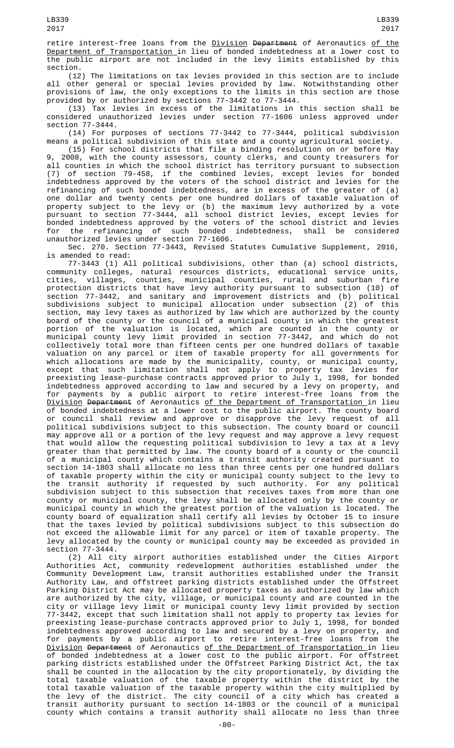retire interest-free loans from the Division ~~Department~~ of Aeronautics of the Department of Transportation in lieu of bonded indebtedness at a lower cost to the public airport are not included in the levy limits established by this section.

(12) The limitations on tax levies provided in this section are to include all other general or special levies provided by law. Notwithstanding other provisions of law, the only exceptions to the limits in this section are those provided by or authorized by sections 77-3442 to 77-3444.

(13) Tax levies in excess of the limitations in this section shall be considered unauthorized levies under section 77-1606 unless approved under section 77-3444.

(14) For purposes of sections 77-3442 to 77-3444, political subdivision means a political subdivision of this state and a county agricultural society.

(15) For school districts that file a binding resolution on or before May 9, 2008, with the county assessors, county clerks, and county treasurers for all counties in which the school district has territory pursuant to subsection (7) of section 79-458, if the combined levies, except levies for bonded indebtedness approved by the voters of the school district and levies for the refinancing of such bonded indebtedness, are in excess of the greater of (a) one dollar and twenty cents per one hundred dollars of taxable valuation of property subject to the levy or (b) the maximum levy authorized by a vote pursuant to section 77-3444, all school district levies, except levies for bonded indebtedness approved by the voters of the school district and levies for the refinancing of such bonded indebtedness, shall be considered unauthorized levies under section 77-1606.

Sec. 270. Section 77-3443, Revised Statutes Cumulative Supplement, 2016, is amended to read:

77-3443 (1) All political subdivisions, other than (a) school districts, community colleges, natural resources districts, educational service units, cities, villages, counties, municipal counties, rural and suburban fire protection districts that have levy authority pursuant to subsection (10) of section 77-3442, and sanitary and improvement districts and (b) political subdivisions subject to municipal allocation under subsection (2) of this section, may levy taxes as authorized by law which are authorized by the county board of the county or the council of a municipal county in which the greatest portion of the valuation is located, which are counted in the county or municipal county levy limit provided in section 77-3442, and which do not collectively total more than fifteen cents per one hundred dollars of taxable valuation on any parcel or item of taxable property for all governments for which allocations are made by the municipality, county, or municipal county, except that such limitation shall not apply to property tax levies for preexisting lease-purchase contracts approved prior to July 1, 1998, for bonded indebtedness approved according to law and secured by a levy on property, and for payments by a public airport to retire interest-free loans from the Division ~~Department~~ of Aeronautics of the Department of Transportation in lieu of bonded indebtedness at a lower cost to the public airport. The county board or council shall review and approve or disapprove the levy request of all political subdivisions subject to this subsection. The county board or council may approve all or a portion of the levy request and may approve a levy request that would allow the requesting political subdivision to levy a tax at a levy greater than that permitted by law. The county board of a county or the council of a municipal county which contains a transit authority created pursuant to section 14-1803 shall allocate no less than three cents per one hundred dollars of taxable property within the city or municipal county subject to the levy to the transit authority if requested by such authority. For any political subdivision subject to this subsection that receives taxes from more than one county or municipal county, the levy shall be allocated only by the county or municipal county in which the greatest portion of the valuation is located. The county board of equalization shall certify all levies by October 15 to insure that the taxes levied by political subdivisions subject to this subsection do not exceed the allowable limit for any parcel or item of taxable property. The levy allocated by the county or municipal county may be exceeded as provided in section 77-3444.

(2) All city airport authorities established under the Cities Airport Authorities Act, community redevelopment authorities established under the Community Development Law, transit authorities established under the Transit Authority Law, and offstreet parking districts established under the Offstreet Parking District Act may be allocated property taxes as authorized by law which are authorized by the city, village, or municipal county and are counted in the city or village levy limit or municipal county levy limit provided by section 77-3442, except that such limitation shall not apply to property tax levies for preexisting lease-purchase contracts approved prior to July 1, 1998, for bonded indebtedness approved according to law and secured by a levy on property, and for payments by a public airport to retire interest-free loans from the Division ~~Department~~ of Aeronautics of the Department of Transportation in lieu of bonded indebtedness at a lower cost to the public airport. For offstreet parking districts established under the Offstreet Parking District Act, the tax shall be counted in the allocation by the city proportionately, by dividing the total taxable valuation of the taxable property within the district by the total taxable valuation of the taxable property within the city multiplied by the levy of the district. The city council of a city which has created a transit authority pursuant to section 14-1803 or the council of a municipal county which contains a transit authority shall allocate no less than three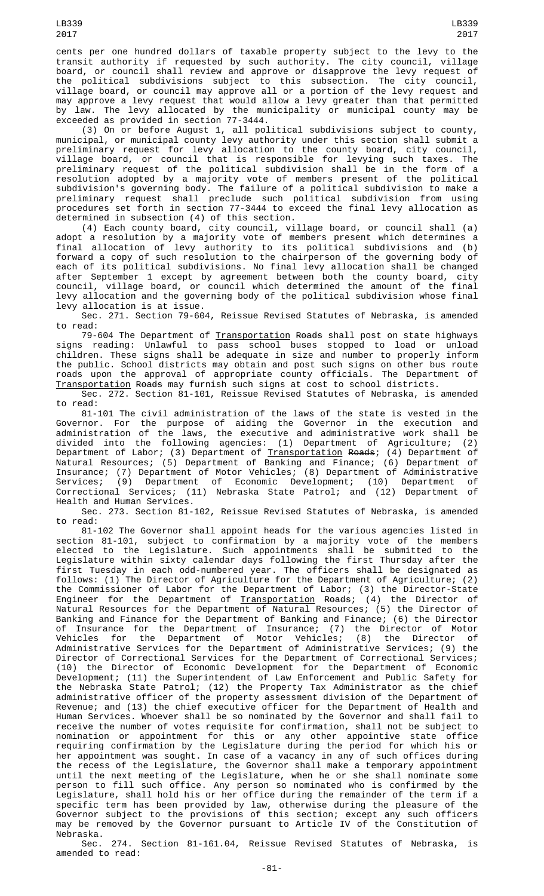cents per one hundred dollars of taxable property subject to the levy to the transit authority if requested by such authority. The city council, village board, or council shall review and approve or disapprove the levy request of the political subdivisions subject to this subsection. The city council, village board, or council may approve all or a portion of the levy request and may approve a levy request that would allow a levy greater than that permitted by law. The levy allocated by the municipality or municipal county may be exceeded as provided in section 77-3444.

(3) On or before August 1, all political subdivisions subject to county, municipal, or municipal county levy authority under this section shall submit a preliminary request for levy allocation to the county board, city council, village board, or council that is responsible for levying such taxes. The preliminary request of the political subdivision shall be in the form of a resolution adopted by a majority vote of members present of the political subdivision's governing body. The failure of a political subdivision to make a preliminary request shall preclude such political subdivision from using procedures set forth in section 77-3444 to exceed the final levy allocation as determined in subsection (4) of this section.

(4) Each county board, city council, village board, or council shall (a) adopt a resolution by a majority vote of members present which determines a final allocation of levy authority to its political subdivisions and (b) forward a copy of such resolution to the chairperson of the governing body of each of its political subdivisions. No final levy allocation shall be changed after September 1 except by agreement between both the county board, city council, village board, or council which determined the amount of the final levy allocation and the governing body of the political subdivision whose final levy allocation is at issue.

Sec. 271. Section 79-604, Reissue Revised Statutes of Nebraska, is amended to read:

79-604 The Department of Transportation ~~Roads~~ shall post on state highways signs reading: Unlawful to pass school buses stopped to load or unload children. These signs shall be adequate in size and number to properly inform the public. School districts may obtain and post such signs on other bus route roads upon the approval of appropriate county officials. The Department of Transportation ~~Roads~~ may furnish such signs at cost to school districts.

Sec. 272. Section 81-101, Reissue Revised Statutes of Nebraska, is amended to read:

81-101 The civil administration of the laws of the state is vested in the Governor. For the purpose of aiding the Governor in the execution and administration of the laws, the executive and administrative work shall be divided into the following agencies: (1) Department of Agriculture; (2) Department of Labor; (3) Department of Transportation ~~Roads~~; (4) Department of Natural Resources; (5) Department of Banking and Finance; (6) Department of Insurance; (7) Department of Motor Vehicles; (8) Department of Administrative Services; (9) Department of Economic Development; (10) Department of Correctional Services; (11) Nebraska State Patrol; and (12) Department of Health and Human Services.

Sec. 273. Section 81-102, Reissue Revised Statutes of Nebraska, is amended to read:

81-102 The Governor shall appoint heads for the various agencies listed in section 81-101, subject to confirmation by a majority vote of the members elected to the Legislature. Such appointments shall be submitted to the Legislature within sixty calendar days following the first Thursday after the first Tuesday in each odd-numbered year. The officers shall be designated as follows: (1) The Director of Agriculture for the Department of Agriculture; (2) the Commissioner of Labor for the Department of Labor; (3) the Director-State Engineer for the Department of Transportation ~~Roads~~; (4) the Director of Natural Resources for the Department of Natural Resources; (5) the Director of Banking and Finance for the Department of Banking and Finance; (6) the Director of Insurance for the Department of Insurance; (7) the Director of Motor Vehicles for the Department of Motor Vehicles; (8) the Director of Administrative Services for the Department of Administrative Services; (9) the Director of Correctional Services for the Department of Correctional Services; (10) the Director of Economic Development for the Department of Economic Development; (11) the Superintendent of Law Enforcement and Public Safety for the Nebraska State Patrol; (12) the Property Tax Administrator as the chief administrative officer of the property assessment division of the Department of Revenue; and (13) the chief executive officer for the Department of Health and Human Services. Whoever shall be so nominated by the Governor and shall fail to receive the number of votes requisite for confirmation, shall not be subject to nomination or appointment for this or any other appointive state office requiring confirmation by the Legislature during the period for which his or her appointment was sought. In case of a vacancy in any of such offices during the recess of the Legislature, the Governor shall make a temporary appointment until the next meeting of the Legislature, when he or she shall nominate some person to fill such office. Any person so nominated who is confirmed by the Legislature, shall hold his or her office during the remainder of the term if a specific term has been provided by law, otherwise during the pleasure of the Governor subject to the provisions of this section; except any such officers may be removed by the Governor pursuant to Article IV of the Constitution of Nebraska.

Sec. 274. Section 81-161.04, Reissue Revised Statutes of Nebraska, is amended to read: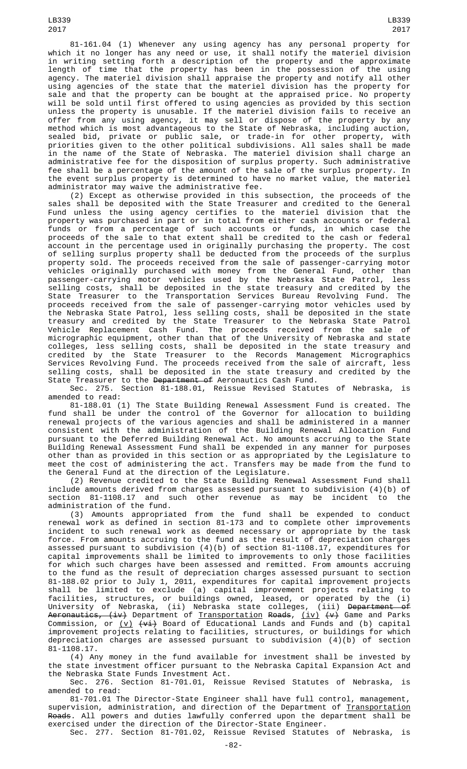81-161.04 (1) Whenever any using agency has any personal property for which it no longer has any need or use, it shall notify the materiel division in writing setting forth a description of the property and the approximate length of time that the property has been in the possession of the using agency. The materiel division shall appraise the property and notify all other using agencies of the state that the materiel division has the property for sale and that the property can be bought at the appraised price. No property will be sold until first offered to using agencies as provided by this section unless the property is unusable. If the materiel division fails to receive an offer from any using agency, it may sell or dispose of the property by any method which is most advantageous to the State of Nebraska, including auction, sealed bid, private or public sale, or trade-in for other property, with priorities given to the other political subdivisions. All sales shall be made in the name of the State of Nebraska. The materiel division shall charge an administrative fee for the disposition of surplus property. Such administrative fee shall be a percentage of the amount of the sale of the surplus property. In the event surplus property is determined to have no market value, the materiel administrator may waive the administrative fee.

(2) Except as otherwise provided in this subsection, the proceeds of the sales shall be deposited with the State Treasurer and credited to the General Fund unless the using agency certifies to the materiel division that the property was purchased in part or in total from either cash accounts or federal funds or from a percentage of such accounts or funds, in which case the proceeds of the sale to that extent shall be credited to the cash or federal account in the percentage used in originally purchasing the property. The cost of selling surplus property shall be deducted from the proceeds of the surplus property sold. The proceeds received from the sale of passenger-carrying motor vehicles originally purchased with money from the General Fund, other than passenger-carrying motor vehicles used by the Nebraska State Patrol, less selling costs, shall be deposited in the state treasury and credited by the State Treasurer to the Transportation Services Bureau Revolving Fund. The proceeds received from the sale of passenger-carrying motor vehicles used by the Nebraska State Patrol, less selling costs, shall be deposited in the state treasury and credited by the State Treasurer to the Nebraska State Patrol Vehicle Replacement Cash Fund. The proceeds received from the sale of micrographic equipment, other than that of the University of Nebraska and state colleges, less selling costs, shall be deposited in the state treasury and credited by the State Treasurer to the Records Management Micrographics Services Revolving Fund. The proceeds received from the sale of aircraft, less selling costs, shall be deposited in the state treasury and credited by the State Treasurer to the ~~Department of~~ Aeronautics Cash Fund.

Sec. 275. Section 81-188.01, Reissue Revised Statutes of Nebraska, is amended to read:

81-188.01 (1) The State Building Renewal Assessment Fund is created. The fund shall be under the control of the Governor for allocation to building renewal projects of the various agencies and shall be administered in a manner consistent with the administration of the Building Renewal Allocation Fund pursuant to the Deferred Building Renewal Act. No amounts accruing to the State Building Renewal Assessment Fund shall be expended in any manner for purposes other than as provided in this section or as appropriated by the Legislature to meet the cost of administering the act. Transfers may be made from the fund to the General Fund at the direction of the Legislature.

(2) Revenue credited to the State Building Renewal Assessment Fund shall include amounts derived from charges assessed pursuant to subdivision (4)(b) of section 81-1108.17 and such other revenue as may be incident to the administration of the fund.

(3) Amounts appropriated from the fund shall be expended to conduct renewal work as defined in section 81-173 and to complete other improvements incident to such renewal work as deemed necessary or appropriate by the task force. From amounts accruing to the fund as the result of depreciation charges assessed pursuant to subdivision (4)(b) of section 81-1108.17, expenditures for capital improvements shall be limited to improvements to only those facilities for which such charges have been assessed and remitted. From amounts accruing to the fund as the result of depreciation charges assessed pursuant to section 81-188.02 prior to July 1, 2011, expenditures for capital improvement projects shall be limited to exclude (a) capital improvement projects relating to facilities, structures, or buildings owned, leased, or operated by the (i) University of Nebraska, (ii) Nebraska state colleges, (iii) ~~Department of Aeronautics, (iv)~~ Department of Transportation ~~Roads~~, (iv) ~~(v)~~ Game and Parks Commission, or (v) ~~(vi)~~ Board of Educational Lands and Funds and (b) capital improvement projects relating to facilities, structures, or buildings for which depreciation charges are assessed pursuant to subdivision (4)(b) of section 81-1108.17.

(4) Any money in the fund available for investment shall be invested by the state investment officer pursuant to the Nebraska Capital Expansion Act and the Nebraska State Funds Investment Act.

Sec. 276. Section 81-701.01, Reissue Revised Statutes of Nebraska, is amended to read:

81-701.01 The Director-State Engineer shall have full control, management, supervision, administration, and direction of the Department of Transportation ~~Roads~~. All powers and duties lawfully conferred upon the department shall be exercised under the direction of the Director-State Engineer.

Sec. 277. Section 81-701.02, Reissue Revised Statutes of Nebraska, is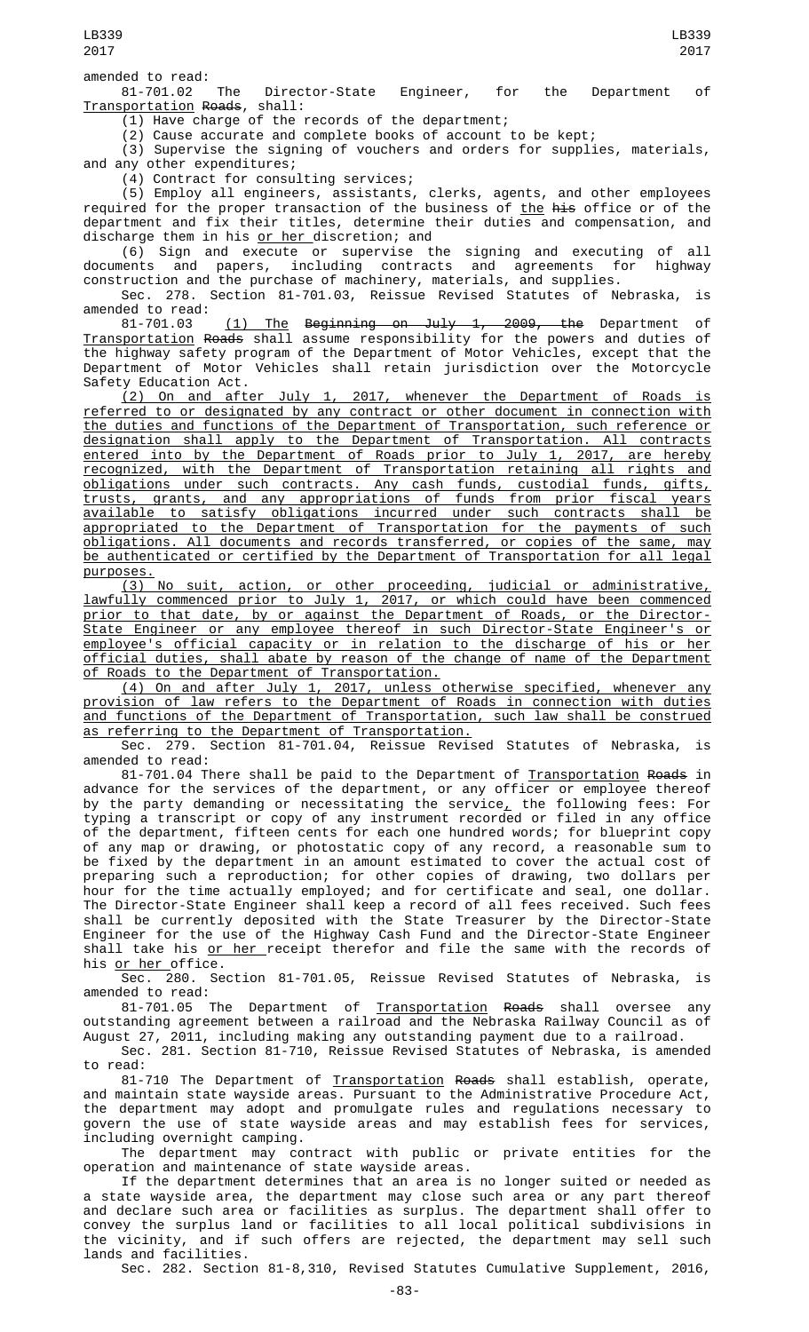amended to read:

81-701.02 The Director-State Engineer, for the Department of Transportation Roads, shall:

(1) Have charge of the records of the department;

(2) Cause accurate and complete books of account to be kept;

(3) Supervise the signing of vouchers and orders for supplies, materials, and any other expenditures;

(4) Contract for consulting services;

(5) Employ all engineers, assistants, clerks, agents, and other employees required for the proper transaction of the business of the his office or of the department and fix their titles, determine their duties and compensation, and discharge them in his or her discretion; and

(6) Sign and execute or supervise the signing and executing of all documents and papers, including contracts and agreements for highway construction and the purchase of machinery, materials, and supplies.

Sec. 278. Section 81-701.03, Reissue Revised Statutes of Nebraska, is amended to read:

81-701.03 (1) The Beginning on July 1, 2009, the Department of Transportation Roads shall assume responsibility for the powers and duties of the highway safety program of the Department of Motor Vehicles, except that the Department of Motor Vehicles shall retain jurisdiction over the Motorcycle Safety Education Act.

(2) On and after July 1, 2017, whenever the Department of Roads is referred to or designated by any contract or other document in connection with the duties and functions of the Department of Transportation, such reference or designation shall apply to the Department of Transportation. All contracts entered into by the Department of Roads prior to July 1, 2017, are hereby recognized, with the Department of Transportation retaining all rights and obligations under such contracts. Any cash funds, custodial funds, gifts, trusts, grants, and any appropriations of funds from prior fiscal years available to satisfy obligations incurred under such contracts shall be appropriated to the Department of Transportation for the payments of such obligations. All documents and records transferred, or copies of the same, may be authenticated or certified by the Department of Transportation for all legal purposes.

(3) No suit, action, or other proceeding, judicial or administrative, lawfully commenced prior to July 1, 2017, or which could have been commenced prior to that date, by or against the Department of Roads, or the Director-State Engineer or any employee thereof in such Director-State Engineer's or employee's official capacity or in relation to the discharge of his or her official duties, shall abate by reason of the change of name of the Department of Roads to the Department of Transportation.

(4) On and after July 1, 2017, unless otherwise specified, whenever any provision of law refers to the Department of Roads in connection with duties and functions of the Department of Transportation, such law shall be construed as referring to the Department of Transportation.

Sec. 279. Section 81-701.04, Reissue Revised Statutes of Nebraska, is amended to read:

81-701.04 There shall be paid to the Department of Transportation Roads in advance for the services of the department, or any officer or employee thereof by the party demanding or necessitating the service, the following fees: For typing a transcript or copy of any instrument recorded or filed in any office of the department, fifteen cents for each one hundred words; for blueprint copy of any map or drawing, or photostatic copy of any record, a reasonable sum to be fixed by the department in an amount estimated to cover the actual cost of preparing such a reproduction; for other copies of drawing, two dollars per hour for the time actually employed; and for certificate and seal, one dollar. The Director-State Engineer shall keep a record of all fees received. Such fees shall be currently deposited with the State Treasurer by the Director-State Engineer for the use of the Highway Cash Fund and the Director-State Engineer shall take his or her receipt therefor and file the same with the records of his or her office.

Sec. 280. Section 81-701.05, Reissue Revised Statutes of Nebraska, is amended to read:

81-701.05 The Department of Transportation Roads shall oversee any outstanding agreement between a railroad and the Nebraska Railway Council as of August 27, 2011, including making any outstanding payment due to a railroad.

Sec. 281. Section 81-710, Reissue Revised Statutes of Nebraska, is amended to read:

81-710 The Department of Transportation Roads shall establish, operate, and maintain state wayside areas. Pursuant to the Administrative Procedure Act, the department may adopt and promulgate rules and regulations necessary to govern the use of state wayside areas and may establish fees for services, including overnight camping.

The department may contract with public or private entities for the operation and maintenance of state wayside areas.

If the department determines that an area is no longer suited or needed as a state wayside area, the department may close such area or any part thereof and declare such area or facilities as surplus. The department shall offer to convey the surplus land or facilities to all local political subdivisions in the vicinity, and if such offers are rejected, the department may sell such lands and facilities.

Sec. 282. Section 81-8,310, Revised Statutes Cumulative Supplement, 2016,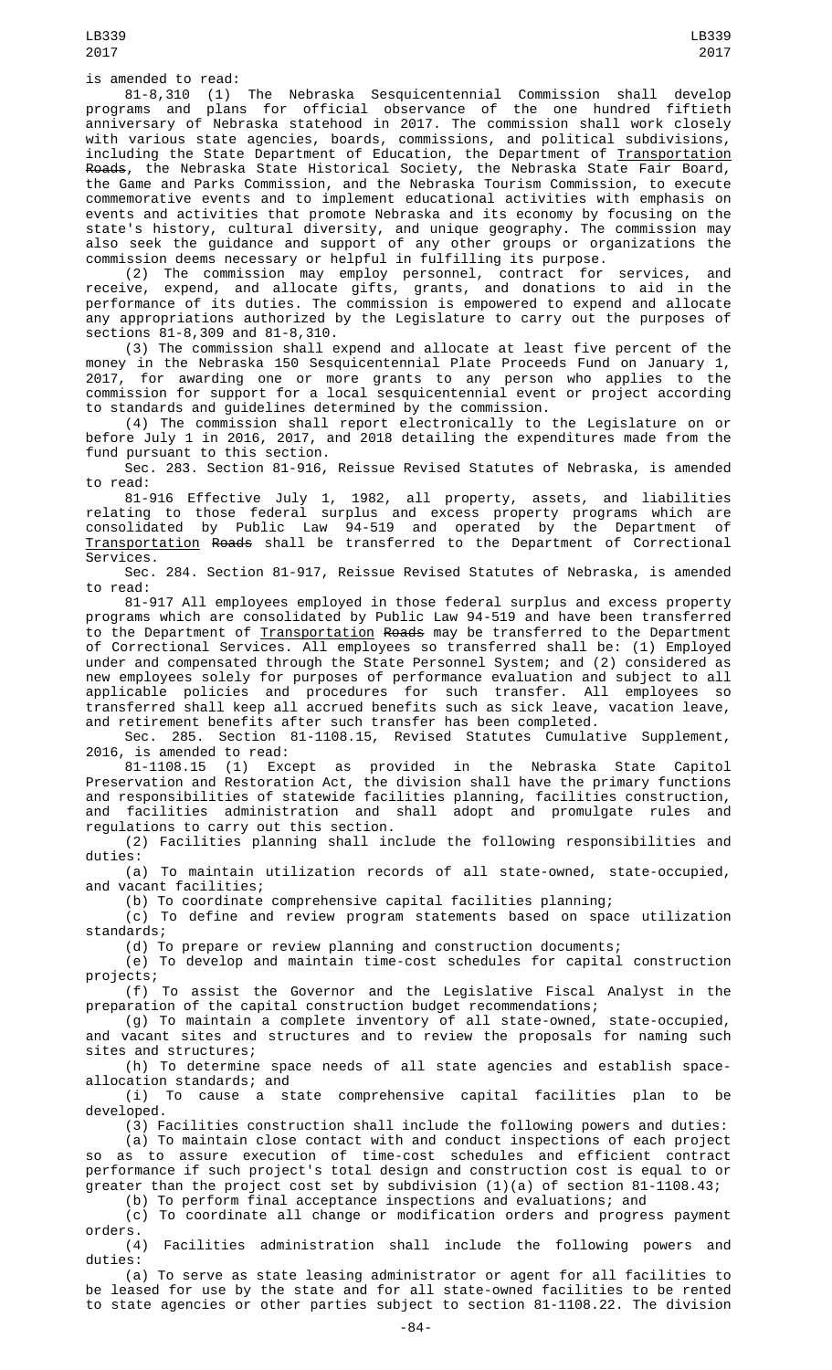is amended to read:

81-8,310 (1) The Nebraska Sesquicentennial Commission shall develop programs and plans for official observance of the one hundred fiftieth anniversary of Nebraska statehood in 2017. The commission shall work closely with various state agencies, boards, commissions, and political subdivisions, including the State Department of Education, the Department of Transportation ~~Roads~~, the Nebraska State Historical Society, the Nebraska State Fair Board, the Game and Parks Commission, and the Nebraska Tourism Commission, to execute commemorative events and to implement educational activities with emphasis on events and activities that promote Nebraska and its economy by focusing on the state's history, cultural diversity, and unique geography. The commission may also seek the guidance and support of any other groups or organizations the commission deems necessary or helpful in fulfilling its purpose.

(2) The commission may employ personnel, contract for services, and receive, expend, and allocate gifts, grants, and donations to aid in the performance of its duties. The commission is empowered to expend and allocate any appropriations authorized by the Legislature to carry out the purposes of sections 81-8,309 and 81-8,310.

(3) The commission shall expend and allocate at least five percent of the money in the Nebraska 150 Sesquicentennial Plate Proceeds Fund on January 1, 2017, for awarding one or more grants to any person who applies to the commission for support for a local sesquicentennial event or project according to standards and guidelines determined by the commission.

(4) The commission shall report electronically to the Legislature on or before July 1 in 2016, 2017, and 2018 detailing the expenditures made from the fund pursuant to this section.

Sec. 283. Section 81-916, Reissue Revised Statutes of Nebraska, is amended to read:

81-916 Effective July 1, 1982, all property, assets, and liabilities relating to those federal surplus and excess property programs which are consolidated by Public Law 94-519 and operated by the Department of Transportation ~~Roads~~ shall be transferred to the Department of Correctional Services.

Sec. 284. Section 81-917, Reissue Revised Statutes of Nebraska, is amended to read:

81-917 All employees employed in those federal surplus and excess property programs which are consolidated by Public Law 94-519 and have been transferred to the Department of Transportation ~~Roads~~ may be transferred to the Department of Correctional Services. All employees so transferred shall be: (1) Employed under and compensated through the State Personnel System; and (2) considered as new employees solely for purposes of performance evaluation and subject to all applicable policies and procedures for such transfer. All employees so transferred shall keep all accrued benefits such as sick leave, vacation leave, and retirement benefits after such transfer has been completed.

Sec. 285. Section 81-1108.15, Revised Statutes Cumulative Supplement, 2016, is amended to read:

81-1108.15 (1) Except as provided in the Nebraska State Capitol Preservation and Restoration Act, the division shall have the primary functions and responsibilities of statewide facilities planning, facilities construction, and facilities administration and shall adopt and promulgate rules and regulations to carry out this section.

(2) Facilities planning shall include the following responsibilities and duties:

(a) To maintain utilization records of all state-owned, state-occupied, and vacant facilities;

(b) To coordinate comprehensive capital facilities planning;

(c) To define and review program statements based on space utilization standards;

(d) To prepare or review planning and construction documents;

(e) To develop and maintain time-cost schedules for capital construction projects;

(f) To assist the Governor and the Legislative Fiscal Analyst in the preparation of the capital construction budget recommendations;

(g) To maintain a complete inventory of all state-owned, state-occupied, and vacant sites and structures and to review the proposals for naming such sites and structures;

(h) To determine space needs of all state agencies and establish space-allocation standards; and

(i) To cause a state comprehensive capital facilities plan to be developed.

(3) Facilities construction shall include the following powers and duties:

(a) To maintain close contact with and conduct inspections of each project so as to assure execution of time-cost schedules and efficient contract performance if such project's total design and construction cost is equal to or greater than the project cost set by subdivision (1)(a) of section 81-1108.43;

(b) To perform final acceptance inspections and evaluations; and

(c) To coordinate all change or modification orders and progress payment orders.

(4) Facilities administration shall include the following powers and duties:

(a) To serve as state leasing administrator or agent for all facilities to be leased for use by the state and for all state-owned facilities to be rented to state agencies or other parties subject to section 81-1108.22. The division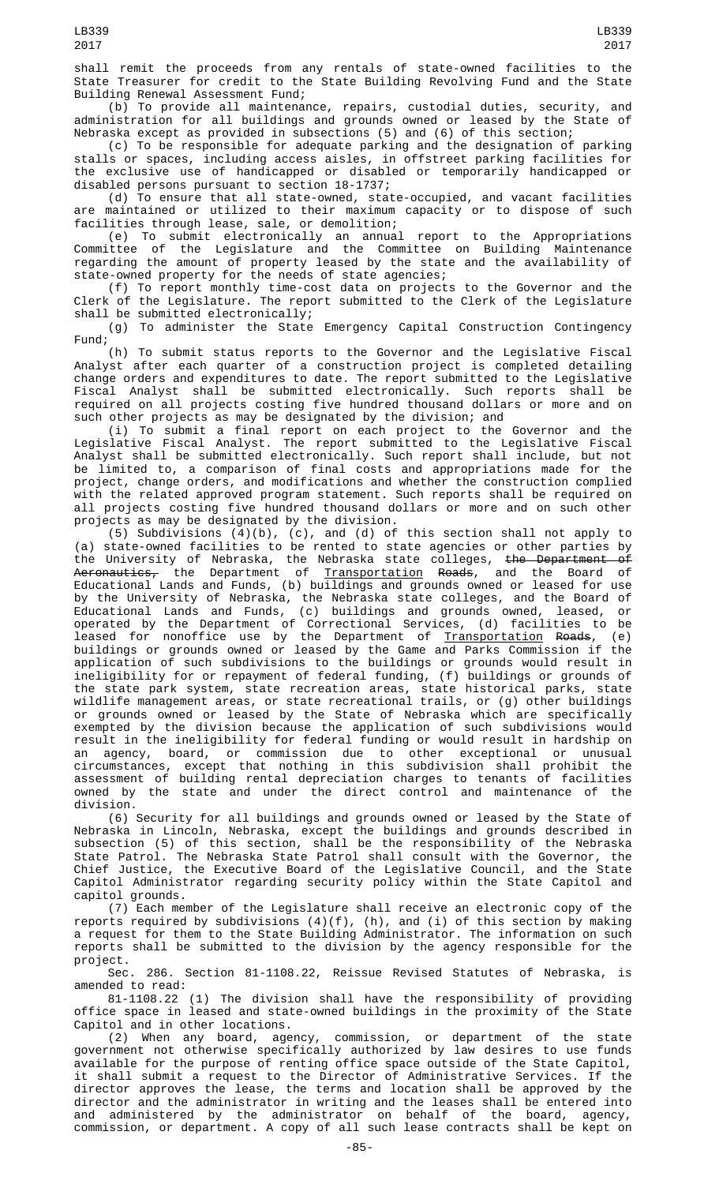shall remit the proceeds from any rentals of state-owned facilities to the State Treasurer for credit to the State Building Revolving Fund and the State Building Renewal Assessment Fund;

(b) To provide all maintenance, repairs, custodial duties, security, and administration for all buildings and grounds owned or leased by the State of Nebraska except as provided in subsections (5) and (6) of this section;

(c) To be responsible for adequate parking and the designation of parking stalls or spaces, including access aisles, in offstreet parking facilities for the exclusive use of handicapped or disabled or temporarily handicapped or disabled persons pursuant to section 18-1737;

(d) To ensure that all state-owned, state-occupied, and vacant facilities are maintained or utilized to their maximum capacity or to dispose of such facilities through lease, sale, or demolition;

(e) To submit electronically an annual report to the Appropriations Committee of the Legislature and the Committee on Building Maintenance regarding the amount of property leased by the state and the availability of state-owned property for the needs of state agencies;

(f) To report monthly time-cost data on projects to the Governor and the Clerk of the Legislature. The report submitted to the Clerk of the Legislature shall be submitted electronically;

(g) To administer the State Emergency Capital Construction Contingency Fund;

(h) To submit status reports to the Governor and the Legislative Fiscal Analyst after each quarter of a construction project is completed detailing change orders and expenditures to date. The report submitted to the Legislative Fiscal Analyst shall be submitted electronically. Such reports shall be required on all projects costing five hundred thousand dollars or more and on such other projects as may be designated by the division; and

(i) To submit a final report on each project to the Governor and the Legislative Fiscal Analyst. The report submitted to the Legislative Fiscal Analyst shall be submitted electronically. Such report shall include, but not be limited to, a comparison of final costs and appropriations made for the project, change orders, and modifications and whether the construction complied with the related approved program statement. Such reports shall be required on all projects costing five hundred thousand dollars or more and on such other projects as may be designated by the division.

(5) Subdivisions (4)(b), (c), and (d) of this section shall not apply to (a) state-owned facilities to be rented to state agencies or other parties by the University of Nebraska, the Nebraska state colleges, ~~the Department of Aeronautics,~~ the Department of Transportation ~~Roads~~, and the Board of Educational Lands and Funds, (b) buildings and grounds owned or leased for use by the University of Nebraska, the Nebraska state colleges, and the Board of Educational Lands and Funds, (c) buildings and grounds owned, leased, or operated by the Department of Correctional Services, (d) facilities to be leased for nonoffice use by the Department of Transportation ~~Roads~~, (e) buildings or grounds owned or leased by the Game and Parks Commission if the application of such subdivisions to the buildings or grounds would result in ineligibility for or repayment of federal funding, (f) buildings or grounds of the state park system, state recreation areas, state historical parks, state wildlife management areas, or state recreational trails, or (g) other buildings or grounds owned or leased by the State of Nebraska which are specifically exempted by the division because the application of such subdivisions would result in the ineligibility for federal funding or would result in hardship on an agency, board, or commission due to other exceptional or unusual circumstances, except that nothing in this subdivision shall prohibit the assessment of building rental depreciation charges to tenants of facilities owned by the state and under the direct control and maintenance of the division.

(6) Security for all buildings and grounds owned or leased by the State of Nebraska in Lincoln, Nebraska, except the buildings and grounds described in subsection (5) of this section, shall be the responsibility of the Nebraska State Patrol. The Nebraska State Patrol shall consult with the Governor, the Chief Justice, the Executive Board of the Legislative Council, and the State Capitol Administrator regarding security policy within the State Capitol and capitol grounds.

(7) Each member of the Legislature shall receive an electronic copy of the reports required by subdivisions (4)(f), (h), and (i) of this section by making a request for them to the State Building Administrator. The information on such reports shall be submitted to the division by the agency responsible for the project.

Sec. 286. Section 81-1108.22, Reissue Revised Statutes of Nebraska, is amended to read:

81-1108.22 (1) The division shall have the responsibility of providing office space in leased and state-owned buildings in the proximity of the State Capitol and in other locations.

(2) When any board, agency, commission, or department of the state government not otherwise specifically authorized by law desires to use funds available for the purpose of renting office space outside of the State Capitol, it shall submit a request to the Director of Administrative Services. If the director approves the lease, the terms and location shall be approved by the director and the administrator in writing and the leases shall be entered into and administered by the administrator on behalf of the board, agency, commission, or department. A copy of all such lease contracts shall be kept on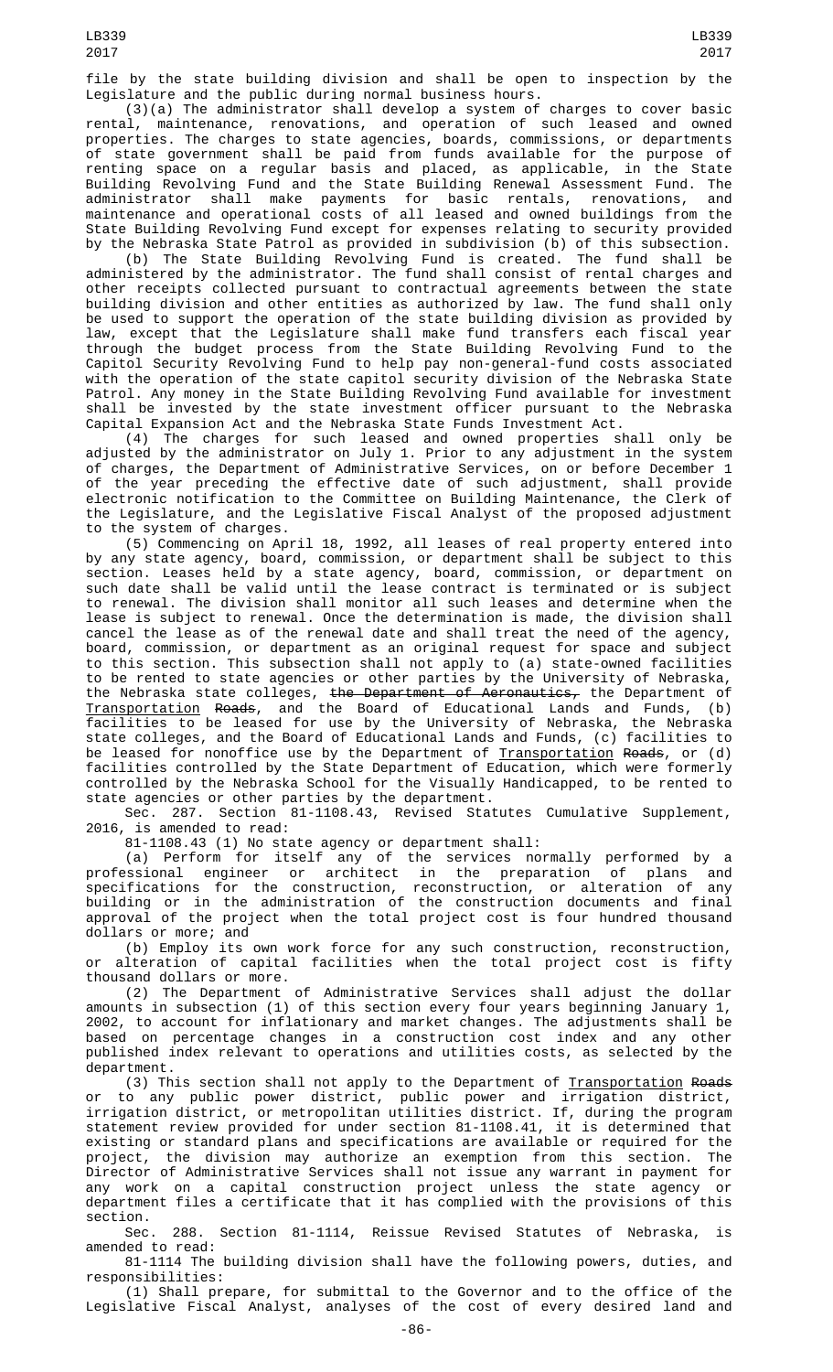file by the state building division and shall be open to inspection by the Legislature and the public during normal business hours.

(3)(a) The administrator shall develop a system of charges to cover basic rental, maintenance, renovations, and operation of such leased and owned properties. The charges to state agencies, boards, commissions, or departments of state government shall be paid from funds available for the purpose of renting space on a regular basis and placed, as applicable, in the State Building Revolving Fund and the State Building Renewal Assessment Fund. The administrator shall make payments for basic rentals, renovations, and maintenance and operational costs of all leased and owned buildings from the State Building Revolving Fund except for expenses relating to security provided by the Nebraska State Patrol as provided in subdivision (b) of this subsection.

(b) The State Building Revolving Fund is created. The fund shall be administered by the administrator. The fund shall consist of rental charges and other receipts collected pursuant to contractual agreements between the state building division and other entities as authorized by law. The fund shall only be used to support the operation of the state building division as provided by law, except that the Legislature shall make fund transfers each fiscal year through the budget process from the State Building Revolving Fund to the Capitol Security Revolving Fund to help pay non-general-fund costs associated with the operation of the state capitol security division of the Nebraska State Patrol. Any money in the State Building Revolving Fund available for investment shall be invested by the state investment officer pursuant to the Nebraska Capital Expansion Act and the Nebraska State Funds Investment Act.

(4) The charges for such leased and owned properties shall only be adjusted by the administrator on July 1. Prior to any adjustment in the system of charges, the Department of Administrative Services, on or before December 1 of the year preceding the effective date of such adjustment, shall provide electronic notification to the Committee on Building Maintenance, the Clerk of the Legislature, and the Legislative Fiscal Analyst of the proposed adjustment to the system of charges.

(5) Commencing on April 18, 1992, all leases of real property entered into by any state agency, board, commission, or department shall be subject to this section. Leases held by a state agency, board, commission, or department on such date shall be valid until the lease contract is terminated or is subject to renewal. The division shall monitor all such leases and determine when the lease is subject to renewal. Once the determination is made, the division shall cancel the lease as of the renewal date and shall treat the need of the agency, board, commission, or department as an original request for space and subject to this section. This subsection shall not apply to (a) state-owned facilities to be rented to state agencies or other parties by the University of Nebraska, the Nebraska state colleges, ~~the Department of Aeronautics,~~ the Department of Transportation ~~Roads~~, and the Board of Educational Lands and Funds, (b) facilities to be leased for use by the University of Nebraska, the Nebraska state colleges, and the Board of Educational Lands and Funds, (c) facilities to be leased for nonoffice use by the Department of Transportation ~~Roads~~, or (d) facilities controlled by the State Department of Education, which were formerly controlled by the Nebraska School for the Visually Handicapped, to be rented to state agencies or other parties by the department.

Sec. 287. Section 81-1108.43, Revised Statutes Cumulative Supplement, 2016, is amended to read:

81-1108.43 (1) No state agency or department shall:

(a) Perform for itself any of the services normally performed by a professional engineer or architect in the preparation of plans and specifications for the construction, reconstruction, or alteration of any building or in the administration of the construction documents and final approval of the project when the total project cost is four hundred thousand dollars or more; and

(b) Employ its own work force for any such construction, reconstruction, or alteration of capital facilities when the total project cost is fifty thousand dollars or more.

(2) The Department of Administrative Services shall adjust the dollar amounts in subsection (1) of this section every four years beginning January 1, 2002, to account for inflationary and market changes. The adjustments shall be based on percentage changes in a construction cost index and any other published index relevant to operations and utilities costs, as selected by the department.

(3) This section shall not apply to the Department of Transportation ~~Roads~~ or to any public power district, public power and irrigation district, irrigation district, or metropolitan utilities district. If, during the program statement review provided for under section 81-1108.41, it is determined that existing or standard plans and specifications are available or required for the project, the division may authorize an exemption from this section. The Director of Administrative Services shall not issue any warrant in payment for any work on a capital construction project unless the state agency or department files a certificate that it has complied with the provisions of this section.

Sec. 288. Section 81-1114, Reissue Revised Statutes of Nebraska, is amended to read:

81-1114 The building division shall have the following powers, duties, and responsibilities:

(1) Shall prepare, for submittal to the Governor and to the office of the Legislative Fiscal Analyst, analyses of the cost of every desired land and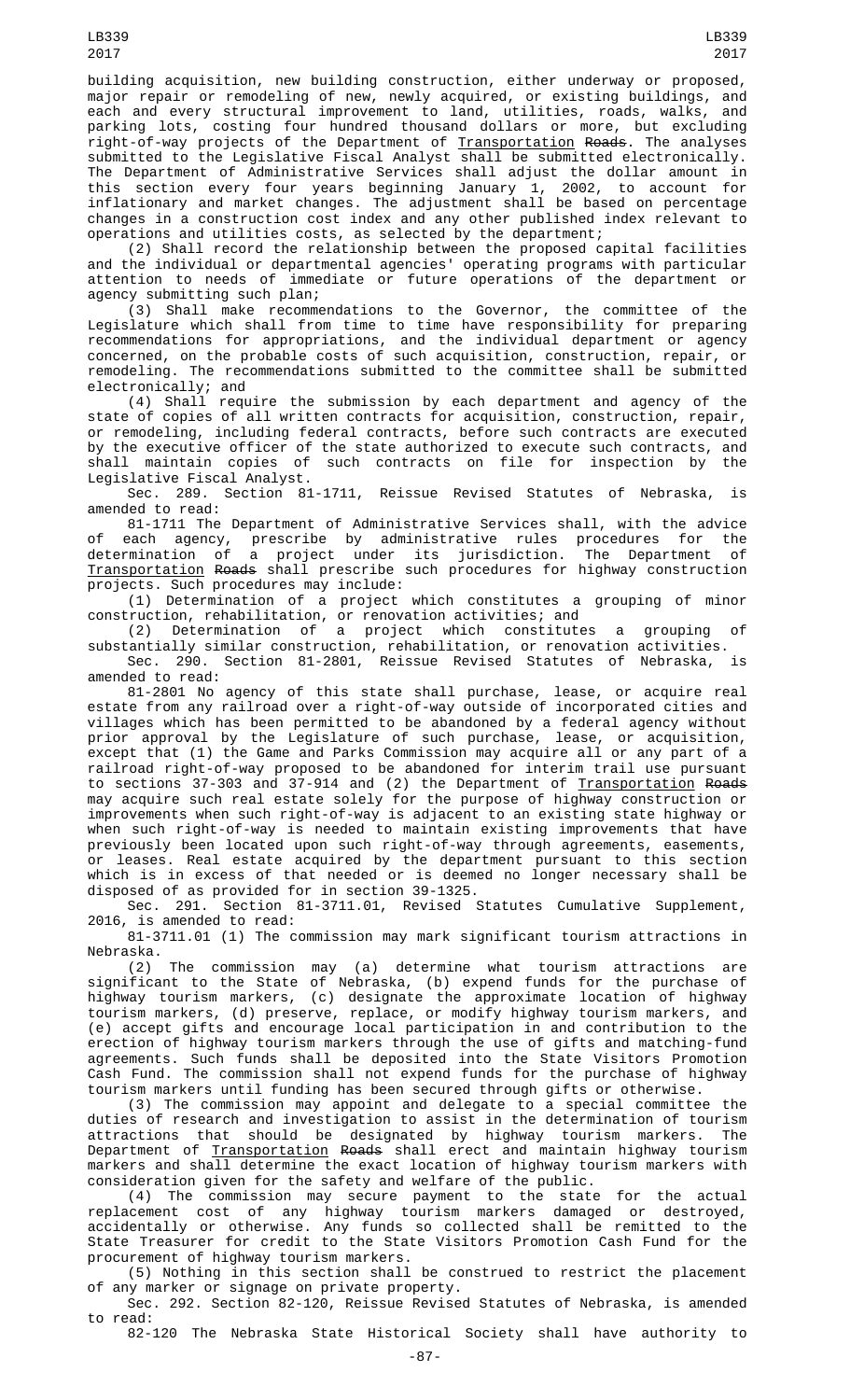building acquisition, new building construction, either underway or proposed, major repair or remodeling of new, newly acquired, or existing buildings, and each and every structural improvement to land, utilities, roads, walks, and parking lots, costing four hundred thousand dollars or more, but excluding right-of-way projects of the Department of Transportation Roads. The analyses submitted to the Legislative Fiscal Analyst shall be submitted electronically. The Department of Administrative Services shall adjust the dollar amount in this section every four years beginning January 1, 2002, to account for inflationary and market changes. The adjustment shall be based on percentage changes in a construction cost index and any other published index relevant to operations and utilities costs, as selected by the department;

(2) Shall record the relationship between the proposed capital facilities and the individual or departmental agencies' operating programs with particular attention to needs of immediate or future operations of the department or agency submitting such plan;

(3) Shall make recommendations to the Governor, the committee of the Legislature which shall from time to time have responsibility for preparing recommendations for appropriations, and the individual department or agency concerned, on the probable costs of such acquisition, construction, repair, or remodeling. The recommendations submitted to the committee shall be submitted electronically; and

(4) Shall require the submission by each department and agency of the state of copies of all written contracts for acquisition, construction, repair, or remodeling, including federal contracts, before such contracts are executed by the executive officer of the state authorized to execute such contracts, and shall maintain copies of such contracts on file for inspection by the Legislative Fiscal Analyst.

Sec. 289. Section 81-1711, Reissue Revised Statutes of Nebraska, is amended to read:

81-1711 The Department of Administrative Services shall, with the advice of each agency, prescribe by administrative rules procedures for the determination of a project under its jurisdiction. The Department of Transportation Roads shall prescribe such procedures for highway construction projects. Such procedures may include:

(1) Determination of a project which constitutes a grouping of minor construction, rehabilitation, or renovation activities; and

(2) Determination of a project which constitutes a grouping of substantially similar construction, rehabilitation, or renovation activities.

Sec. 290. Section 81-2801, Reissue Revised Statutes of Nebraska, is amended to read:

81-2801 No agency of this state shall purchase, lease, or acquire real estate from any railroad over a right-of-way outside of incorporated cities and villages which has been permitted to be abandoned by a federal agency without prior approval by the Legislature of such purchase, lease, or acquisition, except that (1) the Game and Parks Commission may acquire all or any part of a railroad right-of-way proposed to be abandoned for interim trail use pursuant to sections 37-303 and 37-914 and (2) the Department of Transportation Roads may acquire such real estate solely for the purpose of highway construction or improvements when such right-of-way is adjacent to an existing state highway or when such right-of-way is needed to maintain existing improvements that have previously been located upon such right-of-way through agreements, easements, or leases. Real estate acquired by the department pursuant to this section which is in excess of that needed or is deemed no longer necessary shall be disposed of as provided for in section 39-1325.

Sec. 291. Section 81-3711.01, Revised Statutes Cumulative Supplement, 2016, is amended to read:

81-3711.01 (1) The commission may mark significant tourism attractions in Nebraska.

(2) The commission may (a) determine what tourism attractions are significant to the State of Nebraska, (b) expend funds for the purchase of highway tourism markers, (c) designate the approximate location of highway tourism markers, (d) preserve, replace, or modify highway tourism markers, and (e) accept gifts and encourage local participation in and contribution to the erection of highway tourism markers through the use of gifts and matching-fund agreements. Such funds shall be deposited into the State Visitors Promotion Cash Fund. The commission shall not expend funds for the purchase of highway tourism markers until funding has been secured through gifts or otherwise.

(3) The commission may appoint and delegate to a special committee the duties of research and investigation to assist in the determination of tourism attractions that should be designated by highway tourism markers. The Department of Transportation Roads shall erect and maintain highway tourism markers and shall determine the exact location of highway tourism markers with consideration given for the safety and welfare of the public.

(4) The commission may secure payment to the state for the actual replacement cost of any highway tourism markers damaged or destroyed, accidentally or otherwise. Any funds so collected shall be remitted to the State Treasurer for credit to the State Visitors Promotion Cash Fund for the procurement of highway tourism markers.

(5) Nothing in this section shall be construed to restrict the placement of any marker or signage on private property.

Sec. 292. Section 82-120, Reissue Revised Statutes of Nebraska, is amended to read:

82-120 The Nebraska State Historical Society shall have authority to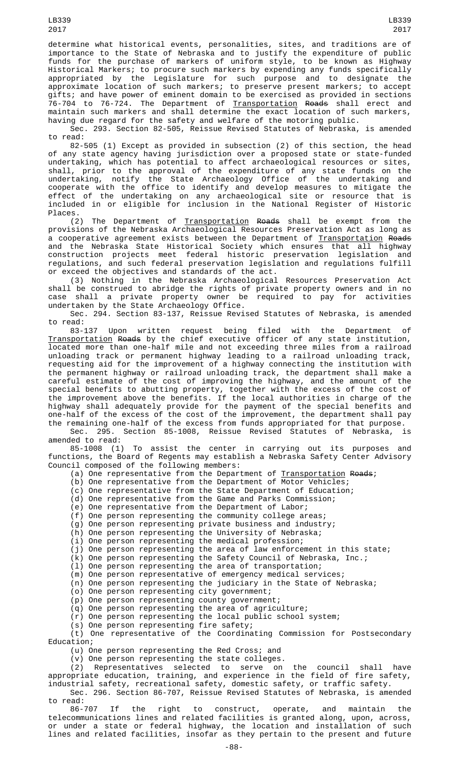determine what historical events, personalities, sites, and traditions are of importance to the State of Nebraska and to justify the expenditure of public funds for the purchase of markers of uniform style, to be known as Highway Historical Markers; to procure such markers by expending any funds specifically appropriated by the Legislature for such purpose and to designate the approximate location of such markers; to preserve present markers; to accept gifts; and have power of eminent domain to be exercised as provided in sections 76-704 to 76-724. The Department of Transportation ~~Roads~~ shall erect and maintain such markers and shall determine the exact location of such markers, having due regard for the safety and welfare of the motoring public.

Sec. 293. Section 82-505, Reissue Revised Statutes of Nebraska, is amended to read:

82-505 (1) Except as provided in subsection (2) of this section, the head of any state agency having jurisdiction over a proposed state or state-funded undertaking, which has potential to affect archaeological resources or sites, shall, prior to the approval of the expenditure of any state funds on the undertaking, notify the State Archaeology Office of the undertaking and cooperate with the office to identify and develop measures to mitigate the effect of the undertaking on any archaeological site or resource that is included in or eligible for inclusion in the National Register of Historic Places.

(2) The Department of Transportation ~~Roads~~ shall be exempt from the provisions of the Nebraska Archaeological Resources Preservation Act as long as a cooperative agreement exists between the Department of Transportation ~~Roads~~ and the Nebraska State Historical Society which ensures that all highway construction projects meet federal historic preservation legislation and regulations, and such federal preservation legislation and regulations fulfill or exceed the objectives and standards of the act.

(3) Nothing in the Nebraska Archaeological Resources Preservation Act shall be construed to abridge the rights of private property owners and in no case shall a private property owner be required to pay for activities undertaken by the State Archaeology Office.

Sec. 294. Section 83-137, Reissue Revised Statutes of Nebraska, is amended to read:

83-137 Upon written request being filed with the Department of Transportation ~~Roads~~ by the chief executive officer of any state institution, located more than one-half mile and not exceeding three miles from a railroad unloading track or permanent highway leading to a railroad unloading track, requesting aid for the improvement of a highway connecting the institution with the permanent highway or railroad unloading track, the department shall make a careful estimate of the cost of improving the highway, and the amount of the special benefits to abutting property, together with the excess of the cost of the improvement above the benefits. If the local authorities in charge of the highway shall adequately provide for the payment of the special benefits and one-half of the excess of the cost of the improvement, the department shall pay the remaining one-half of the excess from funds appropriated for that purpose.

Sec. 295. Section 85-1008, Reissue Revised Statutes of Nebraska, is amended to read:

85-1008 (1) To assist the center in carrying out its purposes and functions, the Board of Regents may establish a Nebraska Safety Center Advisory Council composed of the following members:

(a) One representative from the Department of Transportation ~~Roads~~;

(b) One representative from the Department of Motor Vehicles;

(c) One representative from the State Department of Education;

(d) One representative from the Game and Parks Commission;

(e) One representative from the Department of Labor;

(f) One person representing the community college areas;

(g) One person representing private business and industry;

(h) One person representing the University of Nebraska;

(i) One person representing the medical profession;

(j) One person representing the area of law enforcement in this state;

(k) One person representing the Safety Council of Nebraska, Inc.;

(l) One person representing the area of transportation;

(m) One person representative of emergency medical services;

(n) One person representing the judiciary in the State of Nebraska;

(o) One person representing city government;

(p) One person representing county government;

(q) One person representing the area of agriculture;

(r) One person representing the local public school system;

(s) One person representing fire safety;

(t) One representative of the Coordinating Commission for Postsecondary Education;

(u) One person representing the Red Cross; and

(v) One person representing the state colleges.

(2) Representatives selected to serve on the council shall have appropriate education, training, and experience in the field of fire safety, industrial safety, recreational safety, domestic safety, or traffic safety.

Sec. 296. Section 86-707, Reissue Revised Statutes of Nebraska, is amended to read:

86-707 If the right to construct, operate, and maintain the telecommunications lines and related facilities is granted along, upon, across, or under a state or federal highway, the location and installation of such lines and related facilities, insofar as they pertain to the present and future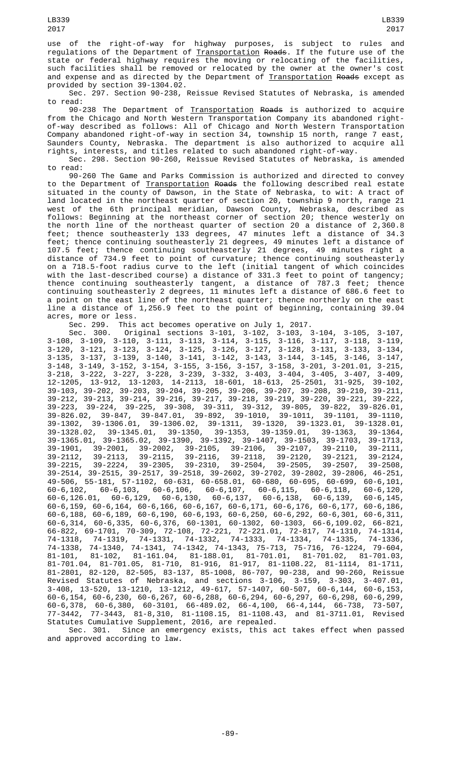use of the right-of-way for highway purposes, is subject to rules and regulations of the Department of Transportation Roads. If the future use of the state or federal highway requires the moving or relocating of the facilities, such facilities shall be removed or relocated by the owner at the owner's cost and expense and as directed by the Department of Transportation Roads except as provided by section 39-1304.02.

Sec. 297. Section 90-238, Reissue Revised Statutes of Nebraska, is amended to read:

90-238 The Department of Transportation Roads is authorized to acquire from the Chicago and North Western Transportation Company its abandoned right-of-way described as follows: All of Chicago and North Western Transportation Company abandoned right-of-way in section 34, township 15 north, range 7 east, Saunders County, Nebraska. The department is also authorized to acquire all rights, interests, and titles related to such abandoned right-of-way.

Sec. 298. Section 90-260, Reissue Revised Statutes of Nebraska, is amended to read:

90-260 The Game and Parks Commission is authorized and directed to convey to the Department of Transportation Roads the following described real estate situated in the county of Dawson, in the State of Nebraska, to wit: A tract of land located in the northeast quarter of section 20, township 9 north, range 21 west of the 6th principal meridian, Dawson County, Nebraska, described as follows: Beginning at the northeast corner of section 20; thence westerly on the north line of the northeast quarter of section 20 a distance of 2,360.8 feet; thence southeasterly 133 degrees, 47 minutes left a distance of 34.3 feet; thence continuing southeasterly 21 degrees, 49 minutes left a distance of 107.5 feet; thence continuing southeasterly 21 degrees, 49 minutes right a distance of 734.9 feet to point of curvature; thence continuing southeasterly on a 718.5-foot radius curve to the left (initial tangent of which coincides with the last-described course) a distance of 331.3 feet to point of tangency; thence continuing southeasterly tangent, a distance of 787.3 feet; thence continuing southeasterly 2 degrees, 11 minutes left a distance of 686.6 feet to a point on the east line of the northeast quarter; thence northerly on the east line a distance of 1,256.9 feet to the point of beginning, containing 39.04 acres, more or less.

Sec. 299. This act becomes operative on July 1, 2017.

Sec. 300. Original sections 3-101, 3-102, 3-103, 3-104, 3-105, 3-107, 3-108, 3-109, 3-110, 3-111, 3-113, 3-114, 3-115, 3-116, 3-117, 3-118, 3-119, 3-120, 3-121, 3-123, 3-124, 3-125, 3-126, 3-127, 3-128, 3-131, 3-133, 3-134, 3-135, 3-137, 3-139, 3-140, 3-141, 3-142, 3-143, 3-144, 3-145, 3-146, 3-147, 3-148, 3-149, 3-152, 3-154, 3-155, 3-156, 3-157, 3-158, 3-201, 3-201.01, 3-215, 3-218, 3-222, 3-227, 3-228, 3-239, 3-332, 3-403, 3-404, 3-405, 3-407, 3-409, 12-1205, 13-912, 13-1203, 14-2113, 18-601, 18-613, 25-2501, 31-925, 39-102, 39-103, 39-202, 39-203, 39-204, 39-205, 39-206, 39-207, 39-208, 39-210, 39-211, 39-212, 39-213, 39-214, 39-216, 39-217, 39-218, 39-219, 39-220, 39-221, 39-222, 39-223, 39-224, 39-225, 39-308, 39-311, 39-312, 39-805, 39-822, 39-826.01, 39-826.02, 39-847, 39-847.01, 39-892, 39-1010, 39-1011, 39-1101, 39-1110, 39-1302, 39-1306.01, 39-1306.02, 39-1311, 39-1320, 39-1323.01, 39-1328.01, 39-1328.02, 39-1345.01, 39-1350, 39-1353, 39-1359.01, 39-1363, 39-1364, 39-1365.01, 39-1365.02, 39-1390, 39-1392, 39-1407, 39-1503, 39-1703, 39-1713, 39-1901, 39-2001, 39-2002, 39-2105, 39-2106, 39-2107, 39-2110, 39-2111, 39-2112, 39-2113, 39-2115, 39-2116, 39-2118, 39-2120, 39-2121, 39-2124, 39-2215, 39-2224, 39-2305, 39-2310, 39-2504, 39-2505, 39-2507, 39-2508, 39-2514, 39-2515, 39-2517, 39-2518, 39-2602, 39-2702, 39-2802, 39-2806, 46-251, 49-506, 55-181, 57-1102, 60-631, 60-658.01, 60-680, 60-695, 60-699, 60-6,101, 60-6,102, 60-6,103, 60-6,106, 60-6,107, 60-6,115, 60-6,118, 60-6,120, 60-6,126.01, 60-6,129, 60-6,130, 60-6,137, 60-6,138, 60-6,139, 60-6,145, 60-6,159, 60-6,164, 60-6,166, 60-6,167, 60-6,171, 60-6,176, 60-6,177, 60-6,186, 60-6,188, 60-6,189, 60-6,190, 60-6,193, 60-6,250, 60-6,292, 60-6,301, 60-6,311, 60-6,314, 60-6,335, 60-6,376, 60-1301, 60-1302, 60-1303, 66-6,109.02, 66-821, 66-822, 69-1701, 70-309, 72-108, 72-221, 72-221.01, 72-817, 74-1310, 74-1314, 74-1318, 74-1319, 74-1331, 74-1332, 74-1333, 74-1334, 74-1335, 74-1336, 74-1338, 74-1340, 74-1341, 74-1342, 74-1343, 75-713, 75-716, 76-1224, 79-604, 81-101, 81-102, 81-161.04, 81-188.01, 81-701.01, 81-701.02, 81-701.03, 81-701.04, 81-701.05, 81-710, 81-916, 81-917, 81-1108.22, 81-1114, 81-1711, 81-2801, 82-120, 82-505, 83-137, 85-1008, 86-707, 90-238, and 90-260, Reissue Revised Statutes of Nebraska, and sections 3-106, 3-159, 3-303, 3-407.01, 3-408, 13-520, 13-1210, 13-1212, 49-617, 57-1407, 60-507, 60-6,144, 60-6,153, 60-6,154, 60-6,230, 60-6,267, 60-6,288, 60-6,294, 60-6,297, 60-6,298, 60-6,299, 60-6,378, 60-6,380, 60-3101, 66-489.02, 66-4,100, 66-4,144, 66-738, 73-507, 77-3442, 77-3443, 81-8,310, 81-1108.15, 81-1108.43, and 81-3711.01, Revised Statutes Cumulative Supplement, 2016, are repealed.

Sec. 301. Since an emergency exists, this act takes effect when passed and approved according to law.